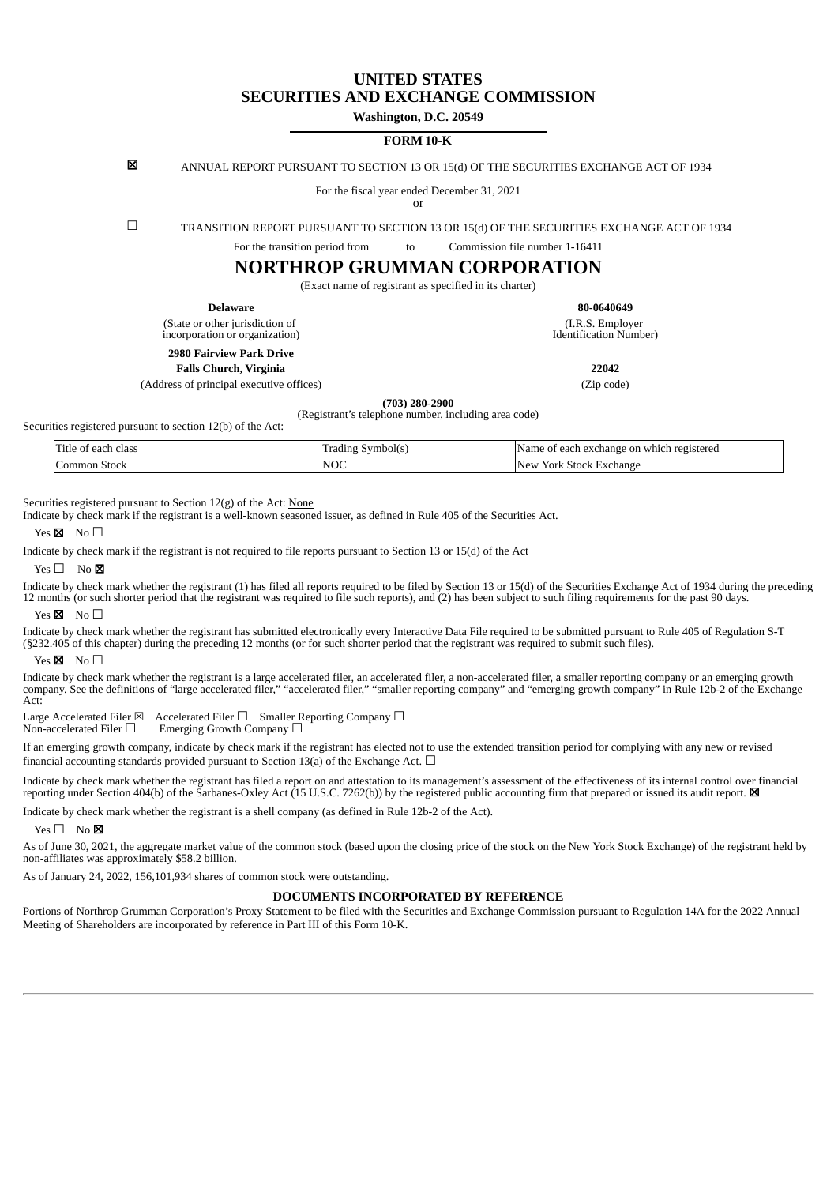# UNITED STATES
# SECURITIES AND EXCHANGE COMMISSION

**Washington, D.C. 20549**

**FORM 10-K**

☒ ANNUAL REPORT PURSUANT TO SECTION 13 OR 15(d) OF THE SECURITIES EXCHANGE ACT OF 1934

For the fiscal year ended December 31, 2021

or

☐ TRANSITION REPORT PURSUANT TO SECTION 13 OR 15(d) OF THE SECURITIES EXCHANGE ACT OF 1934

For the transition period from to Commission file number 1-16411

# NORTHROP GRUMMAN CORPORATION

(Exact name of registrant as specified in its charter)

| **Delaware** | **80-0640649** |
|---|---|
| (State or other jurisdiction of incorporation or organization) | (I.R.S. Employer Identification Number) |
| **2980 Fairview Park Drive** | |
| **Falls Church, Virginia** | **22042** |
| (Address of principal executive offices) | (Zip code) |

**(703) 280-2900**

(Registrant's telephone number, including area code)

Securities registered pursuant to section 12(b) of the Act:

| Title of each class | Trading Symbol(s) | Name of each exchange on which registered |
|---|---|---|
| Common Stock | NOC | New York Stock Exchange |

Securities registered pursuant to Section 12(g) of the Act: None

Indicate by check mark if the registrant is a well-known seasoned issuer, as defined in Rule 405 of the Securities Act.

Yes ☒ No ☐

Indicate by check mark if the registrant is not required to file reports pursuant to Section 13 or 15(d) of the Act

Yes ☐ No ☒

Indicate by check mark whether the registrant (1) has filed all reports required to be filed by Section 13 or 15(d) of the Securities Exchange Act of 1934 during the preceding 12 months (or for such shorter period that the registrant was required to file such reports), and (2) has been subject to such filing requirements for the past 90 days.

Yes ☒ No ☐

Indicate by check mark whether the registrant has submitted electronically every Interactive Data File required to be submitted pursuant to Rule 405 of Regulation S-T (§232.405 of this chapter) during the preceding 12 months (or for such shorter period that the registrant was required to submit such files).

Yes ☒ No ☐

Indicate by check mark whether the registrant is a large accelerated filer, an accelerated filer, a non-accelerated filer, a smaller reporting company or an emerging growth company. See the definitions of "large accelerated filer," "accelerated filer," "smaller reporting company" and "emerging growth company" in Rule 12b-2 of the Exchange Act:

Large Accelerated Filer ☒ Accelerated Filer ☐ Smaller Reporting Company ☐
Non-accelerated Filer ☐ Emerging Growth Company ☐

If an emerging growth company, indicate by check mark if the registrant has elected not to use the extended transition period for complying with any new or revised financial accounting standards provided pursuant to Section 13(a) of the Exchange Act. ☐

Indicate by check mark whether the registrant has filed a report on and attestation to its management's assessment of the effectiveness of its internal control over financial reporting under Section 404(b) of the Sarbanes-Oxley Act (15 U.S.C. 7262(b)) by the registered public accounting firm that prepared or issued its audit report. ☒

Indicate by check mark whether the registrant is a shell company (as defined in Rule 12b-2 of the Act).

Yes ☐ No ☒

As of June 30, 2021, the aggregate market value of the common stock (based upon the closing price of the stock on the New York Stock Exchange) of the registrant held by non-affiliates was approximately $58.2 billion.

As of January 24, 2022, 156,101,934 shares of common stock were outstanding.

**DOCUMENTS INCORPORATED BY REFERENCE**

Portions of Northrop Grumman Corporation's Proxy Statement to be filed with the Securities and Exchange Commission pursuant to Regulation 14A for the 2022 Annual Meeting of Shareholders are incorporated by reference in Part III of this Form 10-K.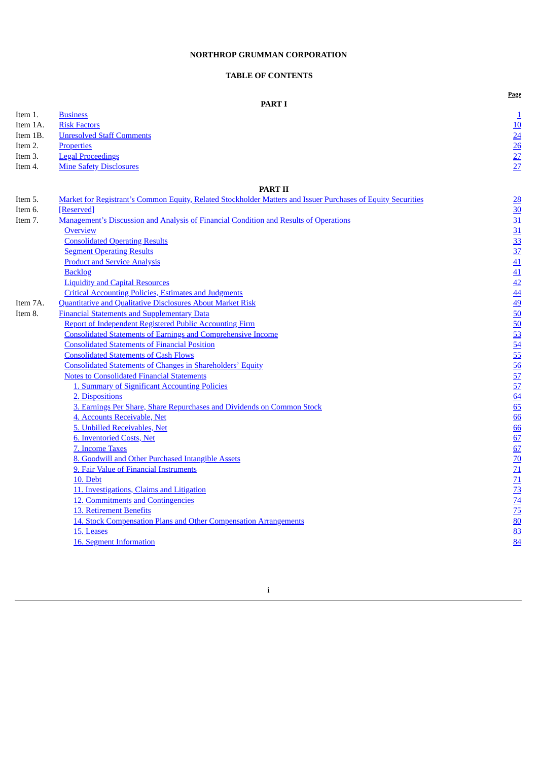**NORTHROP GRUMMAN CORPORATION**

**TABLE OF CONTENTS**

| | | Page |
|---|---|---|
| | **PART I** | |
| Item 1. | Business | 1 |
| Item 1A. | Risk Factors | 10 |
| Item 1B. | Unresolved Staff Comments | 24 |
| Item 2. | Properties | 26 |
| Item 3. | Legal Proceedings | 27 |
| Item 4. | Mine Safety Disclosures | 27 |
| | **PART II** | |
| Item 5. | Market for Registrant's Common Equity, Related Stockholder Matters and Issuer Purchases of Equity Securities | 28 |
| Item 6. | [Reserved] | 30 |
| Item 7. | Management's Discussion and Analysis of Financial Condition and Results of Operations | 31 |
| | Overview | 31 |
| | Consolidated Operating Results | 33 |
| | Segment Operating Results | 37 |
| | Product and Service Analysis | 41 |
| | Backlog | 41 |
| | Liquidity and Capital Resources | 42 |
| | Critical Accounting Policies, Estimates and Judgments | 44 |
| Item 7A. | Quantitative and Qualitative Disclosures About Market Risk | 49 |
| Item 8. | Financial Statements and Supplementary Data | 50 |
| | Report of Independent Registered Public Accounting Firm | 50 |
| | Consolidated Statements of Earnings and Comprehensive Income | 53 |
| | Consolidated Statements of Financial Position | 54 |
| | Consolidated Statements of Cash Flows | 55 |
| | Consolidated Statements of Changes in Shareholders' Equity | 56 |
| | Notes to Consolidated Financial Statements | 57 |
| | 1. Summary of Significant Accounting Policies | 57 |
| | 2. Dispositions | 64 |
| | 3. Earnings Per Share, Share Repurchases and Dividends on Common Stock | 65 |
| | 4. Accounts Receivable, Net | 66 |
| | 5. Unbilled Receivables, Net | 66 |
| | 6. Inventoried Costs, Net | 67 |
| | 7. Income Taxes | 67 |
| | 8. Goodwill and Other Purchased Intangible Assets | 70 |
| | 9. Fair Value of Financial Instruments | 71 |
| | 10. Debt | 71 |
| | 11. Investigations, Claims and Litigation | 73 |
| | 12. Commitments and Contingencies | 74 |
| | 13. Retirement Benefits | 75 |
| | 14. Stock Compensation Plans and Other Compensation Arrangements | 80 |
| | 15. Leases | 83 |
| | 16. Segment Information | 84 |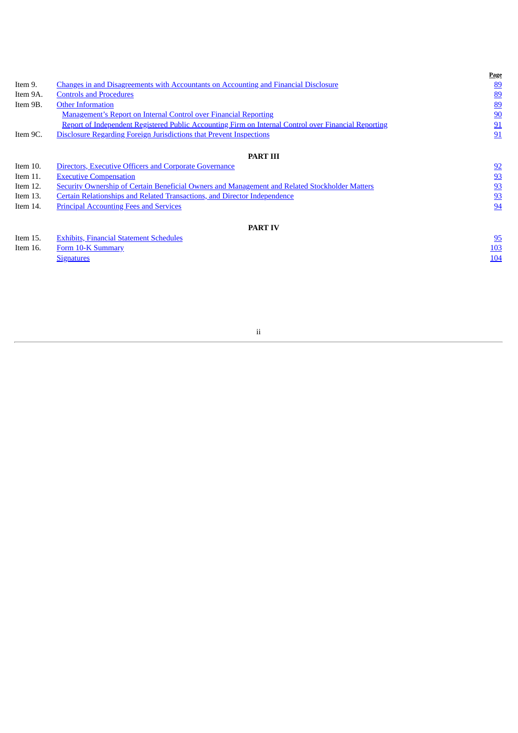| | | Page |
|---|---|---|
| Item 9. | Changes in and Disagreements with Accountants on Accounting and Financial Disclosure | 89 |
| Item 9A. | Controls and Procedures | 89 |
| Item 9B. | Other Information | 89 |
| | Management's Report on Internal Control over Financial Reporting | 90 |
| | Report of Independent Registered Public Accounting Firm on Internal Control over Financial Reporting | 91 |
| Item 9C. | Disclosure Regarding Foreign Jurisdictions that Prevent Inspections | 91 |
| | **PART III** | |
| Item 10. | Directors, Executive Officers and Corporate Governance | 92 |
| Item 11. | Executive Compensation | 93 |
| Item 12. | Security Ownership of Certain Beneficial Owners and Management and Related Stockholder Matters | 93 |
| Item 13. | Certain Relationships and Related Transactions, and Director Independence | 93 |
| Item 14. | Principal Accounting Fees and Services | 94 |
| | **PART IV** | |
| Item 15. | Exhibits, Financial Statement Schedules | 95 |
| Item 16. | Form 10-K Summary | 103 |
| | Signatures | 104 |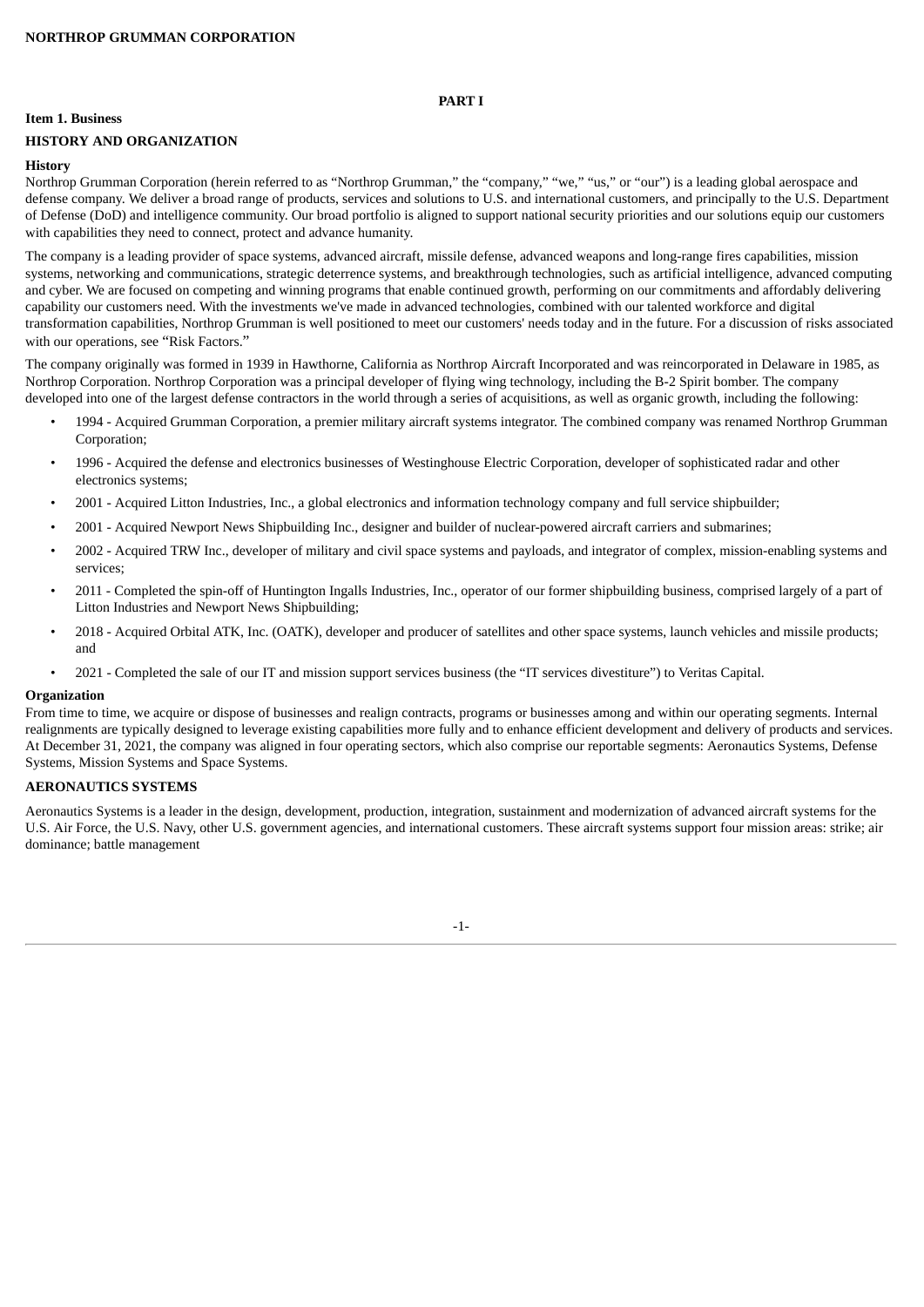# PART I

## Item 1. Business

## HISTORY AND ORGANIZATION

### History

Northrop Grumman Corporation (herein referred to as "Northrop Grumman," the "company," "we," "us," or "our") is a leading global aerospace and defense company. We deliver a broad range of products, services and solutions to U.S. and international customers, and principally to the U.S. Department of Defense (DoD) and intelligence community. Our broad portfolio is aligned to support national security priorities and our solutions equip our customers with capabilities they need to connect, protect and advance humanity.

The company is a leading provider of space systems, advanced aircraft, missile defense, advanced weapons and long-range fires capabilities, mission systems, networking and communications, strategic deterrence systems, and breakthrough technologies, such as artificial intelligence, advanced computing and cyber. We are focused on competing and winning programs that enable continued growth, performing on our commitments and affordably delivering capability our customers need. With the investments we've made in advanced technologies, combined with our talented workforce and digital transformation capabilities, Northrop Grumman is well positioned to meet our customers' needs today and in the future. For a discussion of risks associated with our operations, see "Risk Factors."

The company originally was formed in 1939 in Hawthorne, California as Northrop Aircraft Incorporated and was reincorporated in Delaware in 1985, as Northrop Corporation. Northrop Corporation was a principal developer of flying wing technology, including the B-2 Spirit bomber. The company developed into one of the largest defense contractors in the world through a series of acquisitions, as well as organic growth, including the following:

- 1994 - Acquired Grumman Corporation, a premier military aircraft systems integrator. The combined company was renamed Northrop Grumman Corporation;
- 1996 - Acquired the defense and electronics businesses of Westinghouse Electric Corporation, developer of sophisticated radar and other electronics systems;
- 2001 - Acquired Litton Industries, Inc., a global electronics and information technology company and full service shipbuilder;
- 2001 - Acquired Newport News Shipbuilding Inc., designer and builder of nuclear-powered aircraft carriers and submarines;
- 2002 - Acquired TRW Inc., developer of military and civil space systems and payloads, and integrator of complex, mission-enabling systems and services;
- 2011 - Completed the spin-off of Huntington Ingalls Industries, Inc., operator of our former shipbuilding business, comprised largely of a part of Litton Industries and Newport News Shipbuilding;
- 2018 - Acquired Orbital ATK, Inc. (OATK), developer and producer of satellites and other space systems, launch vehicles and missile products; and
- 2021 - Completed the sale of our IT and mission support services business (the "IT services divestiture") to Veritas Capital.

### Organization

From time to time, we acquire or dispose of businesses and realign contracts, programs or businesses among and within our operating segments. Internal realignments are typically designed to leverage existing capabilities more fully and to enhance efficient development and delivery of products and services. At December 31, 2021, the company was aligned in four operating sectors, which also comprise our reportable segments: Aeronautics Systems, Defense Systems, Mission Systems and Space Systems.

## AERONAUTICS SYSTEMS

Aeronautics Systems is a leader in the design, development, production, integration, sustainment and modernization of advanced aircraft systems for the U.S. Air Force, the U.S. Navy, other U.S. government agencies, and international customers. These aircraft systems support four mission areas: strike; air dominance; battle management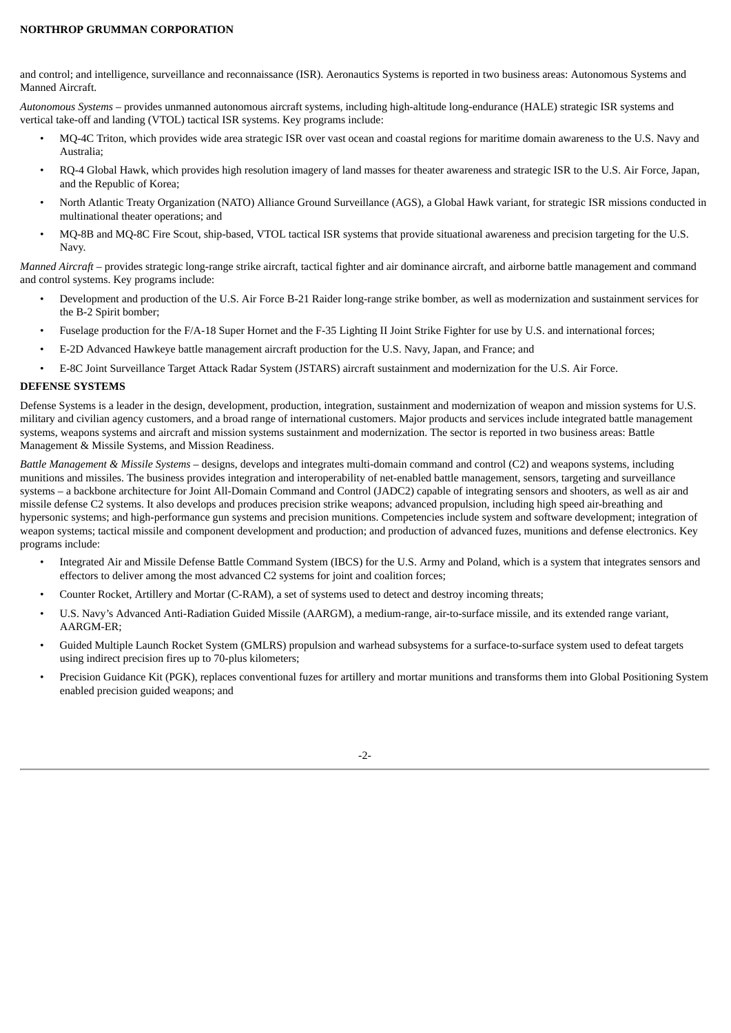and control; and intelligence, surveillance and reconnaissance (ISR). Aeronautics Systems is reported in two business areas: Autonomous Systems and Manned Aircraft.

*Autonomous Systems* – provides unmanned autonomous aircraft systems, including high-altitude long-endurance (HALE) strategic ISR systems and vertical take-off and landing (VTOL) tactical ISR systems. Key programs include:

- MQ-4C Triton, which provides wide area strategic ISR over vast ocean and coastal regions for maritime domain awareness to the U.S. Navy and Australia;
- RQ-4 Global Hawk, which provides high resolution imagery of land masses for theater awareness and strategic ISR to the U.S. Air Force, Japan, and the Republic of Korea;
- North Atlantic Treaty Organization (NATO) Alliance Ground Surveillance (AGS), a Global Hawk variant, for strategic ISR missions conducted in multinational theater operations; and
- MQ-8B and MQ-8C Fire Scout, ship-based, VTOL tactical ISR systems that provide situational awareness and precision targeting for the U.S. Navy.

*Manned Aircraft* – provides strategic long-range strike aircraft, tactical fighter and air dominance aircraft, and airborne battle management and command and control systems. Key programs include:

- Development and production of the U.S. Air Force B-21 Raider long-range strike bomber, as well as modernization and sustainment services for the B-2 Spirit bomber;
- Fuselage production for the F/A-18 Super Hornet and the F-35 Lighting II Joint Strike Fighter for use by U.S. and international forces;
- E-2D Advanced Hawkeye battle management aircraft production for the U.S. Navy, Japan, and France; and
- E-8C Joint Surveillance Target Attack Radar System (JSTARS) aircraft sustainment and modernization for the U.S. Air Force.

**DEFENSE SYSTEMS**

Defense Systems is a leader in the design, development, production, integration, sustainment and modernization of weapon and mission systems for U.S. military and civilian agency customers, and a broad range of international customers. Major products and services include integrated battle management systems, weapons systems and aircraft and mission systems sustainment and modernization. The sector is reported in two business areas: Battle Management & Missile Systems, and Mission Readiness.

*Battle Management & Missile Systems* – designs, develops and integrates multi-domain command and control (C2) and weapons systems, including munitions and missiles. The business provides integration and interoperability of net-enabled battle management, sensors, targeting and surveillance systems – a backbone architecture for Joint All-Domain Command and Control (JADC2) capable of integrating sensors and shooters, as well as air and missile defense C2 systems. It also develops and produces precision strike weapons; advanced propulsion, including high speed air-breathing and hypersonic systems; and high-performance gun systems and precision munitions. Competencies include system and software development; integration of weapon systems; tactical missile and component development and production; and production of advanced fuzes, munitions and defense electronics. Key programs include:

- Integrated Air and Missile Defense Battle Command System (IBCS) for the U.S. Army and Poland, which is a system that integrates sensors and effectors to deliver among the most advanced C2 systems for joint and coalition forces;
- Counter Rocket, Artillery and Mortar (C-RAM), a set of systems used to detect and destroy incoming threats;
- U.S. Navy's Advanced Anti-Radiation Guided Missile (AARGM), a medium-range, air-to-surface missile, and its extended range variant, AARGM-ER;
- Guided Multiple Launch Rocket System (GMLRS) propulsion and warhead subsystems for a surface-to-surface system used to defeat targets using indirect precision fires up to 70-plus kilometers;
- Precision Guidance Kit (PGK), replaces conventional fuzes for artillery and mortar munitions and transforms them into Global Positioning System enabled precision guided weapons; and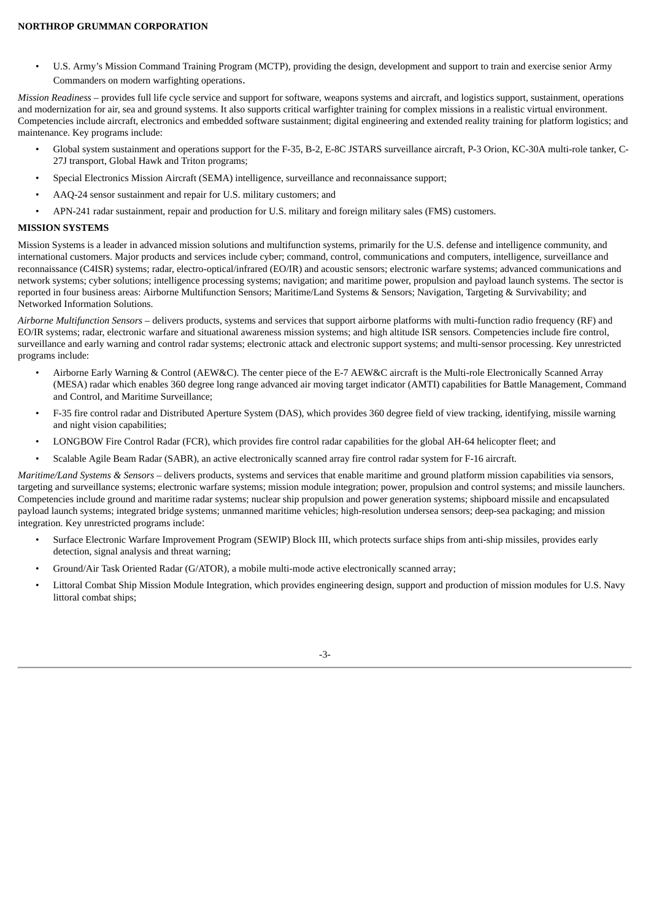- U.S. Army's Mission Command Training Program (MCTP), providing the design, development and support to train and exercise senior Army Commanders on modern warfighting operations.

*Mission Readiness* – provides full life cycle service and support for software, weapons systems and aircraft, and logistics support, sustainment, operations and modernization for air, sea and ground systems. It also supports critical warfighter training for complex missions in a realistic virtual environment. Competencies include aircraft, electronics and embedded software sustainment; digital engineering and extended reality training for platform logistics; and maintenance. Key programs include:

- Global system sustainment and operations support for the F-35, B-2, E-8C JSTARS surveillance aircraft, P-3 Orion, KC-30A multi-role tanker, C-27J transport, Global Hawk and Triton programs;
- Special Electronics Mission Aircraft (SEMA) intelligence, surveillance and reconnaissance support;
- AAQ-24 sensor sustainment and repair for U.S. military customers; and
- APN-241 radar sustainment, repair and production for U.S. military and foreign military sales (FMS) customers.

## MISSION SYSTEMS

Mission Systems is a leader in advanced mission solutions and multifunction systems, primarily for the U.S. defense and intelligence community, and international customers. Major products and services include cyber; command, control, communications and computers, intelligence, surveillance and reconnaissance (C4ISR) systems; radar, electro-optical/infrared (EO/IR) and acoustic sensors; electronic warfare systems; advanced communications and network systems; cyber solutions; intelligence processing systems; navigation; and maritime power, propulsion and payload launch systems. The sector is reported in four business areas: Airborne Multifunction Sensors; Maritime/Land Systems & Sensors; Navigation, Targeting & Survivability; and Networked Information Solutions.

*Airborne Multifunction Sensors* – delivers products, systems and services that support airborne platforms with multi-function radio frequency (RF) and EO/IR systems; radar, electronic warfare and situational awareness mission systems; and high altitude ISR sensors. Competencies include fire control, surveillance and early warning and control radar systems; electronic attack and electronic support systems; and multi-sensor processing. Key unrestricted programs include:

- Airborne Early Warning & Control (AEW&C). The center piece of the E-7 AEW&C aircraft is the Multi-role Electronically Scanned Array (MESA) radar which enables 360 degree long range advanced air moving target indicator (AMTI) capabilities for Battle Management, Command and Control, and Maritime Surveillance;
- F-35 fire control radar and Distributed Aperture System (DAS), which provides 360 degree field of view tracking, identifying, missile warning and night vision capabilities;
- LONGBOW Fire Control Radar (FCR), which provides fire control radar capabilities for the global AH-64 helicopter fleet; and
- Scalable Agile Beam Radar (SABR), an active electronically scanned array fire control radar system for F-16 aircraft.

*Maritime/Land Systems & Sensors* – delivers products, systems and services that enable maritime and ground platform mission capabilities via sensors, targeting and surveillance systems; electronic warfare systems; mission module integration; power, propulsion and control systems; and missile launchers. Competencies include ground and maritime radar systems; nuclear ship propulsion and power generation systems; shipboard missile and encapsulated payload launch systems; integrated bridge systems; unmanned maritime vehicles; high-resolution undersea sensors; deep-sea packaging; and mission integration. Key unrestricted programs include:

- Surface Electronic Warfare Improvement Program (SEWIP) Block III, which protects surface ships from anti-ship missiles, provides early detection, signal analysis and threat warning;
- Ground/Air Task Oriented Radar (G/ATOR), a mobile multi-mode active electronically scanned array;
- Littoral Combat Ship Mission Module Integration, which provides engineering design, support and production of mission modules for U.S. Navy littoral combat ships;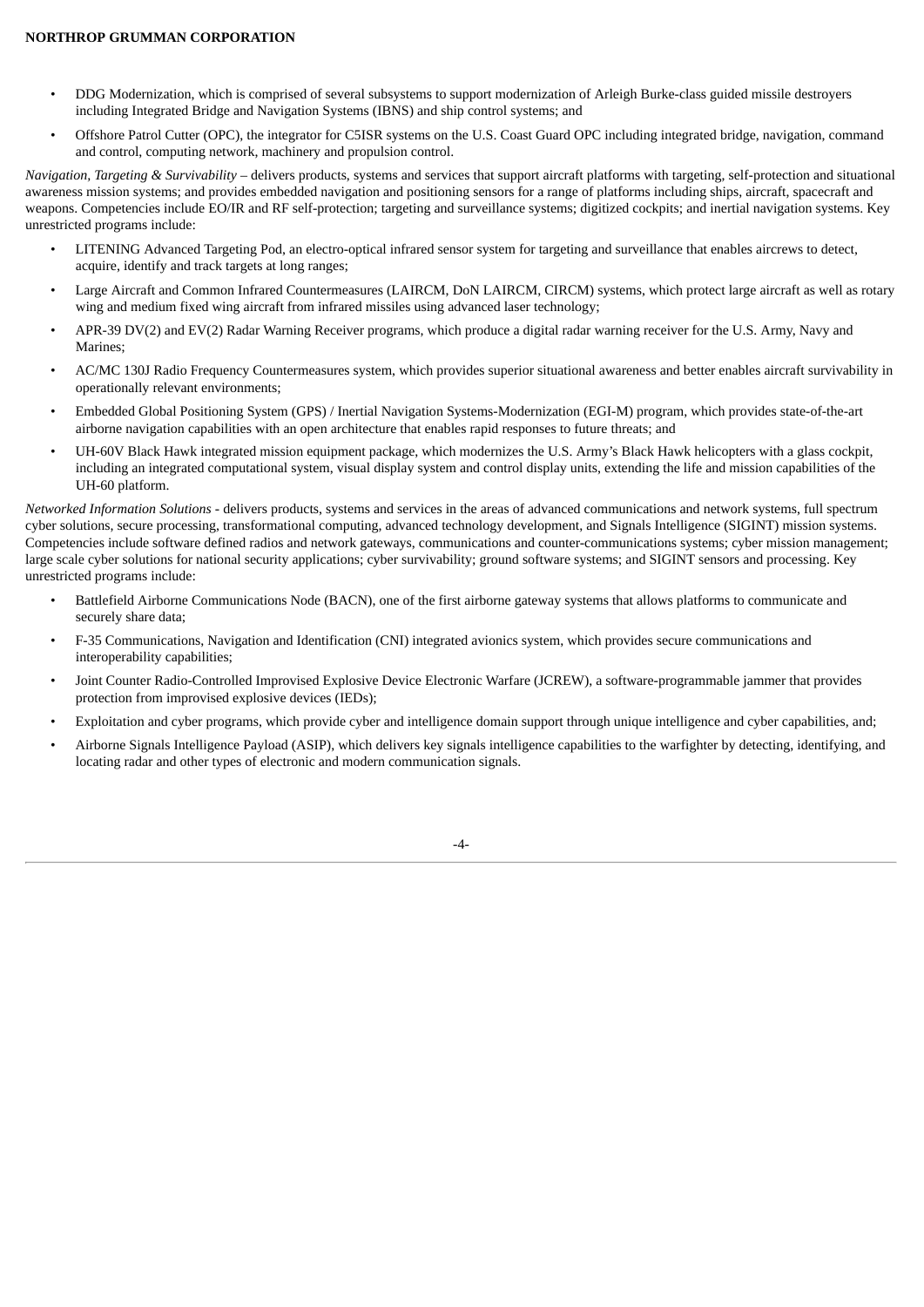- DDG Modernization, which is comprised of several subsystems to support modernization of Arleigh Burke-class guided missile destroyers including Integrated Bridge and Navigation Systems (IBNS) and ship control systems; and
- Offshore Patrol Cutter (OPC), the integrator for C5ISR systems on the U.S. Coast Guard OPC including integrated bridge, navigation, command and control, computing network, machinery and propulsion control.

*Navigation, Targeting & Survivability* – delivers products, systems and services that support aircraft platforms with targeting, self-protection and situational awareness mission systems; and provides embedded navigation and positioning sensors for a range of platforms including ships, aircraft, spacecraft and weapons. Competencies include EO/IR and RF self-protection; targeting and surveillance systems; digitized cockpits; and inertial navigation systems. Key unrestricted programs include:

- LITENING Advanced Targeting Pod, an electro-optical infrared sensor system for targeting and surveillance that enables aircrews to detect, acquire, identify and track targets at long ranges;
- Large Aircraft and Common Infrared Countermeasures (LAIRCM, DoN LAIRCM, CIRCM) systems, which protect large aircraft as well as rotary wing and medium fixed wing aircraft from infrared missiles using advanced laser technology;
- APR-39 DV(2) and EV(2) Radar Warning Receiver programs, which produce a digital radar warning receiver for the U.S. Army, Navy and Marines;
- AC/MC 130J Radio Frequency Countermeasures system, which provides superior situational awareness and better enables aircraft survivability in operationally relevant environments;
- Embedded Global Positioning System (GPS) / Inertial Navigation Systems-Modernization (EGI-M) program, which provides state-of-the-art airborne navigation capabilities with an open architecture that enables rapid responses to future threats; and
- UH-60V Black Hawk integrated mission equipment package, which modernizes the U.S. Army's Black Hawk helicopters with a glass cockpit, including an integrated computational system, visual display system and control display units, extending the life and mission capabilities of the UH-60 platform.

*Networked Information Solutions* - delivers products, systems and services in the areas of advanced communications and network systems, full spectrum cyber solutions, secure processing, transformational computing, advanced technology development, and Signals Intelligence (SIGINT) mission systems. Competencies include software defined radios and network gateways, communications and counter-communications systems; cyber mission management; large scale cyber solutions for national security applications; cyber survivability; ground software systems; and SIGINT sensors and processing. Key unrestricted programs include:

- Battlefield Airborne Communications Node (BACN), one of the first airborne gateway systems that allows platforms to communicate and securely share data;
- F-35 Communications, Navigation and Identification (CNI) integrated avionics system, which provides secure communications and interoperability capabilities;
- Joint Counter Radio-Controlled Improvised Explosive Device Electronic Warfare (JCREW), a software-programmable jammer that provides protection from improvised explosive devices (IEDs);
- Exploitation and cyber programs, which provide cyber and intelligence domain support through unique intelligence and cyber capabilities, and;
- Airborne Signals Intelligence Payload (ASIP), which delivers key signals intelligence capabilities to the warfighter by detecting, identifying, and locating radar and other types of electronic and modern communication signals.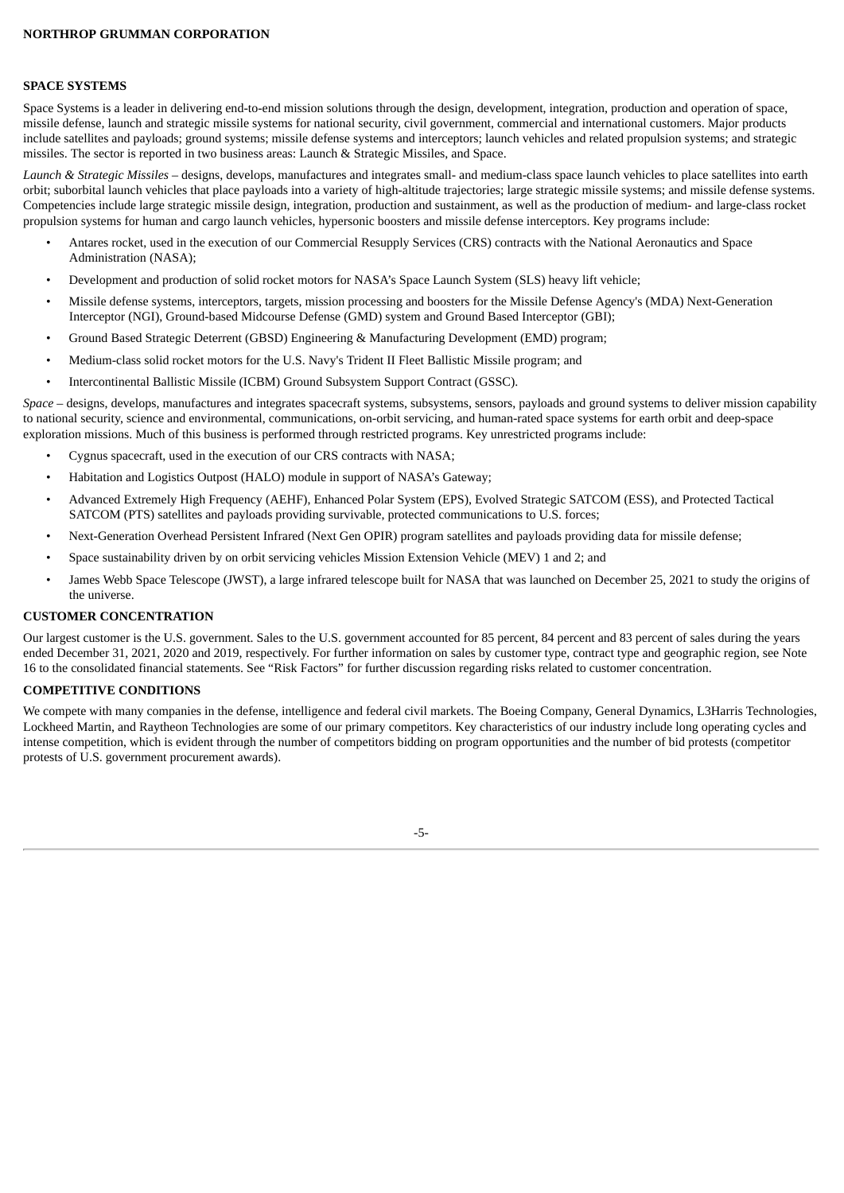## SPACE SYSTEMS

Space Systems is a leader in delivering end-to-end mission solutions through the design, development, integration, production and operation of space, missile defense, launch and strategic missile systems for national security, civil government, commercial and international customers. Major products include satellites and payloads; ground systems; missile defense systems and interceptors; launch vehicles and related propulsion systems; and strategic missiles. The sector is reported in two business areas: Launch & Strategic Missiles, and Space.

*Launch & Strategic Missiles* – designs, develops, manufactures and integrates small- and medium-class space launch vehicles to place satellites into earth orbit; suborbital launch vehicles that place payloads into a variety of high-altitude trajectories; large strategic missile systems; and missile defense systems. Competencies include large strategic missile design, integration, production and sustainment, as well as the production of medium- and large-class rocket propulsion systems for human and cargo launch vehicles, hypersonic boosters and missile defense interceptors. Key programs include:

- Antares rocket, used in the execution of our Commercial Resupply Services (CRS) contracts with the National Aeronautics and Space Administration (NASA);
- Development and production of solid rocket motors for NASA's Space Launch System (SLS) heavy lift vehicle;
- Missile defense systems, interceptors, targets, mission processing and boosters for the Missile Defense Agency's (MDA) Next-Generation Interceptor (NGI), Ground-based Midcourse Defense (GMD) system and Ground Based Interceptor (GBI);
- Ground Based Strategic Deterrent (GBSD) Engineering & Manufacturing Development (EMD) program;
- Medium-class solid rocket motors for the U.S. Navy's Trident II Fleet Ballistic Missile program; and
- Intercontinental Ballistic Missile (ICBM) Ground Subsystem Support Contract (GSSC).

*Space* – designs, develops, manufactures and integrates spacecraft systems, subsystems, sensors, payloads and ground systems to deliver mission capability to national security, science and environmental, communications, on-orbit servicing, and human-rated space systems for earth orbit and deep-space exploration missions. Much of this business is performed through restricted programs. Key unrestricted programs include:

- Cygnus spacecraft, used in the execution of our CRS contracts with NASA;
- Habitation and Logistics Outpost (HALO) module in support of NASA's Gateway;
- Advanced Extremely High Frequency (AEHF), Enhanced Polar System (EPS), Evolved Strategic SATCOM (ESS), and Protected Tactical SATCOM (PTS) satellites and payloads providing survivable, protected communications to U.S. forces;
- Next-Generation Overhead Persistent Infrared (Next Gen OPIR) program satellites and payloads providing data for missile defense;
- Space sustainability driven by on orbit servicing vehicles Mission Extension Vehicle (MEV) 1 and 2; and
- James Webb Space Telescope (JWST), a large infrared telescope built for NASA that was launched on December 25, 2021 to study the origins of the universe.

## CUSTOMER CONCENTRATION

Our largest customer is the U.S. government. Sales to the U.S. government accounted for 85 percent, 84 percent and 83 percent of sales during the years ended December 31, 2021, 2020 and 2019, respectively. For further information on sales by customer type, contract type and geographic region, see Note 16 to the consolidated financial statements. See "Risk Factors" for further discussion regarding risks related to customer concentration.

## COMPETITIVE CONDITIONS

We compete with many companies in the defense, intelligence and federal civil markets. The Boeing Company, General Dynamics, L3Harris Technologies, Lockheed Martin, and Raytheon Technologies are some of our primary competitors. Key characteristics of our industry include long operating cycles and intense competition, which is evident through the number of competitors bidding on program opportunities and the number of bid protests (competitor protests of U.S. government procurement awards).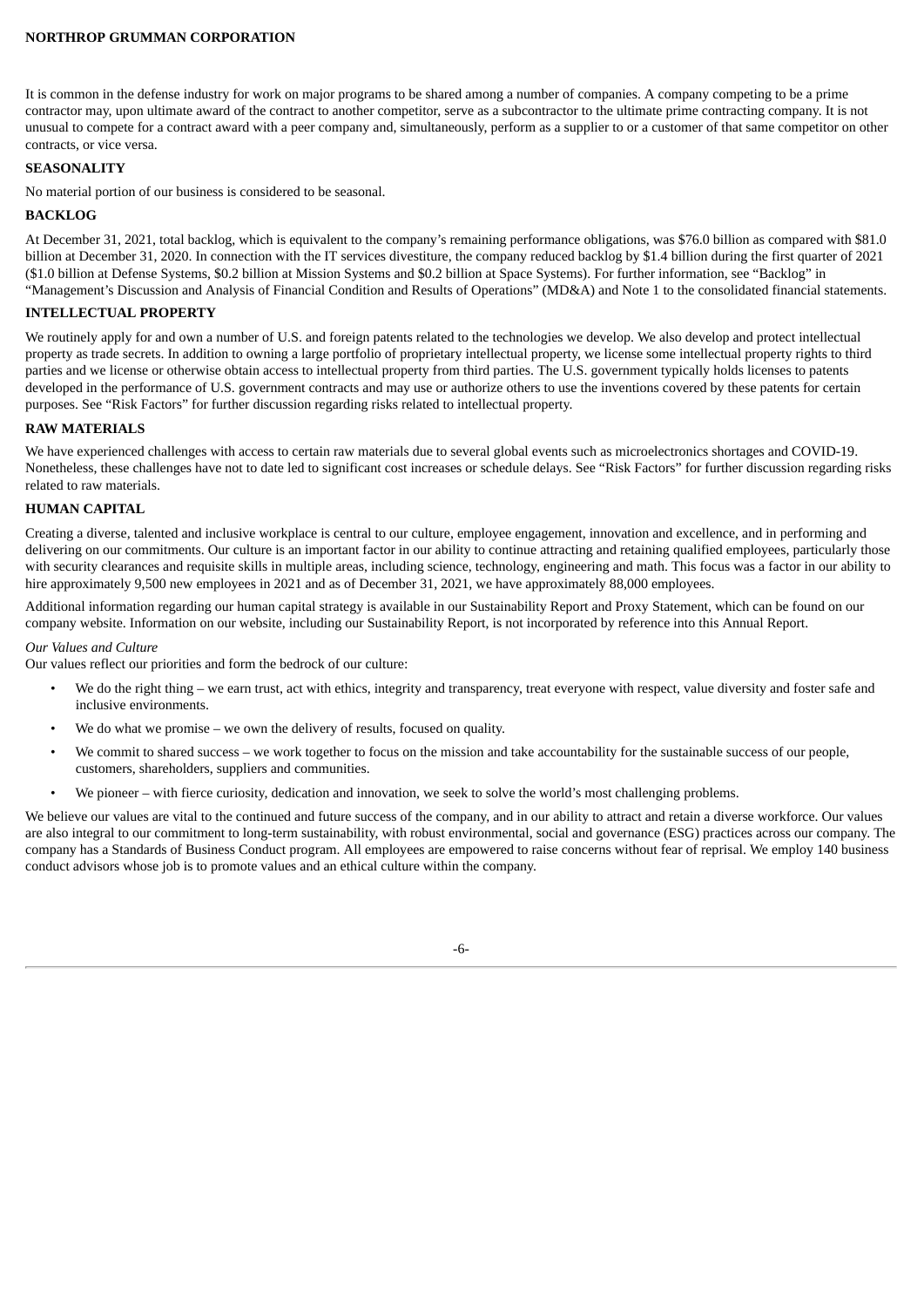It is common in the defense industry for work on major programs to be shared among a number of companies. A company competing to be a prime contractor may, upon ultimate award of the contract to another competitor, serve as a subcontractor to the ultimate prime contracting company. It is not unusual to compete for a contract award with a peer company and, simultaneously, perform as a supplier to or a customer of that same competitor on other contracts, or vice versa.

## SEASONALITY

No material portion of our business is considered to be seasonal.

## BACKLOG

At December 31, 2021, total backlog, which is equivalent to the company's remaining performance obligations, was $76.0 billion as compared with $81.0 billion at December 31, 2020. In connection with the IT services divestiture, the company reduced backlog by $1.4 billion during the first quarter of 2021 ($1.0 billion at Defense Systems, $0.2 billion at Mission Systems and $0.2 billion at Space Systems). For further information, see "Backlog" in "Management's Discussion and Analysis of Financial Condition and Results of Operations" (MD&A) and Note 1 to the consolidated financial statements.

## INTELLECTUAL PROPERTY

We routinely apply for and own a number of U.S. and foreign patents related to the technologies we develop. We also develop and protect intellectual property as trade secrets. In addition to owning a large portfolio of proprietary intellectual property, we license some intellectual property rights to third parties and we license or otherwise obtain access to intellectual property from third parties. The U.S. government typically holds licenses to patents developed in the performance of U.S. government contracts and may use or authorize others to use the inventions covered by these patents for certain purposes. See "Risk Factors" for further discussion regarding risks related to intellectual property.

## RAW MATERIALS

We have experienced challenges with access to certain raw materials due to several global events such as microelectronics shortages and COVID-19. Nonetheless, these challenges have not to date led to significant cost increases or schedule delays. See "Risk Factors" for further discussion regarding risks related to raw materials.

## HUMAN CAPITAL

Creating a diverse, talented and inclusive workplace is central to our culture, employee engagement, innovation and excellence, and in performing and delivering on our commitments. Our culture is an important factor in our ability to continue attracting and retaining qualified employees, particularly those with security clearances and requisite skills in multiple areas, including science, technology, engineering and math. This focus was a factor in our ability to hire approximately 9,500 new employees in 2021 and as of December 31, 2021, we have approximately 88,000 employees.

Additional information regarding our human capital strategy is available in our Sustainability Report and Proxy Statement, which can be found on our company website. Information on our website, including our Sustainability Report, is not incorporated by reference into this Annual Report.

*Our Values and Culture*

Our values reflect our priorities and form the bedrock of our culture:

- We do the right thing – we earn trust, act with ethics, integrity and transparency, treat everyone with respect, value diversity and foster safe and inclusive environments.
- We do what we promise – we own the delivery of results, focused on quality.
- We commit to shared success – we work together to focus on the mission and take accountability for the sustainable success of our people, customers, shareholders, suppliers and communities.
- We pioneer – with fierce curiosity, dedication and innovation, we seek to solve the world's most challenging problems.

We believe our values are vital to the continued and future success of the company, and in our ability to attract and retain a diverse workforce. Our values are also integral to our commitment to long-term sustainability, with robust environmental, social and governance (ESG) practices across our company. The company has a Standards of Business Conduct program. All employees are empowered to raise concerns without fear of reprisal. We employ 140 business conduct advisors whose job is to promote values and an ethical culture within the company.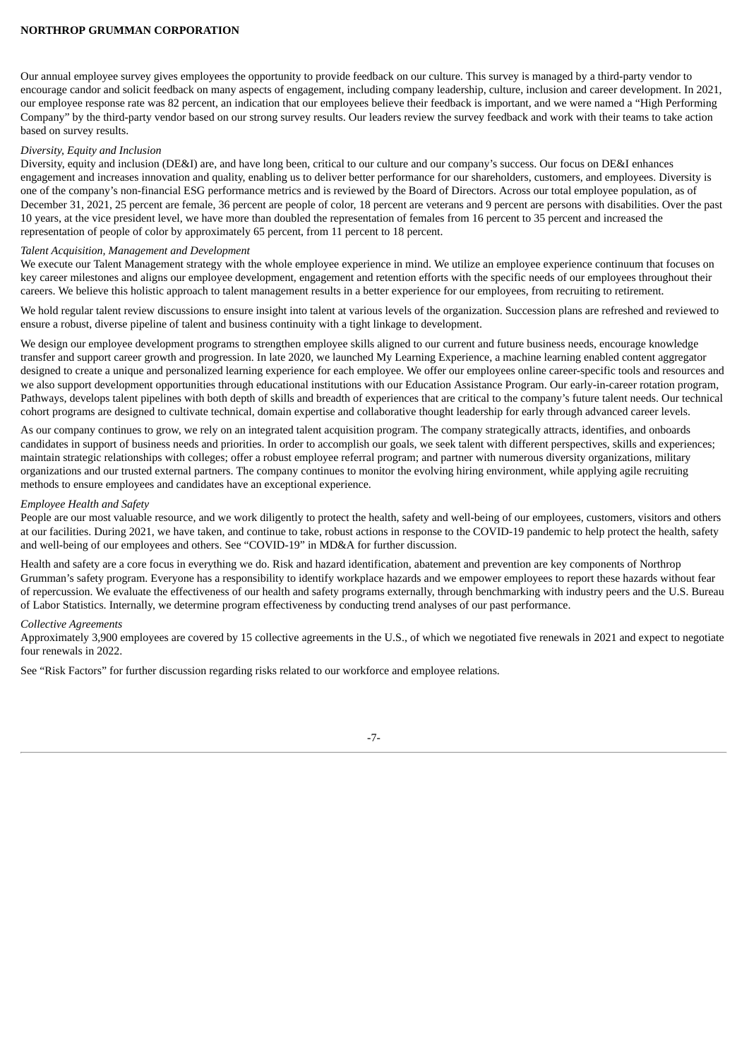Our annual employee survey gives employees the opportunity to provide feedback on our culture. This survey is managed by a third-party vendor to encourage candor and solicit feedback on many aspects of engagement, including company leadership, culture, inclusion and career development. In 2021, our employee response rate was 82 percent, an indication that our employees believe their feedback is important, and we were named a "High Performing Company" by the third-party vendor based on our strong survey results. Our leaders review the survey feedback and work with their teams to take action based on survey results.

*Diversity, Equity and Inclusion*

Diversity, equity and inclusion (DE&I) are, and have long been, critical to our culture and our company's success. Our focus on DE&I enhances engagement and increases innovation and quality, enabling us to deliver better performance for our shareholders, customers, and employees. Diversity is one of the company's non-financial ESG performance metrics and is reviewed by the Board of Directors. Across our total employee population, as of December 31, 2021, 25 percent are female, 36 percent are people of color, 18 percent are veterans and 9 percent are persons with disabilities. Over the past 10 years, at the vice president level, we have more than doubled the representation of females from 16 percent to 35 percent and increased the representation of people of color by approximately 65 percent, from 11 percent to 18 percent.

*Talent Acquisition, Management and Development*

We execute our Talent Management strategy with the whole employee experience in mind. We utilize an employee experience continuum that focuses on key career milestones and aligns our employee development, engagement and retention efforts with the specific needs of our employees throughout their careers. We believe this holistic approach to talent management results in a better experience for our employees, from recruiting to retirement.

We hold regular talent review discussions to ensure insight into talent at various levels of the organization. Succession plans are refreshed and reviewed to ensure a robust, diverse pipeline of talent and business continuity with a tight linkage to development.

We design our employee development programs to strengthen employee skills aligned to our current and future business needs, encourage knowledge transfer and support career growth and progression. In late 2020, we launched My Learning Experience, a machine learning enabled content aggregator designed to create a unique and personalized learning experience for each employee. We offer our employees online career-specific tools and resources and we also support development opportunities through educational institutions with our Education Assistance Program. Our early-in-career rotation program, Pathways, develops talent pipelines with both depth of skills and breadth of experiences that are critical to the company's future talent needs. Our technical cohort programs are designed to cultivate technical, domain expertise and collaborative thought leadership for early through advanced career levels.

As our company continues to grow, we rely on an integrated talent acquisition program. The company strategically attracts, identifies, and onboards candidates in support of business needs and priorities. In order to accomplish our goals, we seek talent with different perspectives, skills and experiences; maintain strategic relationships with colleges; offer a robust employee referral program; and partner with numerous diversity organizations, military organizations and our trusted external partners. The company continues to monitor the evolving hiring environment, while applying agile recruiting methods to ensure employees and candidates have an exceptional experience.

*Employee Health and Safety*

People are our most valuable resource, and we work diligently to protect the health, safety and well-being of our employees, customers, visitors and others at our facilities. During 2021, we have taken, and continue to take, robust actions in response to the COVID-19 pandemic to help protect the health, safety and well-being of our employees and others. See "COVID-19" in MD&A for further discussion.

Health and safety are a core focus in everything we do. Risk and hazard identification, abatement and prevention are key components of Northrop Grumman's safety program. Everyone has a responsibility to identify workplace hazards and we empower employees to report these hazards without fear of repercussion. We evaluate the effectiveness of our health and safety programs externally, through benchmarking with industry peers and the U.S. Bureau of Labor Statistics. Internally, we determine program effectiveness by conducting trend analyses of our past performance.

*Collective Agreements*

Approximately 3,900 employees are covered by 15 collective agreements in the U.S., of which we negotiated five renewals in 2021 and expect to negotiate four renewals in 2022.

See "Risk Factors" for further discussion regarding risks related to our workforce and employee relations.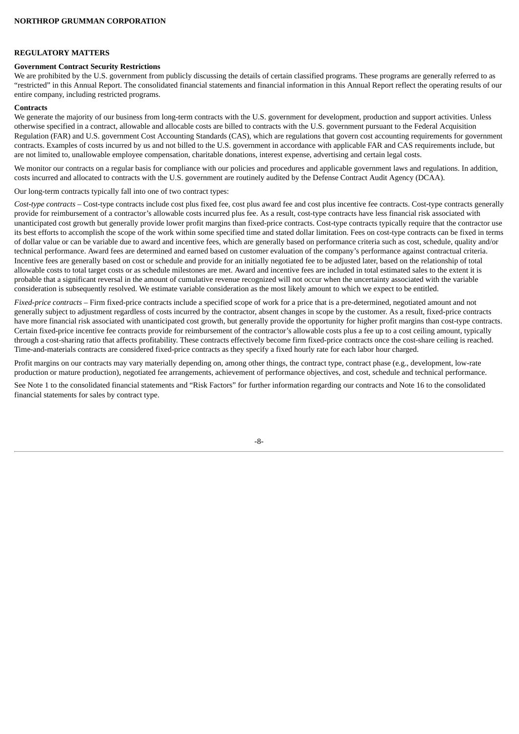## REGULATORY MATTERS

### Government Contract Security Restrictions

We are prohibited by the U.S. government from publicly discussing the details of certain classified programs. These programs are generally referred to as "restricted" in this Annual Report. The consolidated financial statements and financial information in this Annual Report reflect the operating results of our entire company, including restricted programs.

### Contracts

We generate the majority of our business from long-term contracts with the U.S. government for development, production and support activities. Unless otherwise specified in a contract, allowable and allocable costs are billed to contracts with the U.S. government pursuant to the Federal Acquisition Regulation (FAR) and U.S. government Cost Accounting Standards (CAS), which are regulations that govern cost accounting requirements for government contracts. Examples of costs incurred by us and not billed to the U.S. government in accordance with applicable FAR and CAS requirements include, but are not limited to, unallowable employee compensation, charitable donations, interest expense, advertising and certain legal costs.

We monitor our contracts on a regular basis for compliance with our policies and procedures and applicable government laws and regulations. In addition, costs incurred and allocated to contracts with the U.S. government are routinely audited by the Defense Contract Audit Agency (DCAA).

Our long-term contracts typically fall into one of two contract types:

*Cost-type contracts* – Cost-type contracts include cost plus fixed fee, cost plus award fee and cost plus incentive fee contracts. Cost-type contracts generally provide for reimbursement of a contractor's allowable costs incurred plus fee. As a result, cost-type contracts have less financial risk associated with unanticipated cost growth but generally provide lower profit margins than fixed-price contracts. Cost-type contracts typically require that the contractor use its best efforts to accomplish the scope of the work within some specified time and stated dollar limitation. Fees on cost-type contracts can be fixed in terms of dollar value or can be variable due to award and incentive fees, which are generally based on performance criteria such as cost, schedule, quality and/or technical performance. Award fees are determined and earned based on customer evaluation of the company's performance against contractual criteria. Incentive fees are generally based on cost or schedule and provide for an initially negotiated fee to be adjusted later, based on the relationship of total allowable costs to total target costs or as schedule milestones are met. Award and incentive fees are included in total estimated sales to the extent it is probable that a significant reversal in the amount of cumulative revenue recognized will not occur when the uncertainty associated with the variable consideration is subsequently resolved. We estimate variable consideration as the most likely amount to which we expect to be entitled.

*Fixed-price contracts* – Firm fixed-price contracts include a specified scope of work for a price that is a pre-determined, negotiated amount and not generally subject to adjustment regardless of costs incurred by the contractor, absent changes in scope by the customer. As a result, fixed-price contracts have more financial risk associated with unanticipated cost growth, but generally provide the opportunity for higher profit margins than cost-type contracts. Certain fixed-price incentive fee contracts provide for reimbursement of the contractor's allowable costs plus a fee up to a cost ceiling amount, typically through a cost-sharing ratio that affects profitability. These contracts effectively become firm fixed-price contracts once the cost-share ceiling is reached. Time-and-materials contracts are considered fixed-price contracts as they specify a fixed hourly rate for each labor hour charged.

Profit margins on our contracts may vary materially depending on, among other things, the contract type, contract phase (e.g., development, low-rate production or mature production), negotiated fee arrangements, achievement of performance objectives, and cost, schedule and technical performance.

See Note 1 to the consolidated financial statements and "Risk Factors" for further information regarding our contracts and Note 16 to the consolidated financial statements for sales by contract type.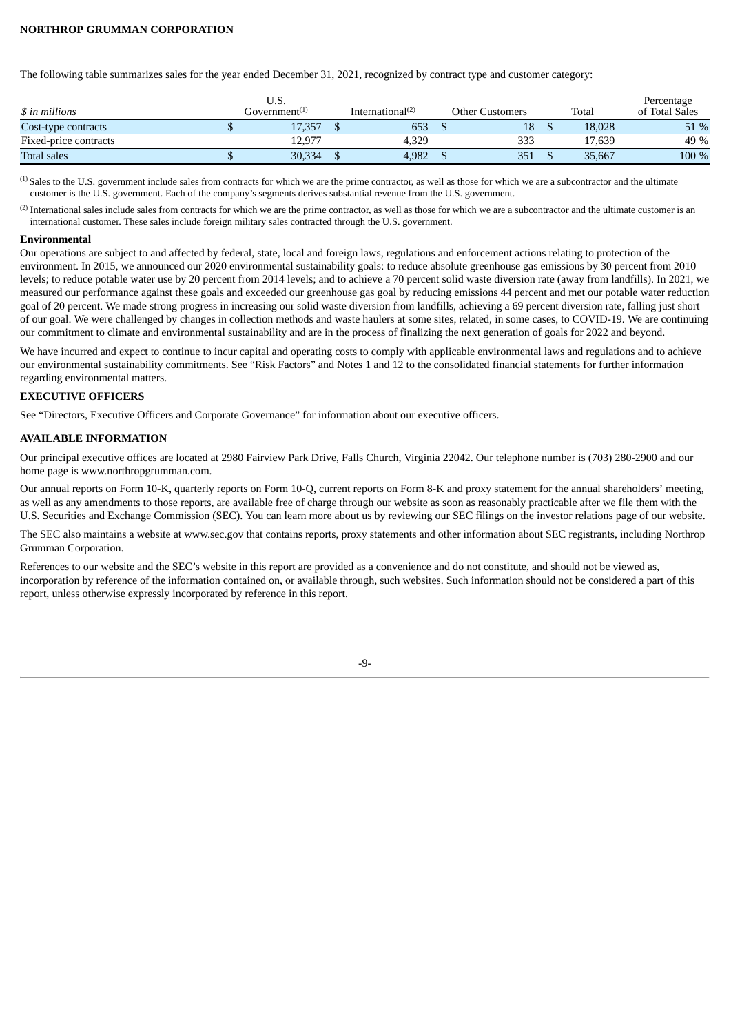The following table summarizes sales for the year ended December 31, 2021, recognized by contract type and customer category:

| *$ in millions* | U.S. Government[(1)] | International[(2)] | Other Customers | Total | Percentage of Total Sales |
|---|---|---|---|---|---|
| Cost-type contracts | $ 17,357 | $ 653 | $ 18 | $ 18,028 | 51 % |
| Fixed-price contracts | 12,977 | 4,329 | 333 | 17,639 | 49 % |
| Total sales | $ 30,334 | $ 4,982 | $ 351 | $ 35,667 | 100 % |

[(1)] Sales to the U.S. government include sales from contracts for which we are the prime contractor, as well as those for which we are a subcontractor and the ultimate customer is the U.S. government. Each of the company's segments derives substantial revenue from the U.S. government.

[(2)] International sales include sales from contracts for which we are the prime contractor, as well as those for which we are a subcontractor and the ultimate customer is an international customer. These sales include foreign military sales contracted through the U.S. government.

**Environmental**

Our operations are subject to and affected by federal, state, local and foreign laws, regulations and enforcement actions relating to protection of the environment. In 2015, we announced our 2020 environmental sustainability goals: to reduce absolute greenhouse gas emissions by 30 percent from 2010 levels; to reduce potable water use by 20 percent from 2014 levels; and to achieve a 70 percent solid waste diversion rate (away from landfills). In 2021, we measured our performance against these goals and exceeded our greenhouse gas goal by reducing emissions 44 percent and met our potable water reduction goal of 20 percent. We made strong progress in increasing our solid waste diversion from landfills, achieving a 69 percent diversion rate, falling just short of our goal. We were challenged by changes in collection methods and waste haulers at some sites, related, in some cases, to COVID-19. We are continuing our commitment to climate and environmental sustainability and are in the process of finalizing the next generation of goals for 2022 and beyond.

We have incurred and expect to continue to incur capital and operating costs to comply with applicable environmental laws and regulations and to achieve our environmental sustainability commitments. See "Risk Factors" and Notes 1 and 12 to the consolidated financial statements for further information regarding environmental matters.

## EXECUTIVE OFFICERS

See "Directors, Executive Officers and Corporate Governance" for information about our executive officers.

## AVAILABLE INFORMATION

Our principal executive offices are located at 2980 Fairview Park Drive, Falls Church, Virginia 22042. Our telephone number is (703) 280-2900 and our home page is www.northropgrumman.com.

Our annual reports on Form 10-K, quarterly reports on Form 10-Q, current reports on Form 8-K and proxy statement for the annual shareholders' meeting, as well as any amendments to those reports, are available free of charge through our website as soon as reasonably practicable after we file them with the U.S. Securities and Exchange Commission (SEC). You can learn more about us by reviewing our SEC filings on the investor relations page of our website.

The SEC also maintains a website at www.sec.gov that contains reports, proxy statements and other information about SEC registrants, including Northrop Grumman Corporation.

References to our website and the SEC's website in this report are provided as a convenience and do not constitute, and should not be viewed as, incorporation by reference of the information contained on, or available through, such websites. Such information should not be considered a part of this report, unless otherwise expressly incorporated by reference in this report.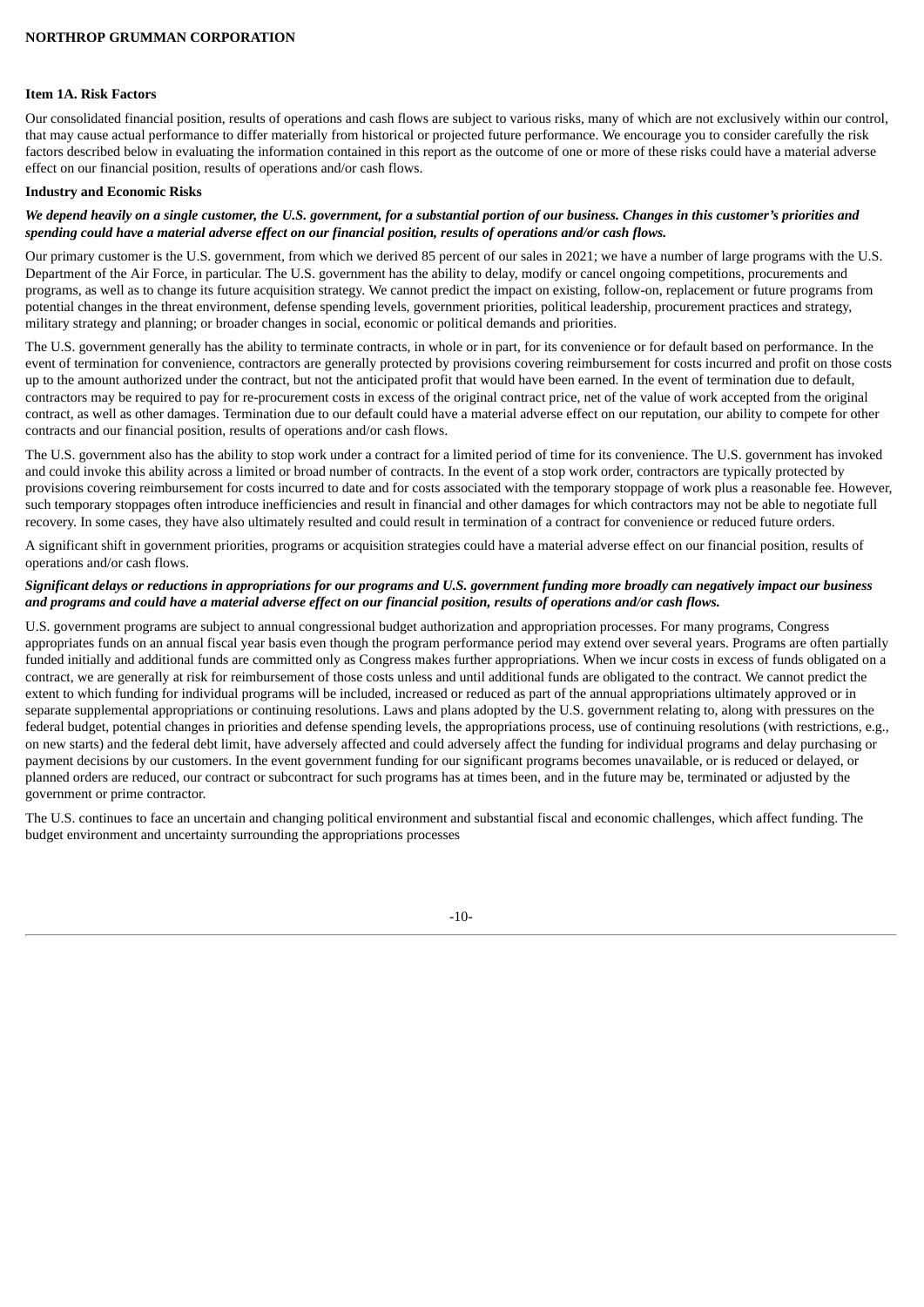## Item 1A. Risk Factors

Our consolidated financial position, results of operations and cash flows are subject to various risks, many of which are not exclusively within our control, that may cause actual performance to differ materially from historical or projected future performance. We encourage you to consider carefully the risk factors described below in evaluating the information contained in this report as the outcome of one or more of these risks could have a material adverse effect on our financial position, results of operations and/or cash flows.

### Industry and Economic Risks

***We depend heavily on a single customer, the U.S. government, for a substantial portion of our business. Changes in this customer's priorities and spending could have a material adverse effect on our financial position, results of operations and/or cash flows.***

Our primary customer is the U.S. government, from which we derived 85 percent of our sales in 2021; we have a number of large programs with the U.S. Department of the Air Force, in particular. The U.S. government has the ability to delay, modify or cancel ongoing competitions, procurements and programs, as well as to change its future acquisition strategy. We cannot predict the impact on existing, follow-on, replacement or future programs from potential changes in the threat environment, defense spending levels, government priorities, political leadership, procurement practices and strategy, military strategy and planning; or broader changes in social, economic or political demands and priorities.

The U.S. government generally has the ability to terminate contracts, in whole or in part, for its convenience or for default based on performance. In the event of termination for convenience, contractors are generally protected by provisions covering reimbursement for costs incurred and profit on those costs up to the amount authorized under the contract, but not the anticipated profit that would have been earned. In the event of termination due to default, contractors may be required to pay for re-procurement costs in excess of the original contract price, net of the value of work accepted from the original contract, as well as other damages. Termination due to our default could have a material adverse effect on our reputation, our ability to compete for other contracts and our financial position, results of operations and/or cash flows.

The U.S. government also has the ability to stop work under a contract for a limited period of time for its convenience. The U.S. government has invoked and could invoke this ability across a limited or broad number of contracts. In the event of a stop work order, contractors are typically protected by provisions covering reimbursement for costs incurred to date and for costs associated with the temporary stoppage of work plus a reasonable fee. However, such temporary stoppages often introduce inefficiencies and result in financial and other damages for which contractors may not be able to negotiate full recovery. In some cases, they have also ultimately resulted and could result in termination of a contract for convenience or reduced future orders.

A significant shift in government priorities, programs or acquisition strategies could have a material adverse effect on our financial position, results of operations and/or cash flows.

***Significant delays or reductions in appropriations for our programs and U.S. government funding more broadly can negatively impact our business and programs and could have a material adverse effect on our financial position, results of operations and/or cash flows.***

U.S. government programs are subject to annual congressional budget authorization and appropriation processes. For many programs, Congress appropriates funds on an annual fiscal year basis even though the program performance period may extend over several years. Programs are often partially funded initially and additional funds are committed only as Congress makes further appropriations. When we incur costs in excess of funds obligated on a contract, we are generally at risk for reimbursement of those costs unless and until additional funds are obligated to the contract. We cannot predict the extent to which funding for individual programs will be included, increased or reduced as part of the annual appropriations ultimately approved or in separate supplemental appropriations or continuing resolutions. Laws and plans adopted by the U.S. government relating to, along with pressures on the federal budget, potential changes in priorities and defense spending levels, the appropriations process, use of continuing resolutions (with restrictions, e.g., on new starts) and the federal debt limit, have adversely affected and could adversely affect the funding for individual programs and delay purchasing or payment decisions by our customers. In the event government funding for our significant programs becomes unavailable, or is reduced or delayed, or planned orders are reduced, our contract or subcontract for such programs has at times been, and in the future may be, terminated or adjusted by the government or prime contractor.

The U.S. continues to face an uncertain and changing political environment and substantial fiscal and economic challenges, which affect funding. The budget environment and uncertainty surrounding the appropriations processes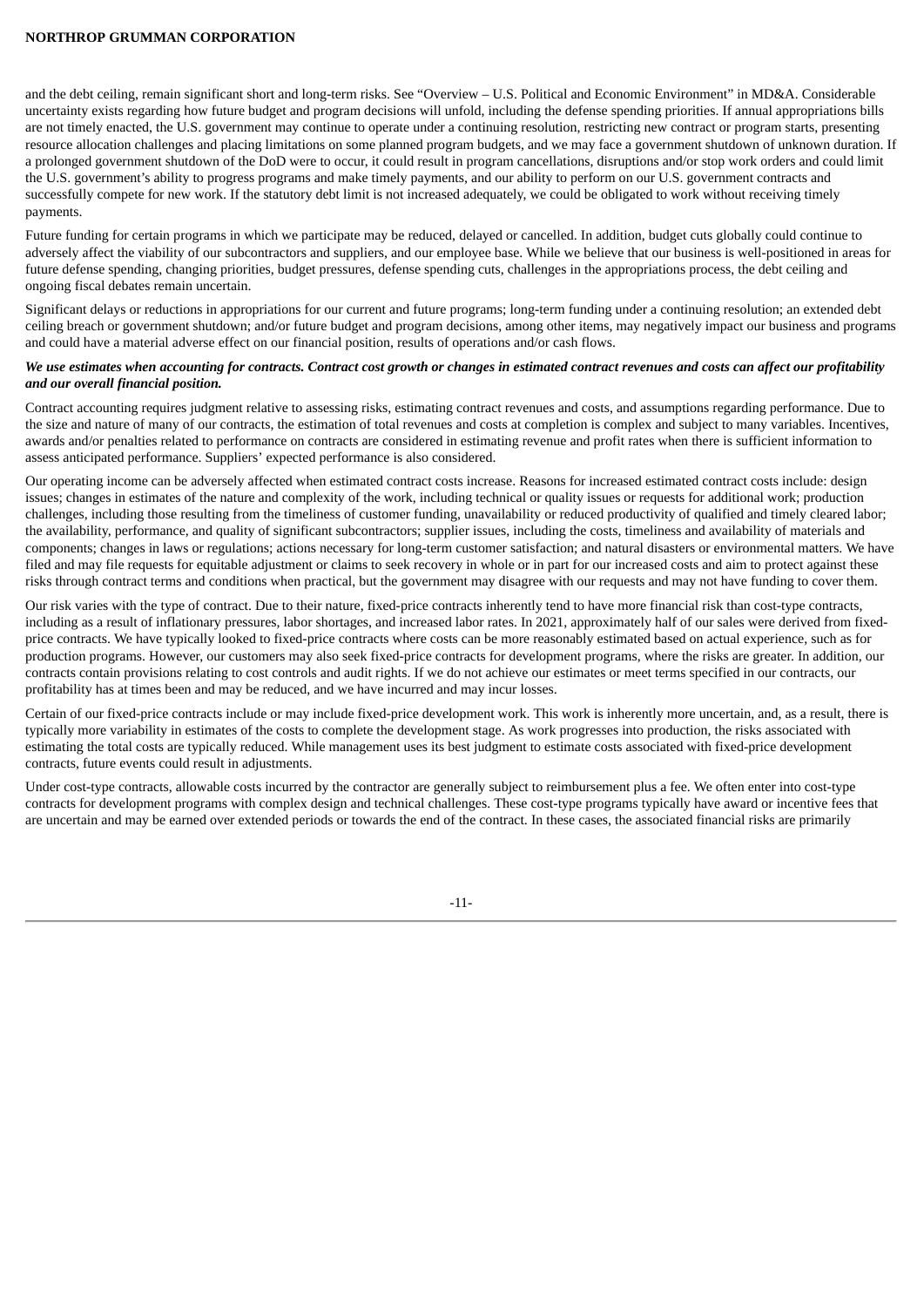and the debt ceiling, remain significant short and long-term risks. See "Overview – U.S. Political and Economic Environment" in MD&A. Considerable uncertainty exists regarding how future budget and program decisions will unfold, including the defense spending priorities. If annual appropriations bills are not timely enacted, the U.S. government may continue to operate under a continuing resolution, restricting new contract or program starts, presenting resource allocation challenges and placing limitations on some planned program budgets, and we may face a government shutdown of unknown duration. If a prolonged government shutdown of the DoD were to occur, it could result in program cancellations, disruptions and/or stop work orders and could limit the U.S. government's ability to progress programs and make timely payments, and our ability to perform on our U.S. government contracts and successfully compete for new work. If the statutory debt limit is not increased adequately, we could be obligated to work without receiving timely payments.

Future funding for certain programs in which we participate may be reduced, delayed or cancelled. In addition, budget cuts globally could continue to adversely affect the viability of our subcontractors and suppliers, and our employee base. While we believe that our business is well-positioned in areas for future defense spending, changing priorities, budget pressures, defense spending cuts, challenges in the appropriations process, the debt ceiling and ongoing fiscal debates remain uncertain.

Significant delays or reductions in appropriations for our current and future programs; long-term funding under a continuing resolution; an extended debt ceiling breach or government shutdown; and/or future budget and program decisions, among other items, may negatively impact our business and programs and could have a material adverse effect on our financial position, results of operations and/or cash flows.

***We use estimates when accounting for contracts. Contract cost growth or changes in estimated contract revenues and costs can affect our profitability and our overall financial position.***

Contract accounting requires judgment relative to assessing risks, estimating contract revenues and costs, and assumptions regarding performance. Due to the size and nature of many of our contracts, the estimation of total revenues and costs at completion is complex and subject to many variables. Incentives, awards and/or penalties related to performance on contracts are considered in estimating revenue and profit rates when there is sufficient information to assess anticipated performance. Suppliers' expected performance is also considered.

Our operating income can be adversely affected when estimated contract costs increase. Reasons for increased estimated contract costs include: design issues; changes in estimates of the nature and complexity of the work, including technical or quality issues or requests for additional work; production challenges, including those resulting from the timeliness of customer funding, unavailability or reduced productivity of qualified and timely cleared labor; the availability, performance, and quality of significant subcontractors; supplier issues, including the costs, timeliness and availability of materials and components; changes in laws or regulations; actions necessary for long-term customer satisfaction; and natural disasters or environmental matters. We have filed and may file requests for equitable adjustment or claims to seek recovery in whole or in part for our increased costs and aim to protect against these risks through contract terms and conditions when practical, but the government may disagree with our requests and may not have funding to cover them.

Our risk varies with the type of contract. Due to their nature, fixed-price contracts inherently tend to have more financial risk than cost-type contracts, including as a result of inflationary pressures, labor shortages, and increased labor rates. In 2021, approximately half of our sales were derived from fixed-price contracts. We have typically looked to fixed-price contracts where costs can be more reasonably estimated based on actual experience, such as for production programs. However, our customers may also seek fixed-price contracts for development programs, where the risks are greater. In addition, our contracts contain provisions relating to cost controls and audit rights. If we do not achieve our estimates or meet terms specified in our contracts, our profitability has at times been and may be reduced, and we have incurred and may incur losses.

Certain of our fixed-price contracts include or may include fixed-price development work. This work is inherently more uncertain, and, as a result, there is typically more variability in estimates of the costs to complete the development stage. As work progresses into production, the risks associated with estimating the total costs are typically reduced. While management uses its best judgment to estimate costs associated with fixed-price development contracts, future events could result in adjustments.

Under cost-type contracts, allowable costs incurred by the contractor are generally subject to reimbursement plus a fee. We often enter into cost-type contracts for development programs with complex design and technical challenges. These cost-type programs typically have award or incentive fees that are uncertain and may be earned over extended periods or towards the end of the contract. In these cases, the associated financial risks are primarily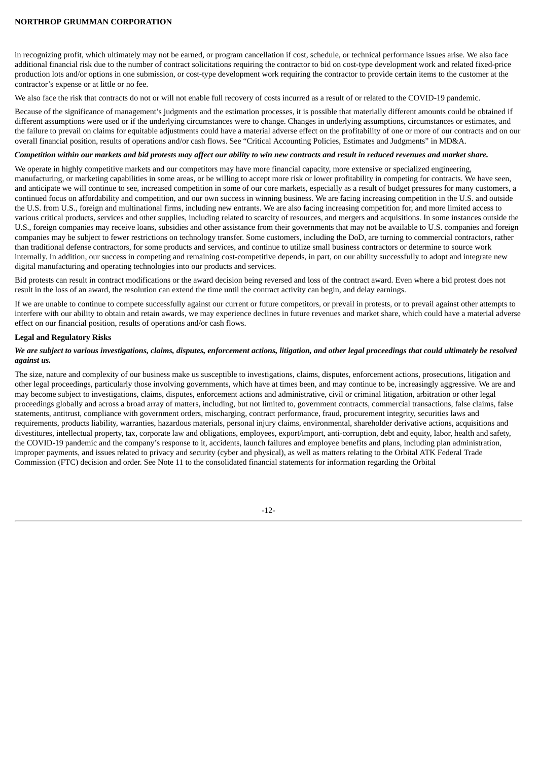in recognizing profit, which ultimately may not be earned, or program cancellation if cost, schedule, or technical performance issues arise. We also face additional financial risk due to the number of contract solicitations requiring the contractor to bid on cost-type development work and related fixed-price production lots and/or options in one submission, or cost-type development work requiring the contractor to provide certain items to the customer at the contractor's expense or at little or no fee.

We also face the risk that contracts do not or will not enable full recovery of costs incurred as a result of or related to the COVID-19 pandemic.

Because of the significance of management's judgments and the estimation processes, it is possible that materially different amounts could be obtained if different assumptions were used or if the underlying circumstances were to change. Changes in underlying assumptions, circumstances or estimates, and the failure to prevail on claims for equitable adjustments could have a material adverse effect on the profitability of one or more of our contracts and on our overall financial position, results of operations and/or cash flows. See "Critical Accounting Policies, Estimates and Judgments" in MD&A.

***Competition within our markets and bid protests may affect our ability to win new contracts and result in reduced revenues and market share.***

We operate in highly competitive markets and our competitors may have more financial capacity, more extensive or specialized engineering, manufacturing, or marketing capabilities in some areas, or be willing to accept more risk or lower profitability in competing for contracts. We have seen, and anticipate we will continue to see, increased competition in some of our core markets, especially as a result of budget pressures for many customers, a continued focus on affordability and competition, and our own success in winning business. We are facing increasing competition in the U.S. and outside the U.S. from U.S., foreign and multinational firms, including new entrants. We are also facing increasing competition for, and more limited access to various critical products, services and other supplies, including related to scarcity of resources, and mergers and acquisitions. In some instances outside the U.S., foreign companies may receive loans, subsidies and other assistance from their governments that may not be available to U.S. companies and foreign companies may be subject to fewer restrictions on technology transfer. Some customers, including the DoD, are turning to commercial contractors, rather than traditional defense contractors, for some products and services, and continue to utilize small business contractors or determine to source work internally. In addition, our success in competing and remaining cost-competitive depends, in part, on our ability successfully to adopt and integrate new digital manufacturing and operating technologies into our products and services.

Bid protests can result in contract modifications or the award decision being reversed and loss of the contract award. Even where a bid protest does not result in the loss of an award, the resolution can extend the time until the contract activity can begin, and delay earnings.

If we are unable to continue to compete successfully against our current or future competitors, or prevail in protests, or to prevail against other attempts to interfere with our ability to obtain and retain awards, we may experience declines in future revenues and market share, which could have a material adverse effect on our financial position, results of operations and/or cash flows.

**Legal and Regulatory Risks**

***We are subject to various investigations, claims, disputes, enforcement actions, litigation, and other legal proceedings that could ultimately be resolved against us.***

The size, nature and complexity of our business make us susceptible to investigations, claims, disputes, enforcement actions, prosecutions, litigation and other legal proceedings, particularly those involving governments, which have at times been, and may continue to be, increasingly aggressive. We are and may become subject to investigations, claims, disputes, enforcement actions and administrative, civil or criminal litigation, arbitration or other legal proceedings globally and across a broad array of matters, including, but not limited to, government contracts, commercial transactions, false claims, false statements, antitrust, compliance with government orders, mischarging, contract performance, fraud, procurement integrity, securities laws and requirements, products liability, warranties, hazardous materials, personal injury claims, environmental, shareholder derivative actions, acquisitions and divestitures, intellectual property, tax, corporate law and obligations, employees, export/import, anti-corruption, debt and equity, labor, health and safety, the COVID-19 pandemic and the company's response to it, accidents, launch failures and employee benefits and plans, including plan administration, improper payments, and issues related to privacy and security (cyber and physical), as well as matters relating to the Orbital ATK Federal Trade Commission (FTC) decision and order. See Note 11 to the consolidated financial statements for information regarding the Orbital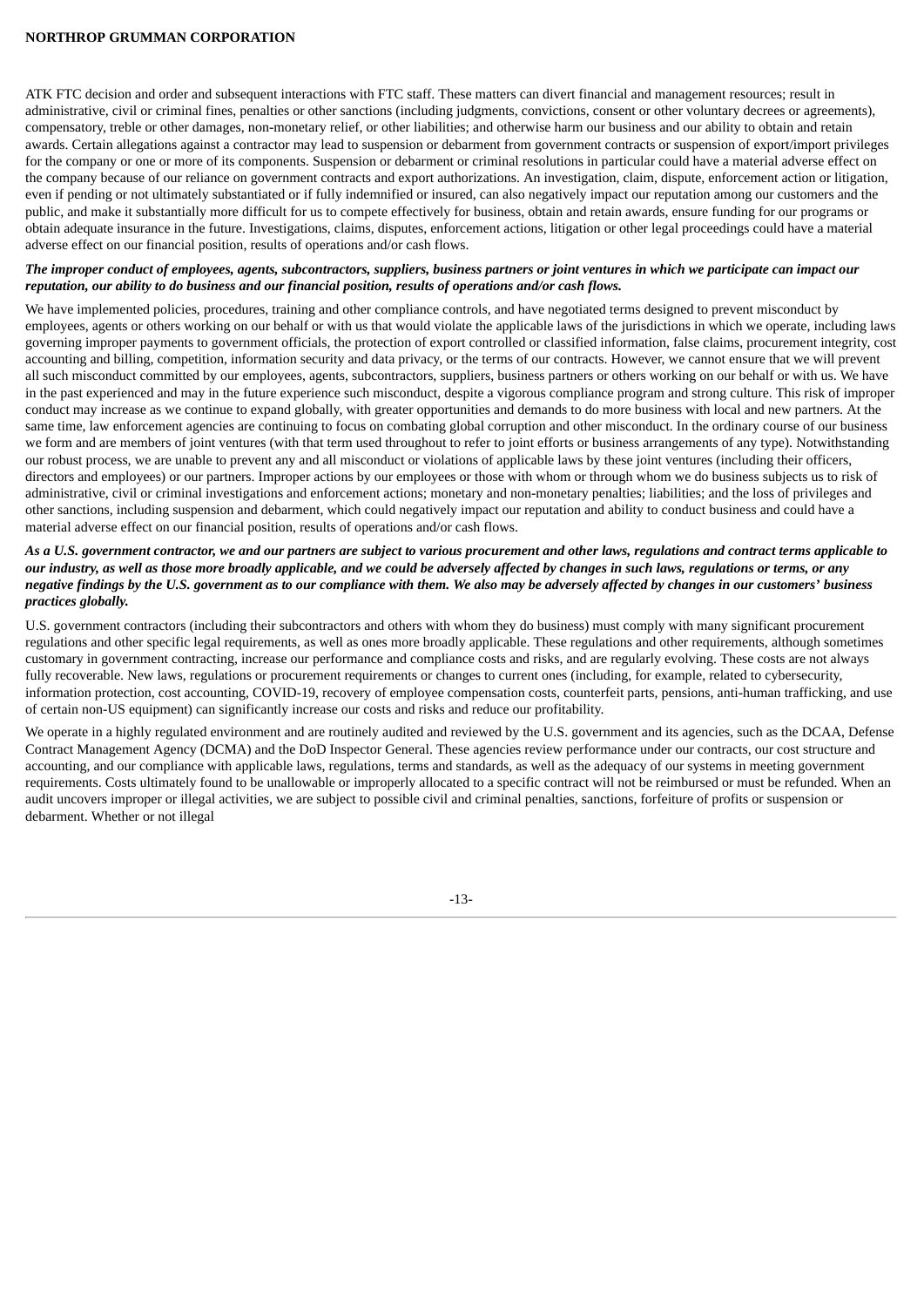ATK FTC decision and order and subsequent interactions with FTC staff. These matters can divert financial and management resources; result in administrative, civil or criminal fines, penalties or other sanctions (including judgments, convictions, consent or other voluntary decrees or agreements), compensatory, treble or other damages, non-monetary relief, or other liabilities; and otherwise harm our business and our ability to obtain and retain awards. Certain allegations against a contractor may lead to suspension or debarment from government contracts or suspension of export/import privileges for the company or one or more of its components. Suspension or debarment or criminal resolutions in particular could have a material adverse effect on the company because of our reliance on government contracts and export authorizations. An investigation, claim, dispute, enforcement action or litigation, even if pending or not ultimately substantiated or if fully indemnified or insured, can also negatively impact our reputation among our customers and the public, and make it substantially more difficult for us to compete effectively for business, obtain and retain awards, ensure funding for our programs or obtain adequate insurance in the future. Investigations, claims, disputes, enforcement actions, litigation or other legal proceedings could have a material adverse effect on our financial position, results of operations and/or cash flows.

***The improper conduct of employees, agents, subcontractors, suppliers, business partners or joint ventures in which we participate can impact our reputation, our ability to do business and our financial position, results of operations and/or cash flows.***

We have implemented policies, procedures, training and other compliance controls, and have negotiated terms designed to prevent misconduct by employees, agents or others working on our behalf or with us that would violate the applicable laws of the jurisdictions in which we operate, including laws governing improper payments to government officials, the protection of export controlled or classified information, false claims, procurement integrity, cost accounting and billing, competition, information security and data privacy, or the terms of our contracts. However, we cannot ensure that we will prevent all such misconduct committed by our employees, agents, subcontractors, suppliers, business partners or others working on our behalf or with us. We have in the past experienced and may in the future experience such misconduct, despite a vigorous compliance program and strong culture. This risk of improper conduct may increase as we continue to expand globally, with greater opportunities and demands to do more business with local and new partners. At the same time, law enforcement agencies are continuing to focus on combating global corruption and other misconduct. In the ordinary course of our business we form and are members of joint ventures (with that term used throughout to refer to joint efforts or business arrangements of any type). Notwithstanding our robust process, we are unable to prevent any and all misconduct or violations of applicable laws by these joint ventures (including their officers, directors and employees) or our partners. Improper actions by our employees or those with whom or through whom we do business subjects us to risk of administrative, civil or criminal investigations and enforcement actions; monetary and non-monetary penalties; liabilities; and the loss of privileges and other sanctions, including suspension and debarment, which could negatively impact our reputation and ability to conduct business and could have a material adverse effect on our financial position, results of operations and/or cash flows.

***As a U.S. government contractor, we and our partners are subject to various procurement and other laws, regulations and contract terms applicable to our industry, as well as those more broadly applicable, and we could be adversely affected by changes in such laws, regulations or terms, or any negative findings by the U.S. government as to our compliance with them. We also may be adversely affected by changes in our customers' business practices globally.***

U.S. government contractors (including their subcontractors and others with whom they do business) must comply with many significant procurement regulations and other specific legal requirements, as well as ones more broadly applicable. These regulations and other requirements, although sometimes customary in government contracting, increase our performance and compliance costs and risks, and are regularly evolving. These costs are not always fully recoverable. New laws, regulations or procurement requirements or changes to current ones (including, for example, related to cybersecurity, information protection, cost accounting, COVID-19, recovery of employee compensation costs, counterfeit parts, pensions, anti-human trafficking, and use of certain non-US equipment) can significantly increase our costs and risks and reduce our profitability.

We operate in a highly regulated environment and are routinely audited and reviewed by the U.S. government and its agencies, such as the DCAA, Defense Contract Management Agency (DCMA) and the DoD Inspector General. These agencies review performance under our contracts, our cost structure and accounting, and our compliance with applicable laws, regulations, terms and standards, as well as the adequacy of our systems in meeting government requirements. Costs ultimately found to be unallowable or improperly allocated to a specific contract will not be reimbursed or must be refunded. When an audit uncovers improper or illegal activities, we are subject to possible civil and criminal penalties, sanctions, forfeiture of profits or suspension or debarment. Whether or not illegal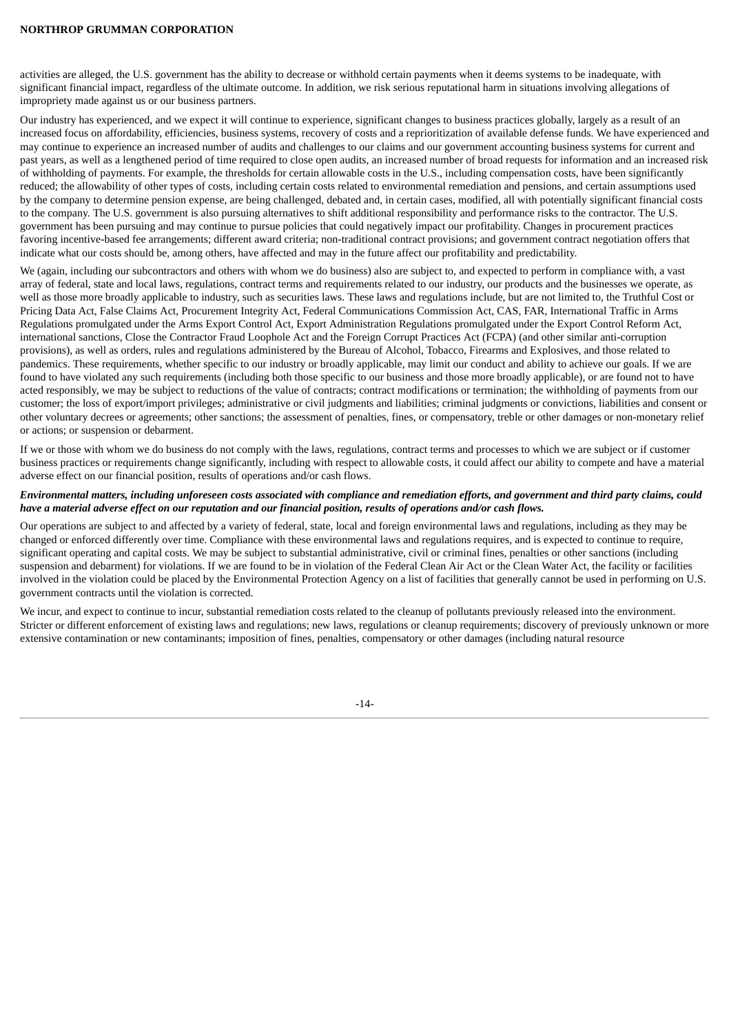activities are alleged, the U.S. government has the ability to decrease or withhold certain payments when it deems systems to be inadequate, with significant financial impact, regardless of the ultimate outcome. In addition, we risk serious reputational harm in situations involving allegations of impropriety made against us or our business partners.

Our industry has experienced, and we expect it will continue to experience, significant changes to business practices globally, largely as a result of an increased focus on affordability, efficiencies, business systems, recovery of costs and a reprioritization of available defense funds. We have experienced and may continue to experience an increased number of audits and challenges to our claims and our government accounting business systems for current and past years, as well as a lengthened period of time required to close open audits, an increased number of broad requests for information and an increased risk of withholding of payments. For example, the thresholds for certain allowable costs in the U.S., including compensation costs, have been significantly reduced; the allowability of other types of costs, including certain costs related to environmental remediation and pensions, and certain assumptions used by the company to determine pension expense, are being challenged, debated and, in certain cases, modified, all with potentially significant financial costs to the company. The U.S. government is also pursuing alternatives to shift additional responsibility and performance risks to the contractor. The U.S. government has been pursuing and may continue to pursue policies that could negatively impact our profitability. Changes in procurement practices favoring incentive-based fee arrangements; different award criteria; non-traditional contract provisions; and government contract negotiation offers that indicate what our costs should be, among others, have affected and may in the future affect our profitability and predictability.

We (again, including our subcontractors and others with whom we do business) also are subject to, and expected to perform in compliance with, a vast array of federal, state and local laws, regulations, contract terms and requirements related to our industry, our products and the businesses we operate, as well as those more broadly applicable to industry, such as securities laws. These laws and regulations include, but are not limited to, the Truthful Cost or Pricing Data Act, False Claims Act, Procurement Integrity Act, Federal Communications Commission Act, CAS, FAR, International Traffic in Arms Regulations promulgated under the Arms Export Control Act, Export Administration Regulations promulgated under the Export Control Reform Act, international sanctions, Close the Contractor Fraud Loophole Act and the Foreign Corrupt Practices Act (FCPA) (and other similar anti-corruption provisions), as well as orders, rules and regulations administered by the Bureau of Alcohol, Tobacco, Firearms and Explosives, and those related to pandemics. These requirements, whether specific to our industry or broadly applicable, may limit our conduct and ability to achieve our goals. If we are found to have violated any such requirements (including both those specific to our business and those more broadly applicable), or are found not to have acted responsibly, we may be subject to reductions of the value of contracts; contract modifications or termination; the withholding of payments from our customer; the loss of export/import privileges; administrative or civil judgments and liabilities; criminal judgments or convictions, liabilities and consent or other voluntary decrees or agreements; other sanctions; the assessment of penalties, fines, or compensatory, treble or other damages or non-monetary relief or actions; or suspension or debarment.

If we or those with whom we do business do not comply with the laws, regulations, contract terms and processes to which we are subject or if customer business practices or requirements change significantly, including with respect to allowable costs, it could affect our ability to compete and have a material adverse effect on our financial position, results of operations and/or cash flows.

***Environmental matters, including unforeseen costs associated with compliance and remediation efforts, and government and third party claims, could have a material adverse effect on our reputation and our financial position, results of operations and/or cash flows.***

Our operations are subject to and affected by a variety of federal, state, local and foreign environmental laws and regulations, including as they may be changed or enforced differently over time. Compliance with these environmental laws and regulations requires, and is expected to continue to require, significant operating and capital costs. We may be subject to substantial administrative, civil or criminal fines, penalties or other sanctions (including suspension and debarment) for violations. If we are found to be in violation of the Federal Clean Air Act or the Clean Water Act, the facility or facilities involved in the violation could be placed by the Environmental Protection Agency on a list of facilities that generally cannot be used in performing on U.S. government contracts until the violation is corrected.

We incur, and expect to continue to incur, substantial remediation costs related to the cleanup of pollutants previously released into the environment. Stricter or different enforcement of existing laws and regulations; new laws, regulations or cleanup requirements; discovery of previously unknown or more extensive contamination or new contaminants; imposition of fines, penalties, compensatory or other damages (including natural resource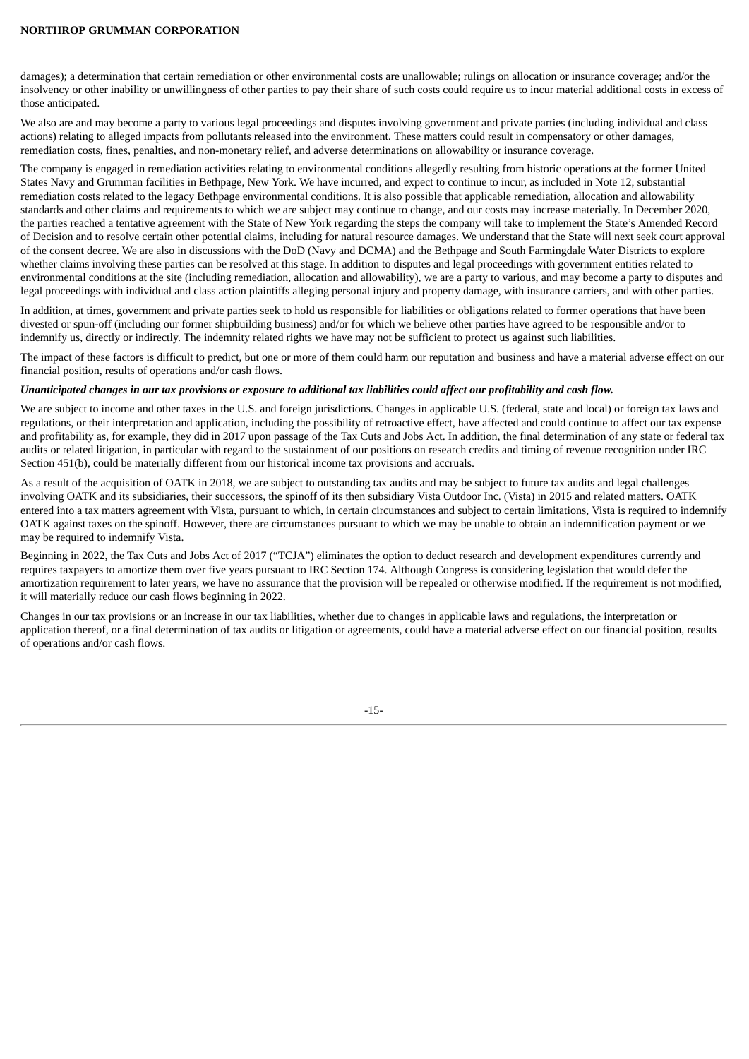damages); a determination that certain remediation or other environmental costs are unallowable; rulings on allocation or insurance coverage; and/or the insolvency or other inability or unwillingness of other parties to pay their share of such costs could require us to incur material additional costs in excess of those anticipated.

We also are and may become a party to various legal proceedings and disputes involving government and private parties (including individual and class actions) relating to alleged impacts from pollutants released into the environment. These matters could result in compensatory or other damages, remediation costs, fines, penalties, and non-monetary relief, and adverse determinations on allowability or insurance coverage.

The company is engaged in remediation activities relating to environmental conditions allegedly resulting from historic operations at the former United States Navy and Grumman facilities in Bethpage, New York. We have incurred, and expect to continue to incur, as included in Note 12, substantial remediation costs related to the legacy Bethpage environmental conditions. It is also possible that applicable remediation, allocation and allowability standards and other claims and requirements to which we are subject may continue to change, and our costs may increase materially. In December 2020, the parties reached a tentative agreement with the State of New York regarding the steps the company will take to implement the State's Amended Record of Decision and to resolve certain other potential claims, including for natural resource damages. We understand that the State will next seek court approval of the consent decree. We are also in discussions with the DoD (Navy and DCMA) and the Bethpage and South Farmingdale Water Districts to explore whether claims involving these parties can be resolved at this stage. In addition to disputes and legal proceedings with government entities related to environmental conditions at the site (including remediation, allocation and allowability), we are a party to various, and may become a party to disputes and legal proceedings with individual and class action plaintiffs alleging personal injury and property damage, with insurance carriers, and with other parties.

In addition, at times, government and private parties seek to hold us responsible for liabilities or obligations related to former operations that have been divested or spun-off (including our former shipbuilding business) and/or for which we believe other parties have agreed to be responsible and/or to indemnify us, directly or indirectly. The indemnity related rights we have may not be sufficient to protect us against such liabilities.

The impact of these factors is difficult to predict, but one or more of them could harm our reputation and business and have a material adverse effect on our financial position, results of operations and/or cash flows.

***Unanticipated changes in our tax provisions or exposure to additional tax liabilities could affect our profitability and cash flow.***

We are subject to income and other taxes in the U.S. and foreign jurisdictions. Changes in applicable U.S. (federal, state and local) or foreign tax laws and regulations, or their interpretation and application, including the possibility of retroactive effect, have affected and could continue to affect our tax expense and profitability as, for example, they did in 2017 upon passage of the Tax Cuts and Jobs Act. In addition, the final determination of any state or federal tax audits or related litigation, in particular with regard to the sustainment of our positions on research credits and timing of revenue recognition under IRC Section 451(b), could be materially different from our historical income tax provisions and accruals.

As a result of the acquisition of OATK in 2018, we are subject to outstanding tax audits and may be subject to future tax audits and legal challenges involving OATK and its subsidiaries, their successors, the spinoff of its then subsidiary Vista Outdoor Inc. (Vista) in 2015 and related matters. OATK entered into a tax matters agreement with Vista, pursuant to which, in certain circumstances and subject to certain limitations, Vista is required to indemnify OATK against taxes on the spinoff. However, there are circumstances pursuant to which we may be unable to obtain an indemnification payment or we may be required to indemnify Vista.

Beginning in 2022, the Tax Cuts and Jobs Act of 2017 ("TCJA") eliminates the option to deduct research and development expenditures currently and requires taxpayers to amortize them over five years pursuant to IRC Section 174. Although Congress is considering legislation that would defer the amortization requirement to later years, we have no assurance that the provision will be repealed or otherwise modified. If the requirement is not modified, it will materially reduce our cash flows beginning in 2022.

Changes in our tax provisions or an increase in our tax liabilities, whether due to changes in applicable laws and regulations, the interpretation or application thereof, or a final determination of tax audits or litigation or agreements, could have a material adverse effect on our financial position, results of operations and/or cash flows.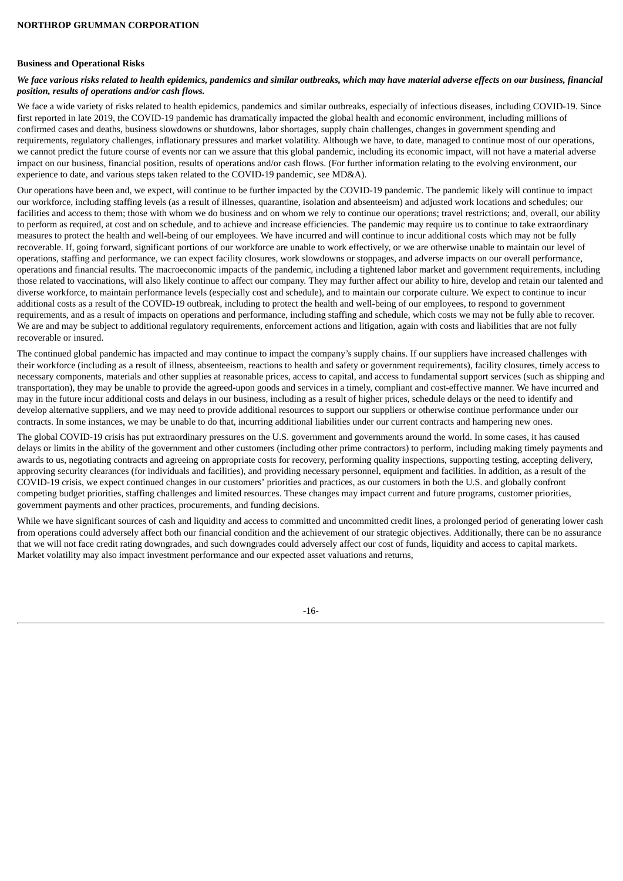**Business and Operational Risks**

***We face various risks related to health epidemics, pandemics and similar outbreaks, which may have material adverse effects on our business, financial position, results of operations and/or cash flows.***

We face a wide variety of risks related to health epidemics, pandemics and similar outbreaks, especially of infectious diseases, including COVID-19. Since first reported in late 2019, the COVID-19 pandemic has dramatically impacted the global health and economic environment, including millions of confirmed cases and deaths, business slowdowns or shutdowns, labor shortages, supply chain challenges, changes in government spending and requirements, regulatory challenges, inflationary pressures and market volatility. Although we have, to date, managed to continue most of our operations, we cannot predict the future course of events nor can we assure that this global pandemic, including its economic impact, will not have a material adverse impact on our business, financial position, results of operations and/or cash flows. (For further information relating to the evolving environment, our experience to date, and various steps taken related to the COVID-19 pandemic, see MD&A).

Our operations have been and, we expect, will continue to be further impacted by the COVID-19 pandemic. The pandemic likely will continue to impact our workforce, including staffing levels (as a result of illnesses, quarantine, isolation and absenteeism) and adjusted work locations and schedules; our facilities and access to them; those with whom we do business and on whom we rely to continue our operations; travel restrictions; and, overall, our ability to perform as required, at cost and on schedule, and to achieve and increase efficiencies. The pandemic may require us to continue to take extraordinary measures to protect the health and well-being of our employees. We have incurred and will continue to incur additional costs which may not be fully recoverable. If, going forward, significant portions of our workforce are unable to work effectively, or we are otherwise unable to maintain our level of operations, staffing and performance, we can expect facility closures, work slowdowns or stoppages, and adverse impacts on our overall performance, operations and financial results. The macroeconomic impacts of the pandemic, including a tightened labor market and government requirements, including those related to vaccinations, will also likely continue to affect our company. They may further affect our ability to hire, develop and retain our talented and diverse workforce, to maintain performance levels (especially cost and schedule), and to maintain our corporate culture. We expect to continue to incur additional costs as a result of the COVID-19 outbreak, including to protect the health and well-being of our employees, to respond to government requirements, and as a result of impacts on operations and performance, including staffing and schedule, which costs we may not be fully able to recover. We are and may be subject to additional regulatory requirements, enforcement actions and litigation, again with costs and liabilities that are not fully recoverable or insured.

The continued global pandemic has impacted and may continue to impact the company's supply chains. If our suppliers have increased challenges with their workforce (including as a result of illness, absenteeism, reactions to health and safety or government requirements), facility closures, timely access to necessary components, materials and other supplies at reasonable prices, access to capital, and access to fundamental support services (such as shipping and transportation), they may be unable to provide the agreed-upon goods and services in a timely, compliant and cost-effective manner. We have incurred and may in the future incur additional costs and delays in our business, including as a result of higher prices, schedule delays or the need to identify and develop alternative suppliers, and we may need to provide additional resources to support our suppliers or otherwise continue performance under our contracts. In some instances, we may be unable to do that, incurring additional liabilities under our current contracts and hampering new ones.

The global COVID-19 crisis has put extraordinary pressures on the U.S. government and governments around the world. In some cases, it has caused delays or limits in the ability of the government and other customers (including other prime contractors) to perform, including making timely payments and awards to us, negotiating contracts and agreeing on appropriate costs for recovery, performing quality inspections, supporting testing, accepting delivery, approving security clearances (for individuals and facilities), and providing necessary personnel, equipment and facilities. In addition, as a result of the COVID-19 crisis, we expect continued changes in our customers' priorities and practices, as our customers in both the U.S. and globally confront competing budget priorities, staffing challenges and limited resources. These changes may impact current and future programs, customer priorities, government payments and other practices, procurements, and funding decisions.

While we have significant sources of cash and liquidity and access to committed and uncommitted credit lines, a prolonged period of generating lower cash from operations could adversely affect both our financial condition and the achievement of our strategic objectives. Additionally, there can be no assurance that we will not face credit rating downgrades, and such downgrades could adversely affect our cost of funds, liquidity and access to capital markets. Market volatility may also impact investment performance and our expected asset valuations and returns,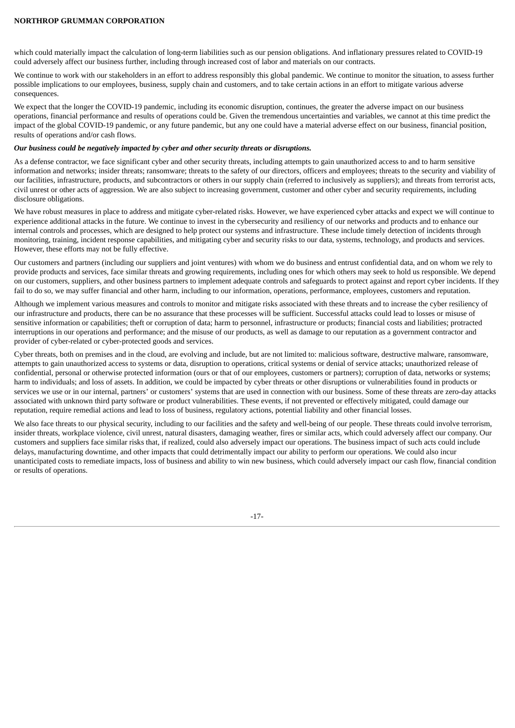which could materially impact the calculation of long-term liabilities such as our pension obligations. And inflationary pressures related to COVID-19 could adversely affect our business further, including through increased cost of labor and materials on our contracts.

We continue to work with our stakeholders in an effort to address responsibly this global pandemic. We continue to monitor the situation, to assess further possible implications to our employees, business, supply chain and customers, and to take certain actions in an effort to mitigate various adverse consequences.

We expect that the longer the COVID-19 pandemic, including its economic disruption, continues, the greater the adverse impact on our business operations, financial performance and results of operations could be. Given the tremendous uncertainties and variables, we cannot at this time predict the impact of the global COVID-19 pandemic, or any future pandemic, but any one could have a material adverse effect on our business, financial position, results of operations and/or cash flows.

***Our business could be negatively impacted by cyber and other security threats or disruptions.***

As a defense contractor, we face significant cyber and other security threats, including attempts to gain unauthorized access to and to harm sensitive information and networks; insider threats; ransomware; threats to the safety of our directors, officers and employees; threats to the security and viability of our facilities, infrastructure, products, and subcontractors or others in our supply chain (referred to inclusively as suppliers); and threats from terrorist acts, civil unrest or other acts of aggression. We are also subject to increasing government, customer and other cyber and security requirements, including disclosure obligations.

We have robust measures in place to address and mitigate cyber-related risks. However, we have experienced cyber attacks and expect we will continue to experience additional attacks in the future. We continue to invest in the cybersecurity and resiliency of our networks and products and to enhance our internal controls and processes, which are designed to help protect our systems and infrastructure. These include timely detection of incidents through monitoring, training, incident response capabilities, and mitigating cyber and security risks to our data, systems, technology, and products and services. However, these efforts may not be fully effective.

Our customers and partners (including our suppliers and joint ventures) with whom we do business and entrust confidential data, and on whom we rely to provide products and services, face similar threats and growing requirements, including ones for which others may seek to hold us responsible. We depend on our customers, suppliers, and other business partners to implement adequate controls and safeguards to protect against and report cyber incidents. If they fail to do so, we may suffer financial and other harm, including to our information, operations, performance, employees, customers and reputation.

Although we implement various measures and controls to monitor and mitigate risks associated with these threats and to increase the cyber resiliency of our infrastructure and products, there can be no assurance that these processes will be sufficient. Successful attacks could lead to losses or misuse of sensitive information or capabilities; theft or corruption of data; harm to personnel, infrastructure or products; financial costs and liabilities; protracted interruptions in our operations and performance; and the misuse of our products, as well as damage to our reputation as a government contractor and provider of cyber-related or cyber-protected goods and services.

Cyber threats, both on premises and in the cloud, are evolving and include, but are not limited to: malicious software, destructive malware, ransomware, attempts to gain unauthorized access to systems or data, disruption to operations, critical systems or denial of service attacks; unauthorized release of confidential, personal or otherwise protected information (ours or that of our employees, customers or partners); corruption of data, networks or systems; harm to individuals; and loss of assets. In addition, we could be impacted by cyber threats or other disruptions or vulnerabilities found in products or services we use or in our internal, partners' or customers' systems that are used in connection with our business. Some of these threats are zero-day attacks associated with unknown third party software or product vulnerabilities. These events, if not prevented or effectively mitigated, could damage our reputation, require remedial actions and lead to loss of business, regulatory actions, potential liability and other financial losses.

We also face threats to our physical security, including to our facilities and the safety and well-being of our people. These threats could involve terrorism, insider threats, workplace violence, civil unrest, natural disasters, damaging weather, fires or similar acts, which could adversely affect our company. Our customers and suppliers face similar risks that, if realized, could also adversely impact our operations. The business impact of such acts could include delays, manufacturing downtime, and other impacts that could detrimentally impact our ability to perform our operations. We could also incur unanticipated costs to remediate impacts, loss of business and ability to win new business, which could adversely impact our cash flow, financial condition or results of operations.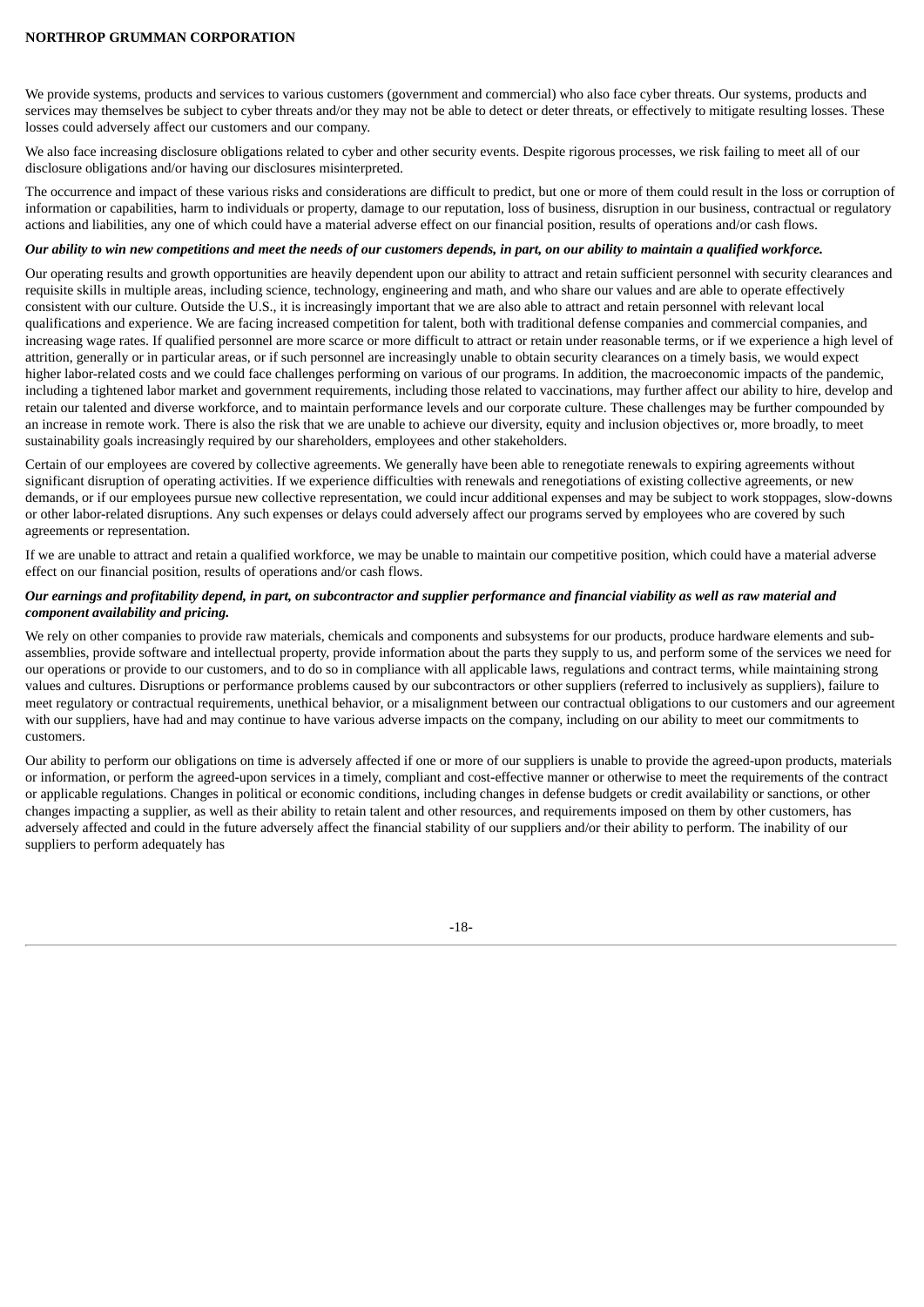We provide systems, products and services to various customers (government and commercial) who also face cyber threats. Our systems, products and services may themselves be subject to cyber threats and/or they may not be able to detect or deter threats, or effectively to mitigate resulting losses. These losses could adversely affect our customers and our company.

We also face increasing disclosure obligations related to cyber and other security events. Despite rigorous processes, we risk failing to meet all of our disclosure obligations and/or having our disclosures misinterpreted.

The occurrence and impact of these various risks and considerations are difficult to predict, but one or more of them could result in the loss or corruption of information or capabilities, harm to individuals or property, damage to our reputation, loss of business, disruption in our business, contractual or regulatory actions and liabilities, any one of which could have a material adverse effect on our financial position, results of operations and/or cash flows.

***Our ability to win new competitions and meet the needs of our customers depends, in part, on our ability to maintain a qualified workforce.***

Our operating results and growth opportunities are heavily dependent upon our ability to attract and retain sufficient personnel with security clearances and requisite skills in multiple areas, including science, technology, engineering and math, and who share our values and are able to operate effectively consistent with our culture. Outside the U.S., it is increasingly important that we are also able to attract and retain personnel with relevant local qualifications and experience. We are facing increased competition for talent, both with traditional defense companies and commercial companies, and increasing wage rates. If qualified personnel are more scarce or more difficult to attract or retain under reasonable terms, or if we experience a high level of attrition, generally or in particular areas, or if such personnel are increasingly unable to obtain security clearances on a timely basis, we would expect higher labor-related costs and we could face challenges performing on various of our programs. In addition, the macroeconomic impacts of the pandemic, including a tightened labor market and government requirements, including those related to vaccinations, may further affect our ability to hire, develop and retain our talented and diverse workforce, and to maintain performance levels and our corporate culture. These challenges may be further compounded by an increase in remote work. There is also the risk that we are unable to achieve our diversity, equity and inclusion objectives or, more broadly, to meet sustainability goals increasingly required by our shareholders, employees and other stakeholders.

Certain of our employees are covered by collective agreements. We generally have been able to renegotiate renewals to expiring agreements without significant disruption of operating activities. If we experience difficulties with renewals and renegotiations of existing collective agreements, or new demands, or if our employees pursue new collective representation, we could incur additional expenses and may be subject to work stoppages, slow-downs or other labor-related disruptions. Any such expenses or delays could adversely affect our programs served by employees who are covered by such agreements or representation.

If we are unable to attract and retain a qualified workforce, we may be unable to maintain our competitive position, which could have a material adverse effect on our financial position, results of operations and/or cash flows.

***Our earnings and profitability depend, in part, on subcontractor and supplier performance and financial viability as well as raw material and component availability and pricing.***

We rely on other companies to provide raw materials, chemicals and components and subsystems for our products, produce hardware elements and sub-assemblies, provide software and intellectual property, provide information about the parts they supply to us, and perform some of the services we need for our operations or provide to our customers, and to do so in compliance with all applicable laws, regulations and contract terms, while maintaining strong values and cultures. Disruptions or performance problems caused by our subcontractors or other suppliers (referred to inclusively as suppliers), failure to meet regulatory or contractual requirements, unethical behavior, or a misalignment between our contractual obligations to our customers and our agreement with our suppliers, have had and may continue to have various adverse impacts on the company, including on our ability to meet our commitments to customers.

Our ability to perform our obligations on time is adversely affected if one or more of our suppliers is unable to provide the agreed-upon products, materials or information, or perform the agreed-upon services in a timely, compliant and cost-effective manner or otherwise to meet the requirements of the contract or applicable regulations. Changes in political or economic conditions, including changes in defense budgets or credit availability or sanctions, or other changes impacting a supplier, as well as their ability to retain talent and other resources, and requirements imposed on them by other customers, has adversely affected and could in the future adversely affect the financial stability of our suppliers and/or their ability to perform. The inability of our suppliers to perform adequately has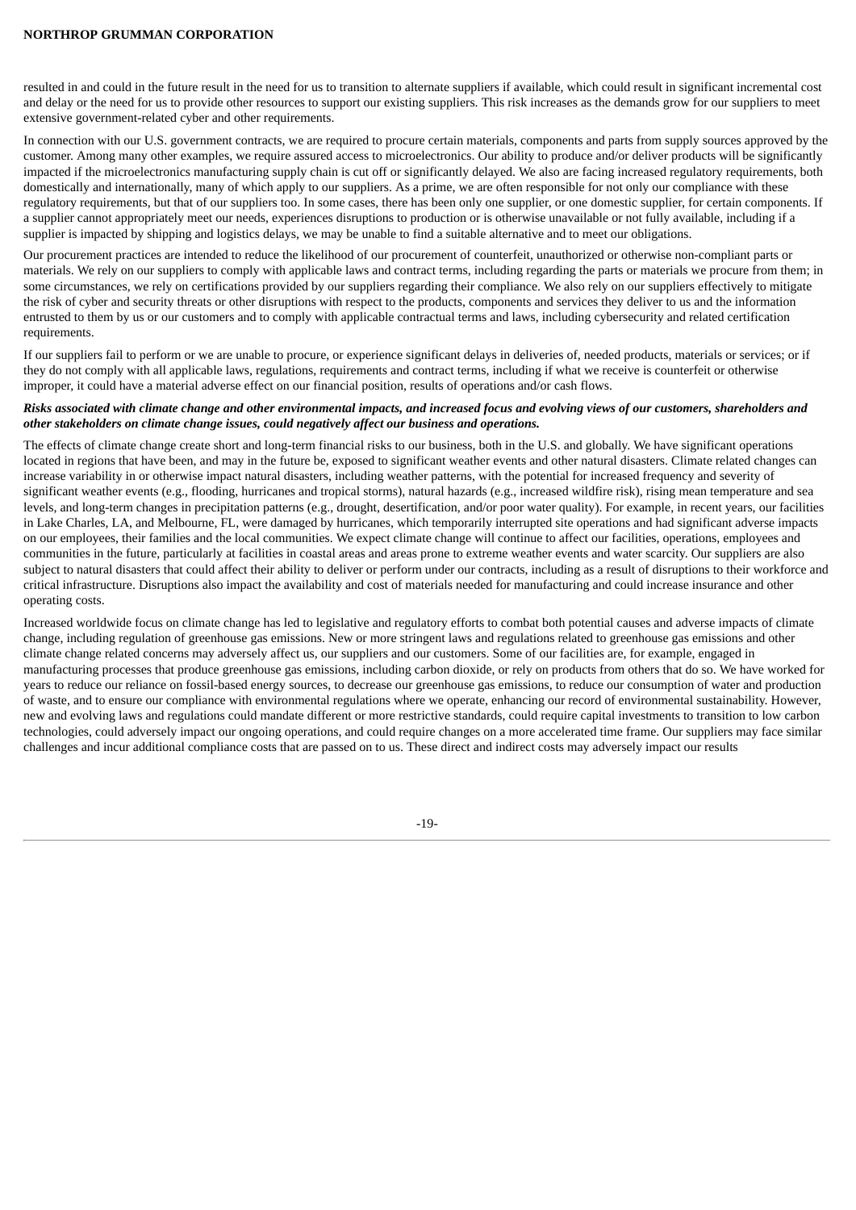resulted in and could in the future result in the need for us to transition to alternate suppliers if available, which could result in significant incremental cost and delay or the need for us to provide other resources to support our existing suppliers. This risk increases as the demands grow for our suppliers to meet extensive government-related cyber and other requirements.

In connection with our U.S. government contracts, we are required to procure certain materials, components and parts from supply sources approved by the customer. Among many other examples, we require assured access to microelectronics. Our ability to produce and/or deliver products will be significantly impacted if the microelectronics manufacturing supply chain is cut off or significantly delayed. We also are facing increased regulatory requirements, both domestically and internationally, many of which apply to our suppliers. As a prime, we are often responsible for not only our compliance with these regulatory requirements, but that of our suppliers too. In some cases, there has been only one supplier, or one domestic supplier, for certain components. If a supplier cannot appropriately meet our needs, experiences disruptions to production or is otherwise unavailable or not fully available, including if a supplier is impacted by shipping and logistics delays, we may be unable to find a suitable alternative and to meet our obligations.

Our procurement practices are intended to reduce the likelihood of our procurement of counterfeit, unauthorized or otherwise non-compliant parts or materials. We rely on our suppliers to comply with applicable laws and contract terms, including regarding the parts or materials we procure from them; in some circumstances, we rely on certifications provided by our suppliers regarding their compliance. We also rely on our suppliers effectively to mitigate the risk of cyber and security threats or other disruptions with respect to the products, components and services they deliver to us and the information entrusted to them by us or our customers and to comply with applicable contractual terms and laws, including cybersecurity and related certification requirements.

If our suppliers fail to perform or we are unable to procure, or experience significant delays in deliveries of, needed products, materials or services; or if they do not comply with all applicable laws, regulations, requirements and contract terms, including if what we receive is counterfeit or otherwise improper, it could have a material adverse effect on our financial position, results of operations and/or cash flows.

***Risks associated with climate change and other environmental impacts, and increased focus and evolving views of our customers, shareholders and other stakeholders on climate change issues, could negatively affect our business and operations.***

The effects of climate change create short and long-term financial risks to our business, both in the U.S. and globally. We have significant operations located in regions that have been, and may in the future be, exposed to significant weather events and other natural disasters. Climate related changes can increase variability in or otherwise impact natural disasters, including weather patterns, with the potential for increased frequency and severity of significant weather events (e.g., flooding, hurricanes and tropical storms), natural hazards (e.g., increased wildfire risk), rising mean temperature and sea levels, and long-term changes in precipitation patterns (e.g., drought, desertification, and/or poor water quality). For example, in recent years, our facilities in Lake Charles, LA, and Melbourne, FL, were damaged by hurricanes, which temporarily interrupted site operations and had significant adverse impacts on our employees, their families and the local communities. We expect climate change will continue to affect our facilities, operations, employees and communities in the future, particularly at facilities in coastal areas and areas prone to extreme weather events and water scarcity. Our suppliers are also subject to natural disasters that could affect their ability to deliver or perform under our contracts, including as a result of disruptions to their workforce and critical infrastructure. Disruptions also impact the availability and cost of materials needed for manufacturing and could increase insurance and other operating costs.

Increased worldwide focus on climate change has led to legislative and regulatory efforts to combat both potential causes and adverse impacts of climate change, including regulation of greenhouse gas emissions. New or more stringent laws and regulations related to greenhouse gas emissions and other climate change related concerns may adversely affect us, our suppliers and our customers. Some of our facilities are, for example, engaged in manufacturing processes that produce greenhouse gas emissions, including carbon dioxide, or rely on products from others that do so. We have worked for years to reduce our reliance on fossil-based energy sources, to decrease our greenhouse gas emissions, to reduce our consumption of water and production of waste, and to ensure our compliance with environmental regulations where we operate, enhancing our record of environmental sustainability. However, new and evolving laws and regulations could mandate different or more restrictive standards, could require capital investments to transition to low carbon technologies, could adversely impact our ongoing operations, and could require changes on a more accelerated time frame. Our suppliers may face similar challenges and incur additional compliance costs that are passed on to us. These direct and indirect costs may adversely impact our results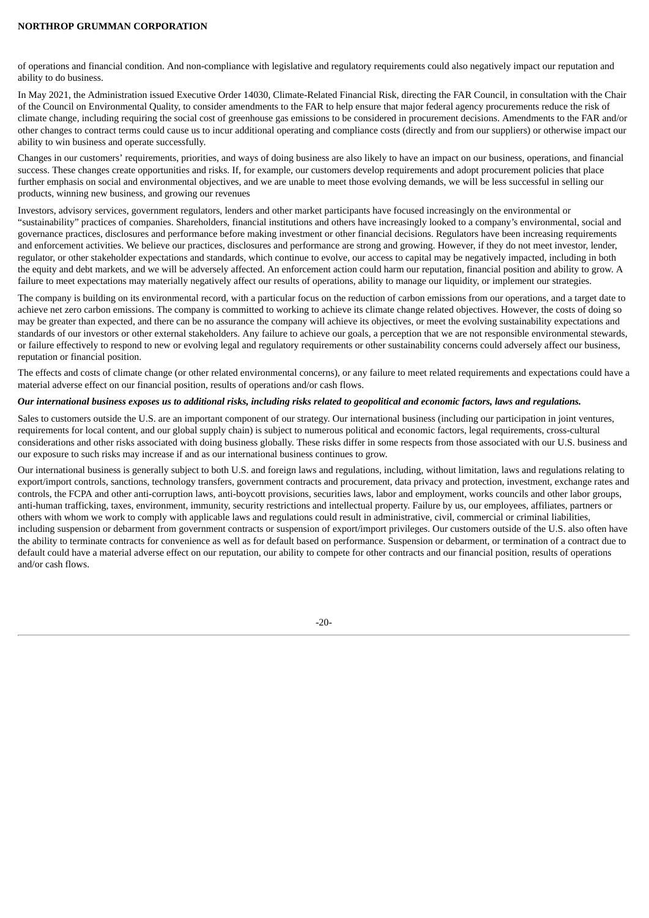of operations and financial condition. And non-compliance with legislative and regulatory requirements could also negatively impact our reputation and ability to do business.

In May 2021, the Administration issued Executive Order 14030, Climate-Related Financial Risk, directing the FAR Council, in consultation with the Chair of the Council on Environmental Quality, to consider amendments to the FAR to help ensure that major federal agency procurements reduce the risk of climate change, including requiring the social cost of greenhouse gas emissions to be considered in procurement decisions. Amendments to the FAR and/or other changes to contract terms could cause us to incur additional operating and compliance costs (directly and from our suppliers) or otherwise impact our ability to win business and operate successfully.

Changes in our customers' requirements, priorities, and ways of doing business are also likely to have an impact on our business, operations, and financial success. These changes create opportunities and risks. If, for example, our customers develop requirements and adopt procurement policies that place further emphasis on social and environmental objectives, and we are unable to meet those evolving demands, we will be less successful in selling our products, winning new business, and growing our revenues

Investors, advisory services, government regulators, lenders and other market participants have focused increasingly on the environmental or "sustainability" practices of companies. Shareholders, financial institutions and others have increasingly looked to a company's environmental, social and governance practices, disclosures and performance before making investment or other financial decisions. Regulators have been increasing requirements and enforcement activities. We believe our practices, disclosures and performance are strong and growing. However, if they do not meet investor, lender, regulator, or other stakeholder expectations and standards, which continue to evolve, our access to capital may be negatively impacted, including in both the equity and debt markets, and we will be adversely affected. An enforcement action could harm our reputation, financial position and ability to grow. A failure to meet expectations may materially negatively affect our results of operations, ability to manage our liquidity, or implement our strategies.

The company is building on its environmental record, with a particular focus on the reduction of carbon emissions from our operations, and a target date to achieve net zero carbon emissions. The company is committed to working to achieve its climate change related objectives. However, the costs of doing so may be greater than expected, and there can be no assurance the company will achieve its objectives, or meet the evolving sustainability expectations and standards of our investors or other external stakeholders. Any failure to achieve our goals, a perception that we are not responsible environmental stewards, or failure effectively to respond to new or evolving legal and regulatory requirements or other sustainability concerns could adversely affect our business, reputation or financial position.

The effects and costs of climate change (or other related environmental concerns), or any failure to meet related requirements and expectations could have a material adverse effect on our financial position, results of operations and/or cash flows.

***Our international business exposes us to additional risks, including risks related to geopolitical and economic factors, laws and regulations.***

Sales to customers outside the U.S. are an important component of our strategy. Our international business (including our participation in joint ventures, requirements for local content, and our global supply chain) is subject to numerous political and economic factors, legal requirements, cross-cultural considerations and other risks associated with doing business globally. These risks differ in some respects from those associated with our U.S. business and our exposure to such risks may increase if and as our international business continues to grow.

Our international business is generally subject to both U.S. and foreign laws and regulations, including, without limitation, laws and regulations relating to export/import controls, sanctions, technology transfers, government contracts and procurement, data privacy and protection, investment, exchange rates and controls, the FCPA and other anti-corruption laws, anti-boycott provisions, securities laws, labor and employment, works councils and other labor groups, anti-human trafficking, taxes, environment, immunity, security restrictions and intellectual property. Failure by us, our employees, affiliates, partners or others with whom we work to comply with applicable laws and regulations could result in administrative, civil, commercial or criminal liabilities, including suspension or debarment from government contracts or suspension of export/import privileges. Our customers outside of the U.S. also often have the ability to terminate contracts for convenience as well as for default based on performance. Suspension or debarment, or termination of a contract due to default could have a material adverse effect on our reputation, our ability to compete for other contracts and our financial position, results of operations and/or cash flows.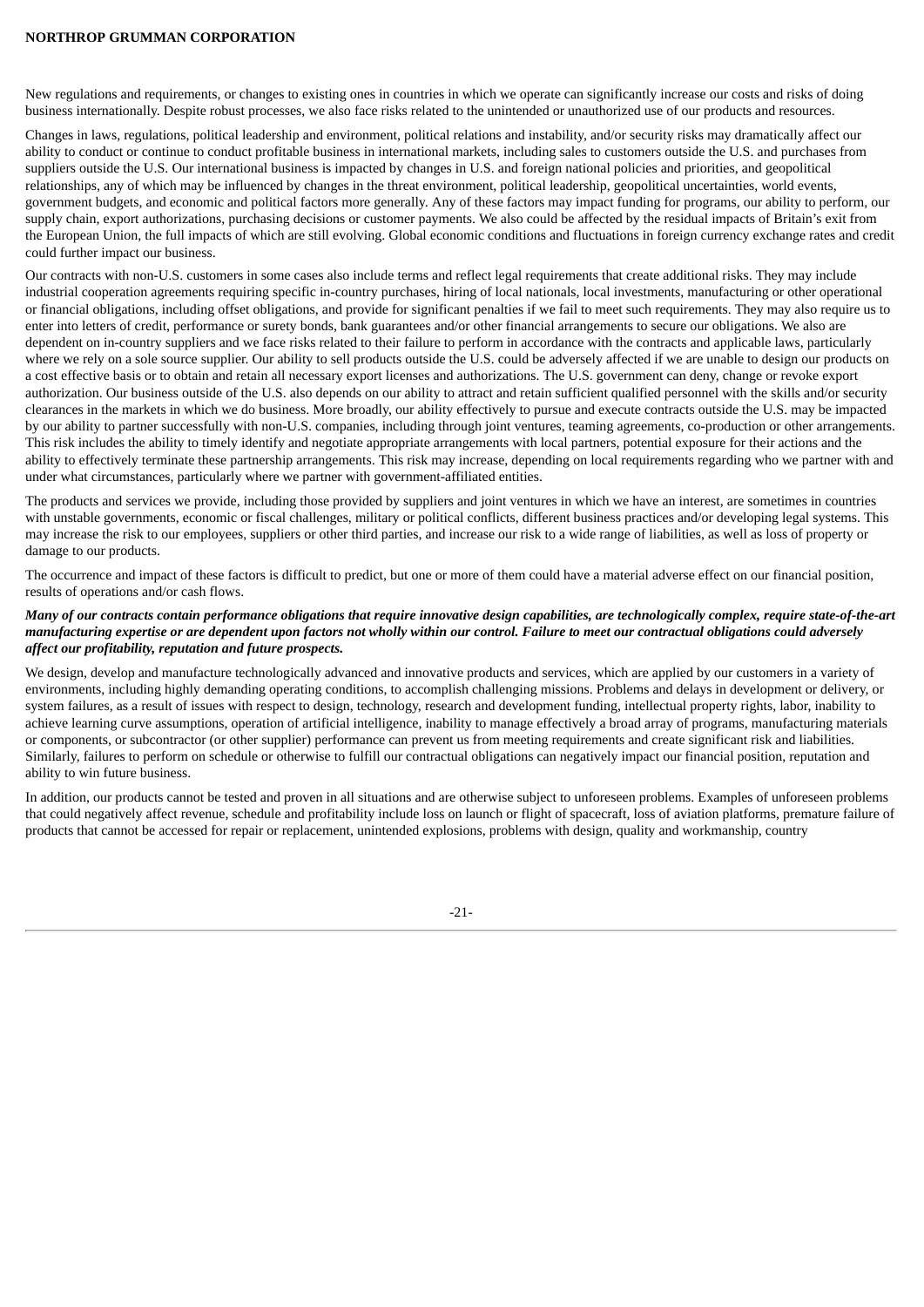New regulations and requirements, or changes to existing ones in countries in which we operate can significantly increase our costs and risks of doing business internationally. Despite robust processes, we also face risks related to the unintended or unauthorized use of our products and resources.

Changes in laws, regulations, political leadership and environment, political relations and instability, and/or security risks may dramatically affect our ability to conduct or continue to conduct profitable business in international markets, including sales to customers outside the U.S. and purchases from suppliers outside the U.S. Our international business is impacted by changes in U.S. and foreign national policies and priorities, and geopolitical relationships, any of which may be influenced by changes in the threat environment, political leadership, geopolitical uncertainties, world events, government budgets, and economic and political factors more generally. Any of these factors may impact funding for programs, our ability to perform, our supply chain, export authorizations, purchasing decisions or customer payments. We also could be affected by the residual impacts of Britain's exit from the European Union, the full impacts of which are still evolving. Global economic conditions and fluctuations in foreign currency exchange rates and credit could further impact our business.

Our contracts with non-U.S. customers in some cases also include terms and reflect legal requirements that create additional risks. They may include industrial cooperation agreements requiring specific in-country purchases, hiring of local nationals, local investments, manufacturing or other operational or financial obligations, including offset obligations, and provide for significant penalties if we fail to meet such requirements. They may also require us to enter into letters of credit, performance or surety bonds, bank guarantees and/or other financial arrangements to secure our obligations. We also are dependent on in-country suppliers and we face risks related to their failure to perform in accordance with the contracts and applicable laws, particularly where we rely on a sole source supplier. Our ability to sell products outside the U.S. could be adversely affected if we are unable to design our products on a cost effective basis or to obtain and retain all necessary export licenses and authorizations. The U.S. government can deny, change or revoke export authorization. Our business outside of the U.S. also depends on our ability to attract and retain sufficient qualified personnel with the skills and/or security clearances in the markets in which we do business. More broadly, our ability effectively to pursue and execute contracts outside the U.S. may be impacted by our ability to partner successfully with non-U.S. companies, including through joint ventures, teaming agreements, co-production or other arrangements. This risk includes the ability to timely identify and negotiate appropriate arrangements with local partners, potential exposure for their actions and the ability to effectively terminate these partnership arrangements. This risk may increase, depending on local requirements regarding who we partner with and under what circumstances, particularly where we partner with government-affiliated entities.

The products and services we provide, including those provided by suppliers and joint ventures in which we have an interest, are sometimes in countries with unstable governments, economic or fiscal challenges, military or political conflicts, different business practices and/or developing legal systems. This may increase the risk to our employees, suppliers or other third parties, and increase our risk to a wide range of liabilities, as well as loss of property or damage to our products.

The occurrence and impact of these factors is difficult to predict, but one or more of them could have a material adverse effect on our financial position, results of operations and/or cash flows.

***Many of our contracts contain performance obligations that require innovative design capabilities, are technologically complex, require state-of-the-art manufacturing expertise or are dependent upon factors not wholly within our control. Failure to meet our contractual obligations could adversely affect our profitability, reputation and future prospects.***

We design, develop and manufacture technologically advanced and innovative products and services, which are applied by our customers in a variety of environments, including highly demanding operating conditions, to accomplish challenging missions. Problems and delays in development or delivery, or system failures, as a result of issues with respect to design, technology, research and development funding, intellectual property rights, labor, inability to achieve learning curve assumptions, operation of artificial intelligence, inability to manage effectively a broad array of programs, manufacturing materials or components, or subcontractor (or other supplier) performance can prevent us from meeting requirements and create significant risk and liabilities. Similarly, failures to perform on schedule or otherwise to fulfill our contractual obligations can negatively impact our financial position, reputation and ability to win future business.

In addition, our products cannot be tested and proven in all situations and are otherwise subject to unforeseen problems. Examples of unforeseen problems that could negatively affect revenue, schedule and profitability include loss on launch or flight of spacecraft, loss of aviation platforms, premature failure of products that cannot be accessed for repair or replacement, unintended explosions, problems with design, quality and workmanship, country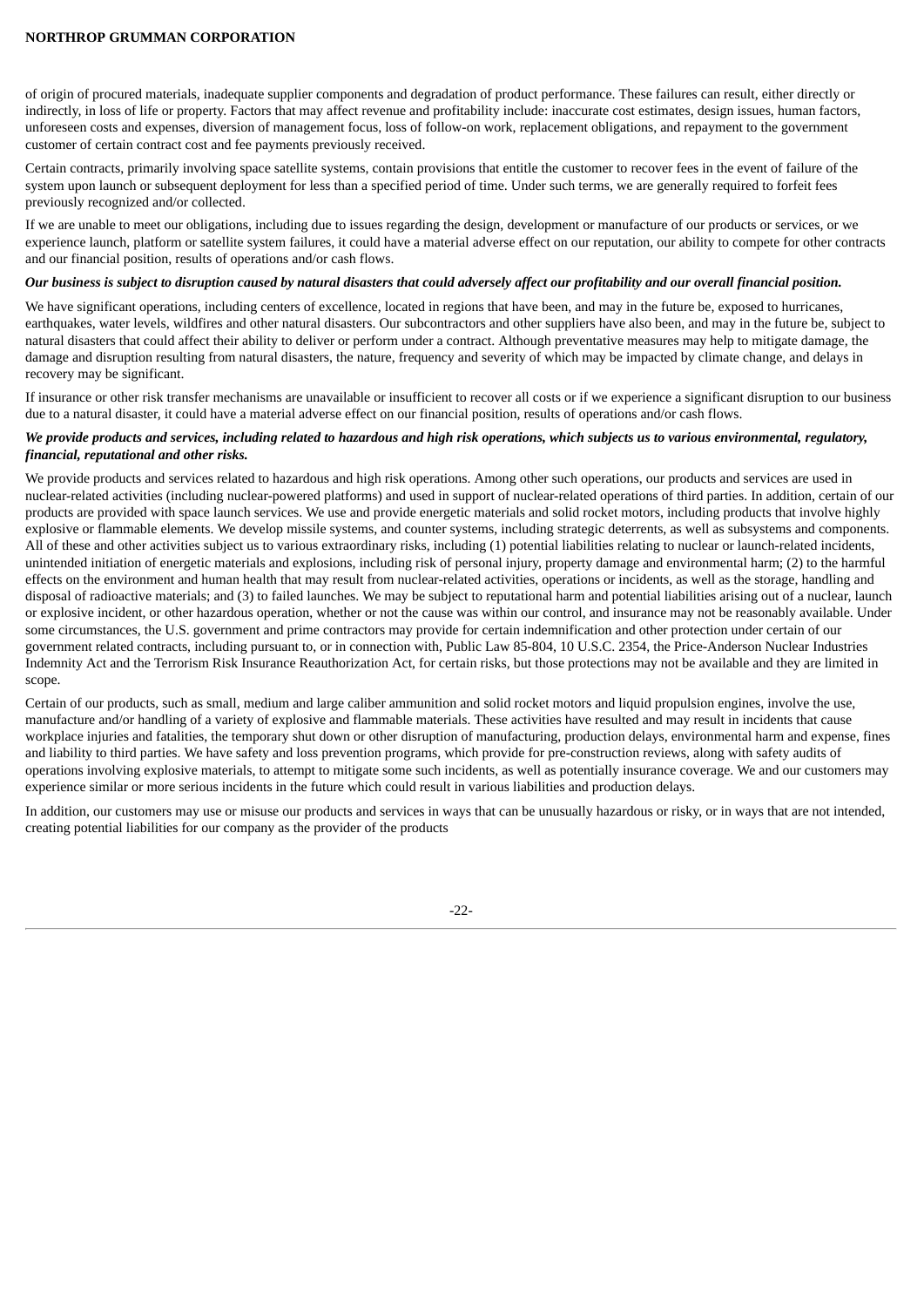of origin of procured materials, inadequate supplier components and degradation of product performance. These failures can result, either directly or indirectly, in loss of life or property. Factors that may affect revenue and profitability include: inaccurate cost estimates, design issues, human factors, unforeseen costs and expenses, diversion of management focus, loss of follow-on work, replacement obligations, and repayment to the government customer of certain contract cost and fee payments previously received.

Certain contracts, primarily involving space satellite systems, contain provisions that entitle the customer to recover fees in the event of failure of the system upon launch or subsequent deployment for less than a specified period of time. Under such terms, we are generally required to forfeit fees previously recognized and/or collected.

If we are unable to meet our obligations, including due to issues regarding the design, development or manufacture of our products or services, or we experience launch, platform or satellite system failures, it could have a material adverse effect on our reputation, our ability to compete for other contracts and our financial position, results of operations and/or cash flows.

***Our business is subject to disruption caused by natural disasters that could adversely affect our profitability and our overall financial position.***

We have significant operations, including centers of excellence, located in regions that have been, and may in the future be, exposed to hurricanes, earthquakes, water levels, wildfires and other natural disasters. Our subcontractors and other suppliers have also been, and may in the future be, subject to natural disasters that could affect their ability to deliver or perform under a contract. Although preventative measures may help to mitigate damage, the damage and disruption resulting from natural disasters, the nature, frequency and severity of which may be impacted by climate change, and delays in recovery may be significant.

If insurance or other risk transfer mechanisms are unavailable or insufficient to recover all costs or if we experience a significant disruption to our business due to a natural disaster, it could have a material adverse effect on our financial position, results of operations and/or cash flows.

***We provide products and services, including related to hazardous and high risk operations, which subjects us to various environmental, regulatory, financial, reputational and other risks.***

We provide products and services related to hazardous and high risk operations. Among other such operations, our products and services are used in nuclear-related activities (including nuclear-powered platforms) and used in support of nuclear-related operations of third parties. In addition, certain of our products are provided with space launch services. We use and provide energetic materials and solid rocket motors, including products that involve highly explosive or flammable elements. We develop missile systems, and counter systems, including strategic deterrents, as well as subsystems and components. All of these and other activities subject us to various extraordinary risks, including (1) potential liabilities relating to nuclear or launch-related incidents, unintended initiation of energetic materials and explosions, including risk of personal injury, property damage and environmental harm; (2) to the harmful effects on the environment and human health that may result from nuclear-related activities, operations or incidents, as well as the storage, handling and disposal of radioactive materials; and (3) to failed launches. We may be subject to reputational harm and potential liabilities arising out of a nuclear, launch or explosive incident, or other hazardous operation, whether or not the cause was within our control, and insurance may not be reasonably available. Under some circumstances, the U.S. government and prime contractors may provide for certain indemnification and other protection under certain of our government related contracts, including pursuant to, or in connection with, Public Law 85-804, 10 U.S.C. 2354, the Price-Anderson Nuclear Industries Indemnity Act and the Terrorism Risk Insurance Reauthorization Act, for certain risks, but those protections may not be available and they are limited in scope.

Certain of our products, such as small, medium and large caliber ammunition and solid rocket motors and liquid propulsion engines, involve the use, manufacture and/or handling of a variety of explosive and flammable materials. These activities have resulted and may result in incidents that cause workplace injuries and fatalities, the temporary shut down or other disruption of manufacturing, production delays, environmental harm and expense, fines and liability to third parties. We have safety and loss prevention programs, which provide for pre-construction reviews, along with safety audits of operations involving explosive materials, to attempt to mitigate some such incidents, as well as potentially insurance coverage. We and our customers may experience similar or more serious incidents in the future which could result in various liabilities and production delays.

In addition, our customers may use or misuse our products and services in ways that can be unusually hazardous or risky, or in ways that are not intended, creating potential liabilities for our company as the provider of the products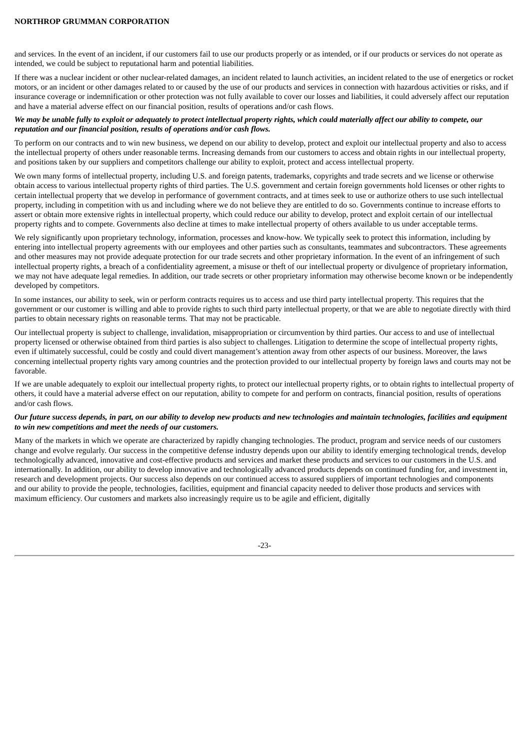and services. In the event of an incident, if our customers fail to use our products properly or as intended, or if our products or services do not operate as intended, we could be subject to reputational harm and potential liabilities.

If there was a nuclear incident or other nuclear-related damages, an incident related to launch activities, an incident related to the use of energetics or rocket motors, or an incident or other damages related to or caused by the use of our products and services in connection with hazardous activities or risks, and if insurance coverage or indemnification or other protection was not fully available to cover our losses and liabilities, it could adversely affect our reputation and have a material adverse effect on our financial position, results of operations and/or cash flows.

***We may be unable fully to exploit or adequately to protect intellectual property rights, which could materially affect our ability to compete, our reputation and our financial position, results of operations and/or cash flows.***

To perform on our contracts and to win new business, we depend on our ability to develop, protect and exploit our intellectual property and also to access the intellectual property of others under reasonable terms. Increasing demands from our customers to access and obtain rights in our intellectual property, and positions taken by our suppliers and competitors challenge our ability to exploit, protect and access intellectual property.

We own many forms of intellectual property, including U.S. and foreign patents, trademarks, copyrights and trade secrets and we license or otherwise obtain access to various intellectual property rights of third parties. The U.S. government and certain foreign governments hold licenses or other rights to certain intellectual property that we develop in performance of government contracts, and at times seek to use or authorize others to use such intellectual property, including in competition with us and including where we do not believe they are entitled to do so. Governments continue to increase efforts to assert or obtain more extensive rights in intellectual property, which could reduce our ability to develop, protect and exploit certain of our intellectual property rights and to compete. Governments also decline at times to make intellectual property of others available to us under acceptable terms.

We rely significantly upon proprietary technology, information, processes and know-how. We typically seek to protect this information, including by entering into intellectual property agreements with our employees and other parties such as consultants, teammates and subcontractors. These agreements and other measures may not provide adequate protection for our trade secrets and other proprietary information. In the event of an infringement of such intellectual property rights, a breach of a confidentiality agreement, a misuse or theft of our intellectual property or divulgence of proprietary information, we may not have adequate legal remedies. In addition, our trade secrets or other proprietary information may otherwise become known or be independently developed by competitors.

In some instances, our ability to seek, win or perform contracts requires us to access and use third party intellectual property. This requires that the government or our customer is willing and able to provide rights to such third party intellectual property, or that we are able to negotiate directly with third parties to obtain necessary rights on reasonable terms. That may not be practicable.

Our intellectual property is subject to challenge, invalidation, misappropriation or circumvention by third parties. Our access to and use of intellectual property licensed or otherwise obtained from third parties is also subject to challenges. Litigation to determine the scope of intellectual property rights, even if ultimately successful, could be costly and could divert management's attention away from other aspects of our business. Moreover, the laws concerning intellectual property rights vary among countries and the protection provided to our intellectual property by foreign laws and courts may not be favorable.

If we are unable adequately to exploit our intellectual property rights, to protect our intellectual property rights, or to obtain rights to intellectual property of others, it could have a material adverse effect on our reputation, ability to compete for and perform on contracts, financial position, results of operations and/or cash flows.

***Our future success depends, in part, on our ability to develop new products and new technologies and maintain technologies, facilities and equipment to win new competitions and meet the needs of our customers.***

Many of the markets in which we operate are characterized by rapidly changing technologies. The product, program and service needs of our customers change and evolve regularly. Our success in the competitive defense industry depends upon our ability to identify emerging technological trends, develop technologically advanced, innovative and cost-effective products and services and market these products and services to our customers in the U.S. and internationally. In addition, our ability to develop innovative and technologically advanced products depends on continued funding for, and investment in, research and development projects. Our success also depends on our continued access to assured suppliers of important technologies and components and our ability to provide the people, technologies, facilities, equipment and financial capacity needed to deliver those products and services with maximum efficiency. Our customers and markets also increasingly require us to be agile and efficient, digitally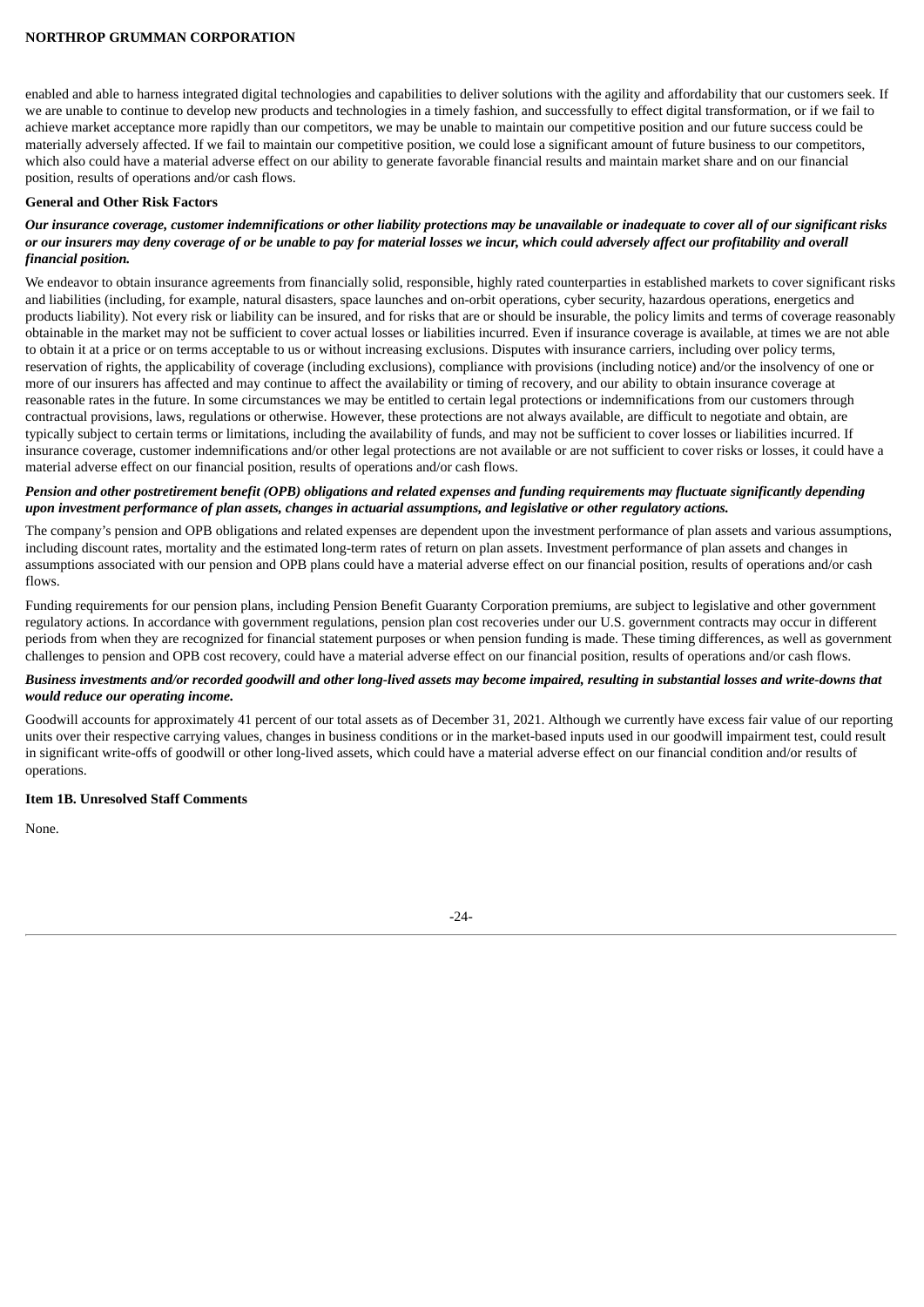enabled and able to harness integrated digital technologies and capabilities to deliver solutions with the agility and affordability that our customers seek. If we are unable to continue to develop new products and technologies in a timely fashion, and successfully to effect digital transformation, or if we fail to achieve market acceptance more rapidly than our competitors, we may be unable to maintain our competitive position and our future success could be materially adversely affected. If we fail to maintain our competitive position, we could lose a significant amount of future business to our competitors, which also could have a material adverse effect on our ability to generate favorable financial results and maintain market share and on our financial position, results of operations and/or cash flows.

**General and Other Risk Factors**

***Our insurance coverage, customer indemnifications or other liability protections may be unavailable or inadequate to cover all of our significant risks or our insurers may deny coverage of or be unable to pay for material losses we incur, which could adversely affect our profitability and overall financial position.***

We endeavor to obtain insurance agreements from financially solid, responsible, highly rated counterparties in established markets to cover significant risks and liabilities (including, for example, natural disasters, space launches and on-orbit operations, cyber security, hazardous operations, energetics and products liability). Not every risk or liability can be insured, and for risks that are or should be insurable, the policy limits and terms of coverage reasonably obtainable in the market may not be sufficient to cover actual losses or liabilities incurred. Even if insurance coverage is available, at times we are not able to obtain it at a price or on terms acceptable to us or without increasing exclusions. Disputes with insurance carriers, including over policy terms, reservation of rights, the applicability of coverage (including exclusions), compliance with provisions (including notice) and/or the insolvency of one or more of our insurers has affected and may continue to affect the availability or timing of recovery, and our ability to obtain insurance coverage at reasonable rates in the future. In some circumstances we may be entitled to certain legal protections or indemnifications from our customers through contractual provisions, laws, regulations or otherwise. However, these protections are not always available, are difficult to negotiate and obtain, are typically subject to certain terms or limitations, including the availability of funds, and may not be sufficient to cover losses or liabilities incurred. If insurance coverage, customer indemnifications and/or other legal protections are not available or are not sufficient to cover risks or losses, it could have a material adverse effect on our financial position, results of operations and/or cash flows.

***Pension and other postretirement benefit (OPB) obligations and related expenses and funding requirements may fluctuate significantly depending upon investment performance of plan assets, changes in actuarial assumptions, and legislative or other regulatory actions.***

The company's pension and OPB obligations and related expenses are dependent upon the investment performance of plan assets and various assumptions, including discount rates, mortality and the estimated long-term rates of return on plan assets. Investment performance of plan assets and changes in assumptions associated with our pension and OPB plans could have a material adverse effect on our financial position, results of operations and/or cash flows.

Funding requirements for our pension plans, including Pension Benefit Guaranty Corporation premiums, are subject to legislative and other government regulatory actions. In accordance with government regulations, pension plan cost recoveries under our U.S. government contracts may occur in different periods from when they are recognized for financial statement purposes or when pension funding is made. These timing differences, as well as government challenges to pension and OPB cost recovery, could have a material adverse effect on our financial position, results of operations and/or cash flows.

***Business investments and/or recorded goodwill and other long-lived assets may become impaired, resulting in substantial losses and write-downs that would reduce our operating income.***

Goodwill accounts for approximately 41 percent of our total assets as of December 31, 2021. Although we currently have excess fair value of our reporting units over their respective carrying values, changes in business conditions or in the market-based inputs used in our goodwill impairment test, could result in significant write-offs of goodwill or other long-lived assets, which could have a material adverse effect on our financial condition and/or results of operations.

**Item 1B. Unresolved Staff Comments**

None.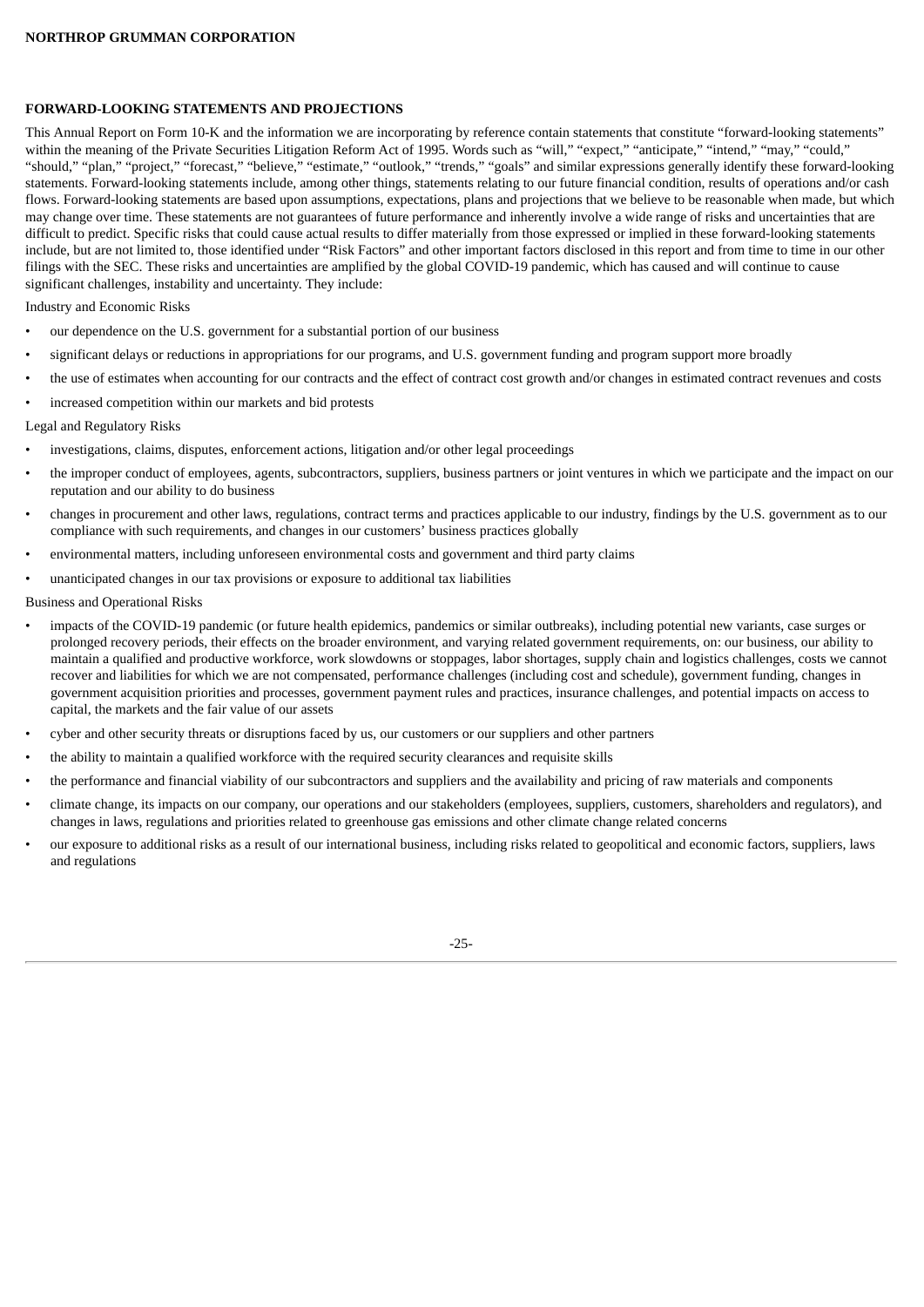## FORWARD-LOOKING STATEMENTS AND PROJECTIONS

This Annual Report on Form 10-K and the information we are incorporating by reference contain statements that constitute "forward-looking statements" within the meaning of the Private Securities Litigation Reform Act of 1995. Words such as "will," "expect," "anticipate," "intend," "may," "could," "should," "plan," "project," "forecast," "believe," "estimate," "outlook," "trends," "goals" and similar expressions generally identify these forward-looking statements. Forward-looking statements include, among other things, statements relating to our future financial condition, results of operations and/or cash flows. Forward-looking statements are based upon assumptions, expectations, plans and projections that we believe to be reasonable when made, but which may change over time. These statements are not guarantees of future performance and inherently involve a wide range of risks and uncertainties that are difficult to predict. Specific risks that could cause actual results to differ materially from those expressed or implied in these forward-looking statements include, but are not limited to, those identified under "Risk Factors" and other important factors disclosed in this report and from time to time in our other filings with the SEC. These risks and uncertainties are amplified by the global COVID-19 pandemic, which has caused and will continue to cause significant challenges, instability and uncertainty. They include:

Industry and Economic Risks

- our dependence on the U.S. government for a substantial portion of our business
- significant delays or reductions in appropriations for our programs, and U.S. government funding and program support more broadly
- the use of estimates when accounting for our contracts and the effect of contract cost growth and/or changes in estimated contract revenues and costs
- increased competition within our markets and bid protests

Legal and Regulatory Risks

- investigations, claims, disputes, enforcement actions, litigation and/or other legal proceedings
- the improper conduct of employees, agents, subcontractors, suppliers, business partners or joint ventures in which we participate and the impact on our reputation and our ability to do business
- changes in procurement and other laws, regulations, contract terms and practices applicable to our industry, findings by the U.S. government as to our compliance with such requirements, and changes in our customers' business practices globally
- environmental matters, including unforeseen environmental costs and government and third party claims
- unanticipated changes in our tax provisions or exposure to additional tax liabilities

Business and Operational Risks

- impacts of the COVID-19 pandemic (or future health epidemics, pandemics or similar outbreaks), including potential new variants, case surges or prolonged recovery periods, their effects on the broader environment, and varying related government requirements, on: our business, our ability to maintain a qualified and productive workforce, work slowdowns or stoppages, labor shortages, supply chain and logistics challenges, costs we cannot recover and liabilities for which we are not compensated, performance challenges (including cost and schedule), government funding, changes in government acquisition priorities and processes, government payment rules and practices, insurance challenges, and potential impacts on access to capital, the markets and the fair value of our assets
- cyber and other security threats or disruptions faced by us, our customers or our suppliers and other partners
- the ability to maintain a qualified workforce with the required security clearances and requisite skills
- the performance and financial viability of our subcontractors and suppliers and the availability and pricing of raw materials and components
- climate change, its impacts on our company, our operations and our stakeholders (employees, suppliers, customers, shareholders and regulators), and changes in laws, regulations and priorities related to greenhouse gas emissions and other climate change related concerns
- our exposure to additional risks as a result of our international business, including risks related to geopolitical and economic factors, suppliers, laws and regulations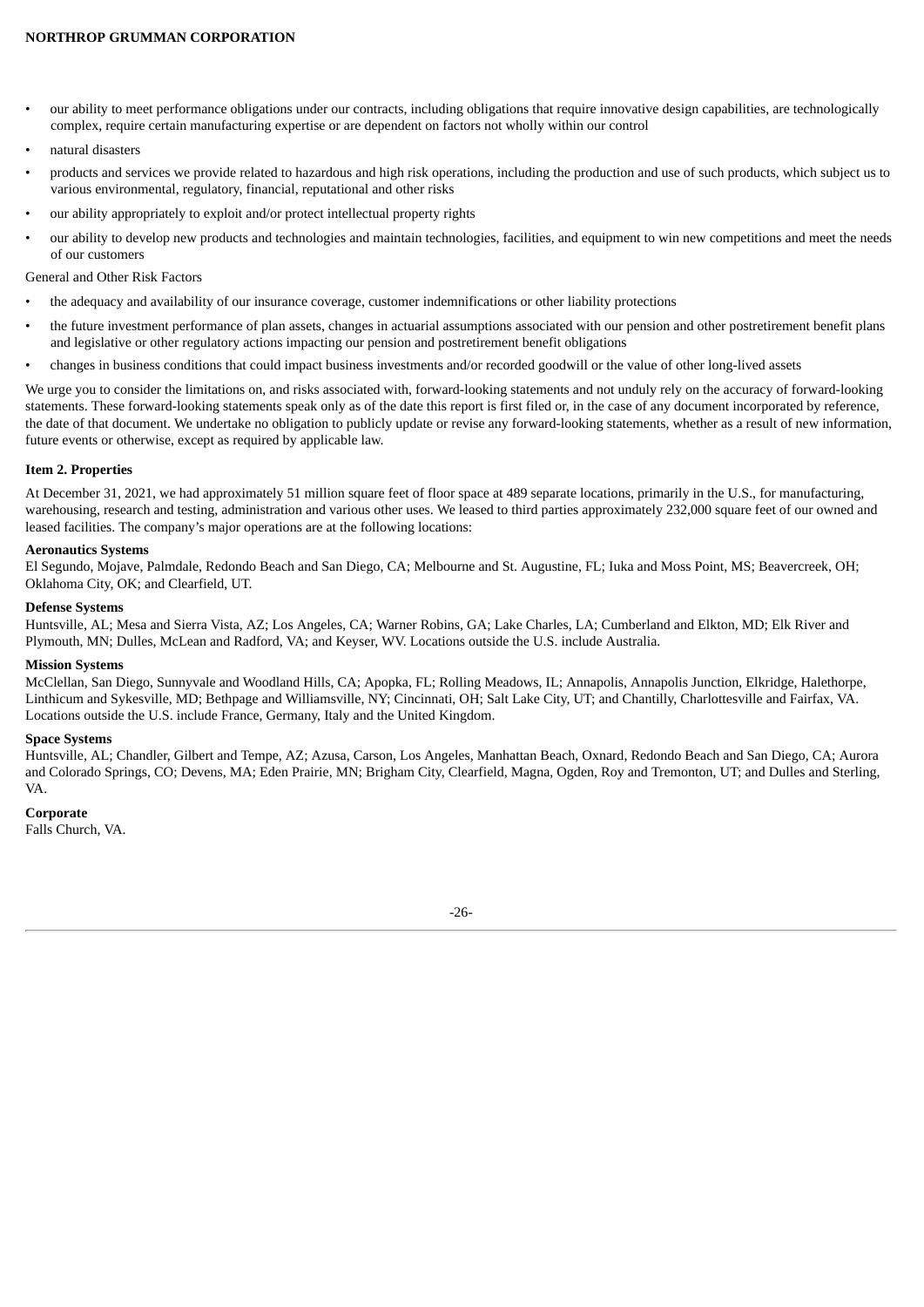- our ability to meet performance obligations under our contracts, including obligations that require innovative design capabilities, are technologically complex, require certain manufacturing expertise or are dependent on factors not wholly within our control
- natural disasters
- products and services we provide related to hazardous and high risk operations, including the production and use of such products, which subject us to various environmental, regulatory, financial, reputational and other risks
- our ability appropriately to exploit and/or protect intellectual property rights
- our ability to develop new products and technologies and maintain technologies, facilities, and equipment to win new competitions and meet the needs of our customers

General and Other Risk Factors

- the adequacy and availability of our insurance coverage, customer indemnifications or other liability protections
- the future investment performance of plan assets, changes in actuarial assumptions associated with our pension and other postretirement benefit plans and legislative or other regulatory actions impacting our pension and postretirement benefit obligations
- changes in business conditions that could impact business investments and/or recorded goodwill or the value of other long-lived assets

We urge you to consider the limitations on, and risks associated with, forward-looking statements and not unduly rely on the accuracy of forward-looking statements. These forward-looking statements speak only as of the date this report is first filed or, in the case of any document incorporated by reference, the date of that document. We undertake no obligation to publicly update or revise any forward-looking statements, whether as a result of new information, future events or otherwise, except as required by applicable law.

## Item 2. Properties

At December 31, 2021, we had approximately 51 million square feet of floor space at 489 separate locations, primarily in the U.S., for manufacturing, warehousing, research and testing, administration and various other uses. We leased to third parties approximately 232,000 square feet of our owned and leased facilities. The company's major operations are at the following locations:

**Aeronautics Systems**
El Segundo, Mojave, Palmdale, Redondo Beach and San Diego, CA; Melbourne and St. Augustine, FL; Iuka and Moss Point, MS; Beavercreek, OH; Oklahoma City, OK; and Clearfield, UT.

**Defense Systems**
Huntsville, AL; Mesa and Sierra Vista, AZ; Los Angeles, CA; Warner Robins, GA; Lake Charles, LA; Cumberland and Elkton, MD; Elk River and Plymouth, MN; Dulles, McLean and Radford, VA; and Keyser, WV. Locations outside the U.S. include Australia.

**Mission Systems**
McClellan, San Diego, Sunnyvale and Woodland Hills, CA; Apopka, FL; Rolling Meadows, IL; Annapolis, Annapolis Junction, Elkridge, Halethorpe, Linthicum and Sykesville, MD; Bethpage and Williamsville, NY; Cincinnati, OH; Salt Lake City, UT; and Chantilly, Charlottesville and Fairfax, VA. Locations outside the U.S. include France, Germany, Italy and the United Kingdom.

**Space Systems**
Huntsville, AL; Chandler, Gilbert and Tempe, AZ; Azusa, Carson, Los Angeles, Manhattan Beach, Oxnard, Redondo Beach and San Diego, CA; Aurora and Colorado Springs, CO; Devens, MA; Eden Prairie, MN; Brigham City, Clearfield, Magna, Ogden, Roy and Tremonton, UT; and Dulles and Sterling, VA.

**Corporate**
Falls Church, VA.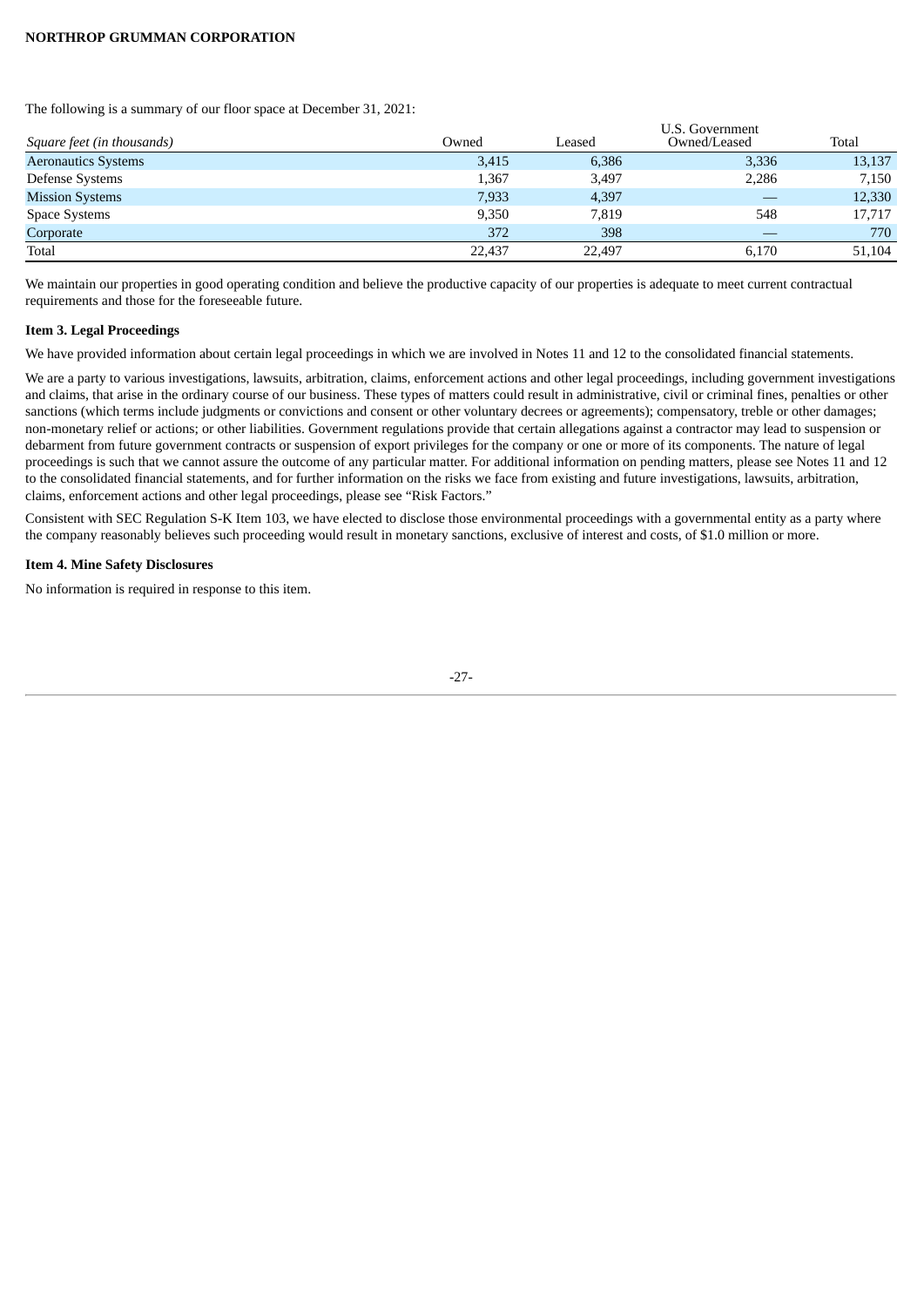The following is a summary of our floor space at December 31, 2021:

| *Square feet (in thousands)* | Owned | Leased | U.S. Government Owned/Leased | Total |
|---|---|---|---|---|
| Aeronautics Systems | 3,415 | 6,386 | 3,336 | 13,137 |
| Defense Systems | 1,367 | 3,497 | 2,286 | 7,150 |
| Mission Systems | 7,933 | 4,397 | — | 12,330 |
| Space Systems | 9,350 | 7,819 | 548 | 17,717 |
| Corporate | 372 | 398 | — | 770 |
| Total | 22,437 | 22,497 | 6,170 | 51,104 |

We maintain our properties in good operating condition and believe the productive capacity of our properties is adequate to meet current contractual requirements and those for the foreseeable future.

**Item 3. Legal Proceedings**

We have provided information about certain legal proceedings in which we are involved in Notes 11 and 12 to the consolidated financial statements.

We are a party to various investigations, lawsuits, arbitration, claims, enforcement actions and other legal proceedings, including government investigations and claims, that arise in the ordinary course of our business. These types of matters could result in administrative, civil or criminal fines, penalties or other sanctions (which terms include judgments or convictions and consent or other voluntary decrees or agreements); compensatory, treble or other damages; non-monetary relief or actions; or other liabilities. Government regulations provide that certain allegations against a contractor may lead to suspension or debarment from future government contracts or suspension of export privileges for the company or one or more of its components. The nature of legal proceedings is such that we cannot assure the outcome of any particular matter. For additional information on pending matters, please see Notes 11 and 12 to the consolidated financial statements, and for further information on the risks we face from existing and future investigations, lawsuits, arbitration, claims, enforcement actions and other legal proceedings, please see "Risk Factors."

Consistent with SEC Regulation S-K Item 103, we have elected to disclose those environmental proceedings with a governmental entity as a party where the company reasonably believes such proceeding would result in monetary sanctions, exclusive of interest and costs, of $1.0 million or more.

**Item 4. Mine Safety Disclosures**

No information is required in response to this item.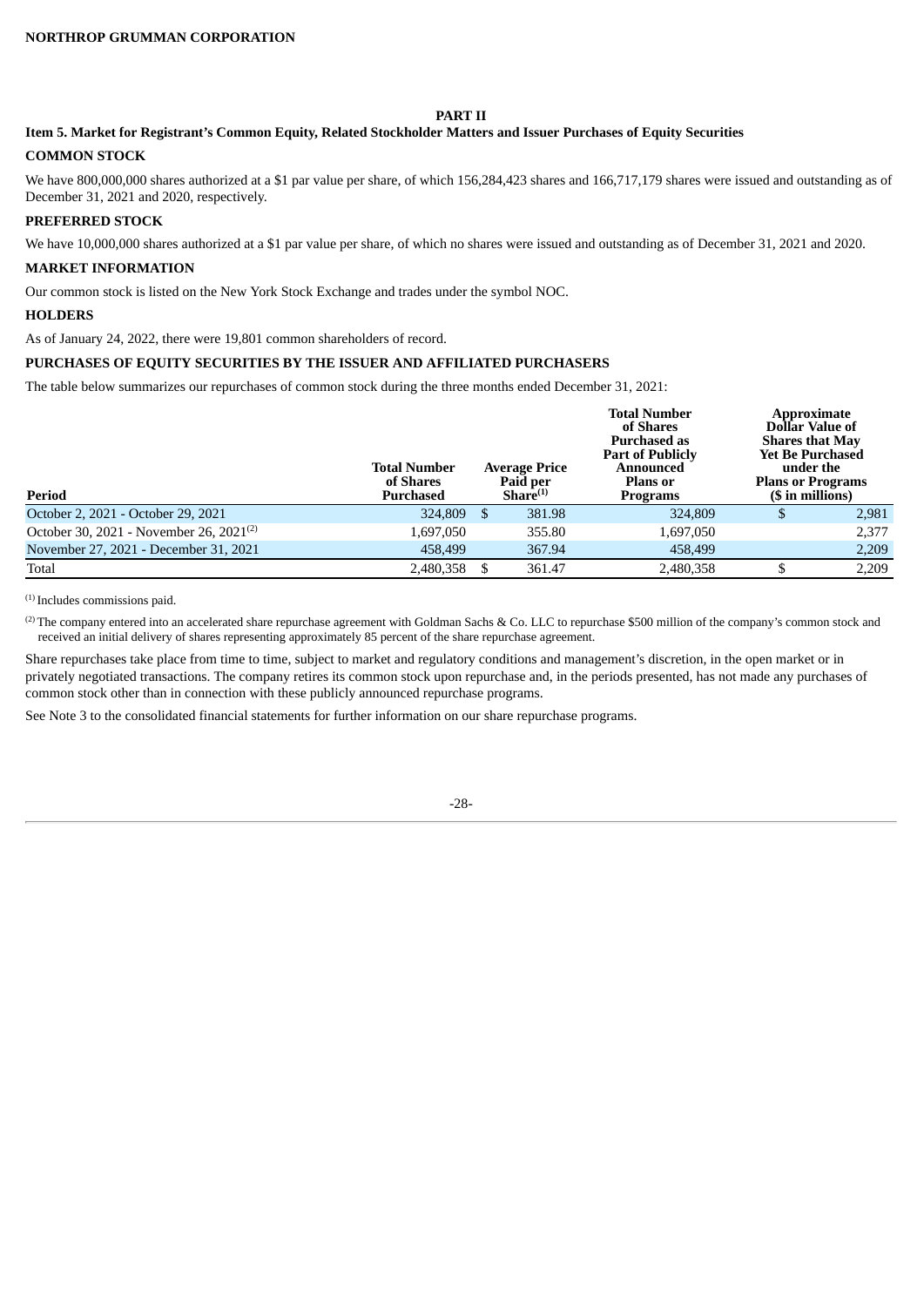## PART II

### Item 5. Market for Registrant's Common Equity, Related Stockholder Matters and Issuer Purchases of Equity Securities

#### COMMON STOCK

We have 800,000,000 shares authorized at a $1 par value per share, of which 156,284,423 shares and 166,717,179 shares were issued and outstanding as of December 31, 2021 and 2020, respectively.

#### PREFERRED STOCK

We have 10,000,000 shares authorized at a $1 par value per share, of which no shares were issued and outstanding as of December 31, 2021 and 2020.

#### MARKET INFORMATION

Our common stock is listed on the New York Stock Exchange and trades under the symbol NOC.

#### HOLDERS

As of January 24, 2022, there were 19,801 common shareholders of record.

#### PURCHASES OF EQUITY SECURITIES BY THE ISSUER AND AFFILIATED PURCHASERS

The table below summarizes our repurchases of common stock during the three months ended December 31, 2021:

| Period | Total Number of Shares Purchased | Average Price Paid per Share[1] | Total Number of Shares Purchased as Part of Publicly Announced Plans or Programs | Approximate Dollar Value of Shares that May Yet Be Purchased under the Plans or Programs ($ in millions) |
|---|---|---|---|---|
| October 2, 2021 - October 29, 2021 | 324,809 | $ 381.98 | 324,809 | $ 2,981 |
| October 30, 2021 - November 26, 2021[2] | 1,697,050 | 355.80 | 1,697,050 | 2,377 |
| November 27, 2021 - December 31, 2021 | 458,499 | 367.94 | 458,499 | 2,209 |
| Total | 2,480,358 | $ 361.47 | 2,480,358 | $ 2,209 |

[1] Includes commissions paid.

[2] The company entered into an accelerated share repurchase agreement with Goldman Sachs & Co. LLC to repurchase $500 million of the company's common stock and received an initial delivery of shares representing approximately 85 percent of the share repurchase agreement.

Share repurchases take place from time to time, subject to market and regulatory conditions and management's discretion, in the open market or in privately negotiated transactions. The company retires its common stock upon repurchase and, in the periods presented, has not made any purchases of common stock other than in connection with these publicly announced repurchase programs.

See Note 3 to the consolidated financial statements for further information on our share repurchase programs.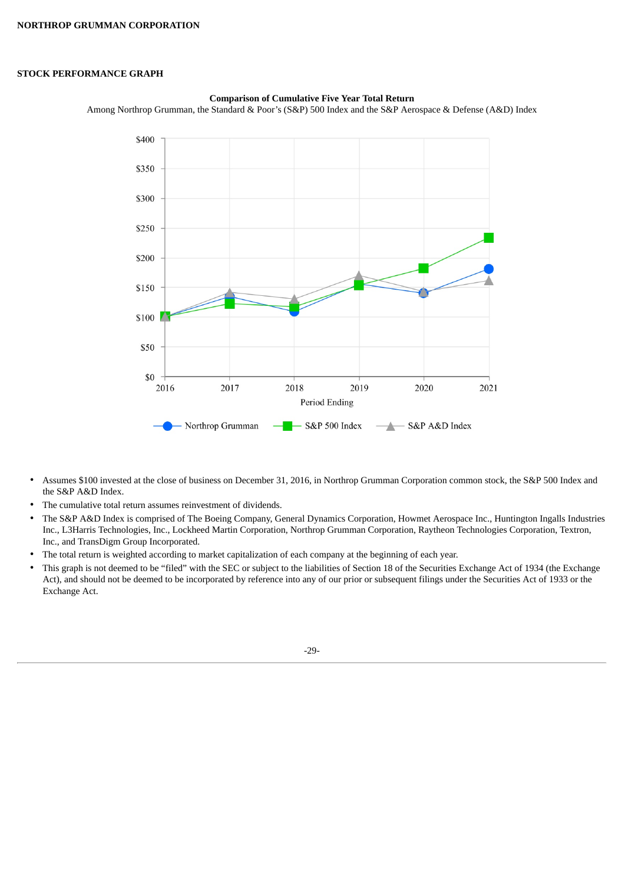## STOCK PERFORMANCE GRAPH

**Comparison of Cumulative Five Year Total Return**

Among Northrop Grumman, the Standard & Poor's (S&P) 500 Index and the S&P Aerospace & Defense (A&D) Index

- Assumes $100 invested at the close of business on December 31, 2016, in Northrop Grumman Corporation common stock, the S&P 500 Index and the S&P A&D Index.
- The cumulative total return assumes reinvestment of dividends.
- The S&P A&D Index is comprised of The Boeing Company, General Dynamics Corporation, Howmet Aerospace Inc., Huntington Ingalls Industries Inc., L3Harris Technologies, Inc., Lockheed Martin Corporation, Northrop Grumman Corporation, Raytheon Technologies Corporation, Textron, Inc., and TransDigm Group Incorporated.
- The total return is weighted according to market capitalization of each company at the beginning of each year.
- This graph is not deemed to be "filed" with the SEC or subject to the liabilities of Section 18 of the Securities Exchange Act of 1934 (the Exchange Act), and should not be deemed to be incorporated by reference into any of our prior or subsequent filings under the Securities Act of 1933 or the Exchange Act.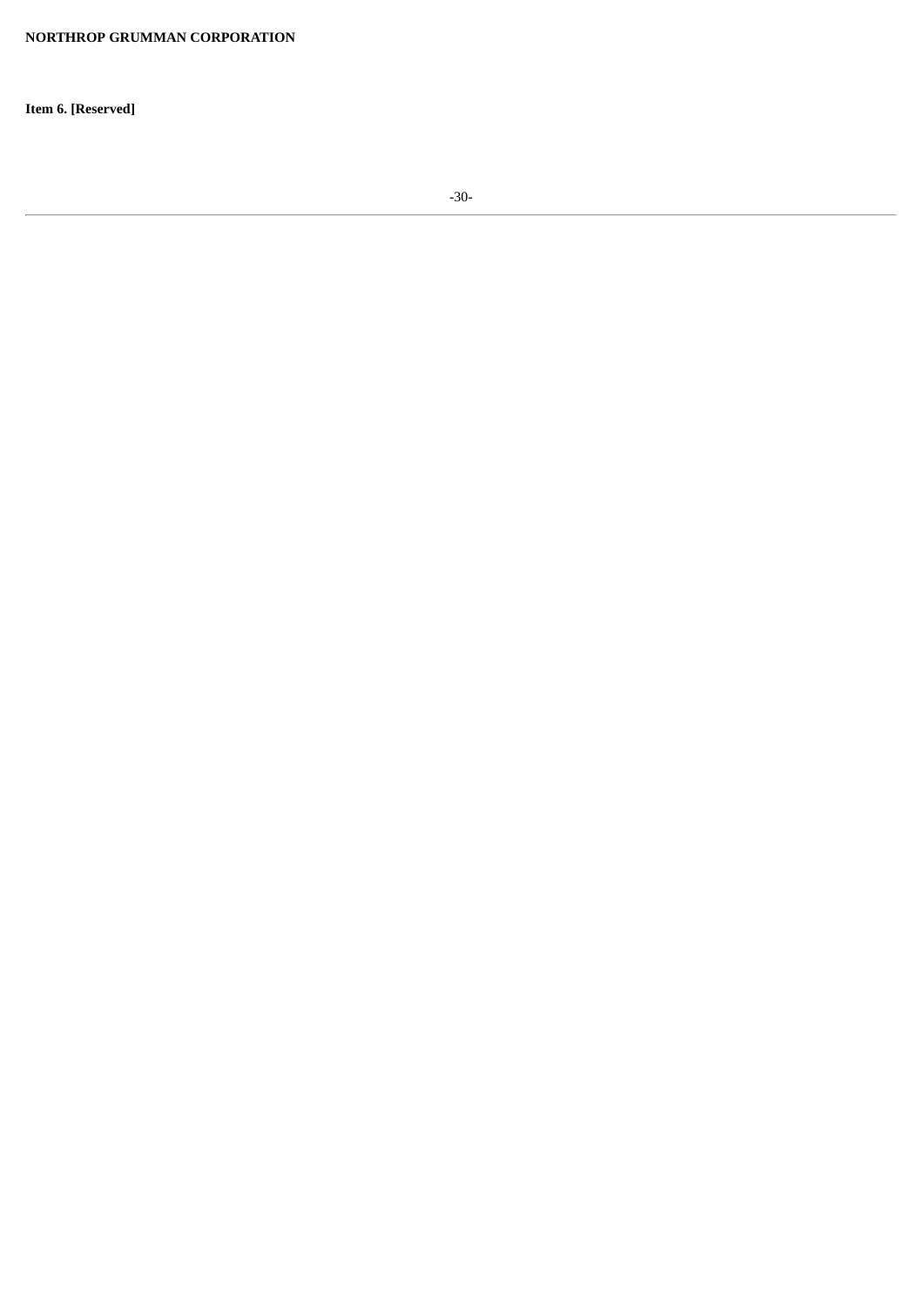**Item 6. [Reserved]**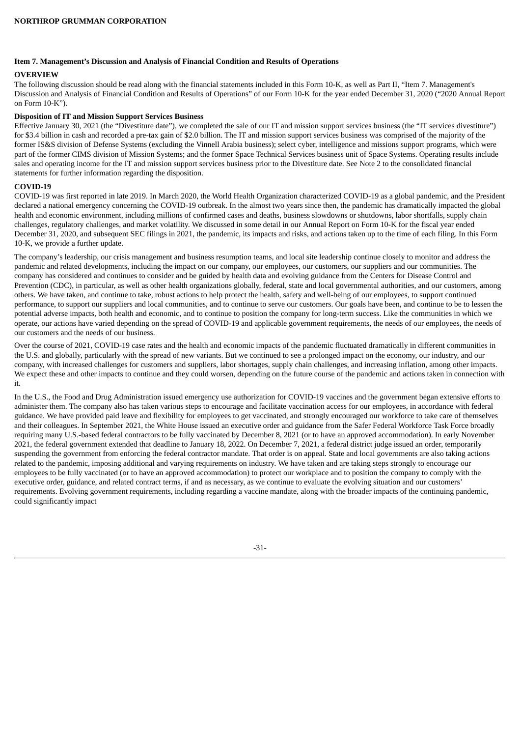## Item 7. Management's Discussion and Analysis of Financial Condition and Results of Operations

### OVERVIEW

The following discussion should be read along with the financial statements included in this Form 10-K, as well as Part II, "Item 7. Management's Discussion and Analysis of Financial Condition and Results of Operations" of our Form 10-K for the year ended December 31, 2020 ("2020 Annual Report on Form 10-K").

**Disposition of IT and Mission Support Services Business**

Effective January 30, 2021 (the "Divestiture date"), we completed the sale of our IT and mission support services business (the "IT services divestiture") for $3.4 billion in cash and recorded a pre-tax gain of $2.0 billion. The IT and mission support services business was comprised of the majority of the former IS&S division of Defense Systems (excluding the Vinnell Arabia business); select cyber, intelligence and missions support programs, which were part of the former CIMS division of Mission Systems; and the former Space Technical Services business unit of Space Systems. Operating results include sales and operating income for the IT and mission support services business prior to the Divestiture date. See Note 2 to the consolidated financial statements for further information regarding the disposition.

### COVID-19

COVID-19 was first reported in late 2019. In March 2020, the World Health Organization characterized COVID-19 as a global pandemic, and the President declared a national emergency concerning the COVID-19 outbreak. In the almost two years since then, the pandemic has dramatically impacted the global health and economic environment, including millions of confirmed cases and deaths, business slowdowns or shutdowns, labor shortfalls, supply chain challenges, regulatory challenges, and market volatility. We discussed in some detail in our Annual Report on Form 10-K for the fiscal year ended December 31, 2020, and subsequent SEC filings in 2021, the pandemic, its impacts and risks, and actions taken up to the time of each filing. In this Form 10-K, we provide a further update.

The company's leadership, our crisis management and business resumption teams, and local site leadership continue closely to monitor and address the pandemic and related developments, including the impact on our company, our employees, our customers, our suppliers and our communities. The company has considered and continues to consider and be guided by health data and evolving guidance from the Centers for Disease Control and Prevention (CDC), in particular, as well as other health organizations globally, federal, state and local governmental authorities, and our customers, among others. We have taken, and continue to take, robust actions to help protect the health, safety and well-being of our employees, to support continued performance, to support our suppliers and local communities, and to continue to serve our customers. Our goals have been, and continue to be to lessen the potential adverse impacts, both health and economic, and to continue to position the company for long-term success. Like the communities in which we operate, our actions have varied depending on the spread of COVID-19 and applicable government requirements, the needs of our employees, the needs of our customers and the needs of our business.

Over the course of 2021, COVID-19 case rates and the health and economic impacts of the pandemic fluctuated dramatically in different communities in the U.S. and globally, particularly with the spread of new variants. But we continued to see a prolonged impact on the economy, our industry, and our company, with increased challenges for customers and suppliers, labor shortages, supply chain challenges, and increasing inflation, among other impacts. We expect these and other impacts to continue and they could worsen, depending on the future course of the pandemic and actions taken in connection with it.

In the U.S., the Food and Drug Administration issued emergency use authorization for COVID-19 vaccines and the government began extensive efforts to administer them. The company also has taken various steps to encourage and facilitate vaccination access for our employees, in accordance with federal guidance. We have provided paid leave and flexibility for employees to get vaccinated, and strongly encouraged our workforce to take care of themselves and their colleagues. In September 2021, the White House issued an executive order and guidance from the Safer Federal Workforce Task Force broadly requiring many U.S.-based federal contractors to be fully vaccinated by December 8, 2021 (or to have an approved accommodation). In early November 2021, the federal government extended that deadline to January 18, 2022. On December 7, 2021, a federal district judge issued an order, temporarily suspending the government from enforcing the federal contractor mandate. That order is on appeal. State and local governments are also taking actions related to the pandemic, imposing additional and varying requirements on industry. We have taken and are taking steps strongly to encourage our employees to be fully vaccinated (or to have an approved accommodation) to protect our workplace and to position the company to comply with the executive order, guidance, and related contract terms, if and as necessary, as we continue to evaluate the evolving situation and our customers' requirements. Evolving government requirements, including regarding a vaccine mandate, along with the broader impacts of the continuing pandemic, could significantly impact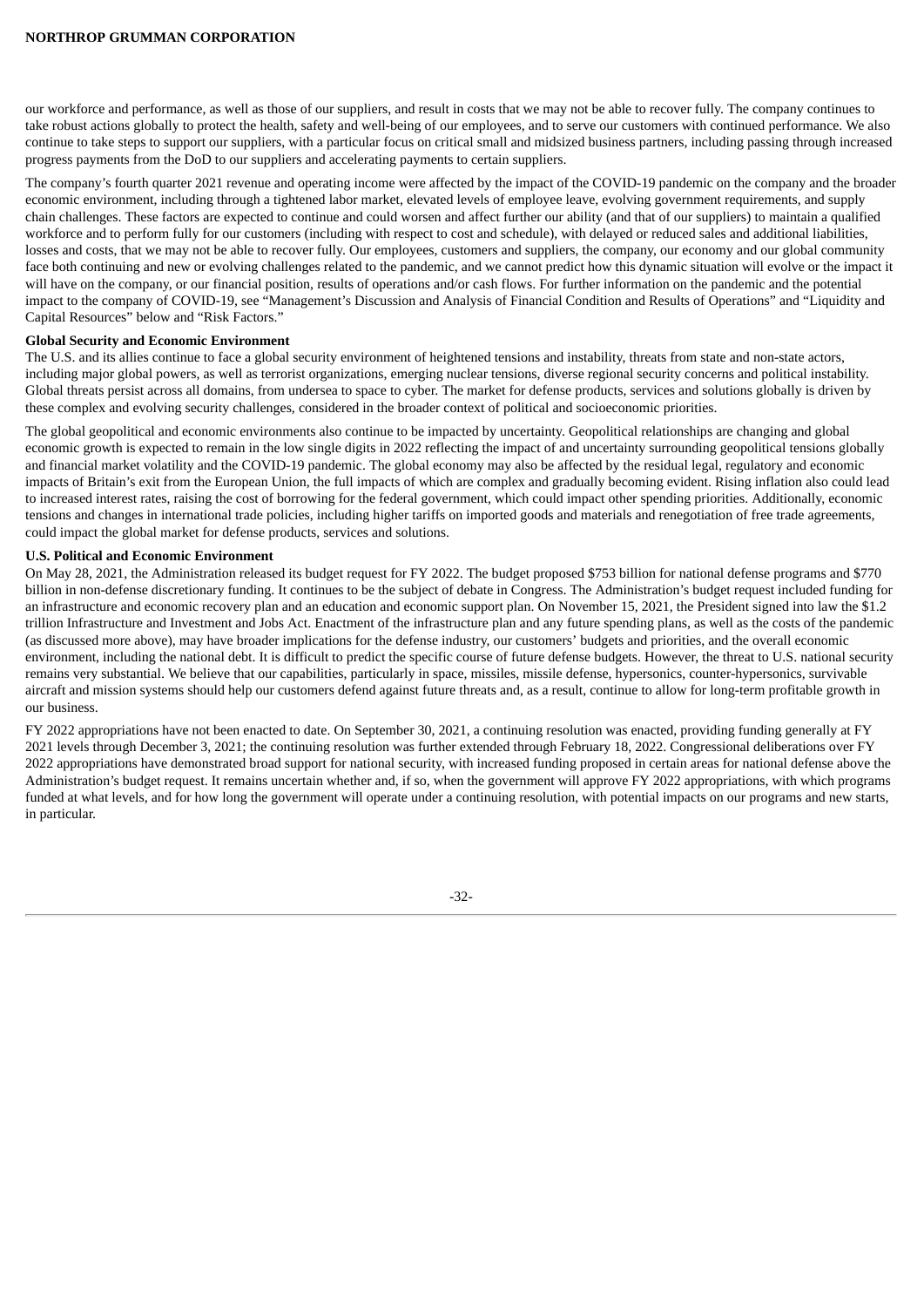our workforce and performance, as well as those of our suppliers, and result in costs that we may not be able to recover fully. The company continues to take robust actions globally to protect the health, safety and well-being of our employees, and to serve our customers with continued performance. We also continue to take steps to support our suppliers, with a particular focus on critical small and midsized business partners, including passing through increased progress payments from the DoD to our suppliers and accelerating payments to certain suppliers.

The company's fourth quarter 2021 revenue and operating income were affected by the impact of the COVID-19 pandemic on the company and the broader economic environment, including through a tightened labor market, elevated levels of employee leave, evolving government requirements, and supply chain challenges. These factors are expected to continue and could worsen and affect further our ability (and that of our suppliers) to maintain a qualified workforce and to perform fully for our customers (including with respect to cost and schedule), with delayed or reduced sales and additional liabilities, losses and costs, that we may not be able to recover fully. Our employees, customers and suppliers, the company, our economy and our global community face both continuing and new or evolving challenges related to the pandemic, and we cannot predict how this dynamic situation will evolve or the impact it will have on the company, or our financial position, results of operations and/or cash flows. For further information on the pandemic and the potential impact to the company of COVID-19, see "Management's Discussion and Analysis of Financial Condition and Results of Operations" and "Liquidity and Capital Resources" below and "Risk Factors."

**Global Security and Economic Environment**

The U.S. and its allies continue to face a global security environment of heightened tensions and instability, threats from state and non-state actors, including major global powers, as well as terrorist organizations, emerging nuclear tensions, diverse regional security concerns and political instability. Global threats persist across all domains, from undersea to space to cyber. The market for defense products, services and solutions globally is driven by these complex and evolving security challenges, considered in the broader context of political and socioeconomic priorities.

The global geopolitical and economic environments also continue to be impacted by uncertainty. Geopolitical relationships are changing and global economic growth is expected to remain in the low single digits in 2022 reflecting the impact of and uncertainty surrounding geopolitical tensions globally and financial market volatility and the COVID-19 pandemic. The global economy may also be affected by the residual legal, regulatory and economic impacts of Britain's exit from the European Union, the full impacts of which are complex and gradually becoming evident. Rising inflation also could lead to increased interest rates, raising the cost of borrowing for the federal government, which could impact other spending priorities. Additionally, economic tensions and changes in international trade policies, including higher tariffs on imported goods and materials and renegotiation of free trade agreements, could impact the global market for defense products, services and solutions.

**U.S. Political and Economic Environment**

On May 28, 2021, the Administration released its budget request for FY 2022. The budget proposed $753 billion for national defense programs and $770 billion in non-defense discretionary funding. It continues to be the subject of debate in Congress. The Administration's budget request included funding for an infrastructure and economic recovery plan and an education and economic support plan. On November 15, 2021, the President signed into law the $1.2 trillion Infrastructure and Investment and Jobs Act. Enactment of the infrastructure plan and any future spending plans, as well as the costs of the pandemic (as discussed more above), may have broader implications for the defense industry, our customers' budgets and priorities, and the overall economic environment, including the national debt. It is difficult to predict the specific course of future defense budgets. However, the threat to U.S. national security remains very substantial. We believe that our capabilities, particularly in space, missiles, missile defense, hypersonics, counter-hypersonics, survivable aircraft and mission systems should help our customers defend against future threats and, as a result, continue to allow for long-term profitable growth in our business.

FY 2022 appropriations have not been enacted to date. On September 30, 2021, a continuing resolution was enacted, providing funding generally at FY 2021 levels through December 3, 2021; the continuing resolution was further extended through February 18, 2022. Congressional deliberations over FY 2022 appropriations have demonstrated broad support for national security, with increased funding proposed in certain areas for national defense above the Administration's budget request. It remains uncertain whether and, if so, when the government will approve FY 2022 appropriations, with which programs funded at what levels, and for how long the government will operate under a continuing resolution, with potential impacts on our programs and new starts, in particular.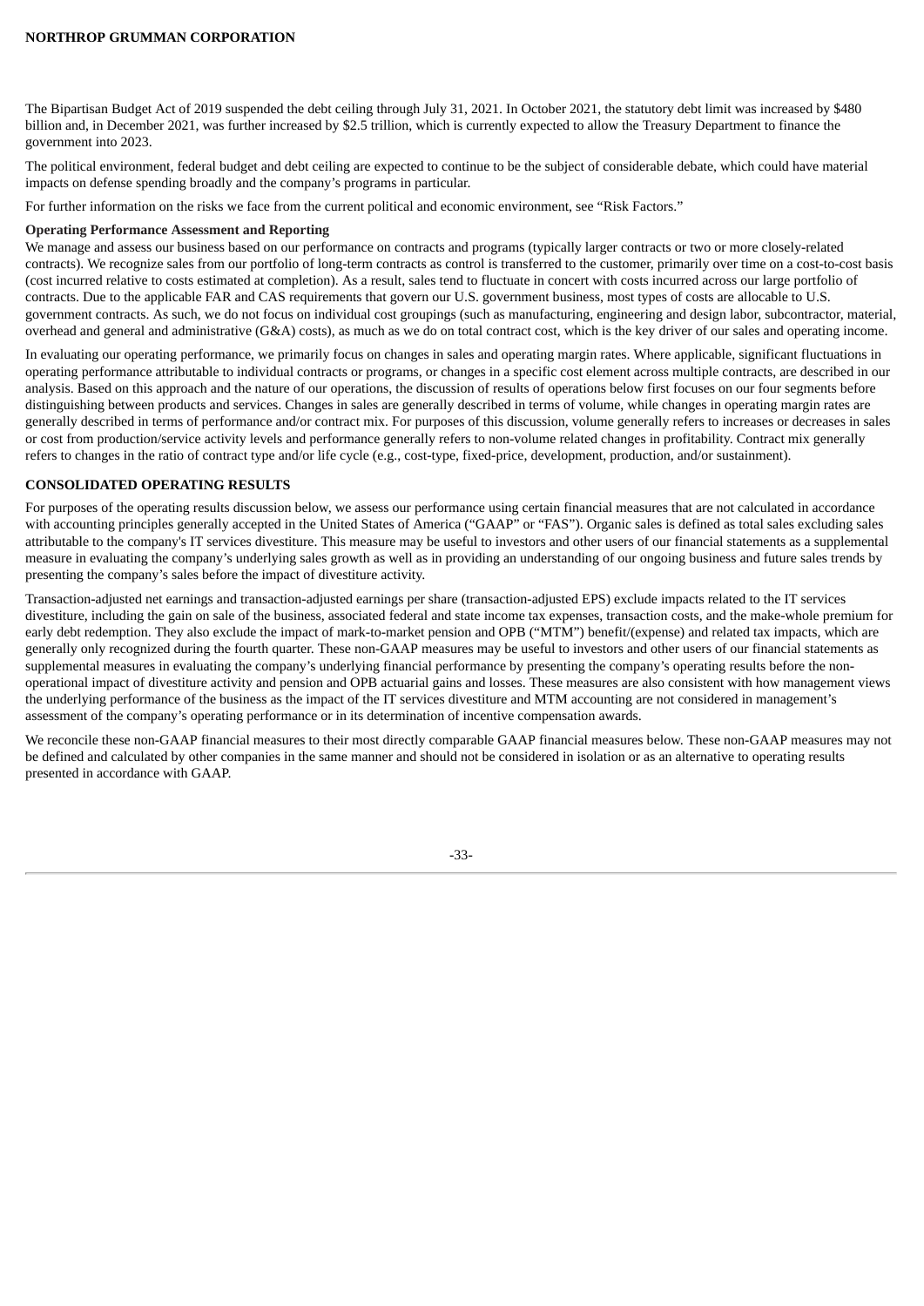The Bipartisan Budget Act of 2019 suspended the debt ceiling through July 31, 2021. In October 2021, the statutory debt limit was increased by $480 billion and, in December 2021, was further increased by $2.5 trillion, which is currently expected to allow the Treasury Department to finance the government into 2023.

The political environment, federal budget and debt ceiling are expected to continue to be the subject of considerable debate, which could have material impacts on defense spending broadly and the company's programs in particular.

For further information on the risks we face from the current political and economic environment, see "Risk Factors."

**Operating Performance Assessment and Reporting**

We manage and assess our business based on our performance on contracts and programs (typically larger contracts or two or more closely-related contracts). We recognize sales from our portfolio of long-term contracts as control is transferred to the customer, primarily over time on a cost-to-cost basis (cost incurred relative to costs estimated at completion). As a result, sales tend to fluctuate in concert with costs incurred across our large portfolio of contracts. Due to the applicable FAR and CAS requirements that govern our U.S. government business, most types of costs are allocable to U.S. government contracts. As such, we do not focus on individual cost groupings (such as manufacturing, engineering and design labor, subcontractor, material, overhead and general and administrative (G&A) costs), as much as we do on total contract cost, which is the key driver of our sales and operating income.

In evaluating our operating performance, we primarily focus on changes in sales and operating margin rates. Where applicable, significant fluctuations in operating performance attributable to individual contracts or programs, or changes in a specific cost element across multiple contracts, are described in our analysis. Based on this approach and the nature of our operations, the discussion of results of operations below first focuses on our four segments before distinguishing between products and services. Changes in sales are generally described in terms of volume, while changes in operating margin rates are generally described in terms of performance and/or contract mix. For purposes of this discussion, volume generally refers to increases or decreases in sales or cost from production/service activity levels and performance generally refers to non-volume related changes in profitability. Contract mix generally refers to changes in the ratio of contract type and/or life cycle (e.g., cost-type, fixed-price, development, production, and/or sustainment).

## CONSOLIDATED OPERATING RESULTS

For purposes of the operating results discussion below, we assess our performance using certain financial measures that are not calculated in accordance with accounting principles generally accepted in the United States of America ("GAAP" or "FAS"). Organic sales is defined as total sales excluding sales attributable to the company's IT services divestiture. This measure may be useful to investors and other users of our financial statements as a supplemental measure in evaluating the company's underlying sales growth as well as in providing an understanding of our ongoing business and future sales trends by presenting the company's sales before the impact of divestiture activity.

Transaction-adjusted net earnings and transaction-adjusted earnings per share (transaction-adjusted EPS) exclude impacts related to the IT services divestiture, including the gain on sale of the business, associated federal and state income tax expenses, transaction costs, and the make-whole premium for early debt redemption. They also exclude the impact of mark-to-market pension and OPB ("MTM") benefit/(expense) and related tax impacts, which are generally only recognized during the fourth quarter. These non-GAAP measures may be useful to investors and other users of our financial statements as supplemental measures in evaluating the company's underlying financial performance by presenting the company's operating results before the non-operational impact of divestiture activity and pension and OPB actuarial gains and losses. These measures are also consistent with how management views the underlying performance of the business as the impact of the IT services divestiture and MTM accounting are not considered in management's assessment of the company's operating performance or in its determination of incentive compensation awards.

We reconcile these non-GAAP financial measures to their most directly comparable GAAP financial measures below. These non-GAAP measures may not be defined and calculated by other companies in the same manner and should not be considered in isolation or as an alternative to operating results presented in accordance with GAAP.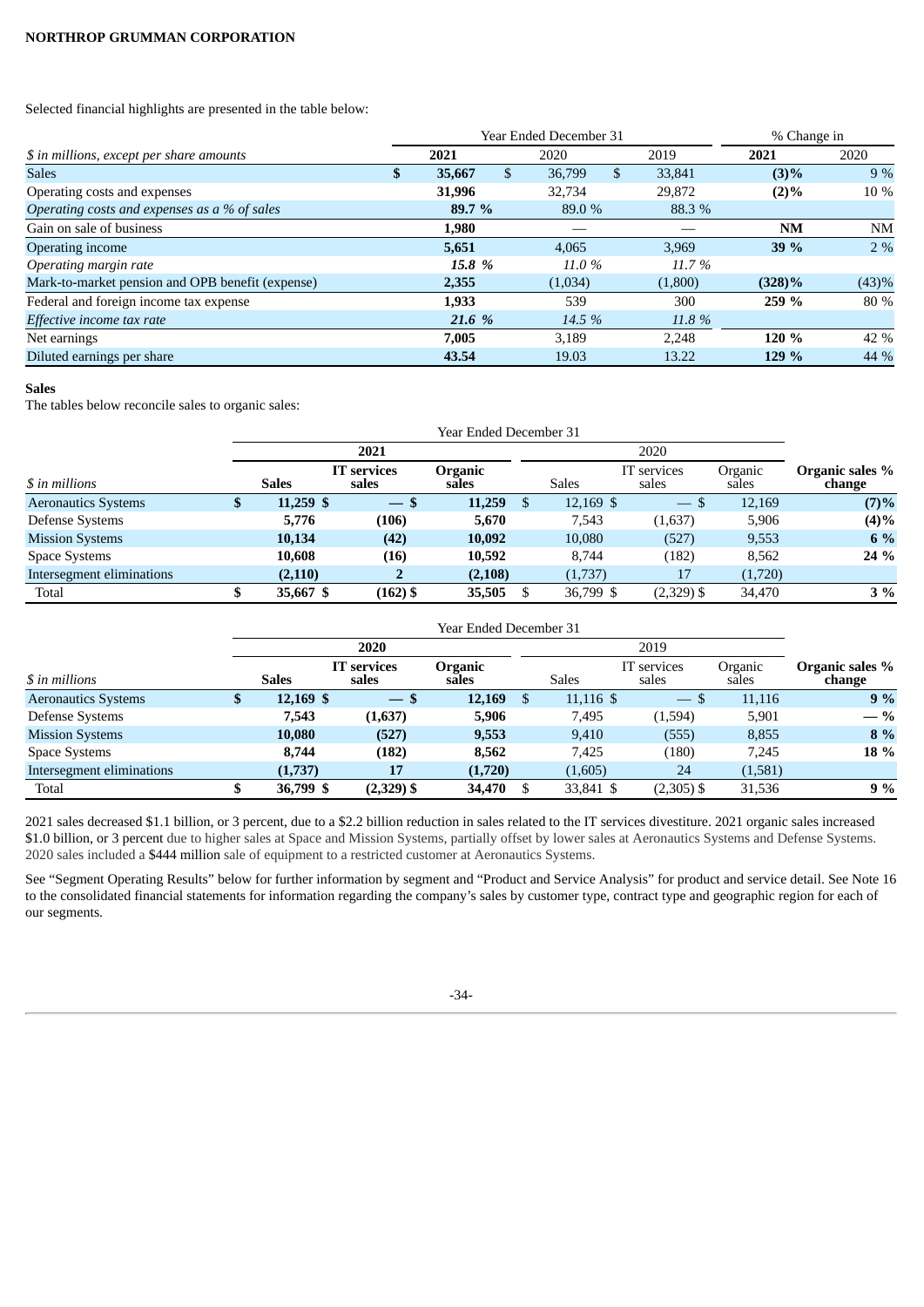Selected financial highlights are presented in the table below:

| $ in millions, except per share amounts | Year Ended December 31 | | | % Change in | |
|---|---|---|---|---|---|
| | **2021** | 2020 | 2019 | **2021** | 2020 |
| Sales | **$ 35,667** | $ 36,799 | $ 33,841 | **(3)%** | 9 % |
| Operating costs and expenses | **31,996** | 32,734 | 29,872 | **(2)%** | 10 % |
| *Operating costs and expenses as a % of sales* | ***89.7 %*** | *89.0 %* | *88.3 %* | | |
| Gain on sale of business | **1,980** | — | — | **NM** | NM |
| Operating income | **5,651** | 4,065 | 3,969 | **39 %** | 2 % |
| *Operating margin rate* | ***15.8 %*** | *11.0 %* | *11.7 %* | | |
| Mark-to-market pension and OPB benefit (expense) | **2,355** | (1,034) | (1,800) | **(328)%** | (43)% |
| Federal and foreign income tax expense | **1,933** | 539 | 300 | **259 %** | 80 % |
| *Effective income tax rate* | ***21.6 %*** | *14.5 %* | *11.8 %* | | |
| Net earnings | **7,005** | 3,189 | 2,248 | **120 %** | 42 % |
| Diluted earnings per share | **43.54** | 19.03 | 13.22 | **129 %** | 44 % |

**Sales**

The tables below reconcile sales to organic sales:

| | Year Ended December 31 | | | | | | |
|---|---|---|---|---|---|---|---|
| | **2021** | | | 2020 | | | |
| $ in millions | **Sales** | **IT services sales** | **Organic sales** | Sales | IT services sales | Organic sales | **Organic sales % change** |
| Aeronautics Systems | **$ 11,259** | **$ —** | **$ 11,259** | $ 12,169 | $ — | $ 12,169 | **(7)%** |
| Defense Systems | **5,776** | **(106)** | **5,670** | 7,543 | (1,637) | 5,906 | **(4)%** |
| Mission Systems | **10,134** | **(42)** | **10,092** | 10,080 | (527) | 9,553 | **6 %** |
| Space Systems | **10,608** | **(16)** | **10,592** | 8,744 | (182) | 8,562 | **24 %** |
| Intersegment eliminations | **(2,110)** | **2** | **(2,108)** | (1,737) | 17 | (1,720) | |
| Total | **$ 35,667** | **$ (162)** | **$ 35,505** | $ 36,799 | $ (2,329) | $ 34,470 | **3 %** |

| | Year Ended December 31 | | | | | | |
|---|---|---|---|---|---|---|---|
| | **2020** | | | 2019 | | | |
| $ in millions | **Sales** | **IT services sales** | **Organic sales** | Sales | IT services sales | Organic sales | **Organic sales % change** |
| Aeronautics Systems | **$ 12,169** | **$ —** | **$ 12,169** | $ 11,116 | $ — | $ 11,116 | **9 %** |
| Defense Systems | **7,543** | **(1,637)** | **5,906** | 7,495 | (1,594) | 5,901 | **— %** |
| Mission Systems | **10,080** | **(527)** | **9,553** | 9,410 | (555) | 8,855 | **8 %** |
| Space Systems | **8,744** | **(182)** | **8,562** | 7,425 | (180) | 7,245 | **18 %** |
| Intersegment eliminations | **(1,737)** | **17** | **(1,720)** | (1,605) | 24 | (1,581) | |
| Total | **$ 36,799** | **$ (2,329)** | **$ 34,470** | $ 33,841 | $ (2,305) | $ 31,536 | **9 %** |

2021 sales decreased $1.1 billion, or 3 percent, due to a $2.2 billion reduction in sales related to the IT services divestiture. 2021 organic sales increased $1.0 billion, or 3 percent due to higher sales at Space and Mission Systems, partially offset by lower sales at Aeronautics Systems and Defense Systems. 2020 sales included a $444 million sale of equipment to a restricted customer at Aeronautics Systems.

See "Segment Operating Results" below for further information by segment and "Product and Service Analysis" for product and service detail. See Note 16 to the consolidated financial statements for information regarding the company's sales by customer type, contract type and geographic region for each of our segments.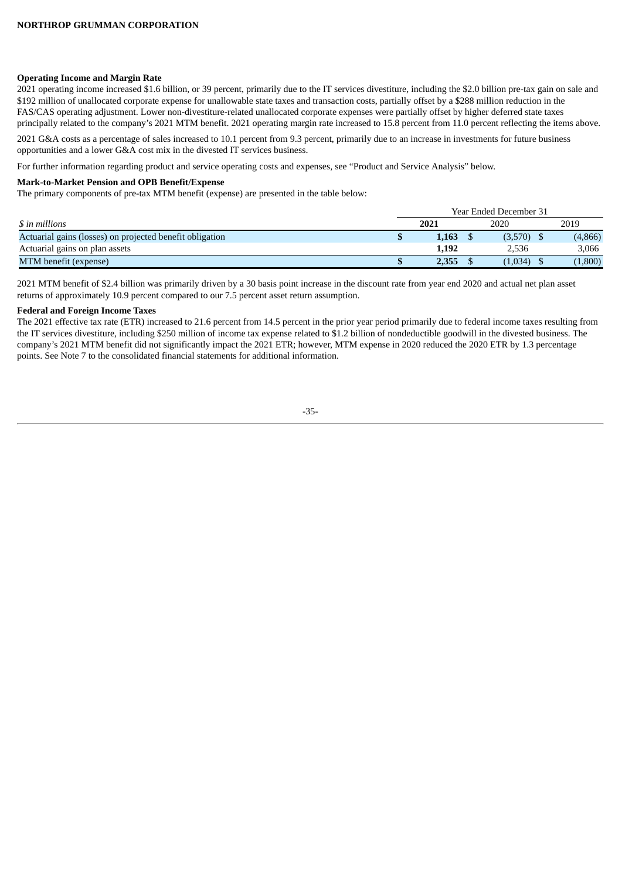### Operating Income and Margin Rate

2021 operating income increased $1.6 billion, or 39 percent, primarily due to the IT services divestiture, including the $2.0 billion pre-tax gain on sale and $192 million of unallocated corporate expense for unallowable state taxes and transaction costs, partially offset by a $288 million reduction in the FAS/CAS operating adjustment. Lower non-divestiture-related unallocated corporate expenses were partially offset by higher deferred state taxes principally related to the company's 2021 MTM benefit. 2021 operating margin rate increased to 15.8 percent from 11.0 percent reflecting the items above.

2021 G&A costs as a percentage of sales increased to 10.1 percent from 9.3 percent, primarily due to an increase in investments for future business opportunities and a lower G&A cost mix in the divested IT services business.

For further information regarding product and service operating costs and expenses, see "Product and Service Analysis" below.

### Mark-to-Market Pension and OPB Benefit/Expense

The primary components of pre-tax MTM benefit (expense) are presented in the table below:

| | Year Ended December 31 | | |
|---|---|---|---|
| *$ in millions* | **2021** | 2020 | 2019 |
| Actuarial gains (losses) on projected benefit obligation | **$ 1,163** | $ (3,570) | $ (4,866) |
| Actuarial gains on plan assets | **1,192** | 2,536 | 3,066 |
| MTM benefit (expense) | **$ 2,355** | $ (1,034) | $ (1,800) |

2021 MTM benefit of $2.4 billion was primarily driven by a 30 basis point increase in the discount rate from year end 2020 and actual net plan asset returns of approximately 10.9 percent compared to our 7.5 percent asset return assumption.

### Federal and Foreign Income Taxes

The 2021 effective tax rate (ETR) increased to 21.6 percent from 14.5 percent in the prior year period primarily due to federal income taxes resulting from the IT services divestiture, including $250 million of income tax expense related to $1.2 billion of nondeductible goodwill in the divested business. The company's 2021 MTM benefit did not significantly impact the 2021 ETR; however, MTM expense in 2020 reduced the 2020 ETR by 1.3 percentage points. See Note 7 to the consolidated financial statements for additional information.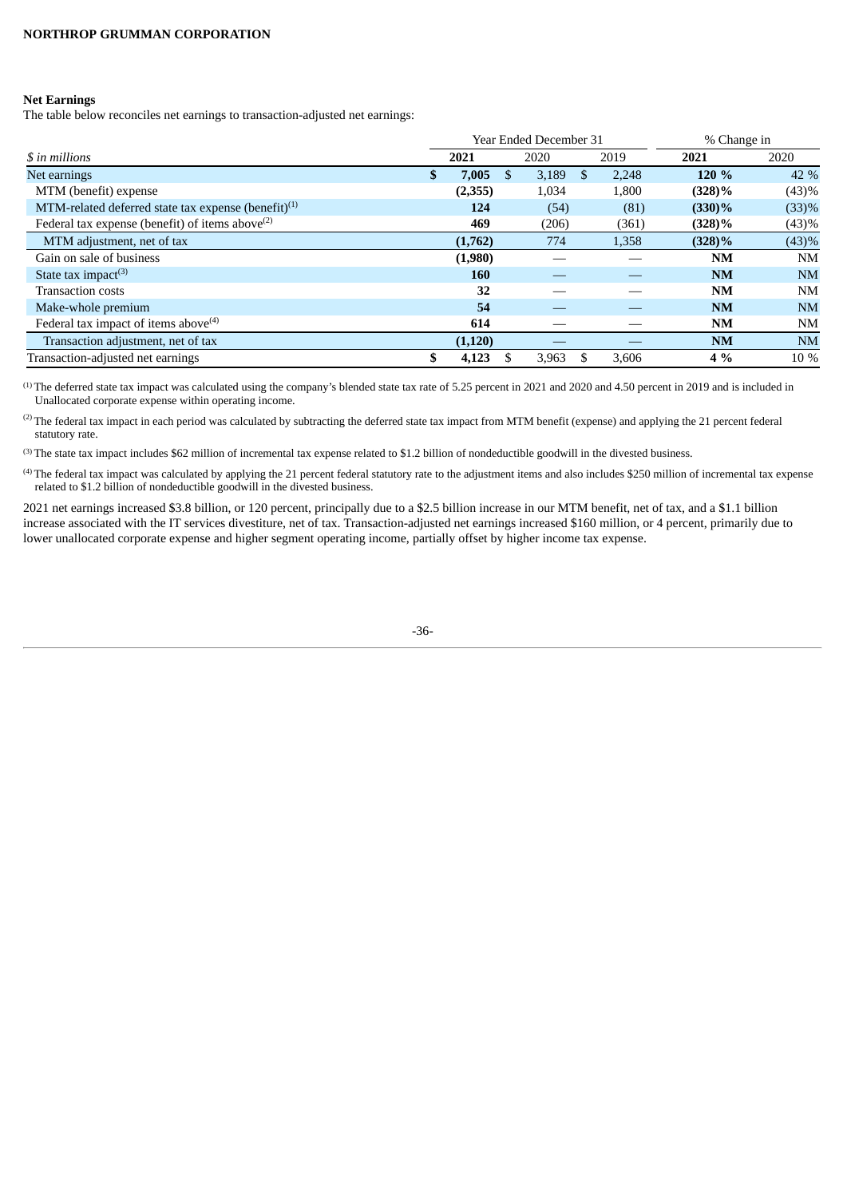### Net Earnings

The table below reconciles net earnings to transaction-adjusted net earnings:

| *$ in millions* | Year Ended December 31 | | | % Change in | |
|---|---|---|---|---|---|
| | **2021** | 2020 | 2019 | **2021** | 2020 |
| Net earnings | **$ 7,005** | $ 3,189 | $ 2,248 | **120 %** | 42 % |
| MTM (benefit) expense | **(2,355)** | 1,034 | 1,800 | **(328)%** | (43)% |
| MTM-related deferred state tax expense (benefit)[1] | **124** | (54) | (81) | **(330)%** | (33)% |
| Federal tax expense (benefit) of items above[2] | **469** | (206) | (361) | **(328)%** | (43)% |
| MTM adjustment, net of tax | **(1,762)** | 774 | 1,358 | **(328)%** | (43)% |
| Gain on sale of business | **(1,980)** | — | — | **NM** | NM |
| State tax impact[3] | **160** | — | — | **NM** | NM |
| Transaction costs | **32** | — | — | **NM** | NM |
| Make-whole premium | **54** | — | — | **NM** | NM |
| Federal tax impact of items above[4] | **614** | — | — | **NM** | NM |
| Transaction adjustment, net of tax | **(1,120)** | — | — | **NM** | NM |
| Transaction-adjusted net earnings | **$ 4,123** | $ 3,963 | $ 3,606 | **4 %** | 10 % |

[1] The deferred state tax impact was calculated using the company's blended state tax rate of 5.25 percent in 2021 and 2020 and 4.50 percent in 2019 and is included in Unallocated corporate expense within operating income.

[2] The federal tax impact in each period was calculated by subtracting the deferred state tax impact from MTM benefit (expense) and applying the 21 percent federal statutory rate.

[3] The state tax impact includes $62 million of incremental tax expense related to $1.2 billion of nondeductible goodwill in the divested business.

[4] The federal tax impact was calculated by applying the 21 percent federal statutory rate to the adjustment items and also includes $250 million of incremental tax expense related to $1.2 billion of nondeductible goodwill in the divested business.

2021 net earnings increased $3.8 billion, or 120 percent, principally due to a $2.5 billion increase in our MTM benefit, net of tax, and a $1.1 billion increase associated with the IT services divestiture, net of tax. Transaction-adjusted net earnings increased $160 million, or 4 percent, primarily due to lower unallocated corporate expense and higher segment operating income, partially offset by higher income tax expense.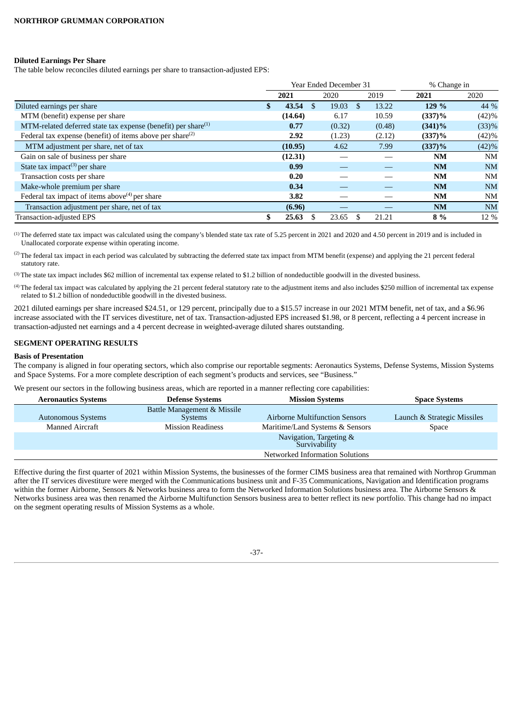#### Diluted Earnings Per Share

The table below reconciles diluted earnings per share to transaction-adjusted EPS:

| | Year Ended December 31 | | | % Change in | |
|---|---|---|---|---|---|
| | **2021** | 2020 | 2019 | **2021** | 2020 |
| Diluted earnings per share | **$ 43.54** | $ 19.03 | $ 13.22 | **129 %** | 44 % |
| MTM (benefit) expense per share | **(14.64)** | 6.17 | 10.59 | **(337)%** | (42)% |
| MTM-related deferred state tax expense (benefit) per share[1] | **0.77** | (0.32) | (0.48) | **(341)%** | (33)% |
| Federal tax expense (benefit) of items above per share[2] | **2.92** | (1.23) | (2.12) | **(337)%** | (42)% |
| MTM adjustment per share, net of tax | **(10.95)** | 4.62 | 7.99 | **(337)%** | (42)% |
| Gain on sale of business per share | **(12.31)** | — | — | **NM** | NM |
| State tax impact[3] per share | **0.99** | — | — | **NM** | NM |
| Transaction costs per share | **0.20** | — | — | **NM** | NM |
| Make-whole premium per share | **0.34** | — | — | **NM** | NM |
| Federal tax impact of items above[4] per share | **3.82** | — | — | **NM** | NM |
| Transaction adjustment per share, net of tax | **(6.96)** | — | — | **NM** | NM |
| Transaction-adjusted EPS | **$ 25.63** | $ 23.65 | $ 21.21 | **8 %** | 12 % |

[1] The deferred state tax impact was calculated using the company's blended state tax rate of 5.25 percent in 2021 and 2020 and 4.50 percent in 2019 and is included in Unallocated corporate expense within operating income.

[2] The federal tax impact in each period was calculated by subtracting the deferred state tax impact from MTM benefit (expense) and applying the 21 percent federal statutory rate.

[3] The state tax impact includes $62 million of incremental tax expense related to $1.2 billion of nondeductible goodwill in the divested business.

[4] The federal tax impact was calculated by applying the 21 percent federal statutory rate to the adjustment items and also includes $250 million of incremental tax expense related to $1.2 billion of nondeductible goodwill in the divested business.

2021 diluted earnings per share increased $24.51, or 129 percent, principally due to a $15.57 increase in our 2021 MTM benefit, net of tax, and a $6.96 increase associated with the IT services divestiture, net of tax. Transaction-adjusted EPS increased $1.98, or 8 percent, reflecting a 4 percent increase in transaction-adjusted net earnings and a 4 percent decrease in weighted-average diluted shares outstanding.

## SEGMENT OPERATING RESULTS

#### Basis of Presentation

The company is aligned in four operating sectors, which also comprise our reportable segments: Aeronautics Systems, Defense Systems, Mission Systems and Space Systems. For a more complete description of each segment's products and services, see "Business."

We present our sectors in the following business areas, which are reported in a manner reflecting core capabilities:

| Aeronautics Systems | Defense Systems | Mission Systems | Space Systems |
|---|---|---|---|
| Autonomous Systems | Battle Management & Missile Systems | Airborne Multifunction Sensors | Launch & Strategic Missiles |
| Manned Aircraft | Mission Readiness | Maritime/Land Systems & Sensors | Space |
| | | Navigation, Targeting & Survivability | |
| | | Networked Information Solutions | |

Effective during the first quarter of 2021 within Mission Systems, the businesses of the former CIMS business area that remained with Northrop Grumman after the IT services divestiture were merged with the Communications business unit and F-35 Communications, Navigation and Identification programs within the former Airborne, Sensors & Networks business area to form the Networked Information Solutions business area. The Airborne Sensors & Networks business area was then renamed the Airborne Multifunction Sensors business area to better reflect its new portfolio. This change had no impact on the segment operating results of Mission Systems as a whole.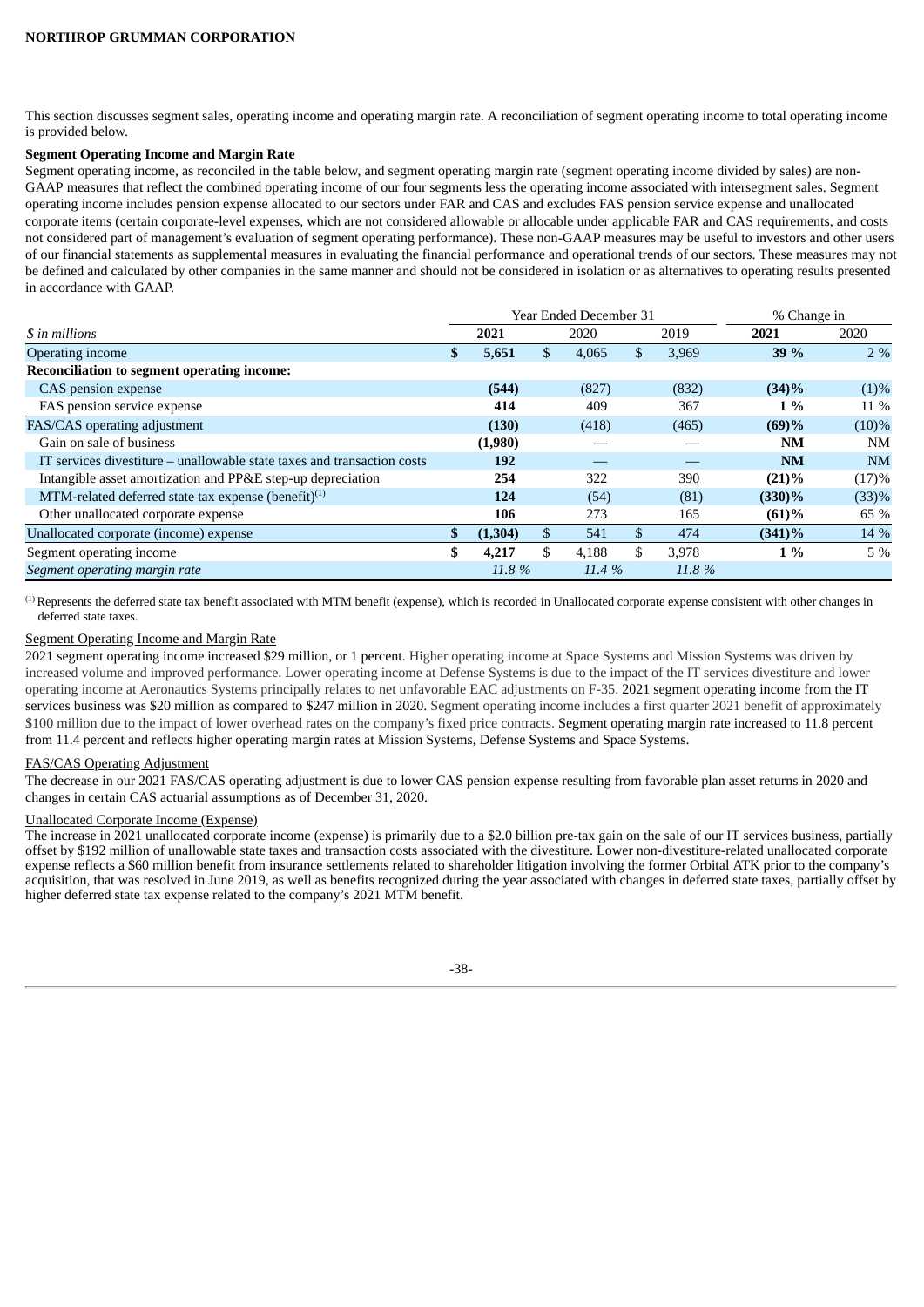This section discusses segment sales, operating income and operating margin rate. A reconciliation of segment operating income to total operating income is provided below.

**Segment Operating Income and Margin Rate**

Segment operating income, as reconciled in the table below, and segment operating margin rate (segment operating income divided by sales) are non-GAAP measures that reflect the combined operating income of our four segments less the operating income associated with intersegment sales. Segment operating income includes pension expense allocated to our sectors under FAR and CAS and excludes FAS pension service expense and unallocated corporate items (certain corporate-level expenses, which are not considered allowable or allocable under applicable FAR and CAS requirements, and costs not considered part of management's evaluation of segment operating performance). These non-GAAP measures may be useful to investors and other users of our financial statements as supplemental measures in evaluating the financial performance and operational trends of our sectors. These measures may not be defined and calculated by other companies in the same manner and should not be considered in isolation or as alternatives to operating results presented in accordance with GAAP.

| | Year Ended December 31 | | | % Change in | |
|---|---|---|---|---|---|
| *$ in millions* | **2021** | 2020 | 2019 | **2021** | 2020 |
| Operating income | **$ 5,651** | $ 4,065 | $ 3,969 | **39 %** | 2 % |
| **Reconciliation to segment operating income:** | | | | | |
| CAS pension expense | **(544)** | (827) | (832) | **(34)%** | (1)% |
| FAS pension service expense | **414** | 409 | 367 | **1 %** | 11 % |
| FAS/CAS operating adjustment | **(130)** | (418) | (465) | **(69)%** | (10)% |
| Gain on sale of business | **(1,980)** | — | — | **NM** | NM |
| IT services divestiture – unallowable state taxes and transaction costs | **192** | — | — | **NM** | NM |
| Intangible asset amortization and PP&E step-up depreciation | **254** | 322 | 390 | **(21)%** | (17)% |
| MTM-related deferred state tax expense (benefit)[1] | **124** | (54) | (81) | **(330)%** | (33)% |
| Other unallocated corporate expense | **106** | 273 | 165 | **(61)%** | 65 % |
| Unallocated corporate (income) expense | **$ (1,304)** | $ 541 | $ 474 | **(341)%** | 14 % |
| Segment operating income | **$ 4,217** | $ 4,188 | $ 3,978 | **1 %** | 5 % |
| *Segment operating margin rate* | ***11.8 %*** | *11.4 %* | *11.8 %* | | |

[1] Represents the deferred state tax benefit associated with MTM benefit (expense), which is recorded in Unallocated corporate expense consistent with other changes in deferred state taxes.

Segment Operating Income and Margin Rate

2021 segment operating income increased $29 million, or 1 percent. Higher operating income at Space Systems and Mission Systems was driven by increased volume and improved performance. Lower operating income at Defense Systems is due to the impact of the IT services divestiture and lower operating income at Aeronautics Systems principally relates to net unfavorable EAC adjustments on F-35. 2021 segment operating income from the IT services business was $20 million as compared to $247 million in 2020. Segment operating income includes a first quarter 2021 benefit of approximately $100 million due to the impact of lower overhead rates on the company's fixed price contracts. Segment operating margin rate increased to 11.8 percent from 11.4 percent and reflects higher operating margin rates at Mission Systems, Defense Systems and Space Systems.

FAS/CAS Operating Adjustment

The decrease in our 2021 FAS/CAS operating adjustment is due to lower CAS pension expense resulting from favorable plan asset returns in 2020 and changes in certain CAS actuarial assumptions as of December 31, 2020.

Unallocated Corporate Income (Expense)

The increase in 2021 unallocated corporate income (expense) is primarily due to a $2.0 billion pre-tax gain on the sale of our IT services business, partially offset by $192 million of unallowable state taxes and transaction costs associated with the divestiture. Lower non-divestiture-related unallocated corporate expense reflects a $60 million benefit from insurance settlements related to shareholder litigation involving the former Orbital ATK prior to the company's acquisition, that was resolved in June 2019, as well as benefits recognized during the year associated with changes in deferred state taxes, partially offset by higher deferred state tax expense related to the company's 2021 MTM benefit.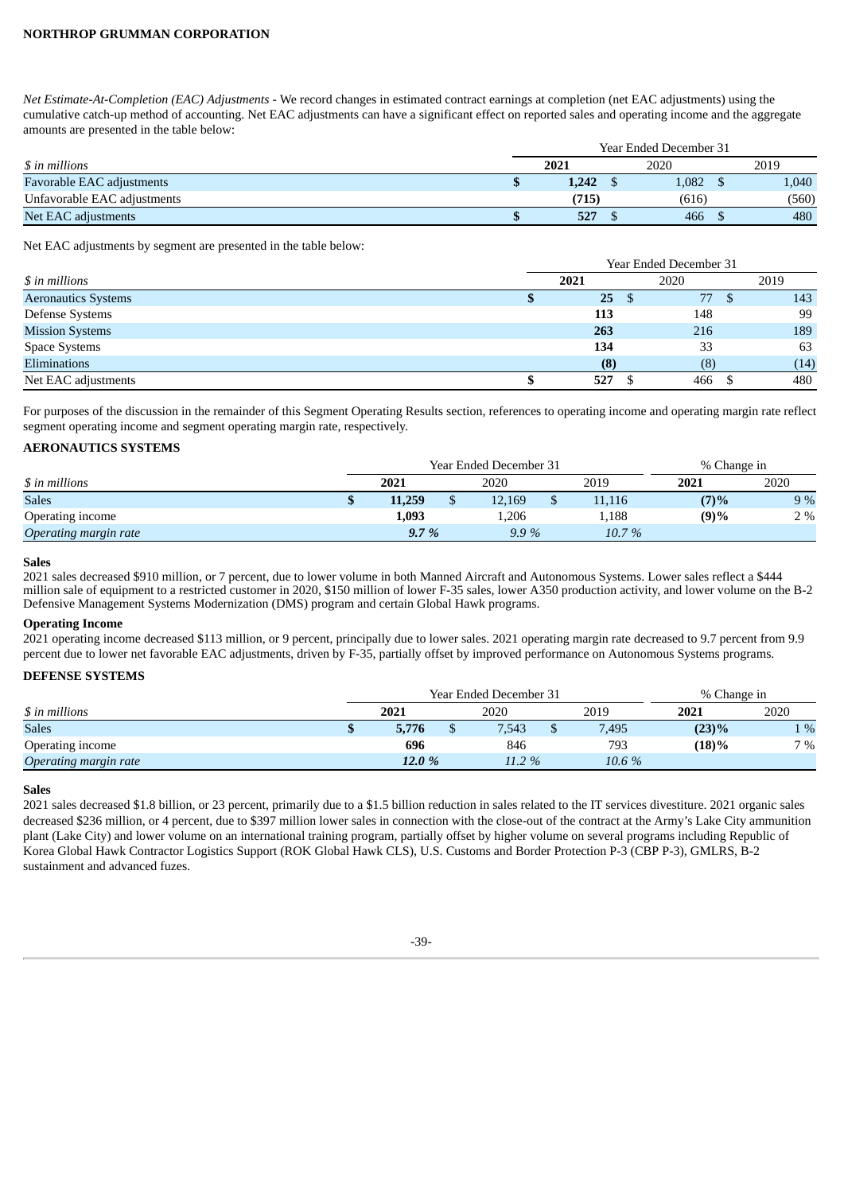*Net Estimate-At-Completion (EAC) Adjustments* - We record changes in estimated contract earnings at completion (net EAC adjustments) using the cumulative catch-up method of accounting. Net EAC adjustments can have a significant effect on reported sales and operating income and the aggregate amounts are presented in the table below:

| *$ in millions* | Year Ended December 31 2021 | 2020 | 2019 |
|---|---|---|---|
| Favorable EAC adjustments | **$ 1,242** | $ 1,082 | $ 1,040 |
| Unfavorable EAC adjustments | **(715)** | (616) | (560) |
| Net EAC adjustments | **$ 527** | $ 466 | $ 480 |

Net EAC adjustments by segment are presented in the table below:

| *$ in millions* | Year Ended December 31 2021 | 2020 | 2019 |
|---|---|---|---|
| Aeronautics Systems | **$ 25** | $ 77 | $ 143 |
| Defense Systems | **113** | 148 | 99 |
| Mission Systems | **263** | 216 | 189 |
| Space Systems | **134** | 33 | 63 |
| Eliminations | **(8)** | (8) | (14) |
| Net EAC adjustments | **$ 527** | $ 466 | $ 480 |

For purposes of the discussion in the remainder of this Segment Operating Results section, references to operating income and operating margin rate reflect segment operating income and segment operating margin rate, respectively.

## AERONAUTICS SYSTEMS

| | Year Ended December 31 | | | % Change in | |
|---|---|---|---|---|---|
| *$ in millions* | **2021** | 2020 | 2019 | **2021** | 2020 |
| Sales | **$ 11,259** | $ 12,169 | $ 11,116 | **(7)%** | 9 % |
| Operating income | **1,093** | 1,206 | 1,188 | **(9)%** | 2 % |
| *Operating margin rate* | ***9.7 %*** | *9.9 %* | *10.7 %* | | |

**Sales**

2021 sales decreased $910 million, or 7 percent, due to lower volume in both Manned Aircraft and Autonomous Systems. Lower sales reflect a $444 million sale of equipment to a restricted customer in 2020, $150 million of lower F-35 sales, lower A350 production activity, and lower volume on the B-2 Defensive Management Systems Modernization (DMS) program and certain Global Hawk programs.

**Operating Income**

2021 operating income decreased $113 million, or 9 percent, principally due to lower sales. 2021 operating margin rate decreased to 9.7 percent from 9.9 percent due to lower net favorable EAC adjustments, driven by F-35, partially offset by improved performance on Autonomous Systems programs.

## DEFENSE SYSTEMS

| | Year Ended December 31 | | | % Change in | |
|---|---|---|---|---|---|
| *$ in millions* | **2021** | 2020 | 2019 | **2021** | 2020 |
| Sales | **$ 5,776** | $ 7,543 | $ 7,495 | **(23)%** | 1 % |
| Operating income | **696** | 846 | 793 | **(18)%** | 7 % |
| *Operating margin rate* | ***12.0 %*** | *11.2 %* | *10.6 %* | | |

**Sales**

2021 sales decreased $1.8 billion, or 23 percent, primarily due to a $1.5 billion reduction in sales related to the IT services divestiture. 2021 organic sales decreased $236 million, or 4 percent, due to $397 million lower sales in connection with the close-out of the contract at the Army's Lake City ammunition plant (Lake City) and lower volume on an international training program, partially offset by higher volume on several programs including Republic of Korea Global Hawk Contractor Logistics Support (ROK Global Hawk CLS), U.S. Customs and Border Protection P-3 (CBP P-3), GMLRS, B-2 sustainment and advanced fuzes.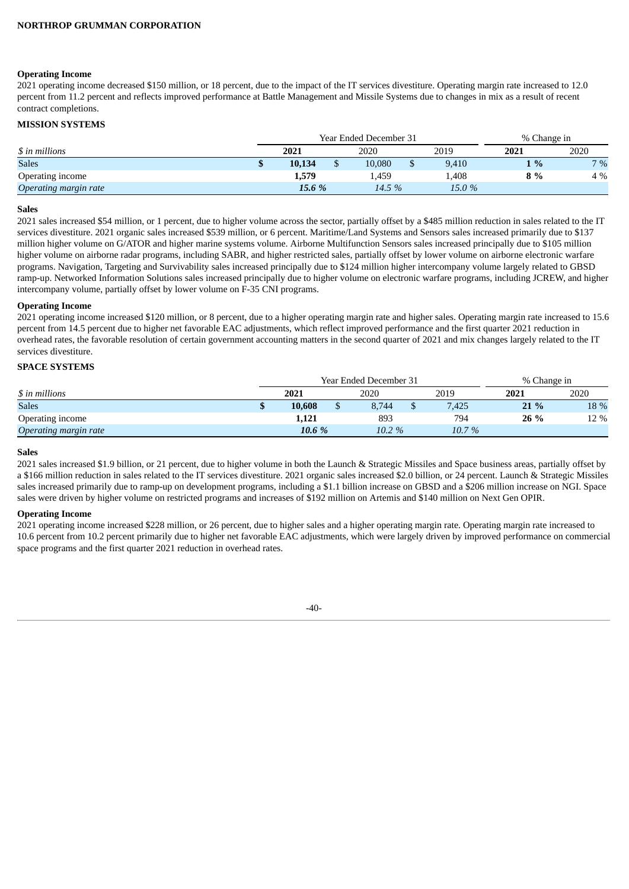**Operating Income**

2021 operating income decreased $150 million, or 18 percent, due to the impact of the IT services divestiture. Operating margin rate increased to 12.0 percent from 11.2 percent and reflects improved performance at Battle Management and Missile Systems due to changes in mix as a result of recent contract completions.

**MISSION SYSTEMS**

| | Year Ended December 31 | | | % Change in | |
|---|---|---|---|---|---|
| *$ in millions* | **2021** | 2020 | 2019 | **2021** | 2020 |
| Sales | **$ 10,134** | $ 10,080 | $ 9,410 | **1 %** | 7 % |
| Operating income | **1,579** | 1,459 | 1,408 | **8 %** | 4 % |
| *Operating margin rate* | ***15.6 %*** | *14.5 %* | *15.0 %* | | |

**Sales**

2021 sales increased $54 million, or 1 percent, due to higher volume across the sector, partially offset by a $485 million reduction in sales related to the IT services divestiture. 2021 organic sales increased $539 million, or 6 percent. Maritime/Land Systems and Sensors sales increased primarily due to $137 million higher volume on G/ATOR and higher marine systems volume. Airborne Multifunction Sensors sales increased principally due to $105 million higher volume on airborne radar programs, including SABR, and higher restricted sales, partially offset by lower volume on airborne electronic warfare programs. Navigation, Targeting and Survivability sales increased principally due to $124 million higher intercompany volume largely related to GBSD ramp-up. Networked Information Solutions sales increased principally due to higher volume on electronic warfare programs, including JCREW, and higher intercompany volume, partially offset by lower volume on F-35 CNI programs.

**Operating Income**

2021 operating income increased $120 million, or 8 percent, due to a higher operating margin rate and higher sales. Operating margin rate increased to 15.6 percent from 14.5 percent due to higher net favorable EAC adjustments, which reflect improved performance and the first quarter 2021 reduction in overhead rates, the favorable resolution of certain government accounting matters in the second quarter of 2021 and mix changes largely related to the IT services divestiture.

**SPACE SYSTEMS**

| | Year Ended December 31 | | | % Change in | |
|---|---|---|---|---|---|
| *$ in millions* | **2021** | 2020 | 2019 | **2021** | 2020 |
| Sales | **$ 10,608** | $ 8,744 | $ 7,425 | **21 %** | 18 % |
| Operating income | **1,121** | 893 | 794 | **26 %** | 12 % |
| *Operating margin rate* | ***10.6 %*** | *10.2 %* | *10.7 %* | | |

**Sales**

2021 sales increased $1.9 billion, or 21 percent, due to higher volume in both the Launch & Strategic Missiles and Space business areas, partially offset by a $166 million reduction in sales related to the IT services divestiture. 2021 organic sales increased $2.0 billion, or 24 percent. Launch & Strategic Missiles sales increased primarily due to ramp-up on development programs, including a $1.1 billion increase on GBSD and a $206 million increase on NGI. Space sales were driven by higher volume on restricted programs and increases of $192 million on Artemis and $140 million on Next Gen OPIR.

**Operating Income**

2021 operating income increased $228 million, or 26 percent, due to higher sales and a higher operating margin rate. Operating margin rate increased to 10.6 percent from 10.2 percent primarily due to higher net favorable EAC adjustments, which were largely driven by improved performance on commercial space programs and the first quarter 2021 reduction in overhead rates.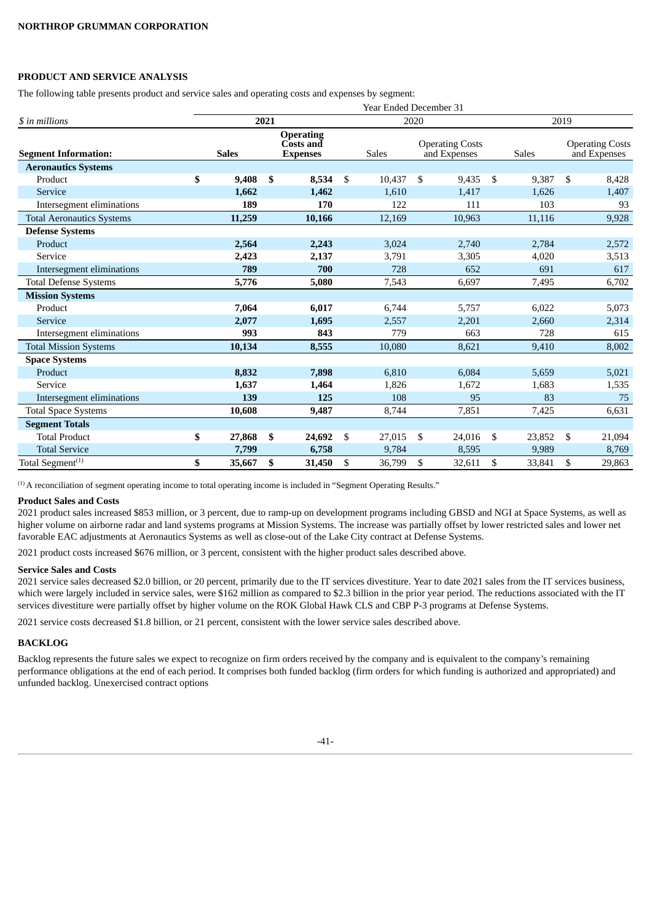## PRODUCT AND SERVICE ANALYSIS

The following table presents product and service sales and operating costs and expenses by segment:

| | Year Ended December 31 | | | | | |
|---|---|---|---|---|---|---|
| *$ in millions* | **2021** | | 2020 | | 2019 | |
| **Segment Information:** | **Sales** | **Operating Costs and Expenses** | Sales | Operating Costs and Expenses | Sales | Operating Costs and Expenses |
| **Aeronautics Systems** | | | | | | |
| Product | **$ 9,408** | **$ 8,534** | $ 10,437 | $ 9,435 | $ 9,387 | $ 8,428 |
| Service | **1,662** | **1,462** | 1,610 | 1,417 | 1,626 | 1,407 |
| Intersegment eliminations | **189** | **170** | 122 | 111 | 103 | 93 |
| Total Aeronautics Systems | **11,259** | **10,166** | 12,169 | 10,963 | 11,116 | 9,928 |
| **Defense Systems** | | | | | | |
| Product | **2,564** | **2,243** | 3,024 | 2,740 | 2,784 | 2,572 |
| Service | **2,423** | **2,137** | 3,791 | 3,305 | 4,020 | 3,513 |
| Intersegment eliminations | **789** | **700** | 728 | 652 | 691 | 617 |
| Total Defense Systems | **5,776** | **5,080** | 7,543 | 6,697 | 7,495 | 6,702 |
| **Mission Systems** | | | | | | |
| Product | **7,064** | **6,017** | 6,744 | 5,757 | 6,022 | 5,073 |
| Service | **2,077** | **1,695** | 2,557 | 2,201 | 2,660 | 2,314 |
| Intersegment eliminations | **993** | **843** | 779 | 663 | 728 | 615 |
| Total Mission Systems | **10,134** | **8,555** | 10,080 | 8,621 | 9,410 | 8,002 |
| **Space Systems** | | | | | | |
| Product | **8,832** | **7,898** | 6,810 | 6,084 | 5,659 | 5,021 |
| Service | **1,637** | **1,464** | 1,826 | 1,672 | 1,683 | 1,535 |
| Intersegment eliminations | **139** | **125** | 108 | 95 | 83 | 75 |
| Total Space Systems | **10,608** | **9,487** | 8,744 | 7,851 | 7,425 | 6,631 |
| **Segment Totals** | | | | | | |
| Total Product | **$ 27,868** | **$ 24,692** | $ 27,015 | $ 24,016 | $ 23,852 | $ 21,094 |
| Total Service | **7,799** | **6,758** | 9,784 | 8,595 | 9,989 | 8,769 |
| Total Segment[(1)] | **$ 35,667** | **$ 31,450** | $ 36,799 | $ 32,611 | $ 33,841 | $ 29,863 |

[(1)] A reconciliation of segment operating income to total operating income is included in "Segment Operating Results."

**Product Sales and Costs**

2021 product sales increased $853 million, or 3 percent, due to ramp-up on development programs including GBSD and NGI at Space Systems, as well as higher volume on airborne radar and land systems programs at Mission Systems. The increase was partially offset by lower restricted sales and lower net favorable EAC adjustments at Aeronautics Systems as well as close-out of the Lake City contract at Defense Systems.

2021 product costs increased $676 million, or 3 percent, consistent with the higher product sales described above.

**Service Sales and Costs**

2021 service sales decreased $2.0 billion, or 20 percent, primarily due to the IT services divestiture. Year to date 2021 sales from the IT services business, which were largely included in service sales, were $162 million as compared to $2.3 billion in the prior year period. The reductions associated with the IT services divestiture were partially offset by higher volume on the ROK Global Hawk CLS and CBP P-3 programs at Defense Systems.

2021 service costs decreased $1.8 billion, or 21 percent, consistent with the lower service sales described above.

## BACKLOG

Backlog represents the future sales we expect to recognize on firm orders received by the company and is equivalent to the company's remaining performance obligations at the end of each period. It comprises both funded backlog (firm orders for which funding is authorized and appropriated) and unfunded backlog. Unexercised contract options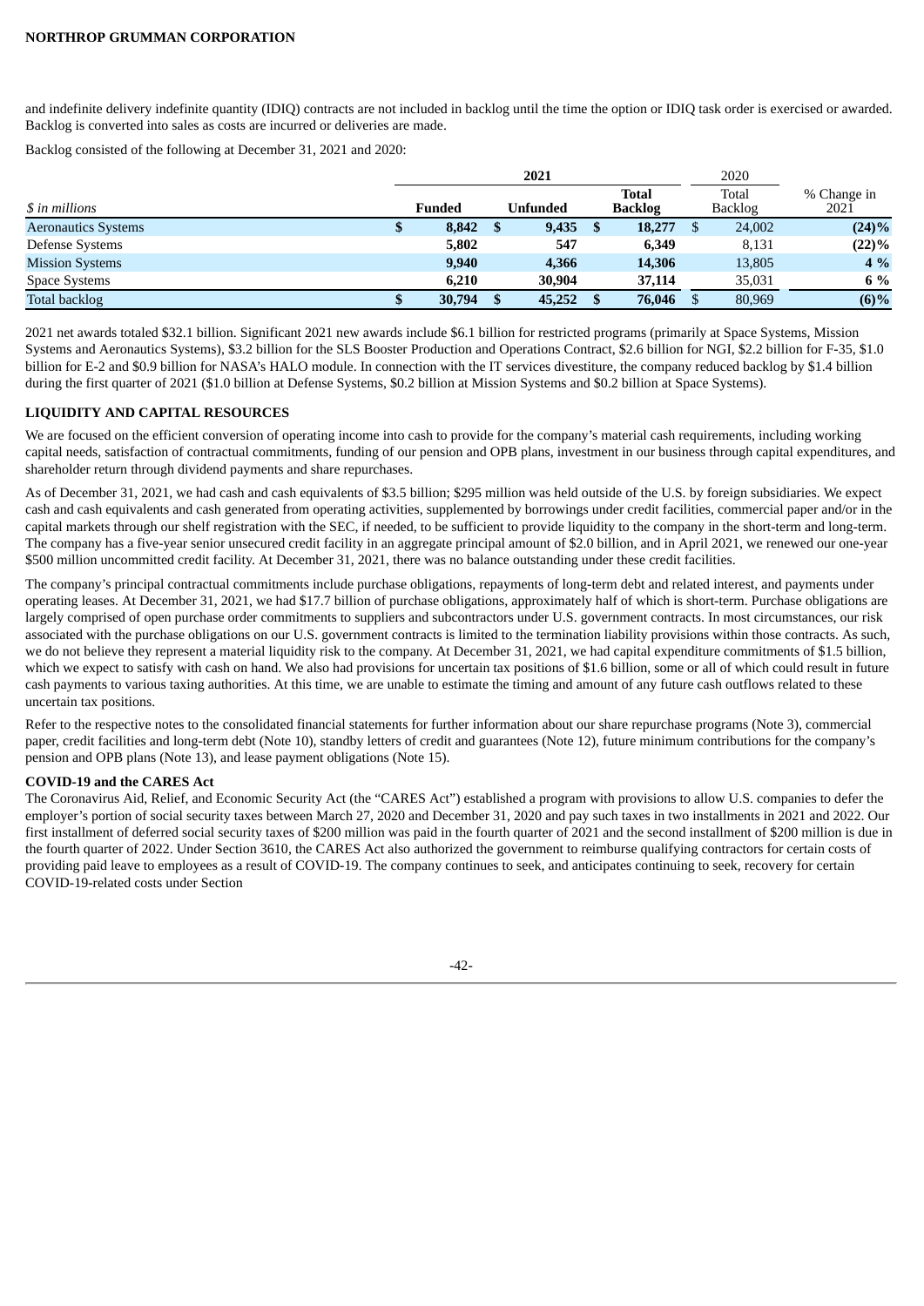and indefinite delivery indefinite quantity (IDIQ) contracts are not included in backlog until the time the option or IDIQ task order is exercised or awarded. Backlog is converted into sales as costs are incurred or deliveries are made.

Backlog consisted of the following at December 31, 2021 and 2020:

| | 2021 | | | 2020 | |
|---|---|---|---|---|---|
| *$ in millions* | **Funded** | **Unfunded** | **Total Backlog** | Total Backlog | % Change in 2021 |
| Aeronautics Systems | **$ 8,842** | **$ 9,435** | **$ 18,277** | $ 24,002 | **(24)%** |
| Defense Systems | **5,802** | **547** | **6,349** | 8,131 | **(22)%** |
| Mission Systems | **9,940** | **4,366** | **14,306** | 13,805 | **4 %** |
| Space Systems | **6,210** | **30,904** | **37,114** | 35,031 | **6 %** |
| Total backlog | **$ 30,794** | **$ 45,252** | **$ 76,046** | $ 80,969 | **(6)%** |

2021 net awards totaled $32.1 billion. Significant 2021 new awards include $6.1 billion for restricted programs (primarily at Space Systems, Mission Systems and Aeronautics Systems), $3.2 billion for the SLS Booster Production and Operations Contract, $2.6 billion for NGI, $2.2 billion for F-35, $1.0 billion for E-2 and $0.9 billion for NASA's HALO module. In connection with the IT services divestiture, the company reduced backlog by $1.4 billion during the first quarter of 2021 ($1.0 billion at Defense Systems, $0.2 billion at Mission Systems and $0.2 billion at Space Systems).

## LIQUIDITY AND CAPITAL RESOURCES

We are focused on the efficient conversion of operating income into cash to provide for the company's material cash requirements, including working capital needs, satisfaction of contractual commitments, funding of our pension and OPB plans, investment in our business through capital expenditures, and shareholder return through dividend payments and share repurchases.

As of December 31, 2021, we had cash and cash equivalents of $3.5 billion; $295 million was held outside of the U.S. by foreign subsidiaries. We expect cash and cash equivalents and cash generated from operating activities, supplemented by borrowings under credit facilities, commercial paper and/or in the capital markets through our shelf registration with the SEC, if needed, to be sufficient to provide liquidity to the company in the short-term and long-term. The company has a five-year senior unsecured credit facility in an aggregate principal amount of $2.0 billion, and in April 2021, we renewed our one-year $500 million uncommitted credit facility. At December 31, 2021, there was no balance outstanding under these credit facilities.

The company's principal contractual commitments include purchase obligations, repayments of long-term debt and related interest, and payments under operating leases. At December 31, 2021, we had $17.7 billion of purchase obligations, approximately half of which is short-term. Purchase obligations are largely comprised of open purchase order commitments to suppliers and subcontractors under U.S. government contracts. In most circumstances, our risk associated with the purchase obligations on our U.S. government contracts is limited to the termination liability provisions within those contracts. As such, we do not believe they represent a material liquidity risk to the company. At December 31, 2021, we had capital expenditure commitments of $1.5 billion, which we expect to satisfy with cash on hand. We also had provisions for uncertain tax positions of $1.6 billion, some or all of which could result in future cash payments to various taxing authorities. At this time, we are unable to estimate the timing and amount of any future cash outflows related to these uncertain tax positions.

Refer to the respective notes to the consolidated financial statements for further information about our share repurchase programs (Note 3), commercial paper, credit facilities and long-term debt (Note 10), standby letters of credit and guarantees (Note 12), future minimum contributions for the company's pension and OPB plans (Note 13), and lease payment obligations (Note 15).

### COVID-19 and the CARES Act

The Coronavirus Aid, Relief, and Economic Security Act (the "CARES Act") established a program with provisions to allow U.S. companies to defer the employer's portion of social security taxes between March 27, 2020 and December 31, 2020 and pay such taxes in two installments in 2021 and 2022. Our first installment of deferred social security taxes of $200 million was paid in the fourth quarter of 2021 and the second installment of $200 million is due in the fourth quarter of 2022. Under Section 3610, the CARES Act also authorized the government to reimburse qualifying contractors for certain costs of providing paid leave to employees as a result of COVID-19. The company continues to seek, and anticipates continuing to seek, recovery for certain COVID-19-related costs under Section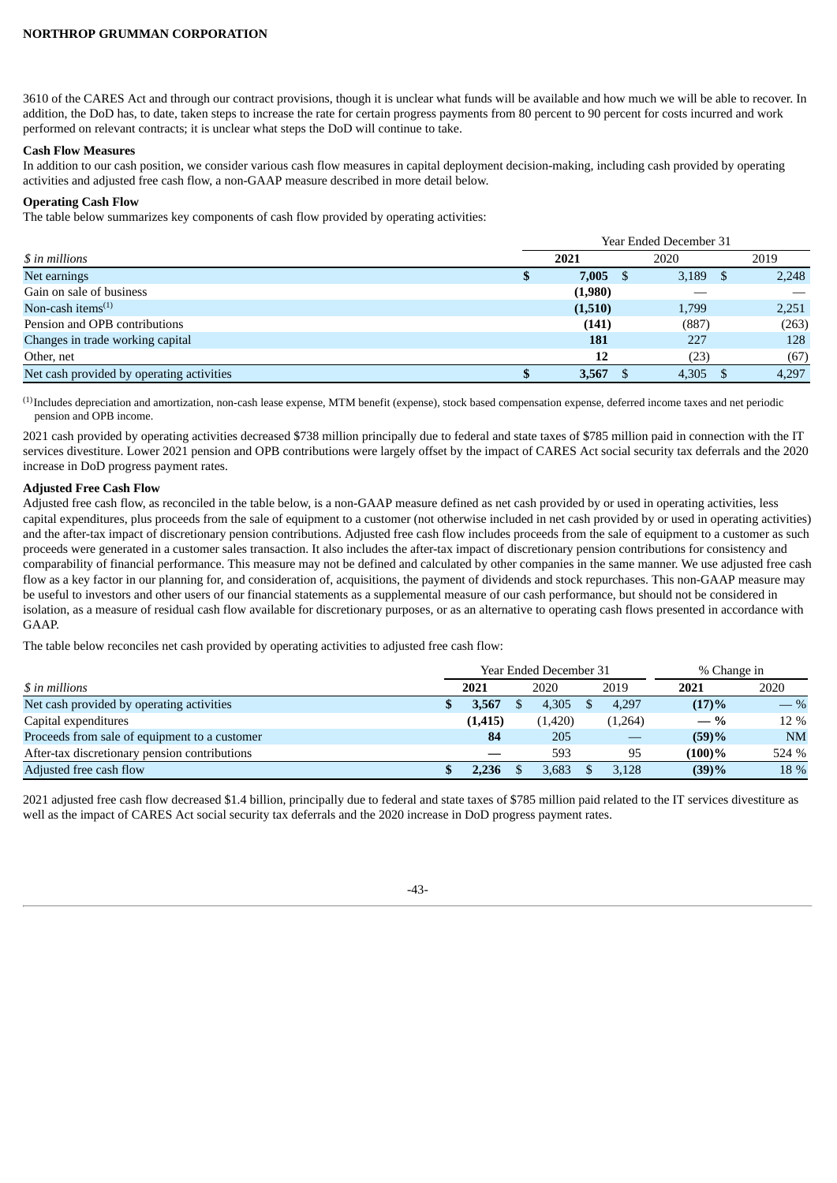3610 of the CARES Act and through our contract provisions, though it is unclear what funds will be available and how much we will be able to recover. In addition, the DoD has, to date, taken steps to increase the rate for certain progress payments from 80 percent to 90 percent for costs incurred and work performed on relevant contracts; it is unclear what steps the DoD will continue to take.

**Cash Flow Measures**

In addition to our cash position, we consider various cash flow measures in capital deployment decision-making, including cash provided by operating activities and adjusted free cash flow, a non-GAAP measure described in more detail below.

**Operating Cash Flow**

The table below summarizes key components of cash flow provided by operating activities:

| *$ in millions* | Year Ended December 31 2021 | 2020 | 2019 |
|---|---|---|---|
| Net earnings | **$ 7,005** | $ 3,189 | $ 2,248 |
| Gain on sale of business | **(1,980)** | — | — |
| Non-cash items[(1)] | **(1,510)** | 1,799 | 2,251 |
| Pension and OPB contributions | **(141)** | (887) | (263) |
| Changes in trade working capital | **181** | 227 | 128 |
| Other, net | **12** | (23) | (67) |
| Net cash provided by operating activities | **$ 3,567** | $ 4,305 | $ 4,297 |

[(1)] Includes depreciation and amortization, non-cash lease expense, MTM benefit (expense), stock based compensation expense, deferred income taxes and net periodic pension and OPB income.

2021 cash provided by operating activities decreased $738 million principally due to federal and state taxes of $785 million paid in connection with the IT services divestiture. Lower 2021 pension and OPB contributions were largely offset by the impact of CARES Act social security tax deferrals and the 2020 increase in DoD progress payment rates.

**Adjusted Free Cash Flow**

Adjusted free cash flow, as reconciled in the table below, is a non-GAAP measure defined as net cash provided by or used in operating activities, less capital expenditures, plus proceeds from the sale of equipment to a customer (not otherwise included in net cash provided by or used in operating activities) and the after-tax impact of discretionary pension contributions. Adjusted free cash flow includes proceeds from the sale of equipment to a customer as such proceeds were generated in a customer sales transaction. It also includes the after-tax impact of discretionary pension contributions for consistency and comparability of financial performance. This measure may not be defined and calculated by other companies in the same manner. We use adjusted free cash flow as a key factor in our planning for, and consideration of, acquisitions, the payment of dividends and stock repurchases. This non-GAAP measure may be useful to investors and other users of our financial statements as a supplemental measure of our cash performance, but should not be considered in isolation, as a measure of residual cash flow available for discretionary purposes, or as an alternative to operating cash flows presented in accordance with GAAP.

The table below reconciles net cash provided by operating activities to adjusted free cash flow:

| | Year Ended December 31 | | | % Change in | |
|---|---|---|---|---|---|
| *$ in millions* | **2021** | 2020 | 2019 | **2021** | 2020 |
| Net cash provided by operating activities | **$ 3,567** | $ 4,305 | $ 4,297 | **(17)%** | — % |
| Capital expenditures | **(1,415)** | (1,420) | (1,264) | **— %** | 12 % |
| Proceeds from sale of equipment to a customer | **84** | 205 | — | **(59)%** | NM |
| After-tax discretionary pension contributions | **—** | 593 | 95 | **(100)%** | 524 % |
| Adjusted free cash flow | **$ 2,236** | $ 3,683 | $ 3,128 | **(39)%** | 18 % |

2021 adjusted free cash flow decreased $1.4 billion, principally due to federal and state taxes of $785 million paid related to the IT services divestiture as well as the impact of CARES Act social security tax deferrals and the 2020 increase in DoD progress payment rates.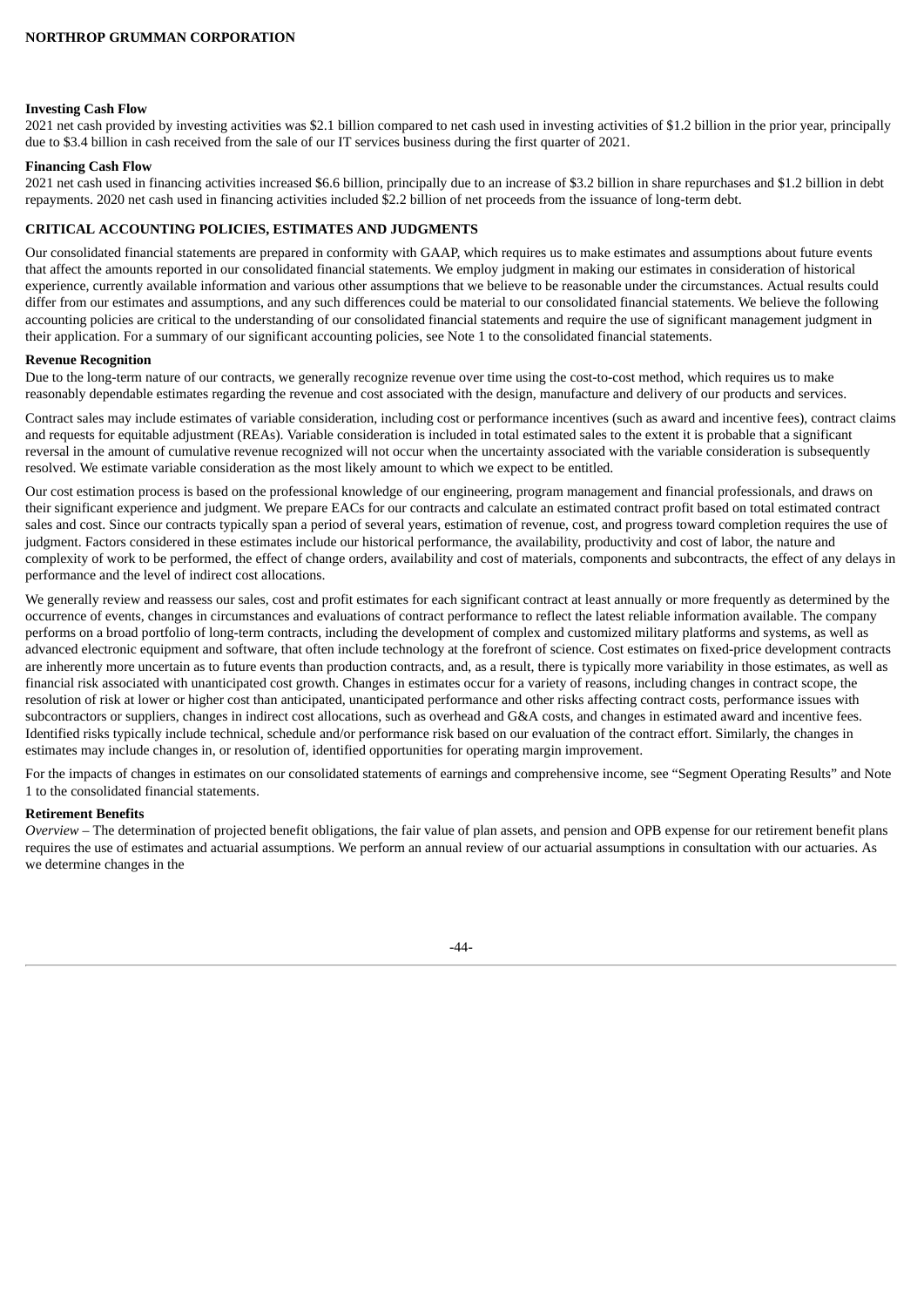**Investing Cash Flow**

2021 net cash provided by investing activities was $2.1 billion compared to net cash used in investing activities of $1.2 billion in the prior year, principally due to $3.4 billion in cash received from the sale of our IT services business during the first quarter of 2021.

**Financing Cash Flow**

2021 net cash used in financing activities increased $6.6 billion, principally due to an increase of $3.2 billion in share repurchases and $1.2 billion in debt repayments. 2020 net cash used in financing activities included $2.2 billion of net proceeds from the issuance of long-term debt.

## CRITICAL ACCOUNTING POLICIES, ESTIMATES AND JUDGMENTS

Our consolidated financial statements are prepared in conformity with GAAP, which requires us to make estimates and assumptions about future events that affect the amounts reported in our consolidated financial statements. We employ judgment in making our estimates in consideration of historical experience, currently available information and various other assumptions that we believe to be reasonable under the circumstances. Actual results could differ from our estimates and assumptions, and any such differences could be material to our consolidated financial statements. We believe the following accounting policies are critical to the understanding of our consolidated financial statements and require the use of significant management judgment in their application. For a summary of our significant accounting policies, see Note 1 to the consolidated financial statements.

**Revenue Recognition**

Due to the long-term nature of our contracts, we generally recognize revenue over time using the cost-to-cost method, which requires us to make reasonably dependable estimates regarding the revenue and cost associated with the design, manufacture and delivery of our products and services.

Contract sales may include estimates of variable consideration, including cost or performance incentives (such as award and incentive fees), contract claims and requests for equitable adjustment (REAs). Variable consideration is included in total estimated sales to the extent it is probable that a significant reversal in the amount of cumulative revenue recognized will not occur when the uncertainty associated with the variable consideration is subsequently resolved. We estimate variable consideration as the most likely amount to which we expect to be entitled.

Our cost estimation process is based on the professional knowledge of our engineering, program management and financial professionals, and draws on their significant experience and judgment. We prepare EACs for our contracts and calculate an estimated contract profit based on total estimated contract sales and cost. Since our contracts typically span a period of several years, estimation of revenue, cost, and progress toward completion requires the use of judgment. Factors considered in these estimates include our historical performance, the availability, productivity and cost of labor, the nature and complexity of work to be performed, the effect of change orders, availability and cost of materials, components and subcontracts, the effect of any delays in performance and the level of indirect cost allocations.

We generally review and reassess our sales, cost and profit estimates for each significant contract at least annually or more frequently as determined by the occurrence of events, changes in circumstances and evaluations of contract performance to reflect the latest reliable information available. The company performs on a broad portfolio of long-term contracts, including the development of complex and customized military platforms and systems, as well as advanced electronic equipment and software, that often include technology at the forefront of science. Cost estimates on fixed-price development contracts are inherently more uncertain as to future events than production contracts, and, as a result, there is typically more variability in those estimates, as well as financial risk associated with unanticipated cost growth. Changes in estimates occur for a variety of reasons, including changes in contract scope, the resolution of risk at lower or higher cost than anticipated, unanticipated performance and other risks affecting contract costs, performance issues with subcontractors or suppliers, changes in indirect cost allocations, such as overhead and G&A costs, and changes in estimated award and incentive fees. Identified risks typically include technical, schedule and/or performance risk based on our evaluation of the contract effort. Similarly, the changes in estimates may include changes in, or resolution of, identified opportunities for operating margin improvement.

For the impacts of changes in estimates on our consolidated statements of earnings and comprehensive income, see "Segment Operating Results" and Note 1 to the consolidated financial statements.

**Retirement Benefits**

*Overview* – The determination of projected benefit obligations, the fair value of plan assets, and pension and OPB expense for our retirement benefit plans requires the use of estimates and actuarial assumptions. We perform an annual review of our actuarial assumptions in consultation with our actuaries. As we determine changes in the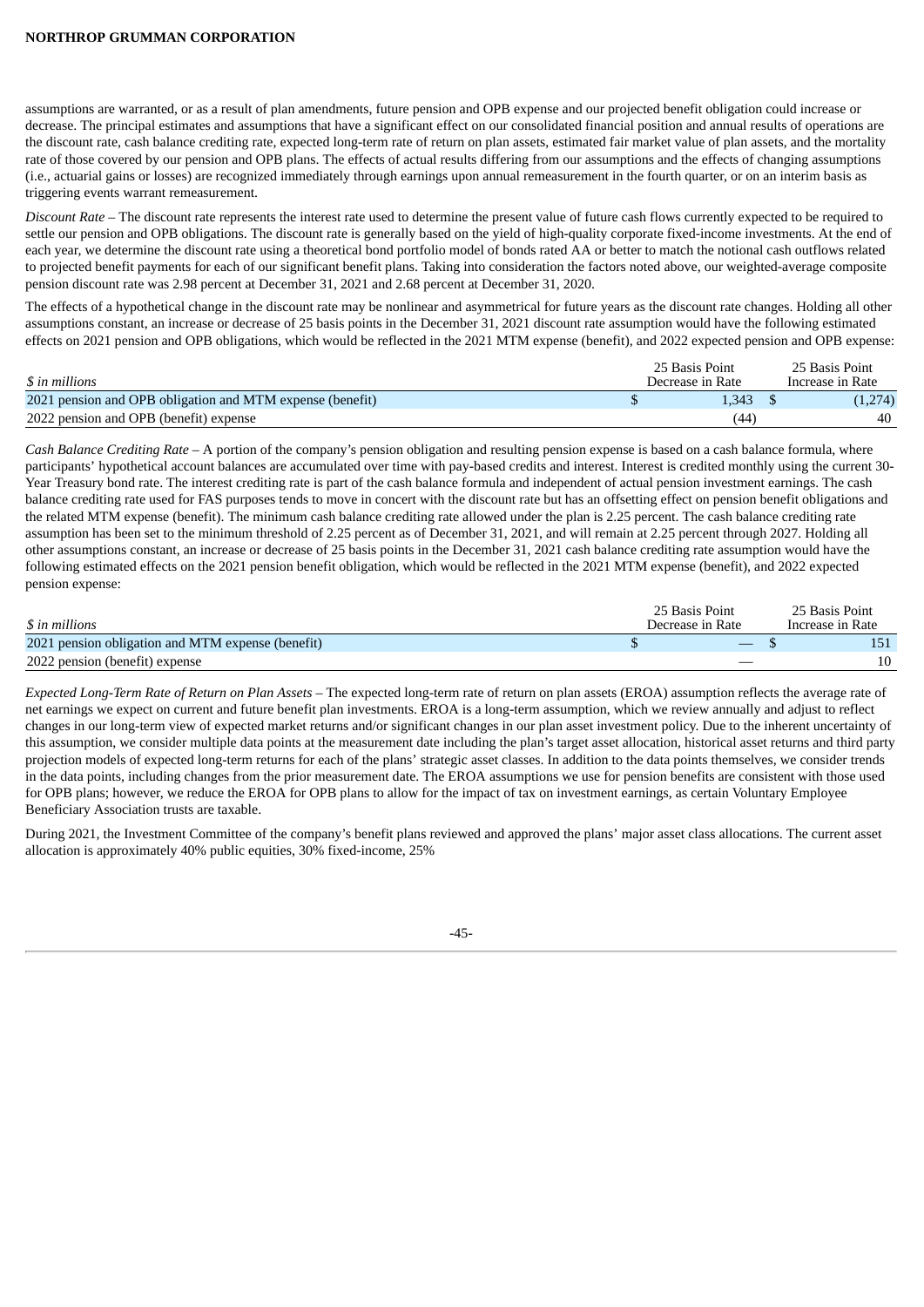assumptions are warranted, or as a result of plan amendments, future pension and OPB expense and our projected benefit obligation could increase or decrease. The principal estimates and assumptions that have a significant effect on our consolidated financial position and annual results of operations are the discount rate, cash balance crediting rate, expected long-term rate of return on plan assets, estimated fair market value of plan assets, and the mortality rate of those covered by our pension and OPB plans. The effects of actual results differing from our assumptions and the effects of changing assumptions (i.e., actuarial gains or losses) are recognized immediately through earnings upon annual remeasurement in the fourth quarter, or on an interim basis as triggering events warrant remeasurement.

*Discount Rate* – The discount rate represents the interest rate used to determine the present value of future cash flows currently expected to be required to settle our pension and OPB obligations. The discount rate is generally based on the yield of high-quality corporate fixed-income investments. At the end of each year, we determine the discount rate using a theoretical bond portfolio model of bonds rated AA or better to match the notional cash outflows related to projected benefit payments for each of our significant benefit plans. Taking into consideration the factors noted above, our weighted-average composite pension discount rate was 2.98 percent at December 31, 2021 and 2.68 percent at December 31, 2020.

The effects of a hypothetical change in the discount rate may be nonlinear and asymmetrical for future years as the discount rate changes. Holding all other assumptions constant, an increase or decrease of 25 basis points in the December 31, 2021 discount rate assumption would have the following estimated effects on 2021 pension and OPB obligations, which would be reflected in the 2021 MTM expense (benefit), and 2022 expected pension and OPB expense:

| *$ in millions* | 25 Basis Point Decrease in Rate | 25 Basis Point Increase in Rate |
|---|---|---|
| 2021 pension and OPB obligation and MTM expense (benefit) | $ 1,343 | $ (1,274) |
| 2022 pension and OPB (benefit) expense | (44) | 40 |

*Cash Balance Crediting Rate* – A portion of the company's pension obligation and resulting pension expense is based on a cash balance formula, where participants' hypothetical account balances are accumulated over time with pay-based credits and interest. Interest is credited monthly using the current 30-Year Treasury bond rate. The interest crediting rate is part of the cash balance formula and independent of actual pension investment earnings. The cash balance crediting rate used for FAS purposes tends to move in concert with the discount rate but has an offsetting effect on pension benefit obligations and the related MTM expense (benefit). The minimum cash balance crediting rate allowed under the plan is 2.25 percent. The cash balance crediting rate assumption has been set to the minimum threshold of 2.25 percent as of December 31, 2021, and will remain at 2.25 percent through 2027. Holding all other assumptions constant, an increase or decrease of 25 basis points in the December 31, 2021 cash balance crediting rate assumption would have the following estimated effects on the 2021 pension benefit obligation, which would be reflected in the 2021 MTM expense (benefit), and 2022 expected pension expense:

| *$ in millions* | 25 Basis Point Decrease in Rate | 25 Basis Point Increase in Rate |
|---|---|---|
| 2021 pension obligation and MTM expense (benefit) | $ — | $ 151 |
| 2022 pension (benefit) expense | — | 10 |

*Expected Long-Term Rate of Return on Plan Assets* – The expected long-term rate of return on plan assets (EROA) assumption reflects the average rate of net earnings we expect on current and future benefit plan investments. EROA is a long-term assumption, which we review annually and adjust to reflect changes in our long-term view of expected market returns and/or significant changes in our plan asset investment policy. Due to the inherent uncertainty of this assumption, we consider multiple data points at the measurement date including the plan's target asset allocation, historical asset returns and third party projection models of expected long-term returns for each of the plans' strategic asset classes. In addition to the data points themselves, we consider trends in the data points, including changes from the prior measurement date. The EROA assumptions we use for pension benefits are consistent with those used for OPB plans; however, we reduce the EROA for OPB plans to allow for the impact of tax on investment earnings, as certain Voluntary Employee Beneficiary Association trusts are taxable.

During 2021, the Investment Committee of the company's benefit plans reviewed and approved the plans' major asset class allocations. The current asset allocation is approximately 40% public equities, 30% fixed-income, 25%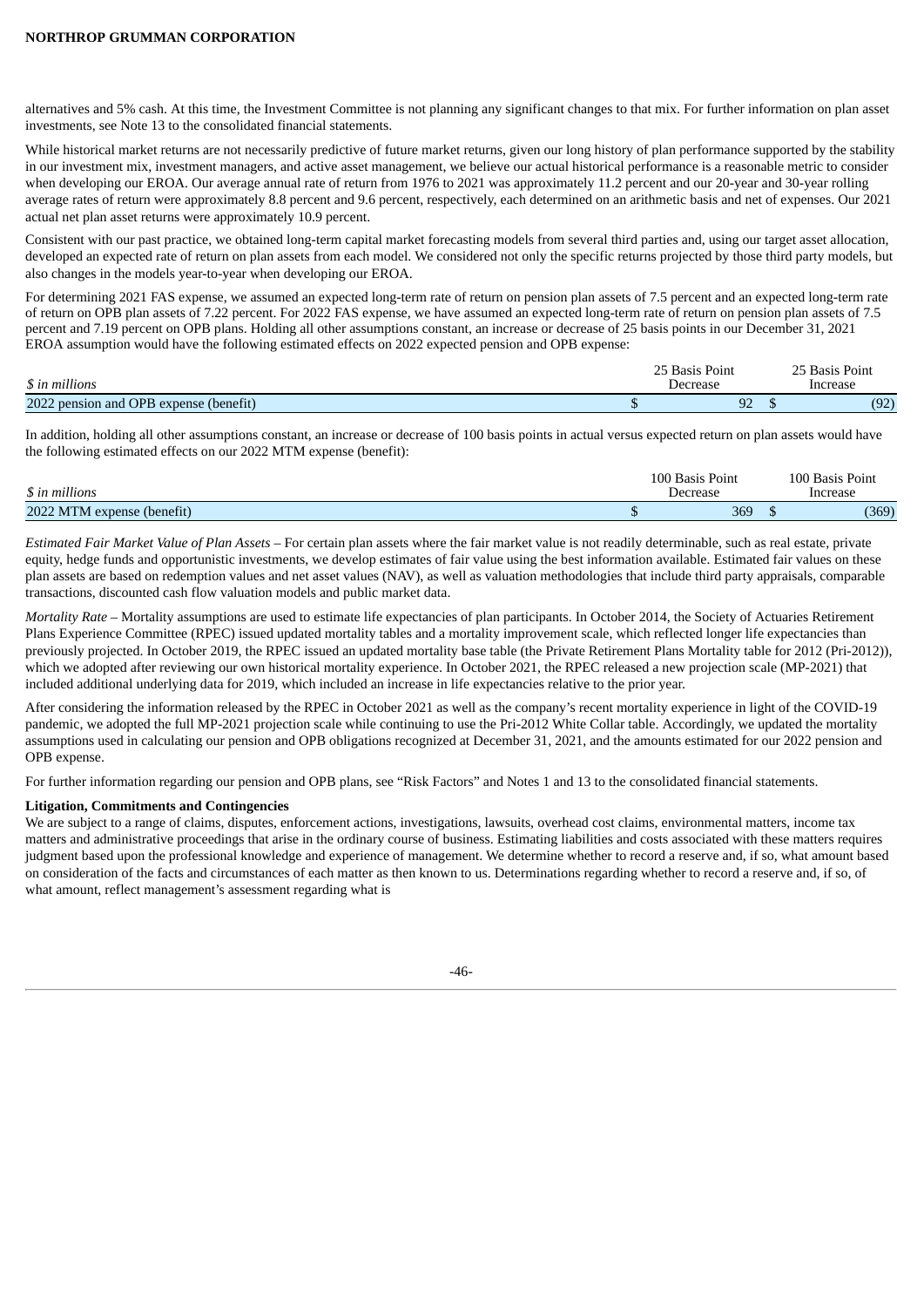alternatives and 5% cash. At this time, the Investment Committee is not planning any significant changes to that mix. For further information on plan asset investments, see Note 13 to the consolidated financial statements.

While historical market returns are not necessarily predictive of future market returns, given our long history of plan performance supported by the stability in our investment mix, investment managers, and active asset management, we believe our actual historical performance is a reasonable metric to consider when developing our EROA. Our average annual rate of return from 1976 to 2021 was approximately 11.2 percent and our 20-year and 30-year rolling average rates of return were approximately 8.8 percent and 9.6 percent, respectively, each determined on an arithmetic basis and net of expenses. Our 2021 actual net plan asset returns were approximately 10.9 percent.

Consistent with our past practice, we obtained long-term capital market forecasting models from several third parties and, using our target asset allocation, developed an expected rate of return on plan assets from each model. We considered not only the specific returns projected by those third party models, but also changes in the models year-to-year when developing our EROA.

For determining 2021 FAS expense, we assumed an expected long-term rate of return on pension plan assets of 7.5 percent and an expected long-term rate of return on OPB plan assets of 7.22 percent. For 2022 FAS expense, we have assumed an expected long-term rate of return on pension plan assets of 7.5 percent and 7.19 percent on OPB plans. Holding all other assumptions constant, an increase or decrease of 25 basis points in our December 31, 2021 EROA assumption would have the following estimated effects on 2022 expected pension and OPB expense:

| *$ in millions* | 25 Basis Point Decrease | 25 Basis Point Increase |
|---|---|---|
| 2022 pension and OPB expense (benefit) | $ 92 | $ (92) |

In addition, holding all other assumptions constant, an increase or decrease of 100 basis points in actual versus expected return on plan assets would have the following estimated effects on our 2022 MTM expense (benefit):

| *$ in millions* | 100 Basis Point Decrease | 100 Basis Point Increase |
|---|---|---|
| 2022 MTM expense (benefit) | $ 369 | $ (369) |

*Estimated Fair Market Value of Plan Assets* – For certain plan assets where the fair market value is not readily determinable, such as real estate, private equity, hedge funds and opportunistic investments, we develop estimates of fair value using the best information available. Estimated fair values on these plan assets are based on redemption values and net asset values (NAV), as well as valuation methodologies that include third party appraisals, comparable transactions, discounted cash flow valuation models and public market data.

*Mortality Rate* – Mortality assumptions are used to estimate life expectancies of plan participants. In October 2014, the Society of Actuaries Retirement Plans Experience Committee (RPEC) issued updated mortality tables and a mortality improvement scale, which reflected longer life expectancies than previously projected. In October 2019, the RPEC issued an updated mortality base table (the Private Retirement Plans Mortality table for 2012 (Pri-2012)), which we adopted after reviewing our own historical mortality experience. In October 2021, the RPEC released a new projection scale (MP-2021) that included additional underlying data for 2019, which included an increase in life expectancies relative to the prior year.

After considering the information released by the RPEC in October 2021 as well as the company's recent mortality experience in light of the COVID-19 pandemic, we adopted the full MP-2021 projection scale while continuing to use the Pri-2012 White Collar table. Accordingly, we updated the mortality assumptions used in calculating our pension and OPB obligations recognized at December 31, 2021, and the amounts estimated for our 2022 pension and OPB expense.

For further information regarding our pension and OPB plans, see "Risk Factors" and Notes 1 and 13 to the consolidated financial statements.

**Litigation, Commitments and Contingencies**

We are subject to a range of claims, disputes, enforcement actions, investigations, lawsuits, overhead cost claims, environmental matters, income tax matters and administrative proceedings that arise in the ordinary course of business. Estimating liabilities and costs associated with these matters requires judgment based upon the professional knowledge and experience of management. We determine whether to record a reserve and, if so, what amount based on consideration of the facts and circumstances of each matter as then known to us. Determinations regarding whether to record a reserve and, if so, of what amount, reflect management's assessment regarding what is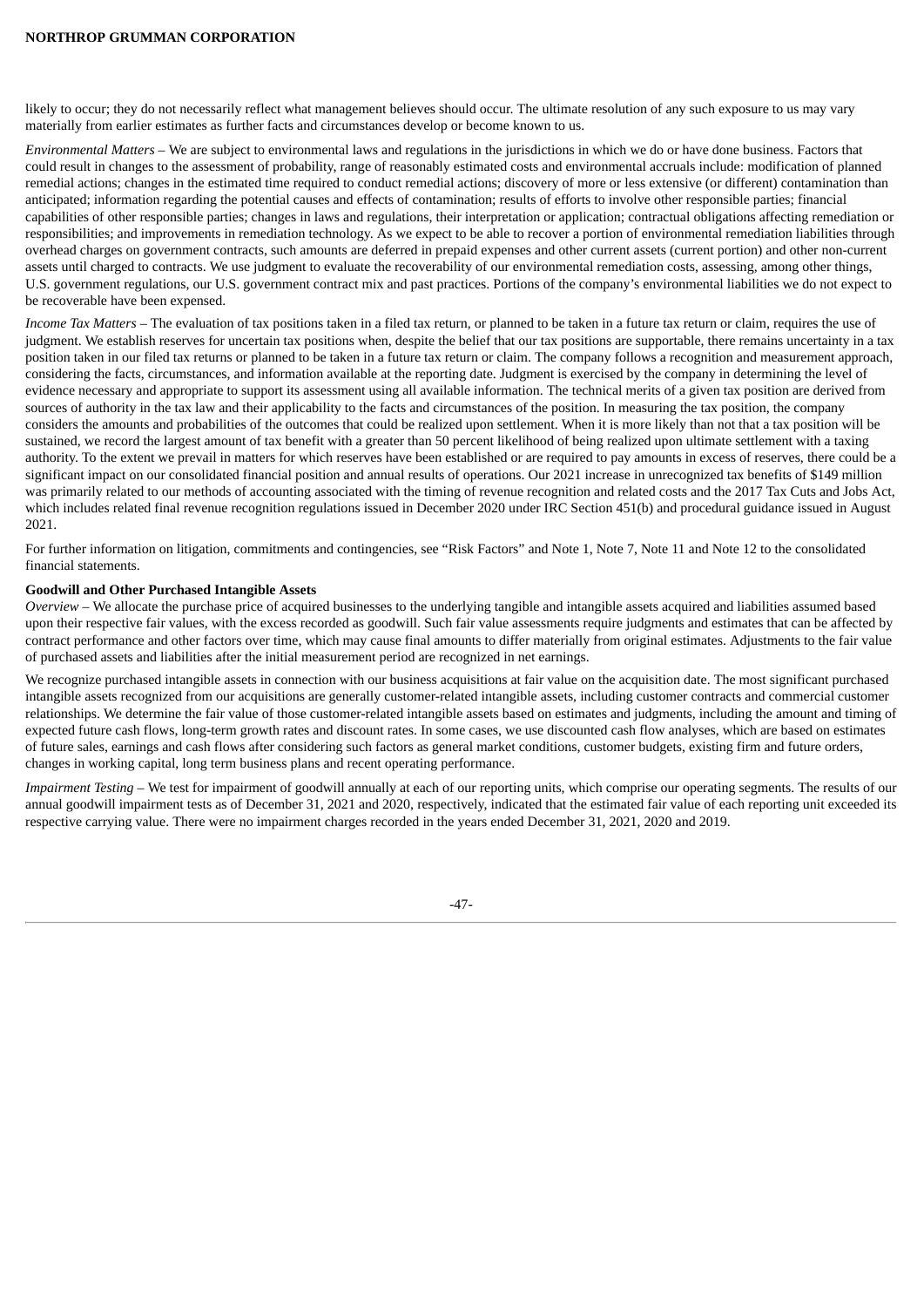likely to occur; they do not necessarily reflect what management believes should occur. The ultimate resolution of any such exposure to us may vary materially from earlier estimates as further facts and circumstances develop or become known to us.

*Environmental Matters* – We are subject to environmental laws and regulations in the jurisdictions in which we do or have done business. Factors that could result in changes to the assessment of probability, range of reasonably estimated costs and environmental accruals include: modification of planned remedial actions; changes in the estimated time required to conduct remedial actions; discovery of more or less extensive (or different) contamination than anticipated; information regarding the potential causes and effects of contamination; results of efforts to involve other responsible parties; financial capabilities of other responsible parties; changes in laws and regulations, their interpretation or application; contractual obligations affecting remediation or responsibilities; and improvements in remediation technology. As we expect to be able to recover a portion of environmental remediation liabilities through overhead charges on government contracts, such amounts are deferred in prepaid expenses and other current assets (current portion) and other non-current assets until charged to contracts. We use judgment to evaluate the recoverability of our environmental remediation costs, assessing, among other things, U.S. government regulations, our U.S. government contract mix and past practices. Portions of the company's environmental liabilities we do not expect to be recoverable have been expensed.

*Income Tax Matters* – The evaluation of tax positions taken in a filed tax return, or planned to be taken in a future tax return or claim, requires the use of judgment. We establish reserves for uncertain tax positions when, despite the belief that our tax positions are supportable, there remains uncertainty in a tax position taken in our filed tax returns or planned to be taken in a future tax return or claim. The company follows a recognition and measurement approach, considering the facts, circumstances, and information available at the reporting date. Judgment is exercised by the company in determining the level of evidence necessary and appropriate to support its assessment using all available information. The technical merits of a given tax position are derived from sources of authority in the tax law and their applicability to the facts and circumstances of the position. In measuring the tax position, the company considers the amounts and probabilities of the outcomes that could be realized upon settlement. When it is more likely than not that a tax position will be sustained, we record the largest amount of tax benefit with a greater than 50 percent likelihood of being realized upon ultimate settlement with a taxing authority. To the extent we prevail in matters for which reserves have been established or are required to pay amounts in excess of reserves, there could be a significant impact on our consolidated financial position and annual results of operations. Our 2021 increase in unrecognized tax benefits of $149 million was primarily related to our methods of accounting associated with the timing of revenue recognition and related costs and the 2017 Tax Cuts and Jobs Act, which includes related final revenue recognition regulations issued in December 2020 under IRC Section 451(b) and procedural guidance issued in August 2021.

For further information on litigation, commitments and contingencies, see "Risk Factors" and Note 1, Note 7, Note 11 and Note 12 to the consolidated financial statements.

**Goodwill and Other Purchased Intangible Assets**

*Overview* – We allocate the purchase price of acquired businesses to the underlying tangible and intangible assets acquired and liabilities assumed based upon their respective fair values, with the excess recorded as goodwill. Such fair value assessments require judgments and estimates that can be affected by contract performance and other factors over time, which may cause final amounts to differ materially from original estimates. Adjustments to the fair value of purchased assets and liabilities after the initial measurement period are recognized in net earnings.

We recognize purchased intangible assets in connection with our business acquisitions at fair value on the acquisition date. The most significant purchased intangible assets recognized from our acquisitions are generally customer-related intangible assets, including customer contracts and commercial customer relationships. We determine the fair value of those customer-related intangible assets based on estimates and judgments, including the amount and timing of expected future cash flows, long-term growth rates and discount rates. In some cases, we use discounted cash flow analyses, which are based on estimates of future sales, earnings and cash flows after considering such factors as general market conditions, customer budgets, existing firm and future orders, changes in working capital, long term business plans and recent operating performance.

*Impairment Testing* – We test for impairment of goodwill annually at each of our reporting units, which comprise our operating segments. The results of our annual goodwill impairment tests as of December 31, 2021 and 2020, respectively, indicated that the estimated fair value of each reporting unit exceeded its respective carrying value. There were no impairment charges recorded in the years ended December 31, 2021, 2020 and 2019.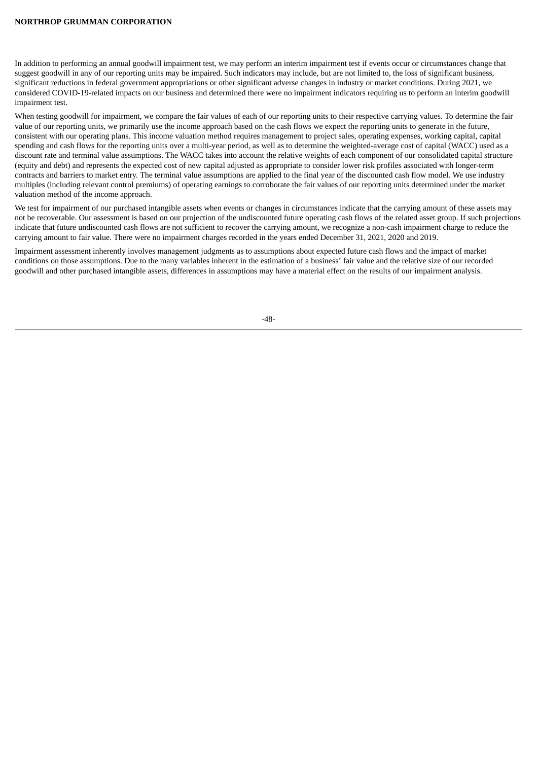In addition to performing an annual goodwill impairment test, we may perform an interim impairment test if events occur or circumstances change that suggest goodwill in any of our reporting units may be impaired. Such indicators may include, but are not limited to, the loss of significant business, significant reductions in federal government appropriations or other significant adverse changes in industry or market conditions. During 2021, we considered COVID-19-related impacts on our business and determined there were no impairment indicators requiring us to perform an interim goodwill impairment test.

When testing goodwill for impairment, we compare the fair values of each of our reporting units to their respective carrying values. To determine the fair value of our reporting units, we primarily use the income approach based on the cash flows we expect the reporting units to generate in the future, consistent with our operating plans. This income valuation method requires management to project sales, operating expenses, working capital, capital spending and cash flows for the reporting units over a multi-year period, as well as to determine the weighted-average cost of capital (WACC) used as a discount rate and terminal value assumptions. The WACC takes into account the relative weights of each component of our consolidated capital structure (equity and debt) and represents the expected cost of new capital adjusted as appropriate to consider lower risk profiles associated with longer-term contracts and barriers to market entry. The terminal value assumptions are applied to the final year of the discounted cash flow model. We use industry multiples (including relevant control premiums) of operating earnings to corroborate the fair values of our reporting units determined under the market valuation method of the income approach.

We test for impairment of our purchased intangible assets when events or changes in circumstances indicate that the carrying amount of these assets may not be recoverable. Our assessment is based on our projection of the undiscounted future operating cash flows of the related asset group. If such projections indicate that future undiscounted cash flows are not sufficient to recover the carrying amount, we recognize a non-cash impairment charge to reduce the carrying amount to fair value. There were no impairment charges recorded in the years ended December 31, 2021, 2020 and 2019.

Impairment assessment inherently involves management judgments as to assumptions about expected future cash flows and the impact of market conditions on those assumptions. Due to the many variables inherent in the estimation of a business' fair value and the relative size of our recorded goodwill and other purchased intangible assets, differences in assumptions may have a material effect on the results of our impairment analysis.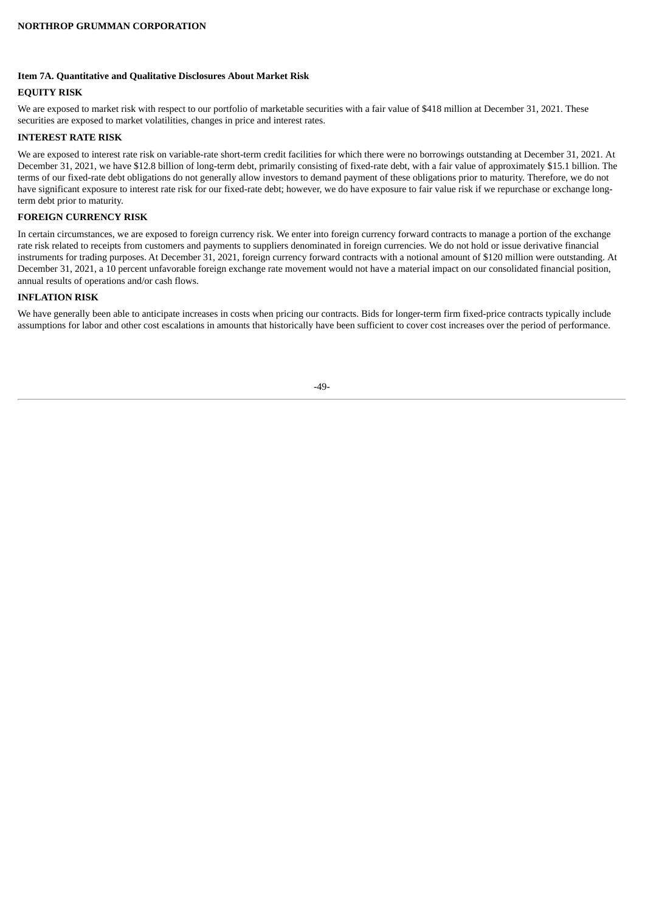## Item 7A. Quantitative and Qualitative Disclosures About Market Risk

### EQUITY RISK

We are exposed to market risk with respect to our portfolio of marketable securities with a fair value of $418 million at December 31, 2021. These securities are exposed to market volatilities, changes in price and interest rates.

### INTEREST RATE RISK

We are exposed to interest rate risk on variable-rate short-term credit facilities for which there were no borrowings outstanding at December 31, 2021. At December 31, 2021, we have $12.8 billion of long-term debt, primarily consisting of fixed-rate debt, with a fair value of approximately $15.1 billion. The terms of our fixed-rate debt obligations do not generally allow investors to demand payment of these obligations prior to maturity. Therefore, we do not have significant exposure to interest rate risk for our fixed-rate debt; however, we do have exposure to fair value risk if we repurchase or exchange long-term debt prior to maturity.

### FOREIGN CURRENCY RISK

In certain circumstances, we are exposed to foreign currency risk. We enter into foreign currency forward contracts to manage a portion of the exchange rate risk related to receipts from customers and payments to suppliers denominated in foreign currencies. We do not hold or issue derivative financial instruments for trading purposes. At December 31, 2021, foreign currency forward contracts with a notional amount of $120 million were outstanding. At December 31, 2021, a 10 percent unfavorable foreign exchange rate movement would not have a material impact on our consolidated financial position, annual results of operations and/or cash flows.

### INFLATION RISK

We have generally been able to anticipate increases in costs when pricing our contracts. Bids for longer-term firm fixed-price contracts typically include assumptions for labor and other cost escalations in amounts that historically have been sufficient to cover cost increases over the period of performance.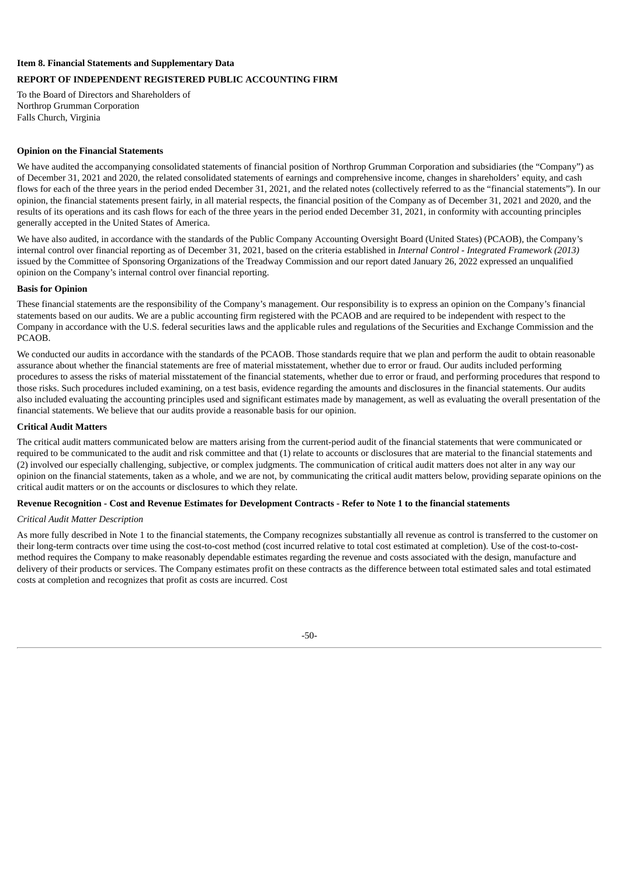**Item 8. Financial Statements and Supplementary Data**

**REPORT OF INDEPENDENT REGISTERED PUBLIC ACCOUNTING FIRM**

To the Board of Directors and Shareholders of
Northrop Grumman Corporation
Falls Church, Virginia

**Opinion on the Financial Statements**

We have audited the accompanying consolidated statements of financial position of Northrop Grumman Corporation and subsidiaries (the "Company") as of December 31, 2021 and 2020, the related consolidated statements of earnings and comprehensive income, changes in shareholders' equity, and cash flows for each of the three years in the period ended December 31, 2021, and the related notes (collectively referred to as the "financial statements"). In our opinion, the financial statements present fairly, in all material respects, the financial position of the Company as of December 31, 2021 and 2020, and the results of its operations and its cash flows for each of the three years in the period ended December 31, 2021, in conformity with accounting principles generally accepted in the United States of America.

We have also audited, in accordance with the standards of the Public Company Accounting Oversight Board (United States) (PCAOB), the Company's internal control over financial reporting as of December 31, 2021, based on the criteria established in *Internal Control - Integrated Framework (2013)* issued by the Committee of Sponsoring Organizations of the Treadway Commission and our report dated January 26, 2022 expressed an unqualified opinion on the Company's internal control over financial reporting.

**Basis for Opinion**

These financial statements are the responsibility of the Company's management. Our responsibility is to express an opinion on the Company's financial statements based on our audits. We are a public accounting firm registered with the PCAOB and are required to be independent with respect to the Company in accordance with the U.S. federal securities laws and the applicable rules and regulations of the Securities and Exchange Commission and the PCAOB.

We conducted our audits in accordance with the standards of the PCAOB. Those standards require that we plan and perform the audit to obtain reasonable assurance about whether the financial statements are free of material misstatement, whether due to error or fraud. Our audits included performing procedures to assess the risks of material misstatement of the financial statements, whether due to error or fraud, and performing procedures that respond to those risks. Such procedures included examining, on a test basis, evidence regarding the amounts and disclosures in the financial statements. Our audits also included evaluating the accounting principles used and significant estimates made by management, as well as evaluating the overall presentation of the financial statements. We believe that our audits provide a reasonable basis for our opinion.

**Critical Audit Matters**

The critical audit matters communicated below are matters arising from the current-period audit of the financial statements that were communicated or required to be communicated to the audit and risk committee and that (1) relate to accounts or disclosures that are material to the financial statements and (2) involved our especially challenging, subjective, or complex judgments. The communication of critical audit matters does not alter in any way our opinion on the financial statements, taken as a whole, and we are not, by communicating the critical audit matters below, providing separate opinions on the critical audit matters or on the accounts or disclosures to which they relate.

**Revenue Recognition - Cost and Revenue Estimates for Development Contracts - Refer to Note 1 to the financial statements**

*Critical Audit Matter Description*

As more fully described in Note 1 to the financial statements, the Company recognizes substantially all revenue as control is transferred to the customer on their long-term contracts over time using the cost-to-cost method (cost incurred relative to total cost estimated at completion). Use of the cost-to-cost-method requires the Company to make reasonably dependable estimates regarding the revenue and costs associated with the design, manufacture and delivery of their products or services. The Company estimates profit on these contracts as the difference between total estimated sales and total estimated costs at completion and recognizes that profit as costs are incurred. Cost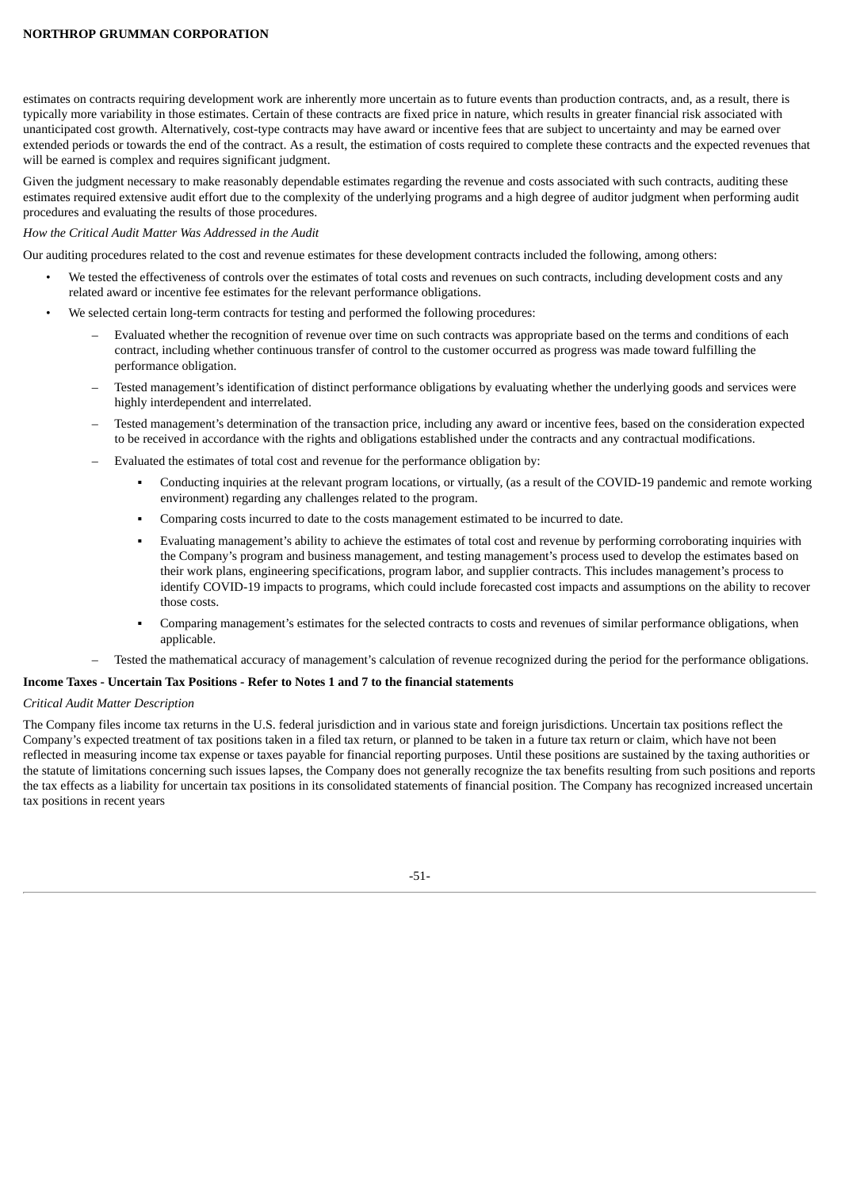estimates on contracts requiring development work are inherently more uncertain as to future events than production contracts, and, as a result, there is typically more variability in those estimates. Certain of these contracts are fixed price in nature, which results in greater financial risk associated with unanticipated cost growth. Alternatively, cost-type contracts may have award or incentive fees that are subject to uncertainty and may be earned over extended periods or towards the end of the contract. As a result, the estimation of costs required to complete these contracts and the expected revenues that will be earned is complex and requires significant judgment.

Given the judgment necessary to make reasonably dependable estimates regarding the revenue and costs associated with such contracts, auditing these estimates required extensive audit effort due to the complexity of the underlying programs and a high degree of auditor judgment when performing audit procedures and evaluating the results of those procedures.

*How the Critical Audit Matter Was Addressed in the Audit*

Our auditing procedures related to the cost and revenue estimates for these development contracts included the following, among others:

- We tested the effectiveness of controls over the estimates of total costs and revenues on such contracts, including development costs and any related award or incentive fee estimates for the relevant performance obligations.
- We selected certain long-term contracts for testing and performed the following procedures:
  - Evaluated whether the recognition of revenue over time on such contracts was appropriate based on the terms and conditions of each contract, including whether continuous transfer of control to the customer occurred as progress was made toward fulfilling the performance obligation.
  - Tested management's identification of distinct performance obligations by evaluating whether the underlying goods and services were highly interdependent and interrelated.
  - Tested management's determination of the transaction price, including any award or incentive fees, based on the consideration expected to be received in accordance with the rights and obligations established under the contracts and any contractual modifications.
  - Evaluated the estimates of total cost and revenue for the performance obligation by:
    - Conducting inquiries at the relevant program locations, or virtually, (as a result of the COVID-19 pandemic and remote working environment) regarding any challenges related to the program.
    - Comparing costs incurred to date to the costs management estimated to be incurred to date.
    - Evaluating management's ability to achieve the estimates of total cost and revenue by performing corroborating inquiries with the Company's program and business management, and testing management's process used to develop the estimates based on their work plans, engineering specifications, program labor, and supplier contracts. This includes management's process to identify COVID-19 impacts to programs, which could include forecasted cost impacts and assumptions on the ability to recover those costs.
    - Comparing management's estimates for the selected contracts to costs and revenues of similar performance obligations, when applicable.
  - Tested the mathematical accuracy of management's calculation of revenue recognized during the period for the performance obligations.

**Income Taxes - Uncertain Tax Positions - Refer to Notes 1 and 7 to the financial statements**

*Critical Audit Matter Description*

The Company files income tax returns in the U.S. federal jurisdiction and in various state and foreign jurisdictions. Uncertain tax positions reflect the Company's expected treatment of tax positions taken in a filed tax return, or planned to be taken in a future tax return or claim, which have not been reflected in measuring income tax expense or taxes payable for financial reporting purposes. Until these positions are sustained by the taxing authorities or the statute of limitations concerning such issues lapses, the Company does not generally recognize the tax benefits resulting from such positions and reports the tax effects as a liability for uncertain tax positions in its consolidated statements of financial position. The Company has recognized increased uncertain tax positions in recent years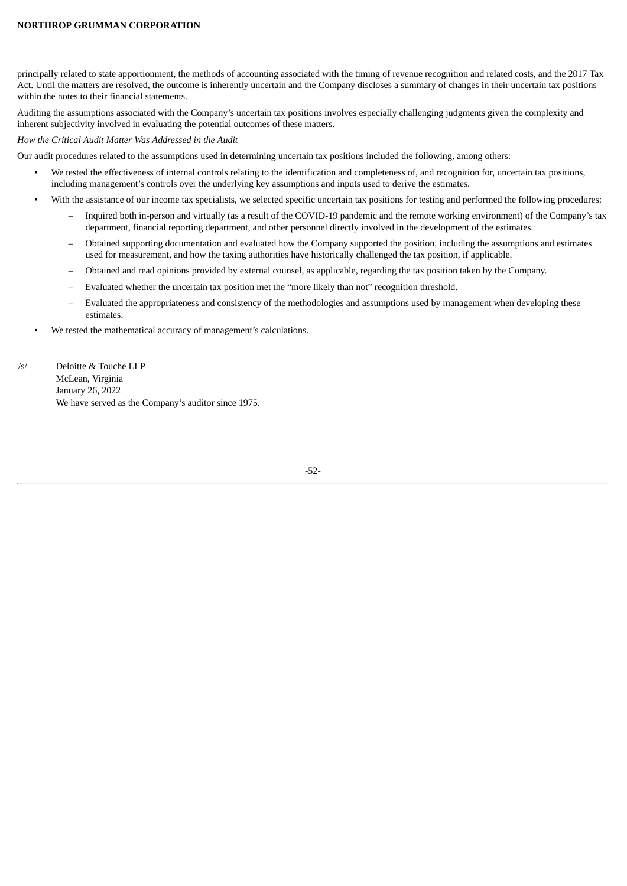principally related to state apportionment, the methods of accounting associated with the timing of revenue recognition and related costs, and the 2017 Tax Act. Until the matters are resolved, the outcome is inherently uncertain and the Company discloses a summary of changes in their uncertain tax positions within the notes to their financial statements.

Auditing the assumptions associated with the Company's uncertain tax positions involves especially challenging judgments given the complexity and inherent subjectivity involved in evaluating the potential outcomes of these matters.

*How the Critical Audit Matter Was Addressed in the Audit*

Our audit procedures related to the assumptions used in determining uncertain tax positions included the following, among others:

- We tested the effectiveness of internal controls relating to the identification and completeness of, and recognition for, uncertain tax positions, including management's controls over the underlying key assumptions and inputs used to derive the estimates.
- With the assistance of our income tax specialists, we selected specific uncertain tax positions for testing and performed the following procedures:
  - Inquired both in-person and virtually (as a result of the COVID-19 pandemic and the remote working environment) of the Company's tax department, financial reporting department, and other personnel directly involved in the development of the estimates.
  - Obtained supporting documentation and evaluated how the Company supported the position, including the assumptions and estimates used for measurement, and how the taxing authorities have historically challenged the tax position, if applicable.
  - Obtained and read opinions provided by external counsel, as applicable, regarding the tax position taken by the Company.
  - Evaluated whether the uncertain tax position met the "more likely than not" recognition threshold.
  - Evaluated the appropriateness and consistency of the methodologies and assumptions used by management when developing these estimates.
- We tested the mathematical accuracy of management's calculations.

/s/ Deloitte & Touche LLP
McLean, Virginia
January 26, 2022
We have served as the Company's auditor since 1975.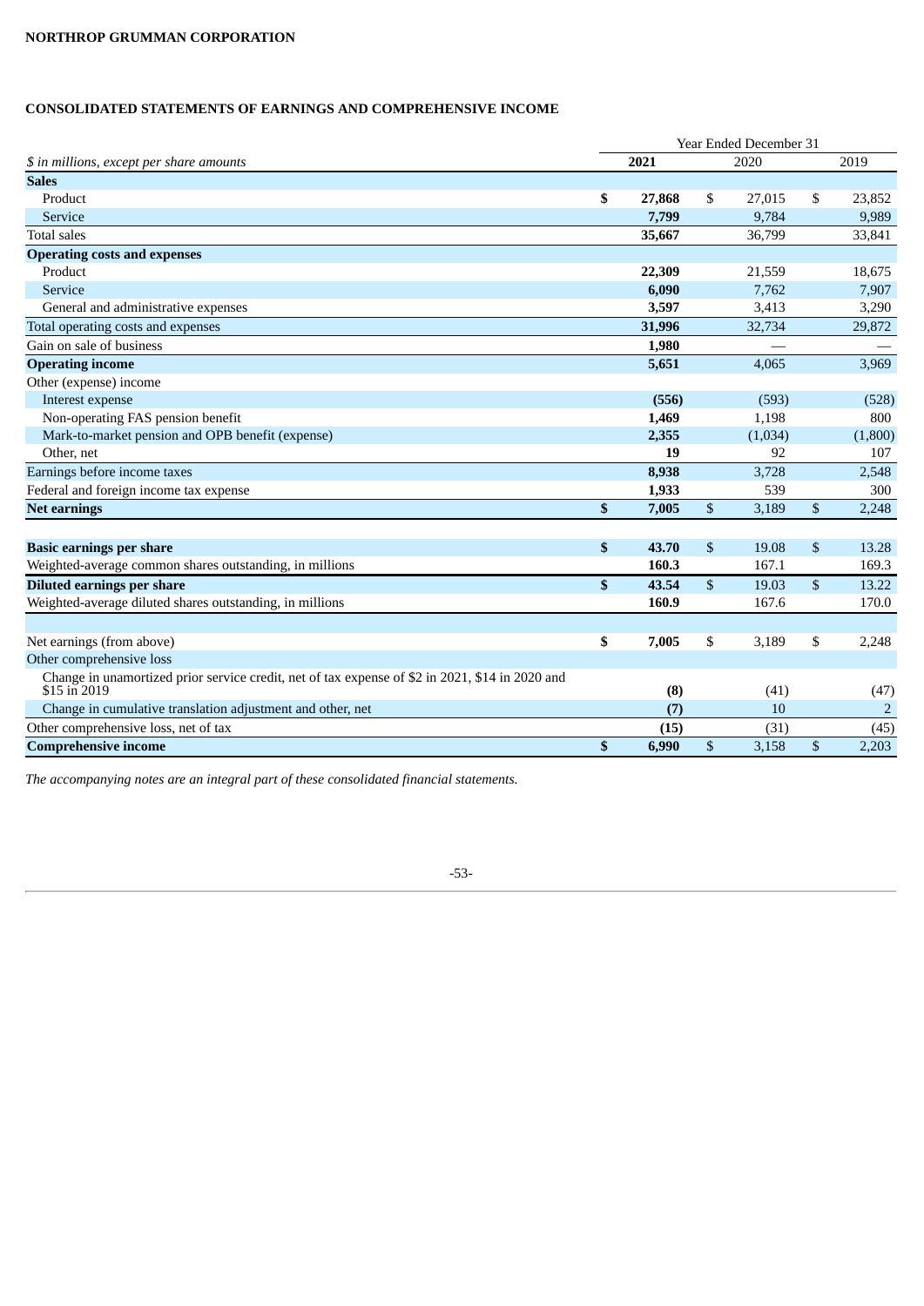NORTHROP GRUMMAN CORPORATION

## CONSOLIDATED STATEMENTS OF EARNINGS AND COMPREHENSIVE INCOME

| | Year Ended December 31 | | |
|---|---|---|---|
| *$ in millions, except per share amounts* | **2021** | 2020 | 2019 |
| **Sales** | | | |
| Product | **$ 27,868** | $ 27,015 | $ 23,852 |
| Service | **7,799** | 9,784 | 9,989 |
| Total sales | **35,667** | 36,799 | 33,841 |
| **Operating costs and expenses** | | | |
| Product | **22,309** | 21,559 | 18,675 |
| Service | **6,090** | 7,762 | 7,907 |
| General and administrative expenses | **3,597** | 3,413 | 3,290 |
| Total operating costs and expenses | **31,996** | 32,734 | 29,872 |
| Gain on sale of business | **1,980** | — | — |
| **Operating income** | **5,651** | 4,065 | 3,969 |
| Other (expense) income | | | |
| Interest expense | **(556)** | (593) | (528) |
| Non-operating FAS pension benefit | **1,469** | 1,198 | 800 |
| Mark-to-market pension and OPB benefit (expense) | **2,355** | (1,034) | (1,800) |
| Other, net | **19** | 92 | 107 |
| Earnings before income taxes | **8,938** | 3,728 | 2,548 |
| Federal and foreign income tax expense | **1,933** | 539 | 300 |
| **Net earnings** | **$ 7,005** | $ 3,189 | $ 2,248 |
| | | | |
| **Basic earnings per share** | **$ 43.70** | $ 19.08 | $ 13.28 |
| Weighted-average common shares outstanding, in millions | **160.3** | 167.1 | 169.3 |
| **Diluted earnings per share** | **$ 43.54** | $ 19.03 | $ 13.22 |
| Weighted-average diluted shares outstanding, in millions | **160.9** | 167.6 | 170.0 |
| | | | |
| Net earnings (from above) | **$ 7,005** | $ 3,189 | $ 2,248 |
| Other comprehensive loss | | | |
| Change in unamortized prior service credit, net of tax expense of $2 in 2021, $14 in 2020 and $15 in 2019 | **(8)** | (41) | (47) |
| Change in cumulative translation adjustment and other, net | **(7)** | 10 | 2 |
| Other comprehensive loss, net of tax | **(15)** | (31) | (45) |
| **Comprehensive income** | **$ 6,990** | $ 3,158 | $ 2,203 |

*The accompanying notes are an integral part of these consolidated financial statements.*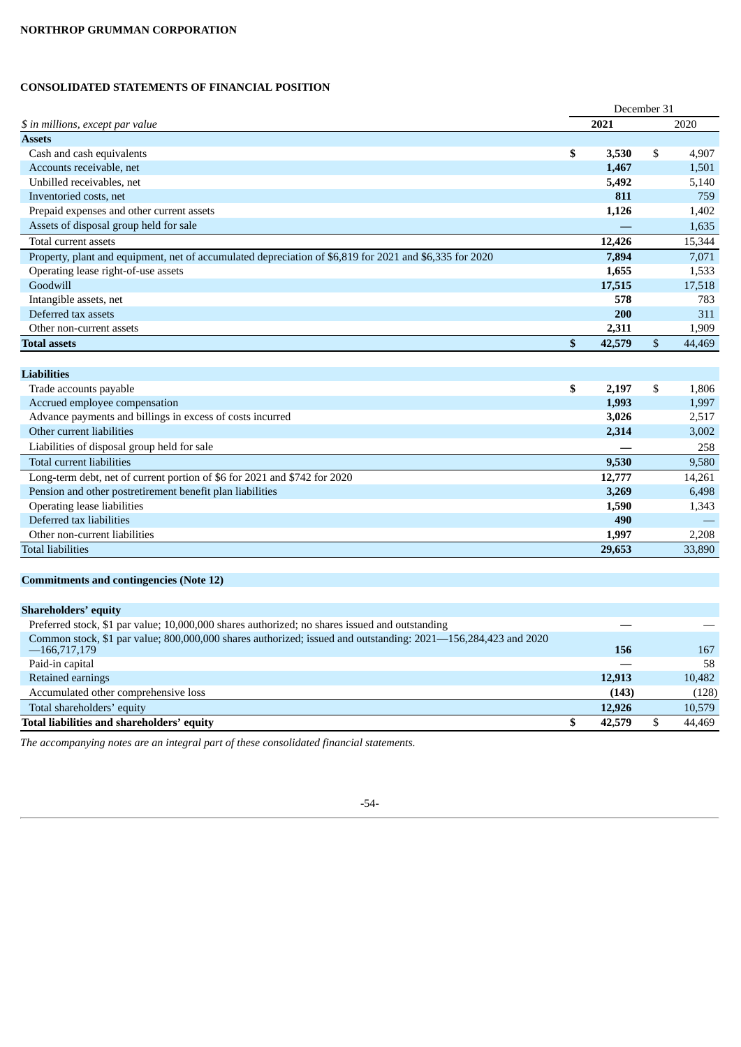NORTHROP GRUMMAN CORPORATION

## CONSOLIDATED STATEMENTS OF FINANCIAL POSITION

| *$ in millions, except par value* | December 31 2021 | 2020 |
|---|---|---|
| **Assets** | | |
| Cash and cash equivalents | **$ 3,530** | $ 4,907 |
| Accounts receivable, net | **1,467** | 1,501 |
| Unbilled receivables, net | **5,492** | 5,140 |
| Inventoried costs, net | **811** | 759 |
| Prepaid expenses and other current assets | **1,126** | 1,402 |
| Assets of disposal group held for sale | **—** | 1,635 |
| Total current assets | **12,426** | 15,344 |
| Property, plant and equipment, net of accumulated depreciation of $6,819 for 2021 and $6,335 for 2020 | **7,894** | 7,071 |
| Operating lease right-of-use assets | **1,655** | 1,533 |
| Goodwill | **17,515** | 17,518 |
| Intangible assets, net | **578** | 783 |
| Deferred tax assets | **200** | 311 |
| Other non-current assets | **2,311** | 1,909 |
| **Total assets** | **$ 42,579** | $ 44,469 |
| | | |
| **Liabilities** | | |
| Trade accounts payable | **$ 2,197** | $ 1,806 |
| Accrued employee compensation | **1,993** | 1,997 |
| Advance payments and billings in excess of costs incurred | **3,026** | 2,517 |
| Other current liabilities | **2,314** | 3,002 |
| Liabilities of disposal group held for sale | **—** | 258 |
| Total current liabilities | **9,530** | 9,580 |
| Long-term debt, net of current portion of $6 for 2021 and $742 for 2020 | **12,777** | 14,261 |
| Pension and other postretirement benefit plan liabilities | **3,269** | 6,498 |
| Operating lease liabilities | **1,590** | 1,343 |
| Deferred tax liabilities | **490** | — |
| Other non-current liabilities | **1,997** | 2,208 |
| Total liabilities | **29,653** | 33,890 |
| | | |
| **Commitments and contingencies (Note 12)** | | |
| | | |
| **Shareholders' equity** | | |
| Preferred stock, $1 par value; 10,000,000 shares authorized; no shares issued and outstanding | **—** | — |
| Common stock, $1 par value; 800,000,000 shares authorized; issued and outstanding: 2021—156,284,423 and 2020—166,717,179 | **156** | 167 |
| Paid-in capital | **—** | 58 |
| Retained earnings | **12,913** | 10,482 |
| Accumulated other comprehensive loss | **(143)** | (128) |
| Total shareholders' equity | **12,926** | 10,579 |
| **Total liabilities and shareholders' equity** | **$ 42,579** | $ 44,469 |

*The accompanying notes are an integral part of these consolidated financial statements.*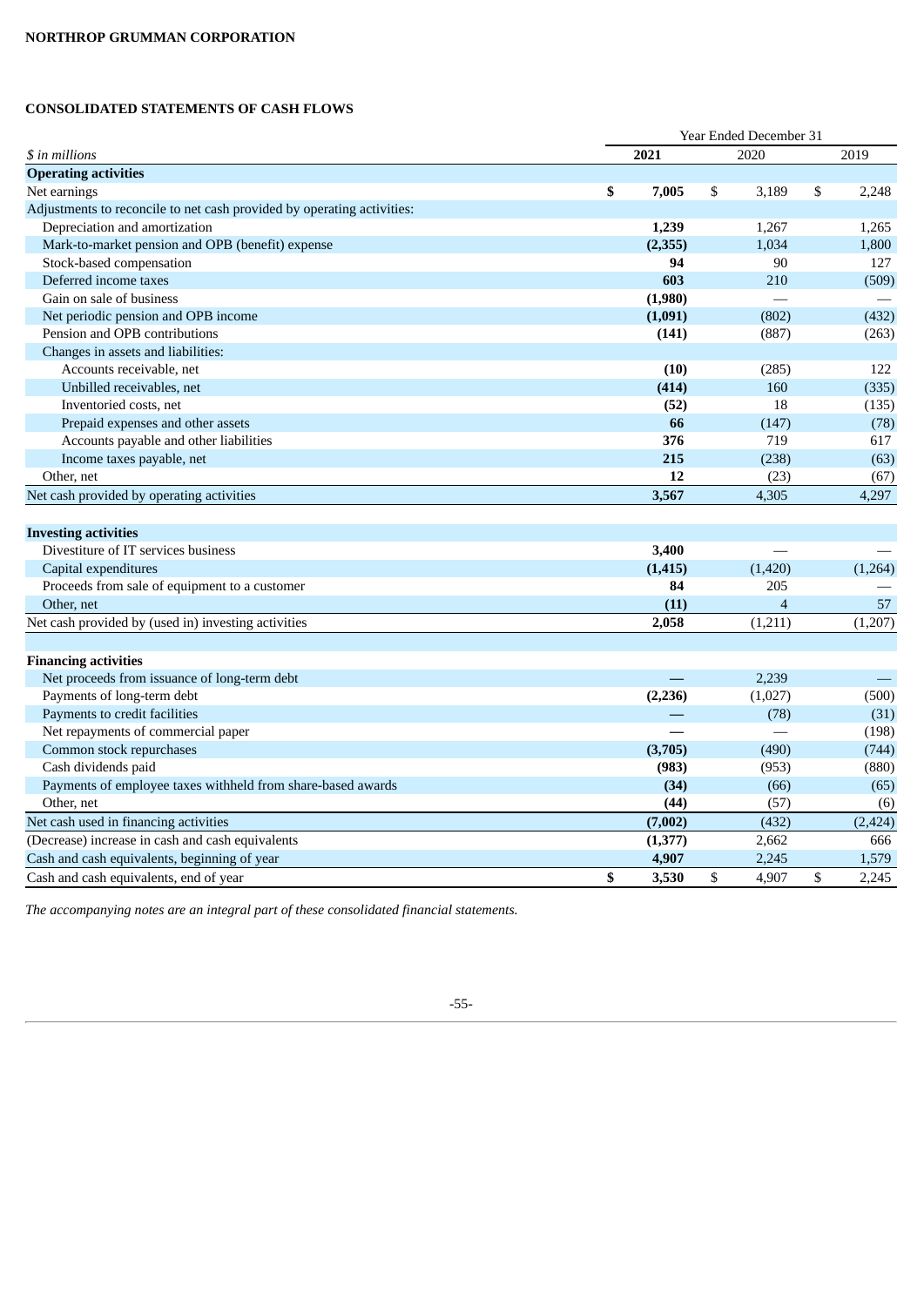**NORTHROP GRUMMAN CORPORATION**

**CONSOLIDATED STATEMENTS OF CASH FLOWS**

| | Year Ended December 31 | | |
|---|---|---|---|
| *$ in millions* | **2021** | 2020 | 2019 |
| **Operating activities** | | | |
| Net earnings | **$ 7,005** | $ 3,189 | $ 2,248 |
| Adjustments to reconcile to net cash provided by operating activities: | | | |
| Depreciation and amortization | **1,239** | 1,267 | 1,265 |
| Mark-to-market pension and OPB (benefit) expense | **(2,355)** | 1,034 | 1,800 |
| Stock-based compensation | **94** | 90 | 127 |
| Deferred income taxes | **603** | 210 | (509) |
| Gain on sale of business | **(1,980)** | — | — |
| Net periodic pension and OPB income | **(1,091)** | (802) | (432) |
| Pension and OPB contributions | **(141)** | (887) | (263) |
| Changes in assets and liabilities: | | | |
| Accounts receivable, net | **(10)** | (285) | 122 |
| Unbilled receivables, net | **(414)** | 160 | (335) |
| Inventoried costs, net | **(52)** | 18 | (135) |
| Prepaid expenses and other assets | **66** | (147) | (78) |
| Accounts payable and other liabilities | **376** | 719 | 617 |
| Income taxes payable, net | **215** | (238) | (63) |
| Other, net | **12** | (23) | (67) |
| Net cash provided by operating activities | **3,567** | 4,305 | 4,297 |
| | | | |
| **Investing activities** | | | |
| Divestiture of IT services business | **3,400** | — | — |
| Capital expenditures | **(1,415)** | (1,420) | (1,264) |
| Proceeds from sale of equipment to a customer | **84** | 205 | — |
| Other, net | **(11)** | 4 | 57 |
| Net cash provided by (used in) investing activities | **2,058** | (1,211) | (1,207) |
| | | | |
| **Financing activities** | | | |
| Net proceeds from issuance of long-term debt | **—** | 2,239 | — |
| Payments of long-term debt | **(2,236)** | (1,027) | (500) |
| Payments to credit facilities | **—** | (78) | (31) |
| Net repayments of commercial paper | **—** | — | (198) |
| Common stock repurchases | **(3,705)** | (490) | (744) |
| Cash dividends paid | **(983)** | (953) | (880) |
| Payments of employee taxes withheld from share-based awards | **(34)** | (66) | (65) |
| Other, net | **(44)** | (57) | (6) |
| Net cash used in financing activities | **(7,002)** | (432) | (2,424) |
| (Decrease) increase in cash and cash equivalents | **(1,377)** | 2,662 | 666 |
| Cash and cash equivalents, beginning of year | **4,907** | 2,245 | 1,579 |
| Cash and cash equivalents, end of year | **$ 3,530** | $ 4,907 | $ 2,245 |

*The accompanying notes are an integral part of these consolidated financial statements.*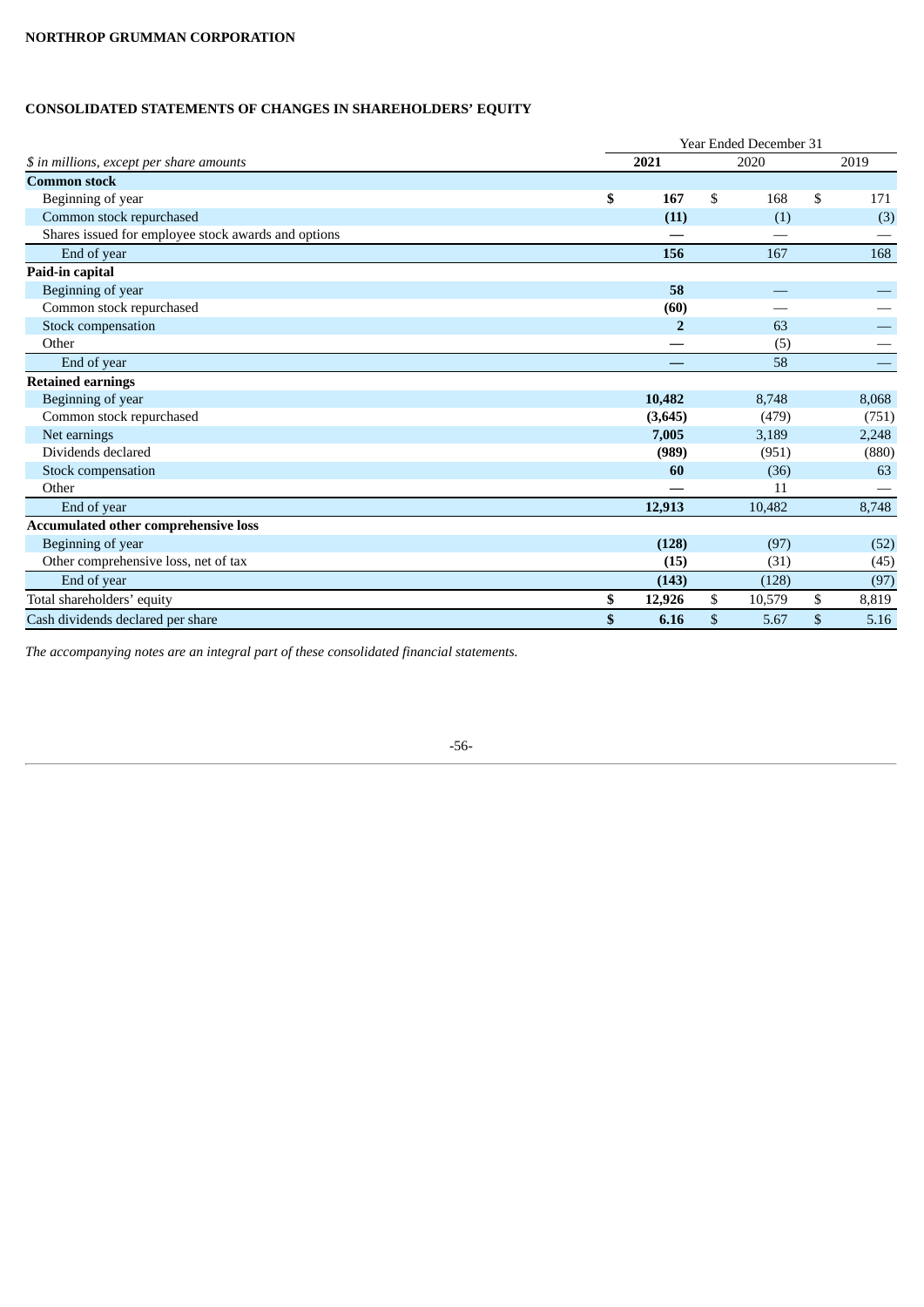**NORTHROP GRUMMAN CORPORATION**

## CONSOLIDATED STATEMENTS OF CHANGES IN SHAREHOLDERS' EQUITY

| | Year Ended December 31 | | |
|---|---|---|---|
| *$ in millions, except per share amounts* | **2021** | 2020 | 2019 |
| **Common stock** | | | |
| Beginning of year | **$ 167** | $ 168 | $ 171 |
| Common stock repurchased | **(11)** | (1) | (3) |
| Shares issued for employee stock awards and options | **—** | — | — |
| End of year | **156** | 167 | 168 |
| **Paid-in capital** | | | |
| Beginning of year | **58** | — | — |
| Common stock repurchased | **(60)** | — | — |
| Stock compensation | **2** | 63 | — |
| Other | **—** | (5) | — |
| End of year | **—** | 58 | — |
| **Retained earnings** | | | |
| Beginning of year | **10,482** | 8,748 | 8,068 |
| Common stock repurchased | **(3,645)** | (479) | (751) |
| Net earnings | **7,005** | 3,189 | 2,248 |
| Dividends declared | **(989)** | (951) | (880) |
| Stock compensation | **60** | (36) | 63 |
| Other | **—** | 11 | — |
| End of year | **12,913** | 10,482 | 8,748 |
| **Accumulated other comprehensive loss** | | | |
| Beginning of year | **(128)** | (97) | (52) |
| Other comprehensive loss, net of tax | **(15)** | (31) | (45) |
| End of year | **(143)** | (128) | (97) |
| Total shareholders' equity | **$ 12,926** | $ 10,579 | $ 8,819 |
| Cash dividends declared per share | **$ 6.16** | $ 5.67 | $ 5.16 |

*The accompanying notes are an integral part of these consolidated financial statements.*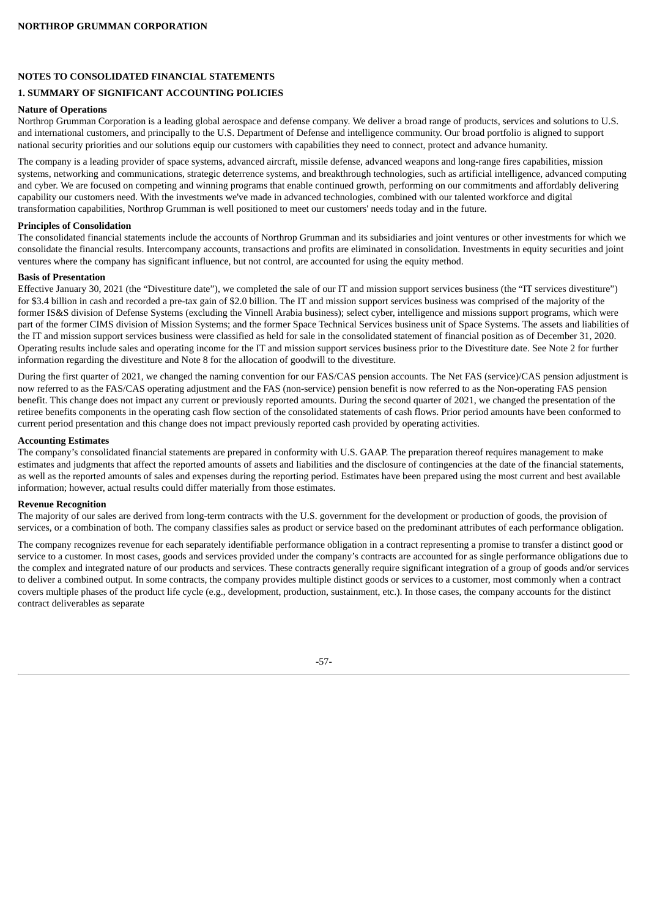# NOTES TO CONSOLIDATED FINANCIAL STATEMENTS

## 1. SUMMARY OF SIGNIFICANT ACCOUNTING POLICIES

### Nature of Operations

Northrop Grumman Corporation is a leading global aerospace and defense company. We deliver a broad range of products, services and solutions to U.S. and international customers, and principally to the U.S. Department of Defense and intelligence community. Our broad portfolio is aligned to support national security priorities and our solutions equip our customers with capabilities they need to connect, protect and advance humanity.

The company is a leading provider of space systems, advanced aircraft, missile defense, advanced weapons and long-range fires capabilities, mission systems, networking and communications, strategic deterrence systems, and breakthrough technologies, such as artificial intelligence, advanced computing and cyber. We are focused on competing and winning programs that enable continued growth, performing on our commitments and affordably delivering capability our customers need. With the investments we've made in advanced technologies, combined with our talented workforce and digital transformation capabilities, Northrop Grumman is well positioned to meet our customers' needs today and in the future.

### Principles of Consolidation

The consolidated financial statements include the accounts of Northrop Grumman and its subsidiaries and joint ventures or other investments for which we consolidate the financial results. Intercompany accounts, transactions and profits are eliminated in consolidation. Investments in equity securities and joint ventures where the company has significant influence, but not control, are accounted for using the equity method.

### Basis of Presentation

Effective January 30, 2021 (the "Divestiture date"), we completed the sale of our IT and mission support services business (the "IT services divestiture") for $3.4 billion in cash and recorded a pre-tax gain of $2.0 billion. The IT and mission support services business was comprised of the majority of the former IS&S division of Defense Systems (excluding the Vinnell Arabia business); select cyber, intelligence and missions support programs, which were part of the former CIMS division of Mission Systems; and the former Space Technical Services business unit of Space Systems. The assets and liabilities of the IT and mission support services business were classified as held for sale in the consolidated statement of financial position as of December 31, 2020. Operating results include sales and operating income for the IT and mission support services business prior to the Divestiture date. See Note 2 for further information regarding the divestiture and Note 8 for the allocation of goodwill to the divestiture.

During the first quarter of 2021, we changed the naming convention for our FAS/CAS pension accounts. The Net FAS (service)/CAS pension adjustment is now referred to as the FAS/CAS operating adjustment and the FAS (non-service) pension benefit is now referred to as the Non-operating FAS pension benefit. This change does not impact any current or previously reported amounts. During the second quarter of 2021, we changed the presentation of the retiree benefits components in the operating cash flow section of the consolidated statements of cash flows. Prior period amounts have been conformed to current period presentation and this change does not impact previously reported cash provided by operating activities.

### Accounting Estimates

The company's consolidated financial statements are prepared in conformity with U.S. GAAP. The preparation thereof requires management to make estimates and judgments that affect the reported amounts of assets and liabilities and the disclosure of contingencies at the date of the financial statements, as well as the reported amounts of sales and expenses during the reporting period. Estimates have been prepared using the most current and best available information; however, actual results could differ materially from those estimates.

### Revenue Recognition

The majority of our sales are derived from long-term contracts with the U.S. government for the development or production of goods, the provision of services, or a combination of both. The company classifies sales as product or service based on the predominant attributes of each performance obligation.

The company recognizes revenue for each separately identifiable performance obligation in a contract representing a promise to transfer a distinct good or service to a customer. In most cases, goods and services provided under the company's contracts are accounted for as single performance obligations due to the complex and integrated nature of our products and services. These contracts generally require significant integration of a group of goods and/or services to deliver a combined output. In some contracts, the company provides multiple distinct goods or services to a customer, most commonly when a contract covers multiple phases of the product life cycle (e.g., development, production, sustainment, etc.). In those cases, the company accounts for the distinct contract deliverables as separate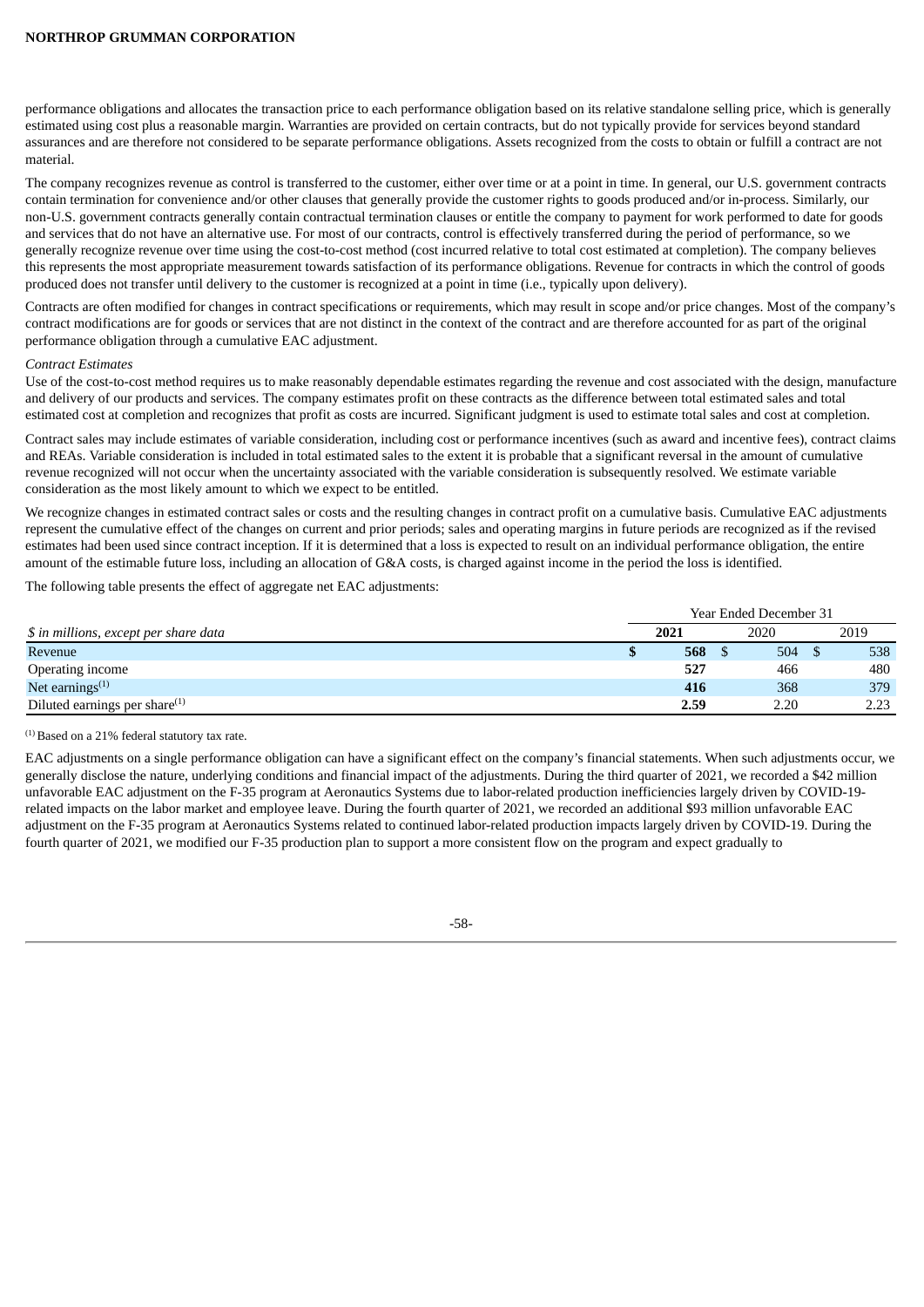performance obligations and allocates the transaction price to each performance obligation based on its relative standalone selling price, which is generally estimated using cost plus a reasonable margin. Warranties are provided on certain contracts, but do not typically provide for services beyond standard assurances and are therefore not considered to be separate performance obligations. Assets recognized from the costs to obtain or fulfill a contract are not material.

The company recognizes revenue as control is transferred to the customer, either over time or at a point in time. In general, our U.S. government contracts contain termination for convenience and/or other clauses that generally provide the customer rights to goods produced and/or in-process. Similarly, our non-U.S. government contracts generally contain contractual termination clauses or entitle the company to payment for work performed to date for goods and services that do not have an alternative use. For most of our contracts, control is effectively transferred during the period of performance, so we generally recognize revenue over time using the cost-to-cost method (cost incurred relative to total cost estimated at completion). The company believes this represents the most appropriate measurement towards satisfaction of its performance obligations. Revenue for contracts in which the control of goods produced does not transfer until delivery to the customer is recognized at a point in time (i.e., typically upon delivery).

Contracts are often modified for changes in contract specifications or requirements, which may result in scope and/or price changes. Most of the company's contract modifications are for goods or services that are not distinct in the context of the contract and are therefore accounted for as part of the original performance obligation through a cumulative EAC adjustment.

*Contract Estimates*

Use of the cost-to-cost method requires us to make reasonably dependable estimates regarding the revenue and cost associated with the design, manufacture and delivery of our products and services. The company estimates profit on these contracts as the difference between total estimated sales and total estimated cost at completion and recognizes that profit as costs are incurred. Significant judgment is used to estimate total sales and cost at completion.

Contract sales may include estimates of variable consideration, including cost or performance incentives (such as award and incentive fees), contract claims and REAs. Variable consideration is included in total estimated sales to the extent it is probable that a significant reversal in the amount of cumulative revenue recognized will not occur when the uncertainty associated with the variable consideration is subsequently resolved. We estimate variable consideration as the most likely amount to which we expect to be entitled.

We recognize changes in estimated contract sales or costs and the resulting changes in contract profit on a cumulative basis. Cumulative EAC adjustments represent the cumulative effect of the changes on current and prior periods; sales and operating margins in future periods are recognized as if the revised estimates had been used since contract inception. If it is determined that a loss is expected to result on an individual performance obligation, the entire amount of the estimable future loss, including an allocation of G&A costs, is charged against income in the period the loss is identified.

The following table presents the effect of aggregate net EAC adjustments:

| | Year Ended December 31 | | |
|---|---|---|---|
| *$ in millions, except per share data* | **2021** | 2020 | 2019 |
| Revenue | **$ 568** | $ 504 | $ 538 |
| Operating income | **527** | 466 | 480 |
| Net earnings[(1)] | **416** | 368 | 379 |
| Diluted earnings per share[(1)] | **2.59** | 2.20 | 2.23 |

[(1)] Based on a 21% federal statutory tax rate.

EAC adjustments on a single performance obligation can have a significant effect on the company's financial statements. When such adjustments occur, we generally disclose the nature, underlying conditions and financial impact of the adjustments. During the third quarter of 2021, we recorded a $42 million unfavorable EAC adjustment on the F-35 program at Aeronautics Systems due to labor-related production inefficiencies largely driven by COVID-19-related impacts on the labor market and employee leave. During the fourth quarter of 2021, we recorded an additional $93 million unfavorable EAC adjustment on the F-35 program at Aeronautics Systems related to continued labor-related production impacts largely driven by COVID-19. During the fourth quarter of 2021, we modified our F-35 production plan to support a more consistent flow on the program and expect gradually to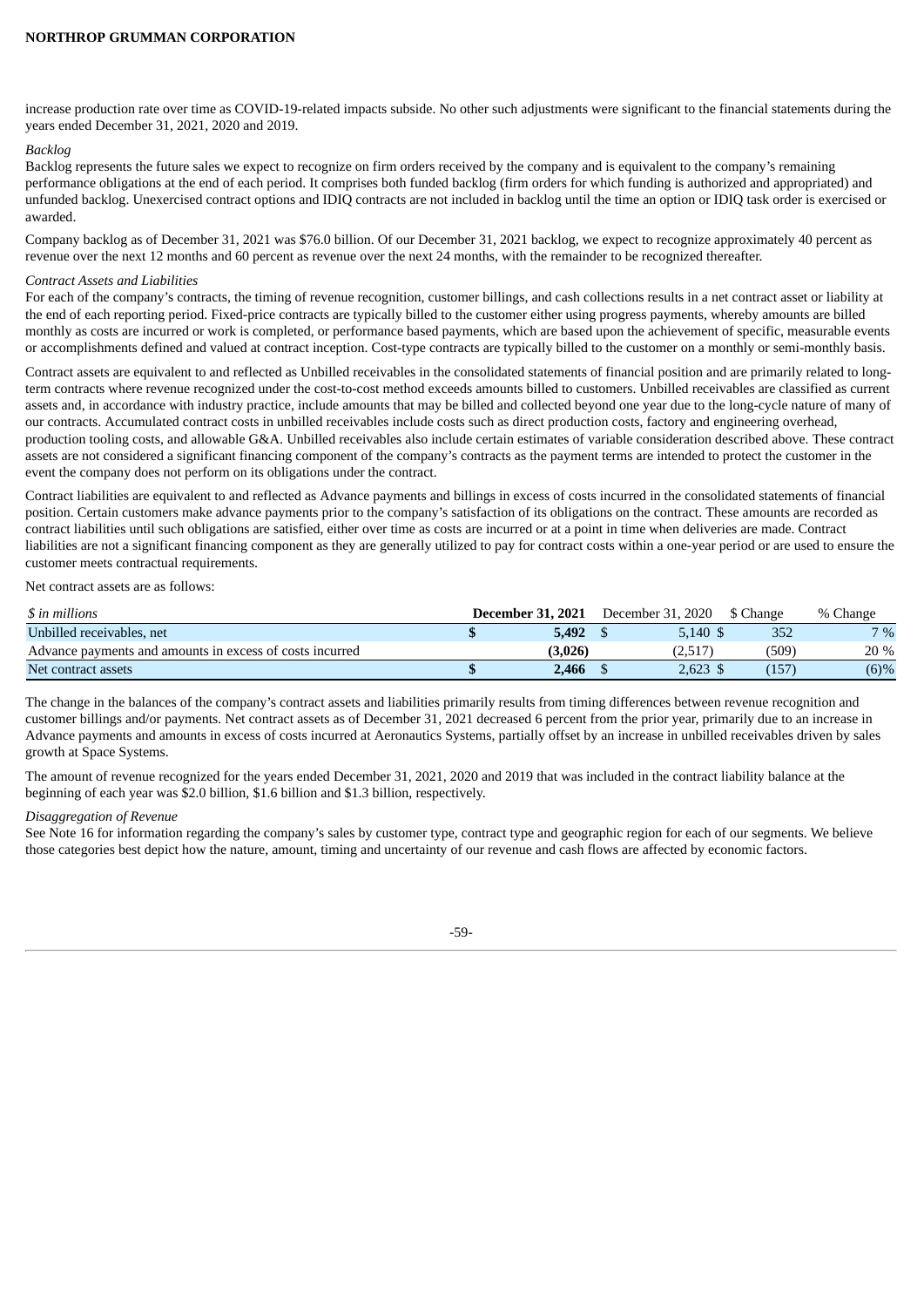increase production rate over time as COVID-19-related impacts subside. No other such adjustments were significant to the financial statements during the years ended December 31, 2021, 2020 and 2019.

*Backlog*

Backlog represents the future sales we expect to recognize on firm orders received by the company and is equivalent to the company's remaining performance obligations at the end of each period. It comprises both funded backlog (firm orders for which funding is authorized and appropriated) and unfunded backlog. Unexercised contract options and IDIQ contracts are not included in backlog until the time an option or IDIQ task order is exercised or awarded.

Company backlog as of December 31, 2021 was $76.0 billion. Of our December 31, 2021 backlog, we expect to recognize approximately 40 percent as revenue over the next 12 months and 60 percent as revenue over the next 24 months, with the remainder to be recognized thereafter.

*Contract Assets and Liabilities*

For each of the company's contracts, the timing of revenue recognition, customer billings, and cash collections results in a net contract asset or liability at the end of each reporting period. Fixed-price contracts are typically billed to the customer either using progress payments, whereby amounts are billed monthly as costs are incurred or work is completed, or performance based payments, which are based upon the achievement of specific, measurable events or accomplishments defined and valued at contract inception. Cost-type contracts are typically billed to the customer on a monthly or semi-monthly basis.

Contract assets are equivalent to and reflected as Unbilled receivables in the consolidated statements of financial position and are primarily related to long-term contracts where revenue recognized under the cost-to-cost method exceeds amounts billed to customers. Unbilled receivables are classified as current assets and, in accordance with industry practice, include amounts that may be billed and collected beyond one year due to the long-cycle nature of many of our contracts. Accumulated contract costs in unbilled receivables include costs such as direct production costs, factory and engineering overhead, production tooling costs, and allowable G&A. Unbilled receivables also include certain estimates of variable consideration described above. These contract assets are not considered a significant financing component of the company's contracts as the payment terms are intended to protect the customer in the event the company does not perform on its obligations under the contract.

Contract liabilities are equivalent to and reflected as Advance payments and billings in excess of costs incurred in the consolidated statements of financial position. Certain customers make advance payments prior to the company's satisfaction of its obligations on the contract. These amounts are recorded as contract liabilities until such obligations are satisfied, either over time as costs are incurred or at a point in time when deliveries are made. Contract liabilities are not a significant financing component as they are generally utilized to pay for contract costs within a one-year period or are used to ensure the customer meets contractual requirements.

Net contract assets are as follows:

| *$ in millions* | **December 31, 2021** | December 31, 2020 | $ Change | % Change |
|---|---|---|---|---|
| Unbilled receivables, net | **$ 5,492** | $ 5,140 | $ 352 | 7 % |
| Advance payments and amounts in excess of costs incurred | **(3,026)** | (2,517) | (509) | 20 % |
| Net contract assets | **$ 2,466** | $ 2,623 | $ (157) | (6)% |

The change in the balances of the company's contract assets and liabilities primarily results from timing differences between revenue recognition and customer billings and/or payments. Net contract assets as of December 31, 2021 decreased 6 percent from the prior year, primarily due to an increase in Advance payments and amounts in excess of costs incurred at Aeronautics Systems, partially offset by an increase in unbilled receivables driven by sales growth at Space Systems.

The amount of revenue recognized for the years ended December 31, 2021, 2020 and 2019 that was included in the contract liability balance at the beginning of each year was $2.0 billion, $1.6 billion and $1.3 billion, respectively.

*Disaggregation of Revenue*

See Note 16 for information regarding the company's sales by customer type, contract type and geographic region for each of our segments. We believe those categories best depict how the nature, amount, timing and uncertainty of our revenue and cash flows are affected by economic factors.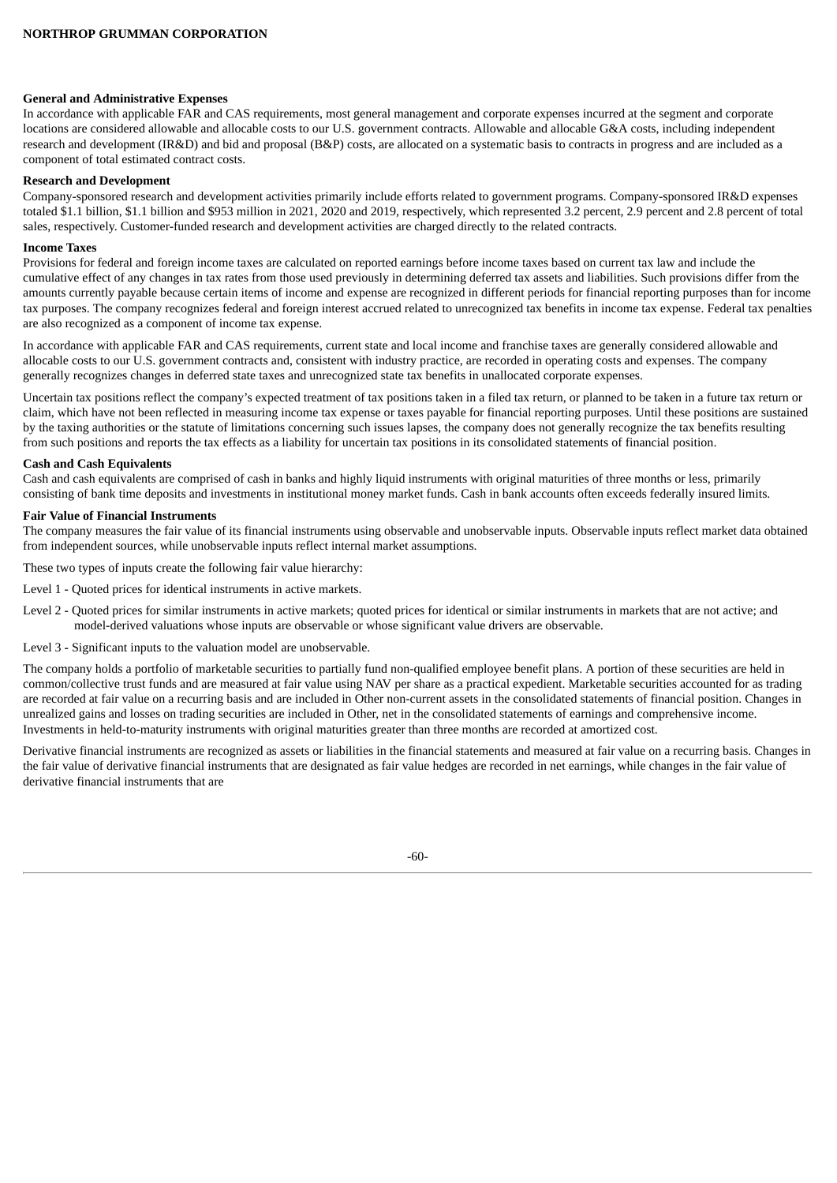**General and Administrative Expenses**

In accordance with applicable FAR and CAS requirements, most general management and corporate expenses incurred at the segment and corporate locations are considered allowable and allocable costs to our U.S. government contracts. Allowable and allocable G&A costs, including independent research and development (IR&D) and bid and proposal (B&P) costs, are allocated on a systematic basis to contracts in progress and are included as a component of total estimated contract costs.

**Research and Development**

Company-sponsored research and development activities primarily include efforts related to government programs. Company-sponsored IR&D expenses totaled $1.1 billion, $1.1 billion and $953 million in 2021, 2020 and 2019, respectively, which represented 3.2 percent, 2.9 percent and 2.8 percent of total sales, respectively. Customer-funded research and development activities are charged directly to the related contracts.

**Income Taxes**

Provisions for federal and foreign income taxes are calculated on reported earnings before income taxes based on current tax law and include the cumulative effect of any changes in tax rates from those used previously in determining deferred tax assets and liabilities. Such provisions differ from the amounts currently payable because certain items of income and expense are recognized in different periods for financial reporting purposes than for income tax purposes. The company recognizes federal and foreign interest accrued related to unrecognized tax benefits in income tax expense. Federal tax penalties are also recognized as a component of income tax expense.

In accordance with applicable FAR and CAS requirements, current state and local income and franchise taxes are generally considered allowable and allocable costs to our U.S. government contracts and, consistent with industry practice, are recorded in operating costs and expenses. The company generally recognizes changes in deferred state taxes and unrecognized state tax benefits in unallocated corporate expenses.

Uncertain tax positions reflect the company's expected treatment of tax positions taken in a filed tax return, or planned to be taken in a future tax return or claim, which have not been reflected in measuring income tax expense or taxes payable for financial reporting purposes. Until these positions are sustained by the taxing authorities or the statute of limitations concerning such issues lapses, the company does not generally recognize the tax benefits resulting from such positions and reports the tax effects as a liability for uncertain tax positions in its consolidated statements of financial position.

**Cash and Cash Equivalents**

Cash and cash equivalents are comprised of cash in banks and highly liquid instruments with original maturities of three months or less, primarily consisting of bank time deposits and investments in institutional money market funds. Cash in bank accounts often exceeds federally insured limits.

**Fair Value of Financial Instruments**

The company measures the fair value of its financial instruments using observable and unobservable inputs. Observable inputs reflect market data obtained from independent sources, while unobservable inputs reflect internal market assumptions.

These two types of inputs create the following fair value hierarchy:

Level 1 - Quoted prices for identical instruments in active markets.

Level 2 - Quoted prices for similar instruments in active markets; quoted prices for identical or similar instruments in markets that are not active; and model-derived valuations whose inputs are observable or whose significant value drivers are observable.

Level 3 - Significant inputs to the valuation model are unobservable.

The company holds a portfolio of marketable securities to partially fund non-qualified employee benefit plans. A portion of these securities are held in common/collective trust funds and are measured at fair value using NAV per share as a practical expedient. Marketable securities accounted for as trading are recorded at fair value on a recurring basis and are included in Other non-current assets in the consolidated statements of financial position. Changes in unrealized gains and losses on trading securities are included in Other, net in the consolidated statements of earnings and comprehensive income. Investments in held-to-maturity instruments with original maturities greater than three months are recorded at amortized cost.

Derivative financial instruments are recognized as assets or liabilities in the financial statements and measured at fair value on a recurring basis. Changes in the fair value of derivative financial instruments that are designated as fair value hedges are recorded in net earnings, while changes in the fair value of derivative financial instruments that are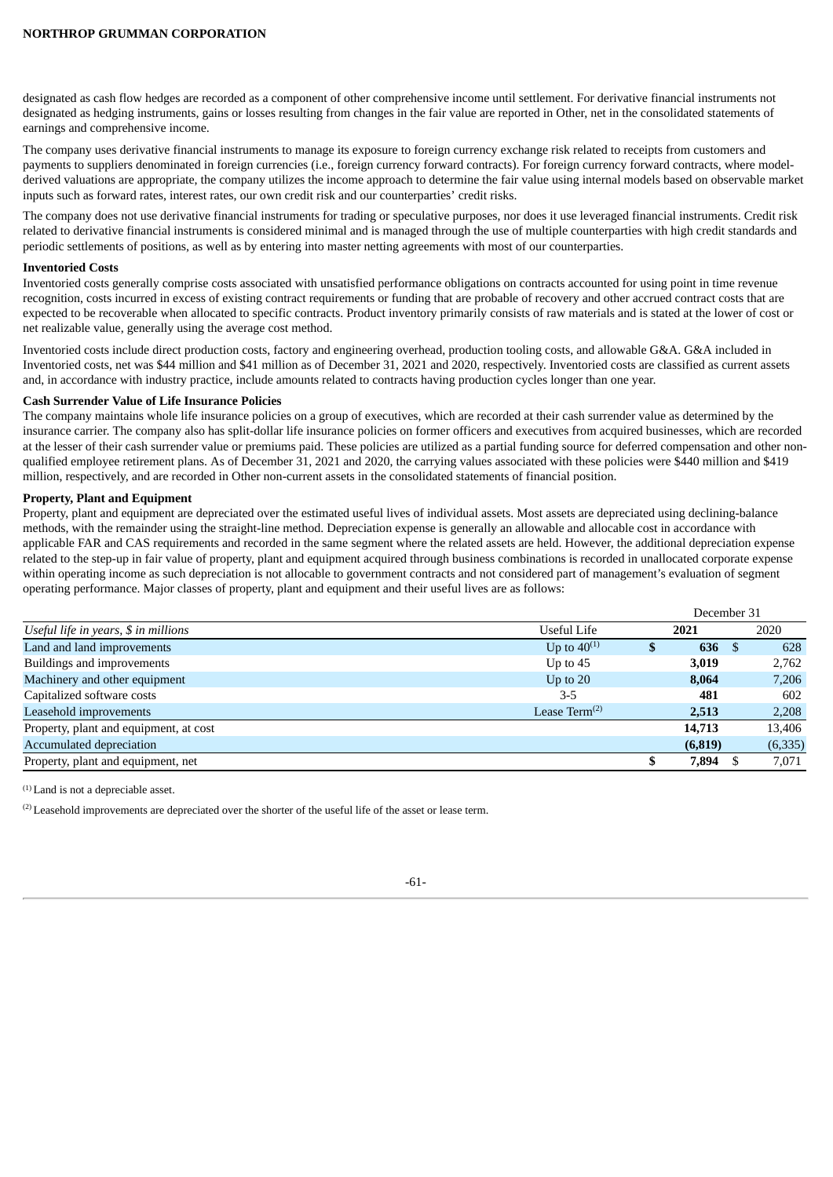designated as cash flow hedges are recorded as a component of other comprehensive income until settlement. For derivative financial instruments not designated as hedging instruments, gains or losses resulting from changes in the fair value are reported in Other, net in the consolidated statements of earnings and comprehensive income.

The company uses derivative financial instruments to manage its exposure to foreign currency exchange risk related to receipts from customers and payments to suppliers denominated in foreign currencies (i.e., foreign currency forward contracts). For foreign currency forward contracts, where model-derived valuations are appropriate, the company utilizes the income approach to determine the fair value using internal models based on observable market inputs such as forward rates, interest rates, our own credit risk and our counterparties' credit risks.

The company does not use derivative financial instruments for trading or speculative purposes, nor does it use leveraged financial instruments. Credit risk related to derivative financial instruments is considered minimal and is managed through the use of multiple counterparties with high credit standards and periodic settlements of positions, as well as by entering into master netting agreements with most of our counterparties.

**Inventoried Costs**

Inventoried costs generally comprise costs associated with unsatisfied performance obligations on contracts accounted for using point in time revenue recognition, costs incurred in excess of existing contract requirements or funding that are probable of recovery and other accrued contract costs that are expected to be recoverable when allocated to specific contracts. Product inventory primarily consists of raw materials and is stated at the lower of cost or net realizable value, generally using the average cost method.

Inventoried costs include direct production costs, factory and engineering overhead, production tooling costs, and allowable G&A. G&A included in Inventoried costs, net was $44 million and $41 million as of December 31, 2021 and 2020, respectively. Inventoried costs are classified as current assets and, in accordance with industry practice, include amounts related to contracts having production cycles longer than one year.

**Cash Surrender Value of Life Insurance Policies**

The company maintains whole life insurance policies on a group of executives, which are recorded at their cash surrender value as determined by the insurance carrier. The company also has split-dollar life insurance policies on former officers and executives from acquired businesses, which are recorded at the lesser of their cash surrender value or premiums paid. These policies are utilized as a partial funding source for deferred compensation and other non-qualified employee retirement plans. As of December 31, 2021 and 2020, the carrying values associated with these policies were $440 million and $419 million, respectively, and are recorded in Other non-current assets in the consolidated statements of financial position.

**Property, Plant and Equipment**

Property, plant and equipment are depreciated over the estimated useful lives of individual assets. Most assets are depreciated using declining-balance methods, with the remainder using the straight-line method. Depreciation expense is generally an allowable and allocable cost in accordance with applicable FAR and CAS requirements and recorded in the same segment where the related assets are held. However, the additional depreciation expense related to the step-up in fair value of property, plant and equipment acquired through business combinations is recorded in unallocated corporate expense within operating income as such depreciation is not allocable to government contracts and not considered part of management's evaluation of segment operating performance. Major classes of property, plant and equipment and their useful lives are as follows:

| | | December 31 | |
|---|---|---|---|
| *Useful life in years, $ in millions* | Useful Life | **2021** | 2020 |
| Land and land improvements | Up to 40[(1)] | **$ 636** | $ 628 |
| Buildings and improvements | Up to 45 | **3,019** | 2,762 |
| Machinery and other equipment | Up to 20 | **8,064** | 7,206 |
| Capitalized software costs | 3-5 | **481** | 602 |
| Leasehold improvements | Lease Term[(2)] | **2,513** | 2,208 |
| Property, plant and equipment, at cost | | **14,713** | 13,406 |
| Accumulated depreciation | | **(6,819)** | (6,335) |
| Property, plant and equipment, net | | **$ 7,894** | $ 7,071 |

[(1)] Land is not a depreciable asset.

[(2)] Leasehold improvements are depreciated over the shorter of the useful life of the asset or lease term.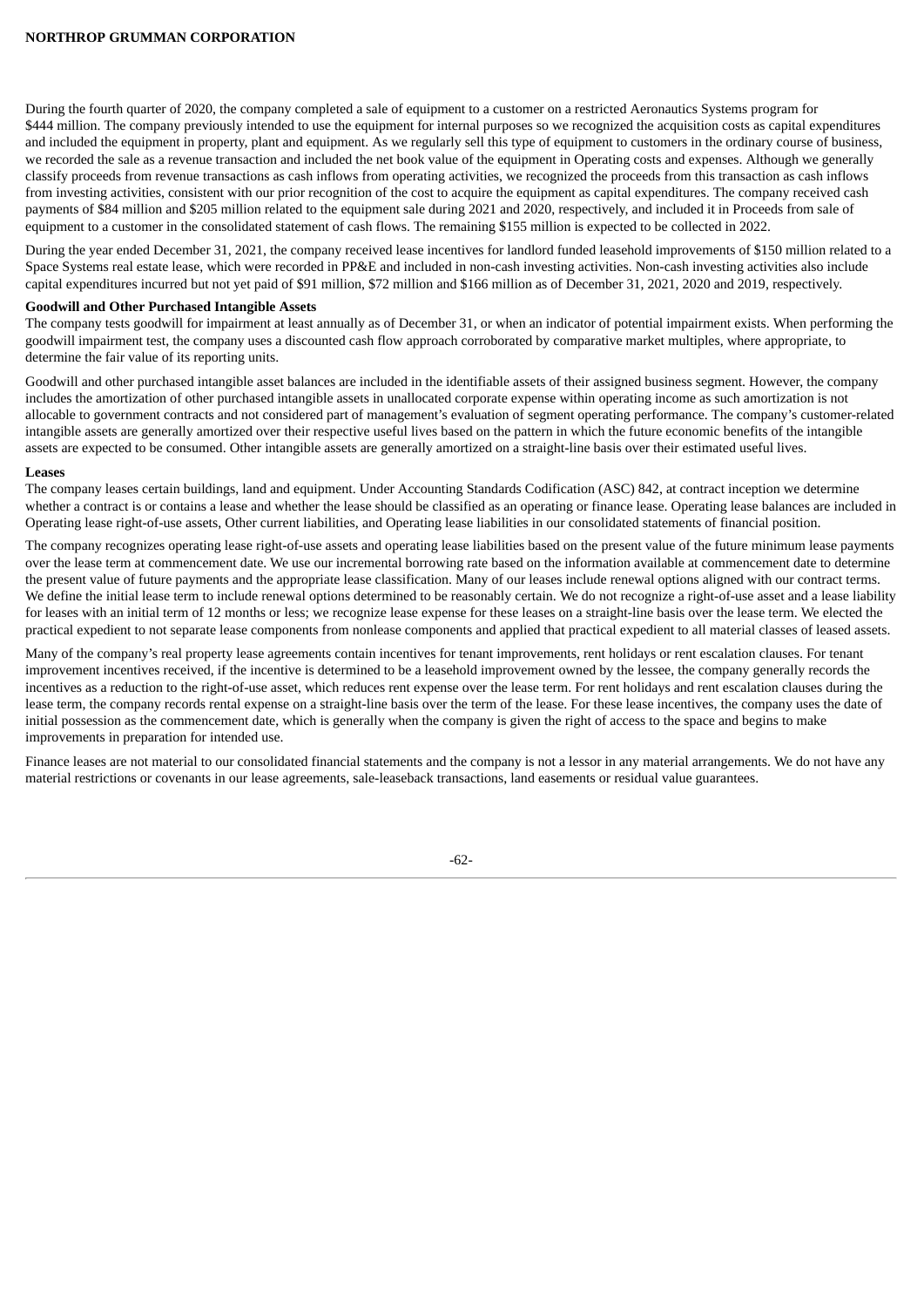During the fourth quarter of 2020, the company completed a sale of equipment to a customer on a restricted Aeronautics Systems program for $444 million. The company previously intended to use the equipment for internal purposes so we recognized the acquisition costs as capital expenditures and included the equipment in property, plant and equipment. As we regularly sell this type of equipment to customers in the ordinary course of business, we recorded the sale as a revenue transaction and included the net book value of the equipment in Operating costs and expenses. Although we generally classify proceeds from revenue transactions as cash inflows from operating activities, we recognized the proceeds from this transaction as cash inflows from investing activities, consistent with our prior recognition of the cost to acquire the equipment as capital expenditures. The company received cash payments of $84 million and $205 million related to the equipment sale during 2021 and 2020, respectively, and included it in Proceeds from sale of equipment to a customer in the consolidated statement of cash flows. The remaining $155 million is expected to be collected in 2022.

During the year ended December 31, 2021, the company received lease incentives for landlord funded leasehold improvements of $150 million related to a Space Systems real estate lease, which were recorded in PP&E and included in non-cash investing activities. Non-cash investing activities also include capital expenditures incurred but not yet paid of $91 million, $72 million and $166 million as of December 31, 2021, 2020 and 2019, respectively.

**Goodwill and Other Purchased Intangible Assets**

The company tests goodwill for impairment at least annually as of December 31, or when an indicator of potential impairment exists. When performing the goodwill impairment test, the company uses a discounted cash flow approach corroborated by comparative market multiples, where appropriate, to determine the fair value of its reporting units.

Goodwill and other purchased intangible asset balances are included in the identifiable assets of their assigned business segment. However, the company includes the amortization of other purchased intangible assets in unallocated corporate expense within operating income as such amortization is not allocable to government contracts and not considered part of management's evaluation of segment operating performance. The company's customer-related intangible assets are generally amortized over their respective useful lives based on the pattern in which the future economic benefits of the intangible assets are expected to be consumed. Other intangible assets are generally amortized on a straight-line basis over their estimated useful lives.

**Leases**

The company leases certain buildings, land and equipment. Under Accounting Standards Codification (ASC) 842, at contract inception we determine whether a contract is or contains a lease and whether the lease should be classified as an operating or finance lease. Operating lease balances are included in Operating lease right-of-use assets, Other current liabilities, and Operating lease liabilities in our consolidated statements of financial position.

The company recognizes operating lease right-of-use assets and operating lease liabilities based on the present value of the future minimum lease payments over the lease term at commencement date. We use our incremental borrowing rate based on the information available at commencement date to determine the present value of future payments and the appropriate lease classification. Many of our leases include renewal options aligned with our contract terms. We define the initial lease term to include renewal options determined to be reasonably certain. We do not recognize a right-of-use asset and a lease liability for leases with an initial term of 12 months or less; we recognize lease expense for these leases on a straight-line basis over the lease term. We elected the practical expedient to not separate lease components from nonlease components and applied that practical expedient to all material classes of leased assets.

Many of the company's real property lease agreements contain incentives for tenant improvements, rent holidays or rent escalation clauses. For tenant improvement incentives received, if the incentive is determined to be a leasehold improvement owned by the lessee, the company generally records the incentives as a reduction to the right-of-use asset, which reduces rent expense over the lease term. For rent holidays and rent escalation clauses during the lease term, the company records rental expense on a straight-line basis over the term of the lease. For these lease incentives, the company uses the date of initial possession as the commencement date, which is generally when the company is given the right of access to the space and begins to make improvements in preparation for intended use.

Finance leases are not material to our consolidated financial statements and the company is not a lessor in any material arrangements. We do not have any material restrictions or covenants in our lease agreements, sale-leaseback transactions, land easements or residual value guarantees.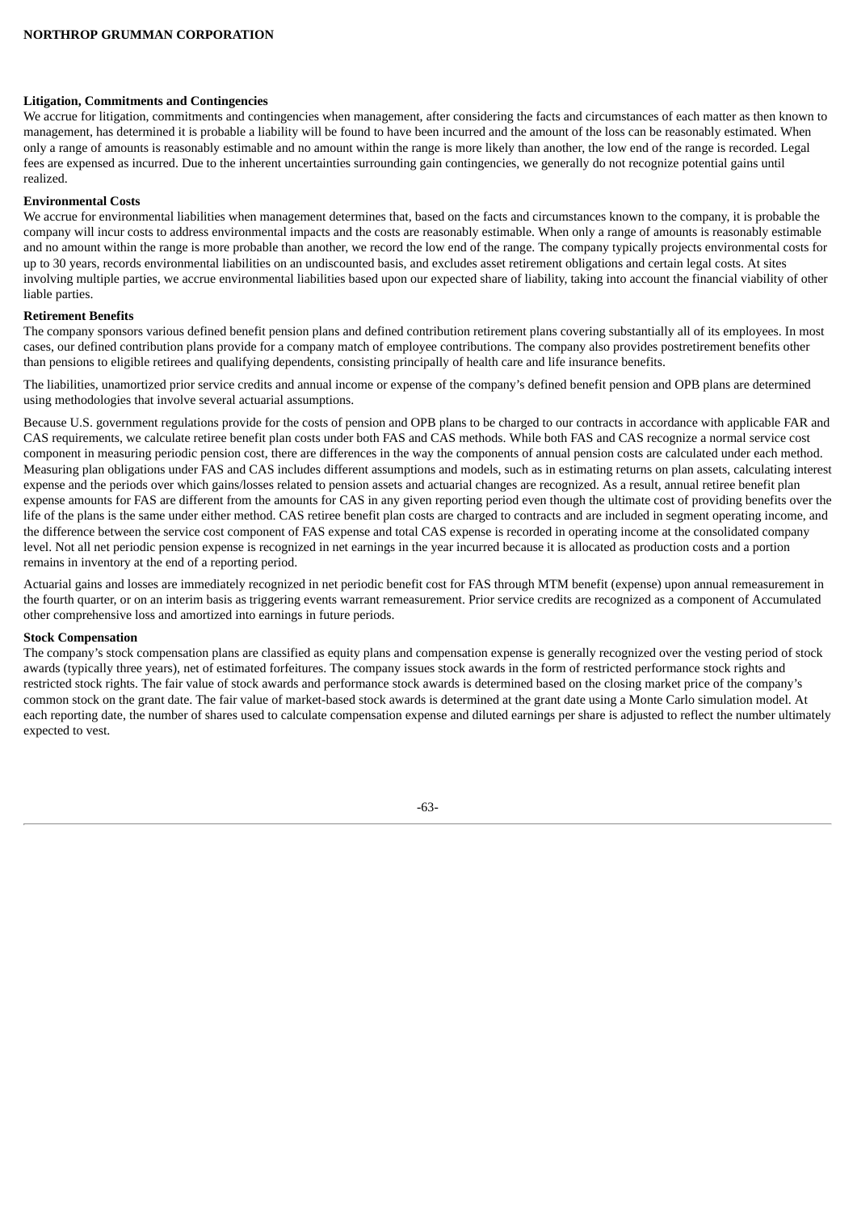**Litigation, Commitments and Contingencies**

We accrue for litigation, commitments and contingencies when management, after considering the facts and circumstances of each matter as then known to management, has determined it is probable a liability will be found to have been incurred and the amount of the loss can be reasonably estimated. When only a range of amounts is reasonably estimable and no amount within the range is more likely than another, the low end of the range is recorded. Legal fees are expensed as incurred. Due to the inherent uncertainties surrounding gain contingencies, we generally do not recognize potential gains until realized.

**Environmental Costs**

We accrue for environmental liabilities when management determines that, based on the facts and circumstances known to the company, it is probable the company will incur costs to address environmental impacts and the costs are reasonably estimable. When only a range of amounts is reasonably estimable and no amount within the range is more probable than another, we record the low end of the range. The company typically projects environmental costs for up to 30 years, records environmental liabilities on an undiscounted basis, and excludes asset retirement obligations and certain legal costs. At sites involving multiple parties, we accrue environmental liabilities based upon our expected share of liability, taking into account the financial viability of other liable parties.

**Retirement Benefits**

The company sponsors various defined benefit pension plans and defined contribution retirement plans covering substantially all of its employees. In most cases, our defined contribution plans provide for a company match of employee contributions. The company also provides postretirement benefits other than pensions to eligible retirees and qualifying dependents, consisting principally of health care and life insurance benefits.

The liabilities, unamortized prior service credits and annual income or expense of the company's defined benefit pension and OPB plans are determined using methodologies that involve several actuarial assumptions.

Because U.S. government regulations provide for the costs of pension and OPB plans to be charged to our contracts in accordance with applicable FAR and CAS requirements, we calculate retiree benefit plan costs under both FAS and CAS methods. While both FAS and CAS recognize a normal service cost component in measuring periodic pension cost, there are differences in the way the components of annual pension costs are calculated under each method. Measuring plan obligations under FAS and CAS includes different assumptions and models, such as in estimating returns on plan assets, calculating interest expense and the periods over which gains/losses related to pension assets and actuarial changes are recognized. As a result, annual retiree benefit plan expense amounts for FAS are different from the amounts for CAS in any given reporting period even though the ultimate cost of providing benefits over the life of the plans is the same under either method. CAS retiree benefit plan costs are charged to contracts and are included in segment operating income, and the difference between the service cost component of FAS expense and total CAS expense is recorded in operating income at the consolidated company level. Not all net periodic pension expense is recognized in net earnings in the year incurred because it is allocated as production costs and a portion remains in inventory at the end of a reporting period.

Actuarial gains and losses are immediately recognized in net periodic benefit cost for FAS through MTM benefit (expense) upon annual remeasurement in the fourth quarter, or on an interim basis as triggering events warrant remeasurement. Prior service credits are recognized as a component of Accumulated other comprehensive loss and amortized into earnings in future periods.

**Stock Compensation**

The company's stock compensation plans are classified as equity plans and compensation expense is generally recognized over the vesting period of stock awards (typically three years), net of estimated forfeitures. The company issues stock awards in the form of restricted performance stock rights and restricted stock rights. The fair value of stock awards and performance stock awards is determined based on the closing market price of the company's common stock on the grant date. The fair value of market-based stock awards is determined at the grant date using a Monte Carlo simulation model. At each reporting date, the number of shares used to calculate compensation expense and diluted earnings per share is adjusted to reflect the number ultimately expected to vest.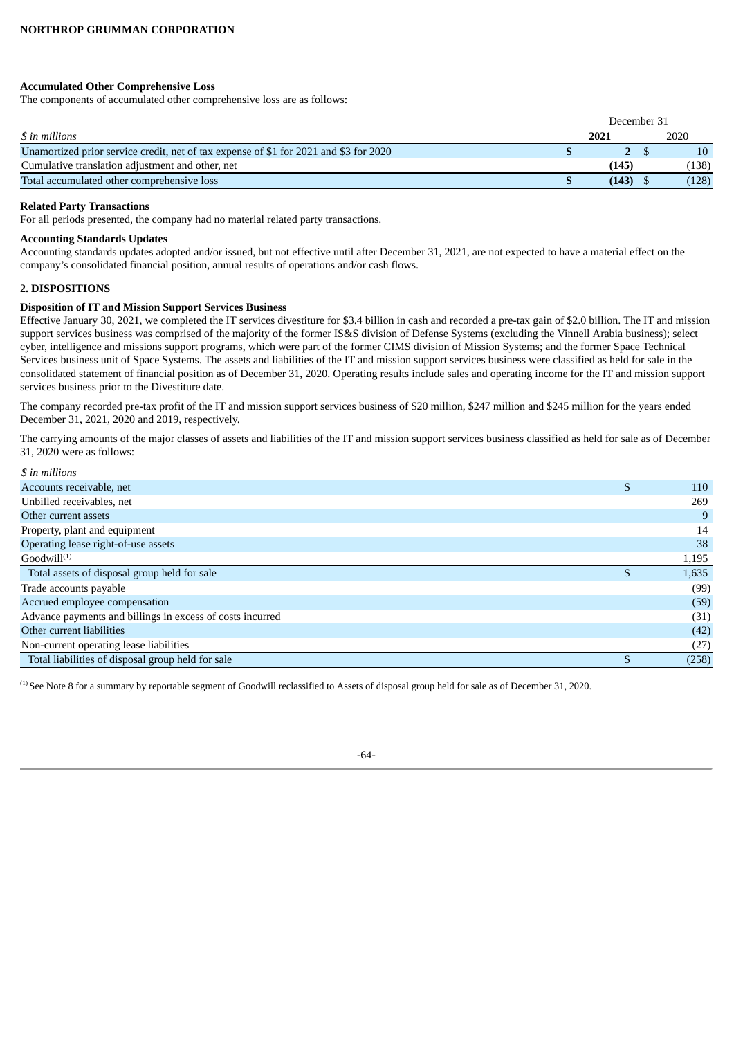### Accumulated Other Comprehensive Loss

The components of accumulated other comprehensive loss are as follows:

| | December 31 | |
|---|---|---|
| *$ in millions* | **2021** | 2020 |
| Unamortized prior service credit, net of tax expense of $1 for 2021 and $3 for 2020 | **$ 2** | $ 10 |
| Cumulative translation adjustment and other, net | **(145)** | (138) |
| Total accumulated other comprehensive loss | **$ (143)** | $ (128) |

### Related Party Transactions

For all periods presented, the company had no material related party transactions.

### Accounting Standards Updates

Accounting standards updates adopted and/or issued, but not effective until after December 31, 2021, are not expected to have a material effect on the company's consolidated financial position, annual results of operations and/or cash flows.

## 2. DISPOSITIONS

### Disposition of IT and Mission Support Services Business

Effective January 30, 2021, we completed the IT services divestiture for $3.4 billion in cash and recorded a pre-tax gain of $2.0 billion. The IT and mission support services business was comprised of the majority of the former IS&S division of Defense Systems (excluding the Vinnell Arabia business); select cyber, intelligence and missions support programs, which were part of the former CIMS division of Mission Systems; and the former Space Technical Services business unit of Space Systems. The assets and liabilities of the IT and mission support services business were classified as held for sale in the consolidated statement of financial position as of December 31, 2020. Operating results include sales and operating income for the IT and mission support services business prior to the Divestiture date.

The company recorded pre-tax profit of the IT and mission support services business of $20 million, $247 million and $245 million for the years ended December 31, 2021, 2020 and 2019, respectively.

The carrying amounts of the major classes of assets and liabilities of the IT and mission support services business classified as held for sale as of December 31, 2020 were as follows:

| *$ in millions* | |
|---|---|
| Accounts receivable, net | $ 110 |
| Unbilled receivables, net | 269 |
| Other current assets | 9 |
| Property, plant and equipment | 14 |
| Operating lease right-of-use assets | 38 |
| Goodwill[1] | 1,195 |
| Total assets of disposal group held for sale | $ 1,635 |
| Trade accounts payable | (99) |
| Accrued employee compensation | (59) |
| Advance payments and billings in excess of costs incurred | (31) |
| Other current liabilities | (42) |
| Non-current operating lease liabilities | (27) |
| Total liabilities of disposal group held for sale | $ (258) |

[1] See Note 8 for a summary by reportable segment of Goodwill reclassified to Assets of disposal group held for sale as of December 31, 2020.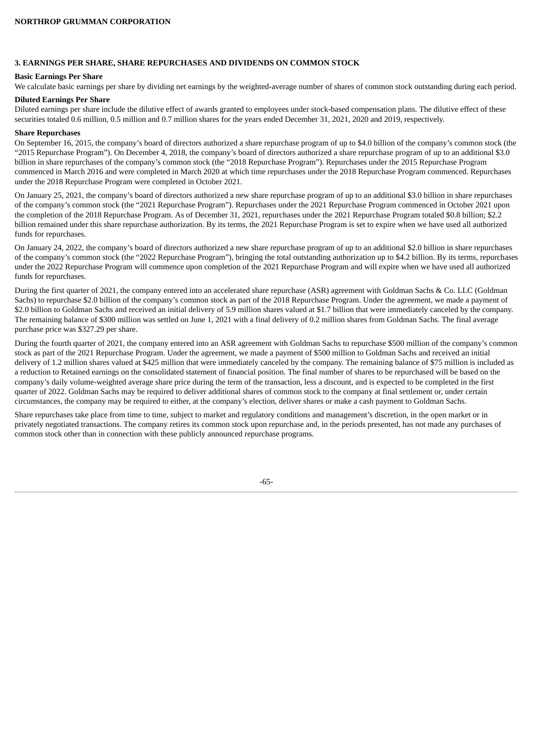### 3. EARNINGS PER SHARE, SHARE REPURCHASES AND DIVIDENDS ON COMMON STOCK

**Basic Earnings Per Share**

We calculate basic earnings per share by dividing net earnings by the weighted-average number of shares of common stock outstanding during each period.

**Diluted Earnings Per Share**

Diluted earnings per share include the dilutive effect of awards granted to employees under stock-based compensation plans. The dilutive effect of these securities totaled 0.6 million, 0.5 million and 0.7 million shares for the years ended December 31, 2021, 2020 and 2019, respectively.

**Share Repurchases**

On September 16, 2015, the company's board of directors authorized a share repurchase program of up to $4.0 billion of the company's common stock (the "2015 Repurchase Program"). On December 4, 2018, the company's board of directors authorized a share repurchase program of up to an additional $3.0 billion in share repurchases of the company's common stock (the "2018 Repurchase Program"). Repurchases under the 2015 Repurchase Program commenced in March 2016 and were completed in March 2020 at which time repurchases under the 2018 Repurchase Program commenced. Repurchases under the 2018 Repurchase Program were completed in October 2021.

On January 25, 2021, the company's board of directors authorized a new share repurchase program of up to an additional $3.0 billion in share repurchases of the company's common stock (the "2021 Repurchase Program"). Repurchases under the 2021 Repurchase Program commenced in October 2021 upon the completion of the 2018 Repurchase Program. As of December 31, 2021, repurchases under the 2021 Repurchase Program totaled $0.8 billion; $2.2 billion remained under this share repurchase authorization. By its terms, the 2021 Repurchase Program is set to expire when we have used all authorized funds for repurchases.

On January 24, 2022, the company's board of directors authorized a new share repurchase program of up to an additional $2.0 billion in share repurchases of the company's common stock (the "2022 Repurchase Program"), bringing the total outstanding authorization up to $4.2 billion. By its terms, repurchases under the 2022 Repurchase Program will commence upon completion of the 2021 Repurchase Program and will expire when we have used all authorized funds for repurchases.

During the first quarter of 2021, the company entered into an accelerated share repurchase (ASR) agreement with Goldman Sachs & Co. LLC (Goldman Sachs) to repurchase $2.0 billion of the company's common stock as part of the 2018 Repurchase Program. Under the agreement, we made a payment of $2.0 billion to Goldman Sachs and received an initial delivery of 5.9 million shares valued at $1.7 billion that were immediately canceled by the company. The remaining balance of $300 million was settled on June 1, 2021 with a final delivery of 0.2 million shares from Goldman Sachs. The final average purchase price was $327.29 per share.

During the fourth quarter of 2021, the company entered into an ASR agreement with Goldman Sachs to repurchase $500 million of the company's common stock as part of the 2021 Repurchase Program. Under the agreement, we made a payment of $500 million to Goldman Sachs and received an initial delivery of 1.2 million shares valued at $425 million that were immediately canceled by the company. The remaining balance of $75 million is included as a reduction to Retained earnings on the consolidated statement of financial position. The final number of shares to be repurchased will be based on the company's daily volume-weighted average share price during the term of the transaction, less a discount, and is expected to be completed in the first quarter of 2022. Goldman Sachs may be required to deliver additional shares of common stock to the company at final settlement or, under certain circumstances, the company may be required to either, at the company's election, deliver shares or make a cash payment to Goldman Sachs.

Share repurchases take place from time to time, subject to market and regulatory conditions and management's discretion, in the open market or in privately negotiated transactions. The company retires its common stock upon repurchase and, in the periods presented, has not made any purchases of common stock other than in connection with these publicly announced repurchase programs.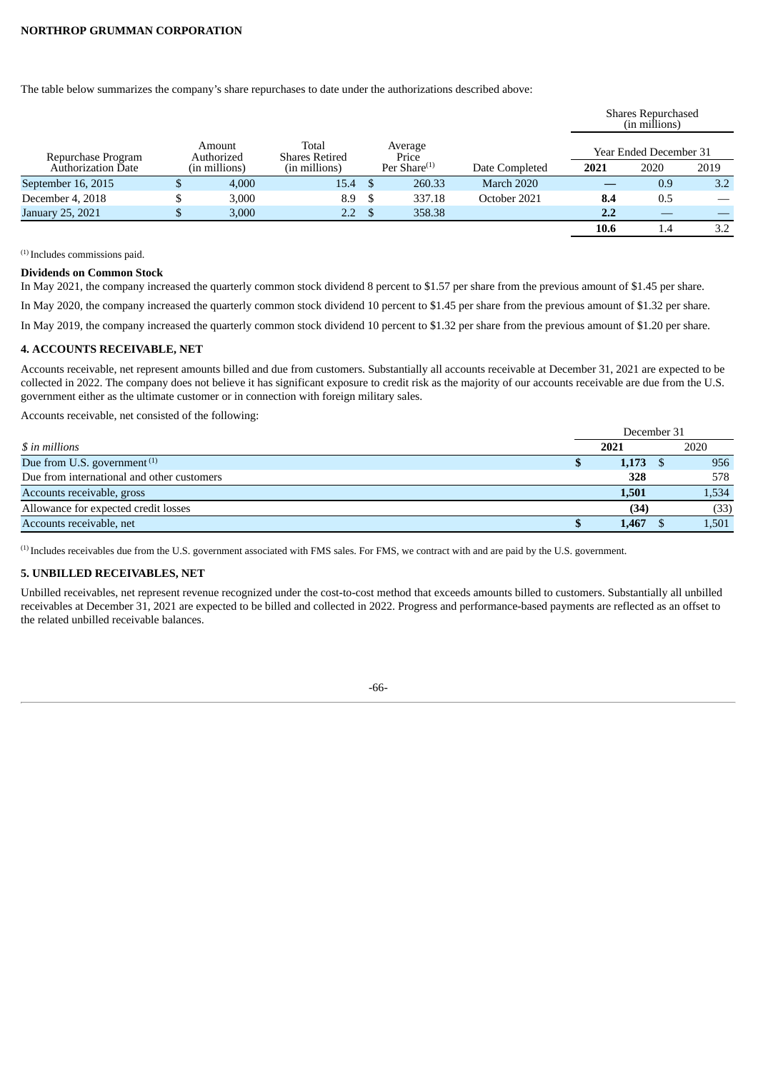The table below summarizes the company's share repurchases to date under the authorizations described above:

| | | | | | Shares Repurchased (in millions) | | |
|---|---|---|---|---|---|---|---|
| | | | | | Year Ended December 31 | | |
| Repurchase Program Authorization Date | Amount Authorized (in millions) | Total Shares Retired (in millions) | Average Price Per Share[(1)] | Date Completed | **2021** | 2020 | 2019 |
| September 16, 2015 | $ 4,000 | 15.4 | $ 260.33 | March 2020 | **—** | 0.9 | 3.2 |
| December 4, 2018 | $ 3,000 | 8.9 | $ 337.18 | October 2021 | **8.4** | 0.5 | — |
| January 25, 2021 | $ 3,000 | 2.2 | $ 358.38 | | **2.2** | — | — |
| | | | | | **10.6** | 1.4 | 3.2 |

(1) Includes commissions paid.

**Dividends on Common Stock**

In May 2021, the company increased the quarterly common stock dividend 8 percent to $1.57 per share from the previous amount of $1.45 per share.

In May 2020, the company increased the quarterly common stock dividend 10 percent to $1.45 per share from the previous amount of $1.32 per share.

In May 2019, the company increased the quarterly common stock dividend 10 percent to $1.32 per share from the previous amount of $1.20 per share.

## 4. ACCOUNTS RECEIVABLE, NET

Accounts receivable, net represent amounts billed and due from customers. Substantially all accounts receivable at December 31, 2021 are expected to be collected in 2022. The company does not believe it has significant exposure to credit risk as the majority of our accounts receivable are due from the U.S. government either as the ultimate customer or in connection with foreign military sales.

Accounts receivable, net consisted of the following:

| | December 31 | |
|---|---|---|
| *$ in millions* | **2021** | 2020 |
| Due from U.S. government[(1)] | **$ 1,173** | $ 956 |
| Due from international and other customers | **328** | 578 |
| Accounts receivable, gross | **1,501** | 1,534 |
| Allowance for expected credit losses | **(34)** | (33) |
| Accounts receivable, net | **$ 1,467** | $ 1,501 |

(1) Includes receivables due from the U.S. government associated with FMS sales. For FMS, we contract with and are paid by the U.S. government.

## 5. UNBILLED RECEIVABLES, NET

Unbilled receivables, net represent revenue recognized under the cost-to-cost method that exceeds amounts billed to customers. Substantially all unbilled receivables at December 31, 2021 are expected to be billed and collected in 2022. Progress and performance-based payments are reflected as an offset to the related unbilled receivable balances.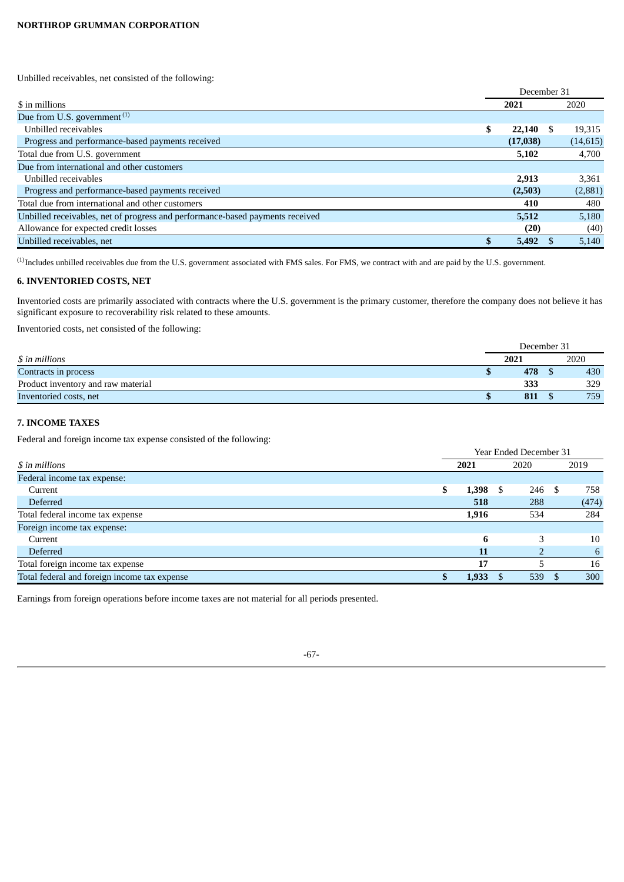Unbilled receivables, net consisted of the following:

| $ in millions | December 31 2021 | 2020 |
|---|---|---|
| Due from U.S. government [(1)] | | |
| Unbilled receivables | $ 22,140 | $ 19,315 |
| Progress and performance-based payments received | (17,038) | (14,615) |
| Total due from U.S. government | 5,102 | 4,700 |
| Due from international and other customers | | |
| Unbilled receivables | 2,913 | 3,361 |
| Progress and performance-based payments received | (2,503) | (2,881) |
| Total due from international and other customers | 410 | 480 |
| Unbilled receivables, net of progress and performance-based payments received | 5,512 | 5,180 |
| Allowance for expected credit losses | (20) | (40) |
| Unbilled receivables, net | $ 5,492 | $ 5,140 |

[(1)] Includes unbilled receivables due from the U.S. government associated with FMS sales. For FMS, we contract with and are paid by the U.S. government.

## 6. INVENTORIED COSTS, NET

Inventoried costs are primarily associated with contracts where the U.S. government is the primary customer, therefore the company does not believe it has significant exposure to recoverability risk related to these amounts.

Inventoried costs, net consisted of the following:

| *$ in millions* | December 31 2021 | 2020 |
|---|---|---|
| Contracts in process | $ 478 | $ 430 |
| Product inventory and raw material | 333 | 329 |
| Inventoried costs, net | $ 811 | $ 759 |

## 7. INCOME TAXES

Federal and foreign income tax expense consisted of the following:

| *$ in millions* | Year Ended December 31 2021 | 2020 | 2019 |
|---|---|---|---|
| Federal income tax expense: | | | |
| Current | $ 1,398 | $ 246 | $ 758 |
| Deferred | 518 | 288 | (474) |
| Total federal income tax expense | 1,916 | 534 | 284 |
| Foreign income tax expense: | | | |
| Current | 6 | 3 | 10 |
| Deferred | 11 | 2 | 6 |
| Total foreign income tax expense | 17 | 5 | 16 |
| Total federal and foreign income tax expense | $ 1,933 | $ 539 | $ 300 |

Earnings from foreign operations before income taxes are not material for all periods presented.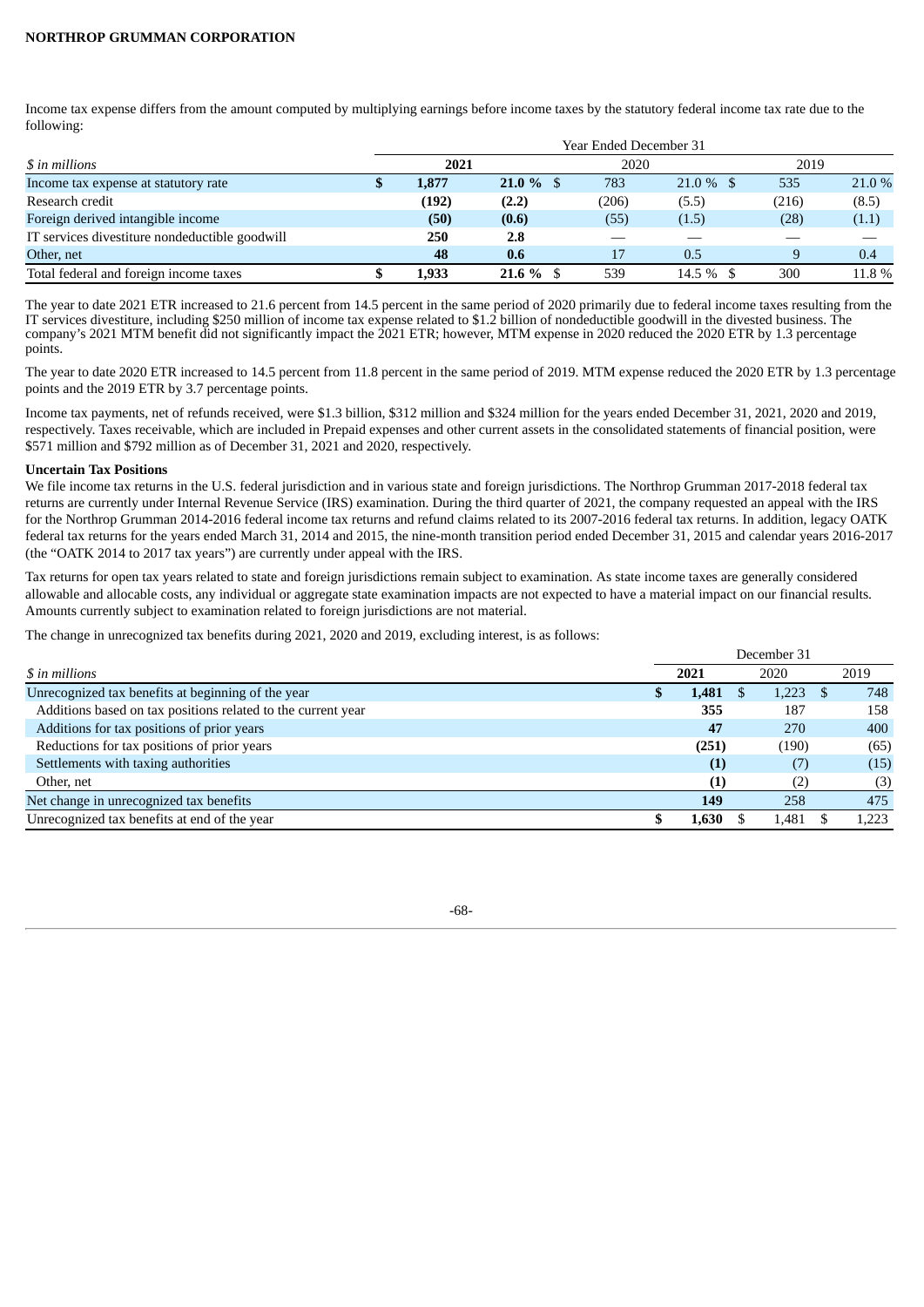Income tax expense differs from the amount computed by multiplying earnings before income taxes by the statutory federal income tax rate due to the following:

| | Year Ended December 31 | | | | | |
|---|---|---|---|---|---|---|
| *$ in millions* | **2021** | | 2020 | | 2019 | |
| Income tax expense at statutory rate | **$ 1,877** | **21.0 %** | $ 783 | 21.0 % | $ 535 | 21.0 % |
| Research credit | **(192)** | **(2.2)** | (206) | (5.5) | (216) | (8.5) |
| Foreign derived intangible income | **(50)** | **(0.6)** | (55) | (1.5) | (28) | (1.1) |
| IT services divestiture nondeductible goodwill | **250** | **2.8** | — | — | — | — |
| Other, net | **48** | **0.6** | 17 | 0.5 | 9 | 0.4 |
| Total federal and foreign income taxes | **$ 1,933** | **21.6 %** | $ 539 | 14.5 % | $ 300 | 11.8 % |

The year to date 2021 ETR increased to 21.6 percent from 14.5 percent in the same period of 2020 primarily due to federal income taxes resulting from the IT services divestiture, including $250 million of income tax expense related to $1.2 billion of nondeductible goodwill in the divested business. The company's 2021 MTM benefit did not significantly impact the 2021 ETR; however, MTM expense in 2020 reduced the 2020 ETR by 1.3 percentage points.

The year to date 2020 ETR increased to 14.5 percent from 11.8 percent in the same period of 2019. MTM expense reduced the 2020 ETR by 1.3 percentage points and the 2019 ETR by 3.7 percentage points.

Income tax payments, net of refunds received, were $1.3 billion, $312 million and $324 million for the years ended December 31, 2021, 2020 and 2019, respectively. Taxes receivable, which are included in Prepaid expenses and other current assets in the consolidated statements of financial position, were $571 million and $792 million as of December 31, 2021 and 2020, respectively.

**Uncertain Tax Positions**

We file income tax returns in the U.S. federal jurisdiction and in various state and foreign jurisdictions. The Northrop Grumman 2017-2018 federal tax returns are currently under Internal Revenue Service (IRS) examination. During the third quarter of 2021, the company requested an appeal with the IRS for the Northrop Grumman 2014-2016 federal income tax returns and refund claims related to its 2007-2016 federal tax returns. In addition, legacy OATK federal tax returns for the years ended March 31, 2014 and 2015, the nine-month transition period ended December 31, 2015 and calendar years 2016-2017 (the "OATK 2014 to 2017 tax years") are currently under appeal with the IRS.

Tax returns for open tax years related to state and foreign jurisdictions remain subject to examination. As state income taxes are generally considered allowable and allocable costs, any individual or aggregate state examination impacts are not expected to have a material impact on our financial results. Amounts currently subject to examination related to foreign jurisdictions are not material.

The change in unrecognized tax benefits during 2021, 2020 and 2019, excluding interest, is as follows:

| | December 31 | | |
|---|---|---|---|
| *$ in millions* | **2021** | 2020 | 2019 |
| Unrecognized tax benefits at beginning of the year | **$ 1,481** | $ 1,223 | $ 748 |
| Additions based on tax positions related to the current year | **355** | 187 | 158 |
| Additions for tax positions of prior years | **47** | 270 | 400 |
| Reductions for tax positions of prior years | **(251)** | (190) | (65) |
| Settlements with taxing authorities | **(1)** | (7) | (15) |
| Other, net | **(1)** | (2) | (3) |
| Net change in unrecognized tax benefits | **149** | 258 | 475 |
| Unrecognized tax benefits at end of the year | **$ 1,630** | $ 1,481 | $ 1,223 |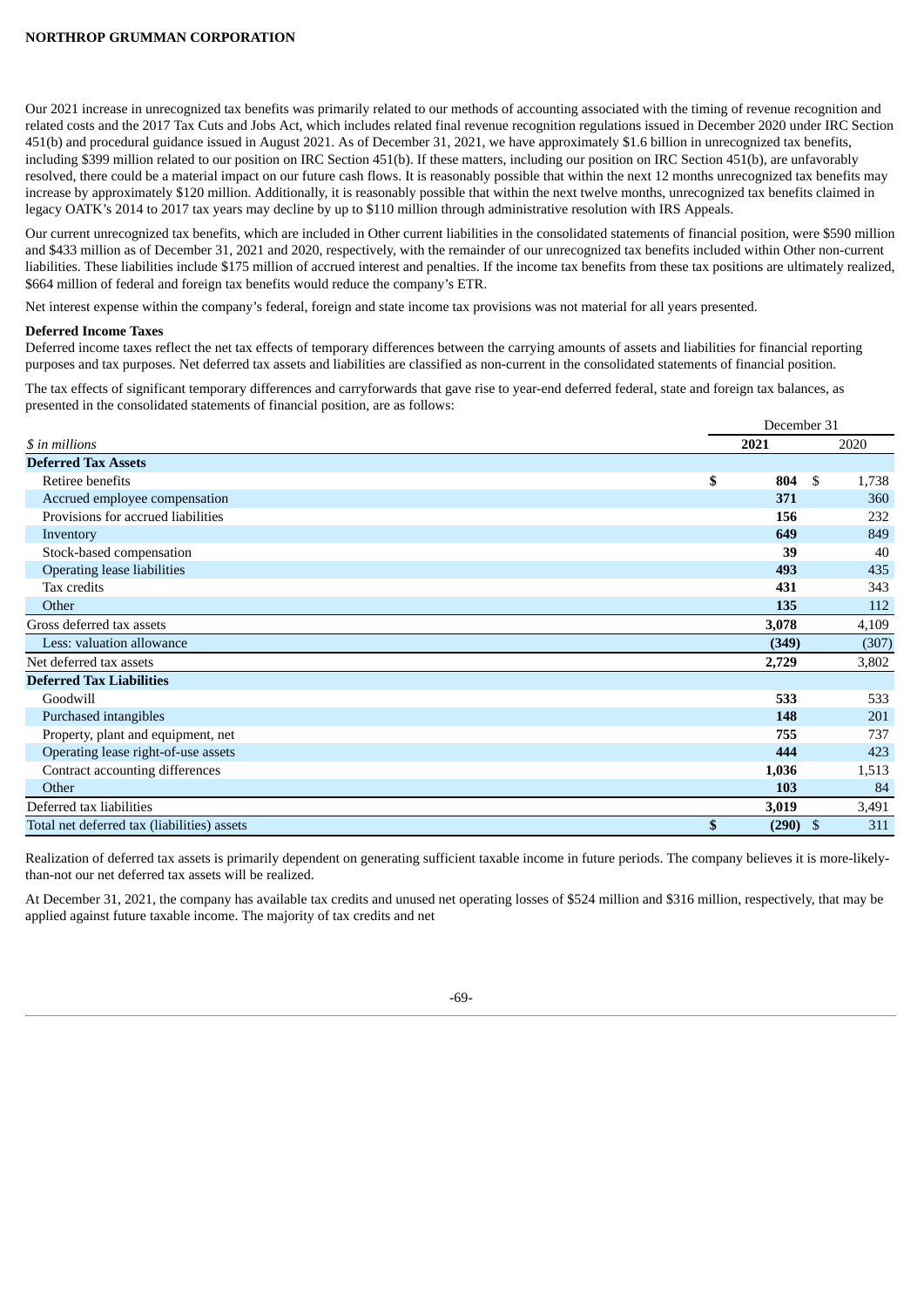Our 2021 increase in unrecognized tax benefits was primarily related to our methods of accounting associated with the timing of revenue recognition and related costs and the 2017 Tax Cuts and Jobs Act, which includes related final revenue recognition regulations issued in December 2020 under IRC Section 451(b) and procedural guidance issued in August 2021. As of December 31, 2021, we have approximately $1.6 billion in unrecognized tax benefits, including $399 million related to our position on IRC Section 451(b). If these matters, including our position on IRC Section 451(b), are unfavorably resolved, there could be a material impact on our future cash flows. It is reasonably possible that within the next 12 months unrecognized tax benefits may increase by approximately $120 million. Additionally, it is reasonably possible that within the next twelve months, unrecognized tax benefits claimed in legacy OATK's 2014 to 2017 tax years may decline by up to $110 million through administrative resolution with IRS Appeals.

Our current unrecognized tax benefits, which are included in Other current liabilities in the consolidated statements of financial position, were $590 million and $433 million as of December 31, 2021 and 2020, respectively, with the remainder of our unrecognized tax benefits included within Other non-current liabilities. These liabilities include $175 million of accrued interest and penalties. If the income tax benefits from these tax positions are ultimately realized, $664 million of federal and foreign tax benefits would reduce the company's ETR.

Net interest expense within the company's federal, foreign and state income tax provisions was not material for all years presented.

**Deferred Income Taxes**

Deferred income taxes reflect the net tax effects of temporary differences between the carrying amounts of assets and liabilities for financial reporting purposes and tax purposes. Net deferred tax assets and liabilities are classified as non-current in the consolidated statements of financial position.

The tax effects of significant temporary differences and carryforwards that gave rise to year-end deferred federal, state and foreign tax balances, as presented in the consolidated statements of financial position, are as follows:

| | December 31 | |
|---|---|---|
| *$ in millions* | **2021** | 2020 |
| **Deferred Tax Assets** | | |
| Retiree benefits | **$ 804** | $ 1,738 |
| Accrued employee compensation | **371** | 360 |
| Provisions for accrued liabilities | **156** | 232 |
| Inventory | **649** | 849 |
| Stock-based compensation | **39** | 40 |
| Operating lease liabilities | **493** | 435 |
| Tax credits | **431** | 343 |
| Other | **135** | 112 |
| Gross deferred tax assets | **3,078** | 4,109 |
| Less: valuation allowance | **(349)** | (307) |
| Net deferred tax assets | **2,729** | 3,802 |
| **Deferred Tax Liabilities** | | |
| Goodwill | **533** | 533 |
| Purchased intangibles | **148** | 201 |
| Property, plant and equipment, net | **755** | 737 |
| Operating lease right-of-use assets | **444** | 423 |
| Contract accounting differences | **1,036** | 1,513 |
| Other | **103** | 84 |
| Deferred tax liabilities | **3,019** | 3,491 |
| Total net deferred tax (liabilities) assets | **$ (290)** | $ 311 |

Realization of deferred tax assets is primarily dependent on generating sufficient taxable income in future periods. The company believes it is more-likely-than-not our net deferred tax assets will be realized.

At December 31, 2021, the company has available tax credits and unused net operating losses of $524 million and $316 million, respectively, that may be applied against future taxable income. The majority of tax credits and net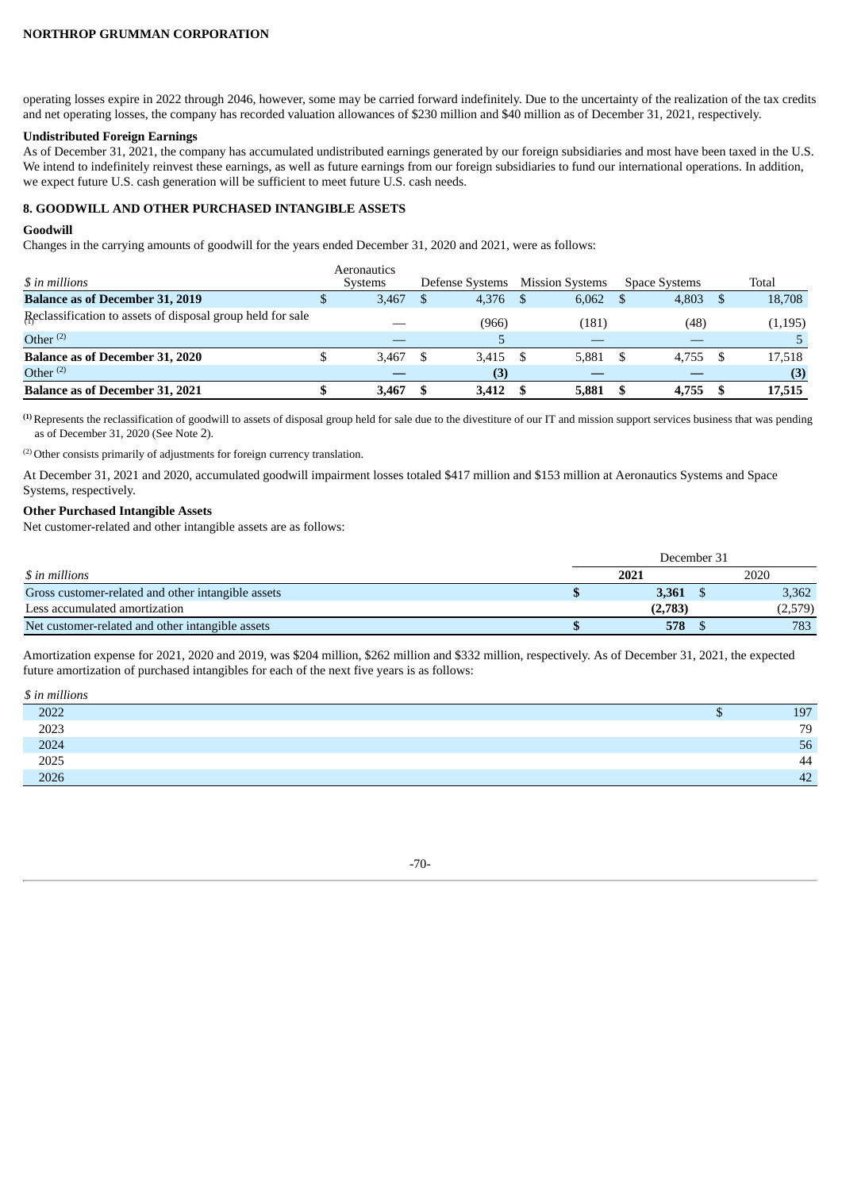operating losses expire in 2022 through 2046, however, some may be carried forward indefinitely. Due to the uncertainty of the realization of the tax credits and net operating losses, the company has recorded valuation allowances of $230 million and $40 million as of December 31, 2021, respectively.

**Undistributed Foreign Earnings**

As of December 31, 2021, the company has accumulated undistributed earnings generated by our foreign subsidiaries and most have been taxed in the U.S. We intend to indefinitely reinvest these earnings, as well as future earnings from our foreign subsidiaries to fund our international operations. In addition, we expect future U.S. cash generation will be sufficient to meet future U.S. cash needs.

## 8. GOODWILL AND OTHER PURCHASED INTANGIBLE ASSETS

**Goodwill**

Changes in the carrying amounts of goodwill for the years ended December 31, 2020 and 2021, were as follows:

| *$ in millions* | Aeronautics Systems | Defense Systems | Mission Systems | Space Systems | Total |
|---|---|---|---|---|---|
| **Balance as of December 31, 2019** | $ 3,467 | $ 4,376 | $ 6,062 | $ 4,803 | $ 18,708 |
| Reclassification to assets of disposal group held for sale [1] | — | (966) | (181) | (48) | (1,195) |
| Other [2] | — | 5 | — | — | 5 |
| **Balance as of December 31, 2020** | $ 3,467 | $ 3,415 | $ 5,881 | $ 4,755 | $ 17,518 |
| Other [2] | **—** | **(3)** | **—** | **—** | **(3)** |
| **Balance as of December 31, 2021** | **$ 3,467** | **$ 3,412** | **$ 5,881** | **$ 4,755** | **$ 17,515** |

[1] Represents the reclassification of goodwill to assets of disposal group held for sale due to the divestiture of our IT and mission support services business that was pending as of December 31, 2020 (See Note 2).

[2] Other consists primarily of adjustments for foreign currency translation.

At December 31, 2021 and 2020, accumulated goodwill impairment losses totaled $417 million and $153 million at Aeronautics Systems and Space Systems, respectively.

**Other Purchased Intangible Assets**

Net customer-related and other intangible assets are as follows:

| | December 31 | |
|---|---|---|
| *$ in millions* | **2021** | 2020 |
| Gross customer-related and other intangible assets | **$ 3,361** | $ 3,362 |
| Less accumulated amortization | **(2,783)** | (2,579) |
| Net customer-related and other intangible assets | **$ 578** | $ 783 |

Amortization expense for 2021, 2020 and 2019, was $204 million, $262 million and $332 million, respectively. As of December 31, 2021, the expected future amortization of purchased intangibles for each of the next five years is as follows:

| *$ in millions* | |
|---|---|
| 2022 | $ 197 |
| 2023 | 79 |
| 2024 | 56 |
| 2025 | 44 |
| 2026 | 42 |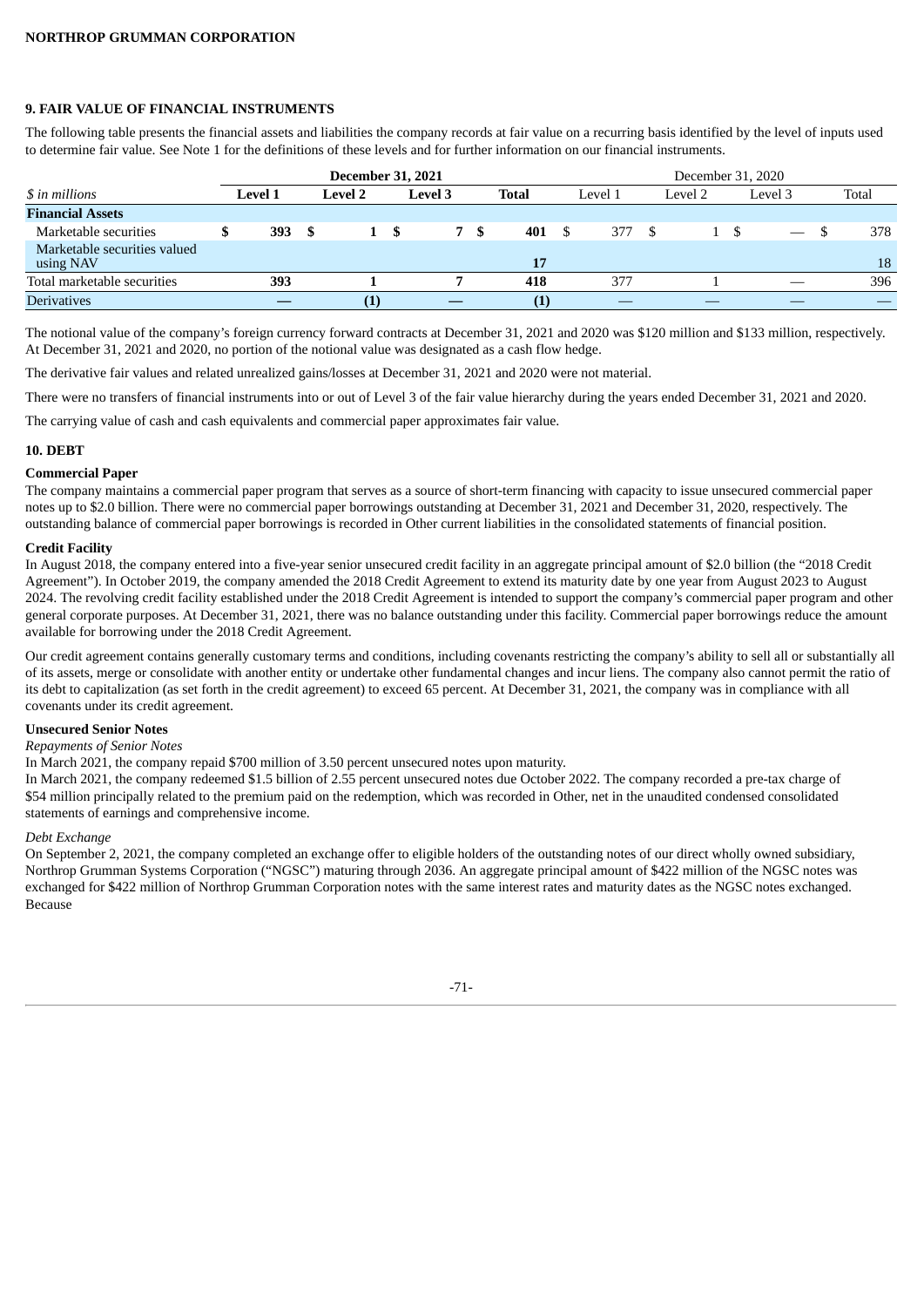### 9. FAIR VALUE OF FINANCIAL INSTRUMENTS

The following table presents the financial assets and liabilities the company records at fair value on a recurring basis identified by the level of inputs used to determine fair value. See Note 1 for the definitions of these levels and for further information on our financial instruments.

| | December 31, 2021 | | | | December 31, 2020 | | | |
|---|---|---|---|---|---|---|---|---|
| *$ in millions* | **Level 1** | **Level 2** | **Level 3** | **Total** | Level 1 | Level 2 | Level 3 | Total |
| **Financial Assets** | | | | | | | | |
| Marketable securities | $ 393 | $ 1 | $ 7 | $ 401 | $ 377 | $ 1 | $ — | $ 378 |
| Marketable securities valued using NAV | | | | 17 | | | | 18 |
| Total marketable securities | 393 | 1 | 7 | 418 | 377 | 1 | — | 396 |
| Derivatives | — | (1) | — | (1) | — | — | — | — |

The notional value of the company's foreign currency forward contracts at December 31, 2021 and 2020 was $120 million and $133 million, respectively. At December 31, 2021 and 2020, no portion of the notional value was designated as a cash flow hedge.

The derivative fair values and related unrealized gains/losses at December 31, 2021 and 2020 were not material.

There were no transfers of financial instruments into or out of Level 3 of the fair value hierarchy during the years ended December 31, 2021 and 2020.

The carrying value of cash and cash equivalents and commercial paper approximates fair value.

### 10. DEBT

**Commercial Paper**

The company maintains a commercial paper program that serves as a source of short-term financing with capacity to issue unsecured commercial paper notes up to $2.0 billion. There were no commercial paper borrowings outstanding at December 31, 2021 and December 31, 2020, respectively. The outstanding balance of commercial paper borrowings is recorded in Other current liabilities in the consolidated statements of financial position.

**Credit Facility**

In August 2018, the company entered into a five-year senior unsecured credit facility in an aggregate principal amount of $2.0 billion (the "2018 Credit Agreement"). In October 2019, the company amended the 2018 Credit Agreement to extend its maturity date by one year from August 2023 to August 2024. The revolving credit facility established under the 2018 Credit Agreement is intended to support the company's commercial paper program and other general corporate purposes. At December 31, 2021, there was no balance outstanding under this facility. Commercial paper borrowings reduce the amount available for borrowing under the 2018 Credit Agreement.

Our credit agreement contains generally customary terms and conditions, including covenants restricting the company's ability to sell all or substantially all of its assets, merge or consolidate with another entity or undertake other fundamental changes and incur liens. The company also cannot permit the ratio of its debt to capitalization (as set forth in the credit agreement) to exceed 65 percent. At December 31, 2021, the company was in compliance with all covenants under its credit agreement.

**Unsecured Senior Notes**

*Repayments of Senior Notes*

In March 2021, the company repaid $700 million of 3.50 percent unsecured notes upon maturity.

In March 2021, the company redeemed $1.5 billion of 2.55 percent unsecured notes due October 2022. The company recorded a pre-tax charge of $54 million principally related to the premium paid on the redemption, which was recorded in Other, net in the unaudited condensed consolidated statements of earnings and comprehensive income.

*Debt Exchange*

On September 2, 2021, the company completed an exchange offer to eligible holders of the outstanding notes of our direct wholly owned subsidiary, Northrop Grumman Systems Corporation ("NGSC") maturing through 2036. An aggregate principal amount of $422 million of the NGSC notes was exchanged for $422 million of Northrop Grumman Corporation notes with the same interest rates and maturity dates as the NGSC notes exchanged. Because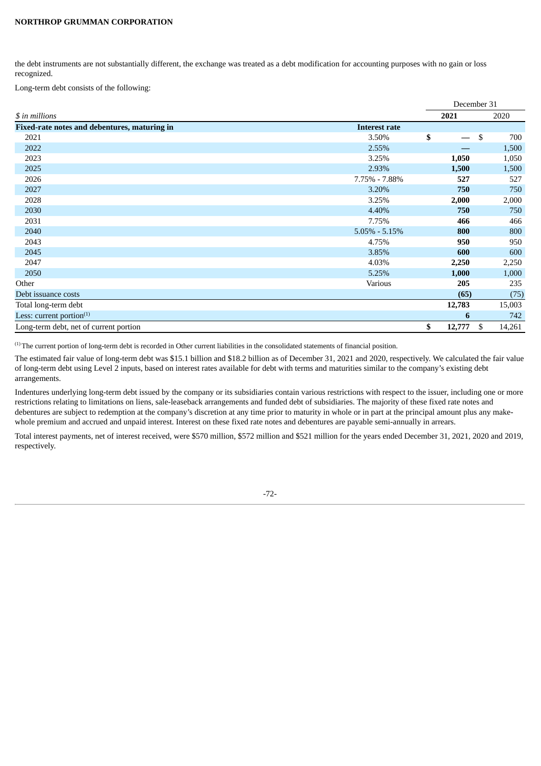the debt instruments are not substantially different, the exchange was treated as a debt modification for accounting purposes with no gain or loss recognized.

Long-term debt consists of the following:

| | | December 31 | |
|---|---|---|---|
| *$ in millions* | | **2021** | 2020 |
| **Fixed-rate notes and debentures, maturing in** | **Interest rate** | | |
| 2021 | 3.50% | **$ —** | $ 700 |
| 2022 | 2.55% | **—** | 1,500 |
| 2023 | 3.25% | **1,050** | 1,050 |
| 2025 | 2.93% | **1,500** | 1,500 |
| 2026 | 7.75% - 7.88% | **527** | 527 |
| 2027 | 3.20% | **750** | 750 |
| 2028 | 3.25% | **2,000** | 2,000 |
| 2030 | 4.40% | **750** | 750 |
| 2031 | 7.75% | **466** | 466 |
| 2040 | 5.05% - 5.15% | **800** | 800 |
| 2043 | 4.75% | **950** | 950 |
| 2045 | 3.85% | **600** | 600 |
| 2047 | 4.03% | **2,250** | 2,250 |
| 2050 | 5.25% | **1,000** | 1,000 |
| Other | Various | **205** | 235 |
| Debt issuance costs | | **(65)** | (75) |
| Total long-term debt | | **12,783** | 15,003 |
| Less: current portion[1] | | **6** | 742 |
| Long-term debt, net of current portion | | **$ 12,777** | $ 14,261 |

[1] The current portion of long-term debt is recorded in Other current liabilities in the consolidated statements of financial position.

The estimated fair value of long-term debt was $15.1 billion and $18.2 billion as of December 31, 2021 and 2020, respectively. We calculated the fair value of long-term debt using Level 2 inputs, based on interest rates available for debt with terms and maturities similar to the company's existing debt arrangements.

Indentures underlying long-term debt issued by the company or its subsidiaries contain various restrictions with respect to the issuer, including one or more restrictions relating to limitations on liens, sale-leaseback arrangements and funded debt of subsidiaries. The majority of these fixed rate notes and debentures are subject to redemption at the company's discretion at any time prior to maturity in whole or in part at the principal amount plus any make-whole premium and accrued and unpaid interest. Interest on these fixed rate notes and debentures are payable semi-annually in arrears.

Total interest payments, net of interest received, were $570 million, $572 million and $521 million for the years ended December 31, 2021, 2020 and 2019, respectively.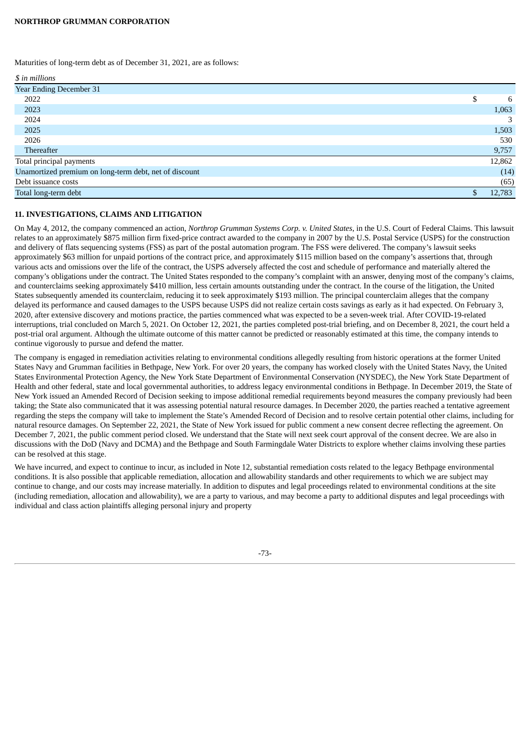Maturities of long-term debt as of December 31, 2021, are as follows:

| *$ in millions* | |
|---|---|
| Year Ending December 31 | |
| 2022 | $ 6 |
| 2023 | 1,063 |
| 2024 | 3 |
| 2025 | 1,503 |
| 2026 | 530 |
| Thereafter | 9,757 |
| Total principal payments | 12,862 |
| Unamortized premium on long-term debt, net of discount | (14) |
| Debt issuance costs | (65) |
| Total long-term debt | $ 12,783 |

## 11. INVESTIGATIONS, CLAIMS AND LITIGATION

On May 4, 2012, the company commenced an action, *Northrop Grumman Systems Corp. v. United States*, in the U.S. Court of Federal Claims. This lawsuit relates to an approximately $875 million firm fixed-price contract awarded to the company in 2007 by the U.S. Postal Service (USPS) for the construction and delivery of flats sequencing systems (FSS) as part of the postal automation program. The FSS were delivered. The company's lawsuit seeks approximately $63 million for unpaid portions of the contract price, and approximately $115 million based on the company's assertions that, through various acts and omissions over the life of the contract, the USPS adversely affected the cost and schedule of performance and materially altered the company's obligations under the contract. The United States responded to the company's complaint with an answer, denying most of the company's claims, and counterclaims seeking approximately $410 million, less certain amounts outstanding under the contract. In the course of the litigation, the United States subsequently amended its counterclaim, reducing it to seek approximately $193 million. The principal counterclaim alleges that the company delayed its performance and caused damages to the USPS because USPS did not realize certain costs savings as early as it had expected. On February 3, 2020, after extensive discovery and motions practice, the parties commenced what was expected to be a seven-week trial. After COVID-19-related interruptions, trial concluded on March 5, 2021. On October 12, 2021, the parties completed post-trial briefing, and on December 8, 2021, the court held a post-trial oral argument. Although the ultimate outcome of this matter cannot be predicted or reasonably estimated at this time, the company intends to continue vigorously to pursue and defend the matter.

The company is engaged in remediation activities relating to environmental conditions allegedly resulting from historic operations at the former United States Navy and Grumman facilities in Bethpage, New York. For over 20 years, the company has worked closely with the United States Navy, the United States Environmental Protection Agency, the New York State Department of Environmental Conservation (NYSDEC), the New York State Department of Health and other federal, state and local governmental authorities, to address legacy environmental conditions in Bethpage. In December 2019, the State of New York issued an Amended Record of Decision seeking to impose additional remedial requirements beyond measures the company previously had been taking; the State also communicated that it was assessing potential natural resource damages. In December 2020, the parties reached a tentative agreement regarding the steps the company will take to implement the State's Amended Record of Decision and to resolve certain potential other claims, including for natural resource damages. On September 22, 2021, the State of New York issued for public comment a new consent decree reflecting the agreement. On December 7, 2021, the public comment period closed. We understand that the State will next seek court approval of the consent decree. We are also in discussions with the DoD (Navy and DCMA) and the Bethpage and South Farmingdale Water Districts to explore whether claims involving these parties can be resolved at this stage.

We have incurred, and expect to continue to incur, as included in Note 12, substantial remediation costs related to the legacy Bethpage environmental conditions. It is also possible that applicable remediation, allocation and allowability standards and other requirements to which we are subject may continue to change, and our costs may increase materially. In addition to disputes and legal proceedings related to environmental conditions at the site (including remediation, allocation and allowability), we are a party to various, and may become a party to additional disputes and legal proceedings with individual and class action plaintiffs alleging personal injury and property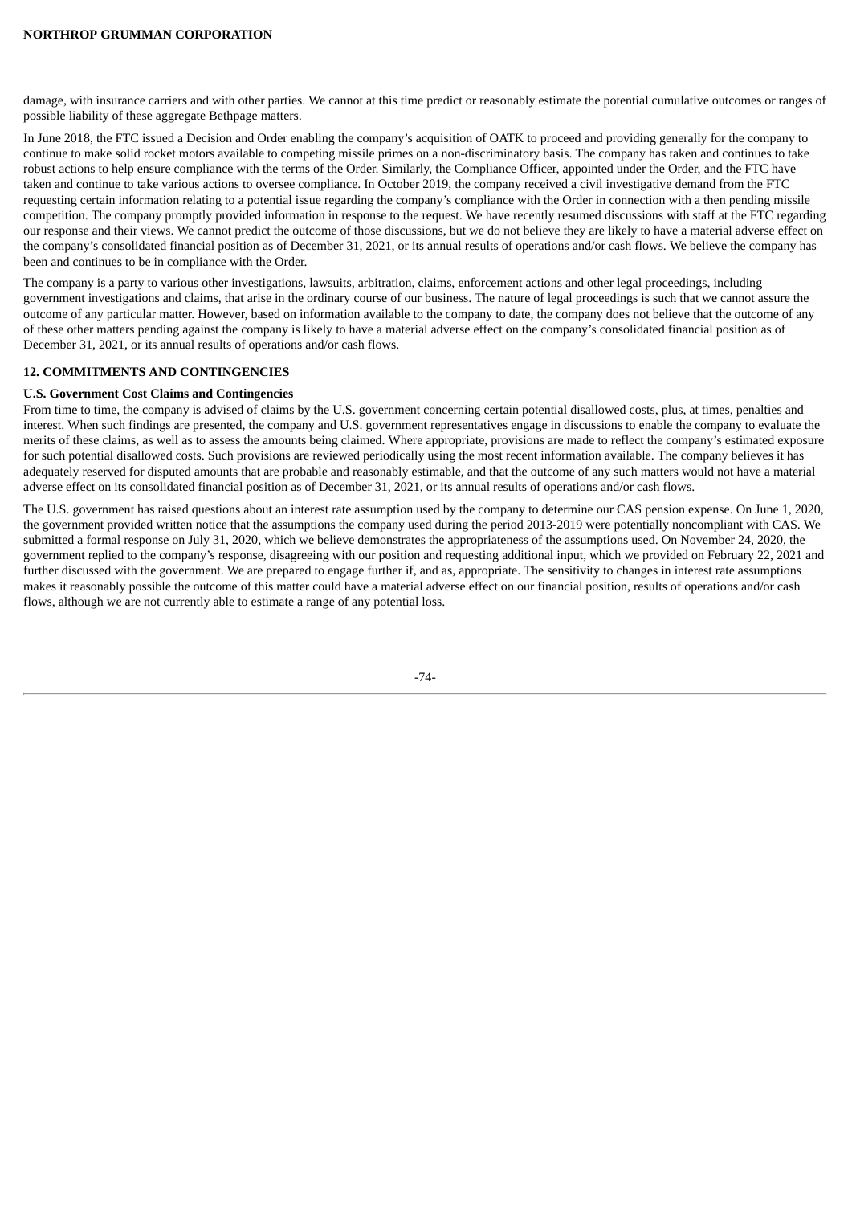damage, with insurance carriers and with other parties. We cannot at this time predict or reasonably estimate the potential cumulative outcomes or ranges of possible liability of these aggregate Bethpage matters.

In June 2018, the FTC issued a Decision and Order enabling the company's acquisition of OATK to proceed and providing generally for the company to continue to make solid rocket motors available to competing missile primes on a non-discriminatory basis. The company has taken and continues to take robust actions to help ensure compliance with the terms of the Order. Similarly, the Compliance Officer, appointed under the Order, and the FTC have taken and continue to take various actions to oversee compliance. In October 2019, the company received a civil investigative demand from the FTC requesting certain information relating to a potential issue regarding the company's compliance with the Order in connection with a then pending missile competition. The company promptly provided information in response to the request. We have recently resumed discussions with staff at the FTC regarding our response and their views. We cannot predict the outcome of those discussions, but we do not believe they are likely to have a material adverse effect on the company's consolidated financial position as of December 31, 2021, or its annual results of operations and/or cash flows. We believe the company has been and continues to be in compliance with the Order.

The company is a party to various other investigations, lawsuits, arbitration, claims, enforcement actions and other legal proceedings, including government investigations and claims, that arise in the ordinary course of our business. The nature of legal proceedings is such that we cannot assure the outcome of any particular matter. However, based on information available to the company to date, the company does not believe that the outcome of any of these other matters pending against the company is likely to have a material adverse effect on the company's consolidated financial position as of December 31, 2021, or its annual results of operations and/or cash flows.

## 12. COMMITMENTS AND CONTINGENCIES

### U.S. Government Cost Claims and Contingencies

From time to time, the company is advised of claims by the U.S. government concerning certain potential disallowed costs, plus, at times, penalties and interest. When such findings are presented, the company and U.S. government representatives engage in discussions to enable the company to evaluate the merits of these claims, as well as to assess the amounts being claimed. Where appropriate, provisions are made to reflect the company's estimated exposure for such potential disallowed costs. Such provisions are reviewed periodically using the most recent information available. The company believes it has adequately reserved for disputed amounts that are probable and reasonably estimable, and that the outcome of any such matters would not have a material adverse effect on its consolidated financial position as of December 31, 2021, or its annual results of operations and/or cash flows.

The U.S. government has raised questions about an interest rate assumption used by the company to determine our CAS pension expense. On June 1, 2020, the government provided written notice that the assumptions the company used during the period 2013-2019 were potentially noncompliant with CAS. We submitted a formal response on July 31, 2020, which we believe demonstrates the appropriateness of the assumptions used. On November 24, 2020, the government replied to the company's response, disagreeing with our position and requesting additional input, which we provided on February 22, 2021 and further discussed with the government. We are prepared to engage further if, and as, appropriate. The sensitivity to changes in interest rate assumptions makes it reasonably possible the outcome of this matter could have a material adverse effect on our financial position, results of operations and/or cash flows, although we are not currently able to estimate a range of any potential loss.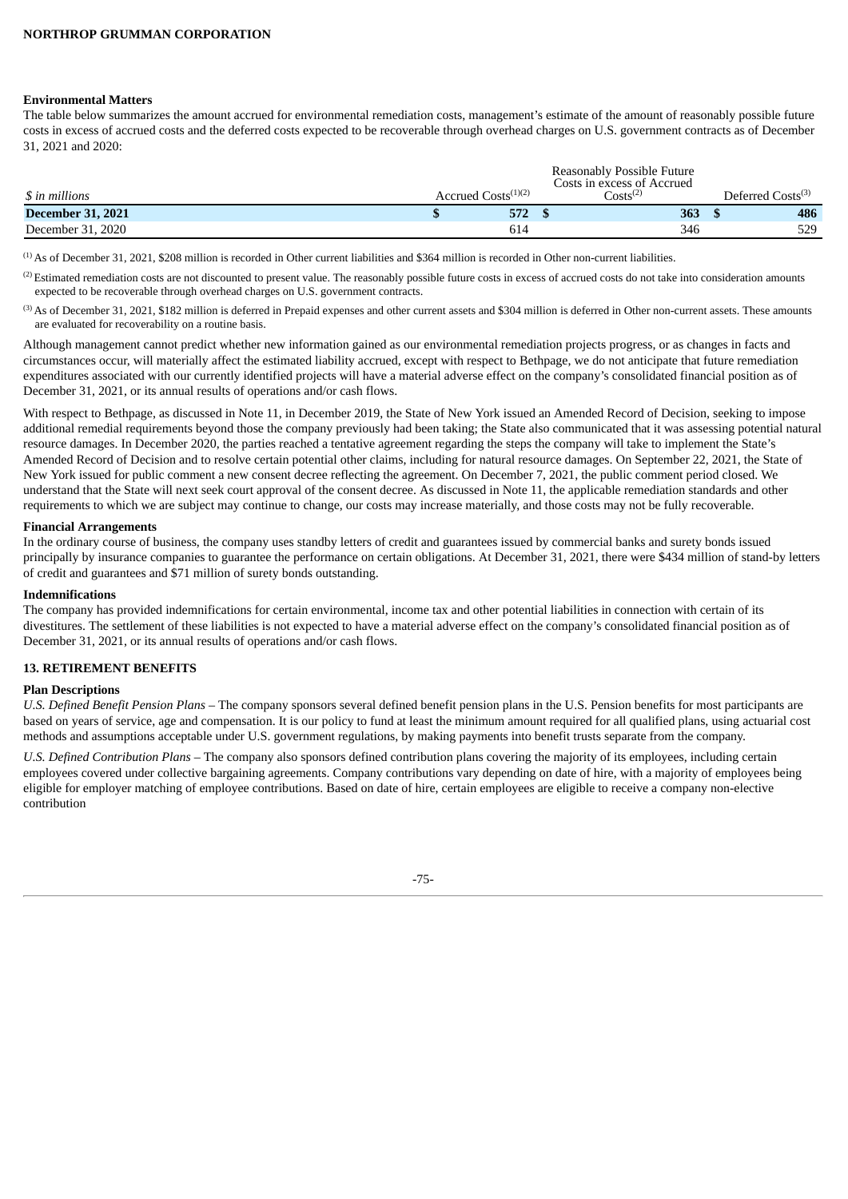**Environmental Matters**

The table below summarizes the amount accrued for environmental remediation costs, management's estimate of the amount of reasonably possible future costs in excess of accrued costs and the deferred costs expected to be recoverable through overhead charges on U.S. government contracts as of December 31, 2021 and 2020:

| $ in millions | Accrued Costs[(1)(2)] | Reasonably Possible Future Costs in excess of Accrued Costs[(2)] | Deferred Costs[(3)] |
|---|---|---|---|
| **December 31, 2021** | **$ 572** | **$ 363** | **$ 486** |
| December 31, 2020 | 614 | 346 | 529 |

(1) As of December 31, 2021, $208 million is recorded in Other current liabilities and $364 million is recorded in Other non-current liabilities.

(2) Estimated remediation costs are not discounted to present value. The reasonably possible future costs in excess of accrued costs do not take into consideration amounts expected to be recoverable through overhead charges on U.S. government contracts.

(3) As of December 31, 2021, $182 million is deferred in Prepaid expenses and other current assets and $304 million is deferred in Other non-current assets. These amounts are evaluated for recoverability on a routine basis.

Although management cannot predict whether new information gained as our environmental remediation projects progress, or as changes in facts and circumstances occur, will materially affect the estimated liability accrued, except with respect to Bethpage, we do not anticipate that future remediation expenditures associated with our currently identified projects will have a material adverse effect on the company's consolidated financial position as of December 31, 2021, or its annual results of operations and/or cash flows.

With respect to Bethpage, as discussed in Note 11, in December 2019, the State of New York issued an Amended Record of Decision, seeking to impose additional remedial requirements beyond those the company previously had been taking; the State also communicated that it was assessing potential natural resource damages. In December 2020, the parties reached a tentative agreement regarding the steps the company will take to implement the State's Amended Record of Decision and to resolve certain potential other claims, including for natural resource damages. On September 22, 2021, the State of New York issued for public comment a new consent decree reflecting the agreement. On December 7, 2021, the public comment period closed. We understand that the State will next seek court approval of the consent decree. As discussed in Note 11, the applicable remediation standards and other requirements to which we are subject may continue to change, our costs may increase materially, and those costs may not be fully recoverable.

**Financial Arrangements**

In the ordinary course of business, the company uses standby letters of credit and guarantees issued by commercial banks and surety bonds issued principally by insurance companies to guarantee the performance on certain obligations. At December 31, 2021, there were $434 million of stand-by letters of credit and guarantees and $71 million of surety bonds outstanding.

**Indemnifications**

The company has provided indemnifications for certain environmental, income tax and other potential liabilities in connection with certain of its divestitures. The settlement of these liabilities is not expected to have a material adverse effect on the company's consolidated financial position as of December 31, 2021, or its annual results of operations and/or cash flows.

## 13. RETIREMENT BENEFITS

**Plan Descriptions**

*U.S. Defined Benefit Pension Plans* – The company sponsors several defined benefit pension plans in the U.S. Pension benefits for most participants are based on years of service, age and compensation. It is our policy to fund at least the minimum amount required for all qualified plans, using actuarial cost methods and assumptions acceptable under U.S. government regulations, by making payments into benefit trusts separate from the company.

*U.S. Defined Contribution Plans* – The company also sponsors defined contribution plans covering the majority of its employees, including certain employees covered under collective bargaining agreements. Company contributions vary depending on date of hire, with a majority of employees being eligible for employer matching of employee contributions. Based on date of hire, certain employees are eligible to receive a company non-elective contribution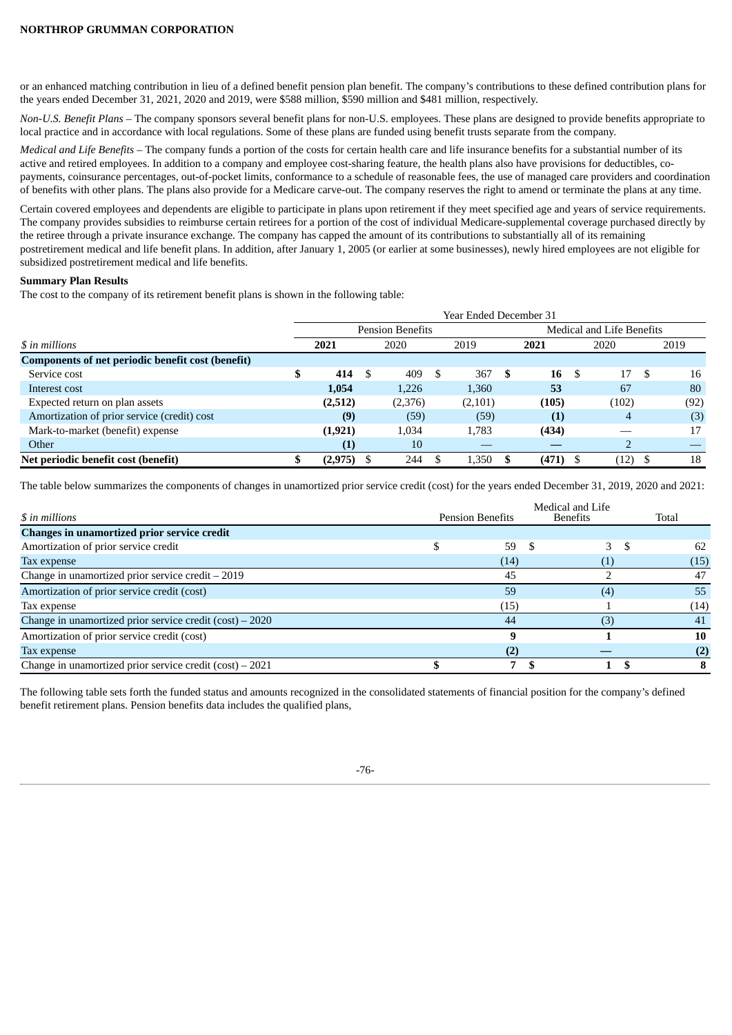or an enhanced matching contribution in lieu of a defined benefit pension plan benefit. The company's contributions to these defined contribution plans for the years ended December 31, 2021, 2020 and 2019, were $588 million, $590 million and $481 million, respectively.

*Non-U.S. Benefit Plans* – The company sponsors several benefit plans for non-U.S. employees. These plans are designed to provide benefits appropriate to local practice and in accordance with local regulations. Some of these plans are funded using benefit trusts separate from the company.

*Medical and Life Benefits* – The company funds a portion of the costs for certain health care and life insurance benefits for a substantial number of its active and retired employees. In addition to a company and employee cost-sharing feature, the health plans also have provisions for deductibles, co-payments, coinsurance percentages, out-of-pocket limits, conformance to a schedule of reasonable fees, the use of managed care providers and coordination of benefits with other plans. The plans also provide for a Medicare carve-out. The company reserves the right to amend or terminate the plans at any time.

Certain covered employees and dependents are eligible to participate in plans upon retirement if they meet specified age and years of service requirements. The company provides subsidies to reimburse certain retirees for a portion of the cost of individual Medicare-supplemental coverage purchased directly by the retiree through a private insurance exchange. The company has capped the amount of its contributions to substantially all of its remaining postretirement medical and life benefit plans. In addition, after January 1, 2005 (or earlier at some businesses), newly hired employees are not eligible for subsidized postretirement medical and life benefits.

**Summary Plan Results**

The cost to the company of its retirement benefit plans is shown in the following table:

| | Year Ended December 31 | | | | | |
|---|---|---|---|---|---|---|
| | Pension Benefits | | | Medical and Life Benefits | | |
| *$ in millions* | **2021** | 2020 | 2019 | **2021** | 2020 | 2019 |
| **Components of net periodic benefit cost (benefit)** | | | | | | |
| Service cost | **$ 414** | $ 409 | $ 367 | **$ 16** | $ 17 | $ 16 |
| Interest cost | **1,054** | 1,226 | 1,360 | **53** | 67 | 80 |
| Expected return on plan assets | **(2,512)** | (2,376) | (2,101) | **(105)** | (102) | (92) |
| Amortization of prior service (credit) cost | **(9)** | (59) | (59) | **(1)** | 4 | (3) |
| Mark-to-market (benefit) expense | **(1,921)** | 1,034 | 1,783 | **(434)** | — | 17 |
| Other | **(1)** | 10 | — | **—** | 2 | — |
| **Net periodic benefit cost (benefit)** | **$ (2,975)** | $ 244 | $ 1,350 | **$ (471)** | $ (12) | $ 18 |

The table below summarizes the components of changes in unamortized prior service credit (cost) for the years ended December 31, 2019, 2020 and 2021:

| *$ in millions* | Pension Benefits | Medical and Life Benefits | Total |
|---|---|---|---|
| **Changes in unamortized prior service credit** | | | |
| Amortization of prior service credit | $ 59 | $ 3 | $ 62 |
| Tax expense | (14) | (1) | (15) |
| Change in unamortized prior service credit – 2019 | 45 | 2 | 47 |
| Amortization of prior service credit (cost) | 59 | (4) | 55 |
| Tax expense | (15) | 1 | (14) |
| Change in unamortized prior service credit (cost) – 2020 | 44 | (3) | 41 |
| Amortization of prior service credit (cost) | **9** | **1** | **10** |
| Tax expense | **(2)** | **—** | **(2)** |
| Change in unamortized prior service credit (cost) – 2021 | **$ 7** | **$ 1** | **$ 8** |

The following table sets forth the funded status and amounts recognized in the consolidated statements of financial position for the company's defined benefit retirement plans. Pension benefits data includes the qualified plans,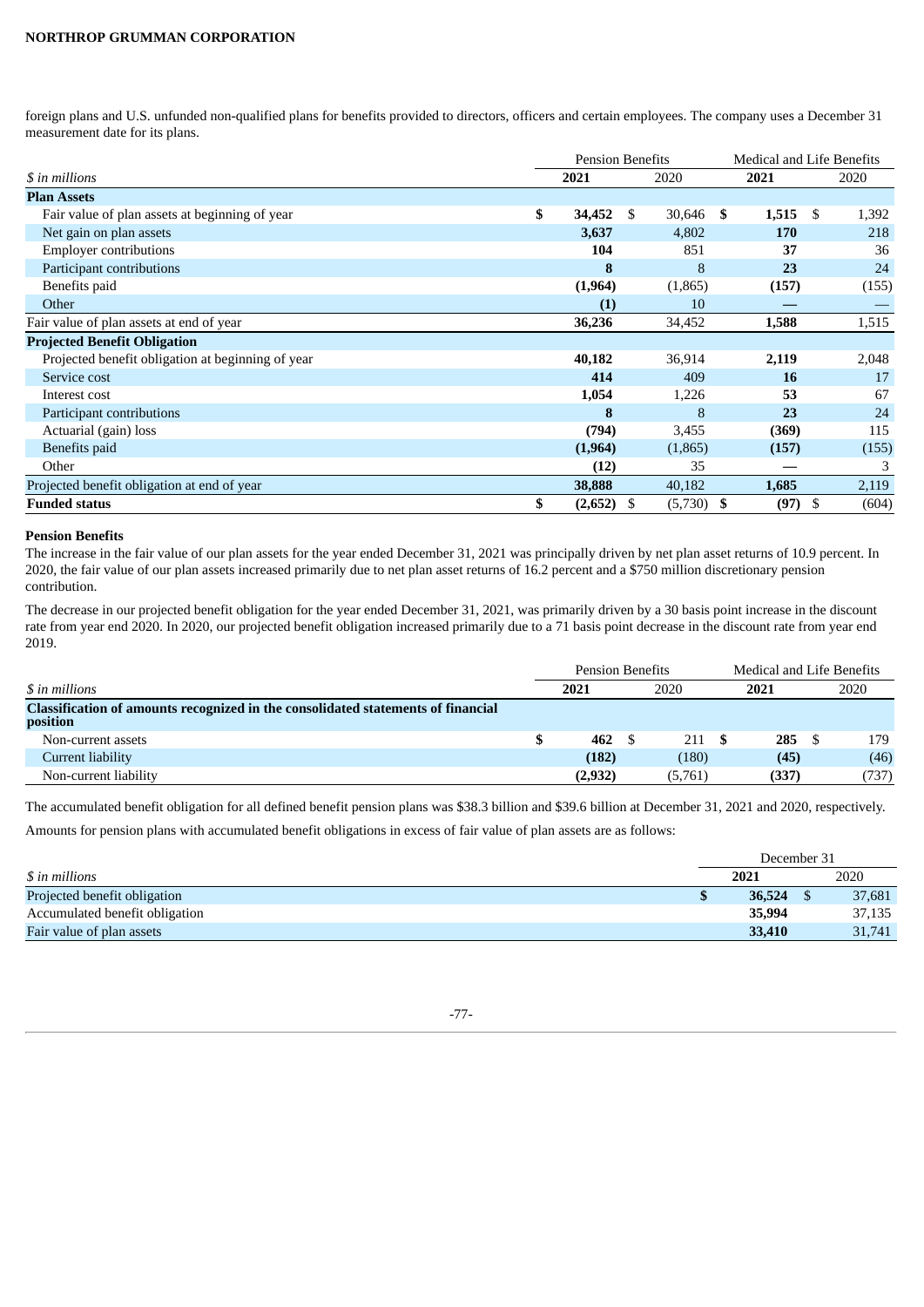foreign plans and U.S. unfunded non-qualified plans for benefits provided to directors, officers and certain employees. The company uses a December 31 measurement date for its plans.

| | Pension Benefits | | Medical and Life Benefits | |
|---|---|---|---|---|
| *$ in millions* | **2021** | 2020 | **2021** | 2020 |
| **Plan Assets** | | | | |
| Fair value of plan assets at beginning of year | **$ 34,452** | $ 30,646 | **$ 1,515** | $ 1,392 |
| Net gain on plan assets | **3,637** | 4,802 | **170** | 218 |
| Employer contributions | **104** | 851 | **37** | 36 |
| Participant contributions | **8** | 8 | **23** | 24 |
| Benefits paid | **(1,964)** | (1,865) | **(157)** | (155) |
| Other | **(1)** | 10 | **—** | — |
| Fair value of plan assets at end of year | **36,236** | 34,452 | **1,588** | 1,515 |
| **Projected Benefit Obligation** | | | | |
| Projected benefit obligation at beginning of year | **40,182** | 36,914 | **2,119** | 2,048 |
| Service cost | **414** | 409 | **16** | 17 |
| Interest cost | **1,054** | 1,226 | **53** | 67 |
| Participant contributions | **8** | 8 | **23** | 24 |
| Actuarial (gain) loss | **(794)** | 3,455 | **(369)** | 115 |
| Benefits paid | **(1,964)** | (1,865) | **(157)** | (155) |
| Other | **(12)** | 35 | **—** | 3 |
| Projected benefit obligation at end of year | **38,888** | 40,182 | **1,685** | 2,119 |
| **Funded status** | **$ (2,652)** | $ (5,730) | **$ (97)** | $ (604) |

**Pension Benefits**

The increase in the fair value of our plan assets for the year ended December 31, 2021 was principally driven by net plan asset returns of 10.9 percent. In 2020, the fair value of our plan assets increased primarily due to net plan asset returns of 16.2 percent and a $750 million discretionary pension contribution.

The decrease in our projected benefit obligation for the year ended December 31, 2021, was primarily driven by a 30 basis point increase in the discount rate from year end 2020. In 2020, our projected benefit obligation increased primarily due to a 71 basis point decrease in the discount rate from year end 2019.

| | Pension Benefits | | Medical and Life Benefits | |
|---|---|---|---|---|
| *$ in millions* | **2021** | 2020 | **2021** | 2020 |
| **Classification of amounts recognized in the consolidated statements of financial position** | | | | |
| Non-current assets | **$ 462** | $ 211 | **$ 285** | $ 179 |
| Current liability | **(182)** | (180) | **(45)** | (46) |
| Non-current liability | **(2,932)** | (5,761) | **(337)** | (737) |

The accumulated benefit obligation for all defined benefit pension plans was $38.3 billion and $39.6 billion at December 31, 2021 and 2020, respectively.

Amounts for pension plans with accumulated benefit obligations in excess of fair value of plan assets are as follows:

| | December 31 | |
|---|---|---|
| *$ in millions* | **2021** | 2020 |
| Projected benefit obligation | **$ 36,524** | $ 37,681 |
| Accumulated benefit obligation | **35,994** | 37,135 |
| Fair value of plan assets | **33,410** | 31,741 |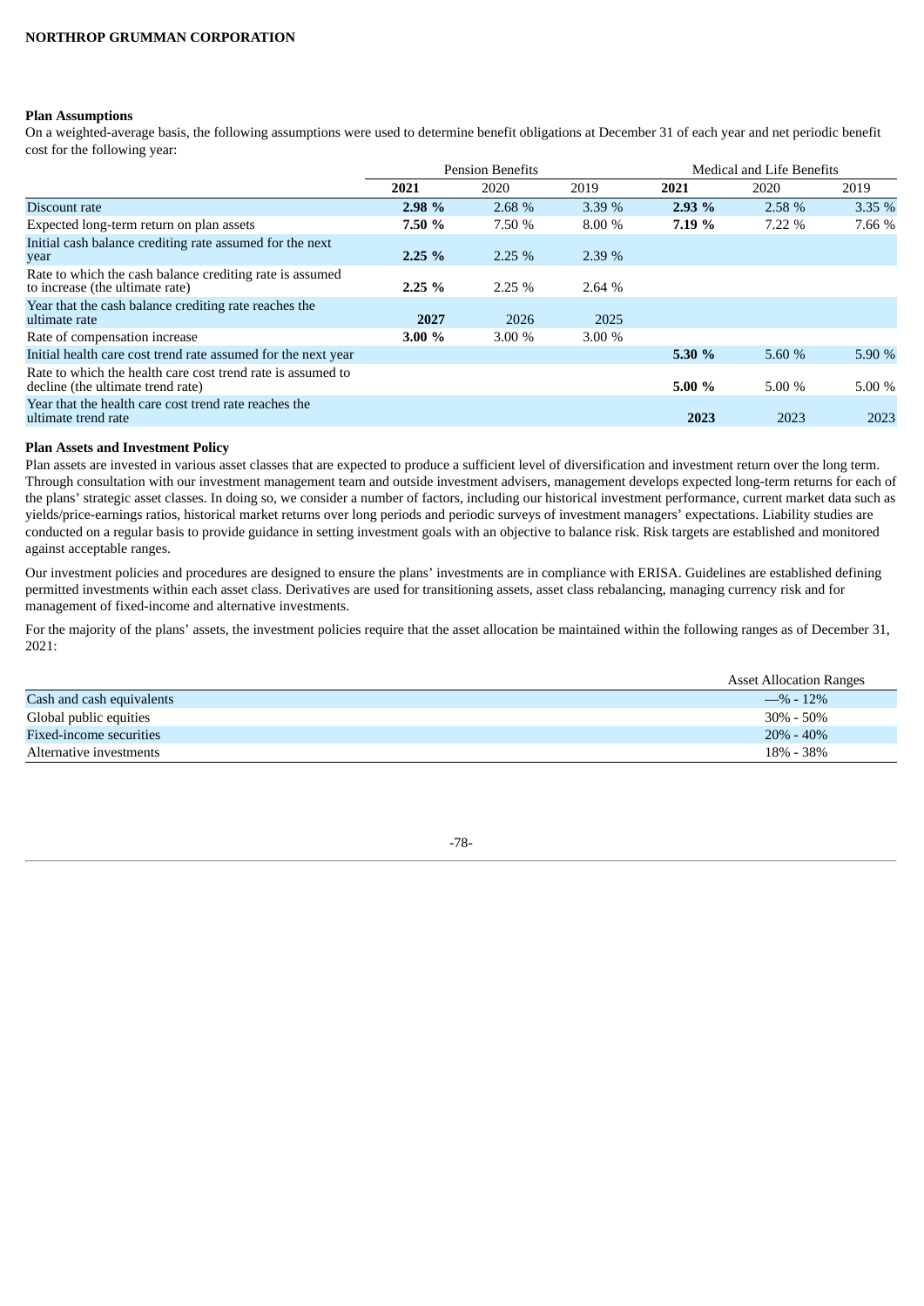**Plan Assumptions**

On a weighted-average basis, the following assumptions were used to determine benefit obligations at December 31 of each year and net periodic benefit cost for the following year:

| | Pension Benefits | | | Medical and Life Benefits | | |
|---|---|---|---|---|---|---|
| | **2021** | 2020 | 2019 | **2021** | 2020 | 2019 |
| Discount rate | **2.98 %** | 2.68 % | 3.39 % | **2.93 %** | 2.58 % | 3.35 % |
| Expected long-term return on plan assets | **7.50 %** | 7.50 % | 8.00 % | **7.19 %** | 7.22 % | 7.66 % |
| Initial cash balance crediting rate assumed for the next year | **2.25 %** | 2.25 % | 2.39 % | | | |
| Rate to which the cash balance crediting rate is assumed to increase (the ultimate rate) | **2.25 %** | 2.25 % | 2.64 % | | | |
| Year that the cash balance crediting rate reaches the ultimate rate | **2027** | 2026 | 2025 | | | |
| Rate of compensation increase | **3.00 %** | 3.00 % | 3.00 % | | | |
| Initial health care cost trend rate assumed for the next year | | | | **5.30 %** | 5.60 % | 5.90 % |
| Rate to which the health care cost trend rate is assumed to decline (the ultimate trend rate) | | | | **5.00 %** | 5.00 % | 5.00 % |
| Year that the health care cost trend rate reaches the ultimate trend rate | | | | **2023** | 2023 | 2023 |

**Plan Assets and Investment Policy**

Plan assets are invested in various asset classes that are expected to produce a sufficient level of diversification and investment return over the long term. Through consultation with our investment management team and outside investment advisers, management develops expected long-term returns for each of the plans' strategic asset classes. In doing so, we consider a number of factors, including our historical investment performance, current market data such as yields/price-earnings ratios, historical market returns over long periods and periodic surveys of investment managers' expectations. Liability studies are conducted on a regular basis to provide guidance in setting investment goals with an objective to balance risk. Risk targets are established and monitored against acceptable ranges.

Our investment policies and procedures are designed to ensure the plans' investments are in compliance with ERISA. Guidelines are established defining permitted investments within each asset class. Derivatives are used for transitioning assets, asset class rebalancing, managing currency risk and for management of fixed-income and alternative investments.

For the majority of the plans' assets, the investment policies require that the asset allocation be maintained within the following ranges as of December 31, 2021:

| | Asset Allocation Ranges |
|---|---|
| Cash and cash equivalents | —% - 12% |
| Global public equities | 30% - 50% |
| Fixed-income securities | 20% - 40% |
| Alternative investments | 18% - 38% |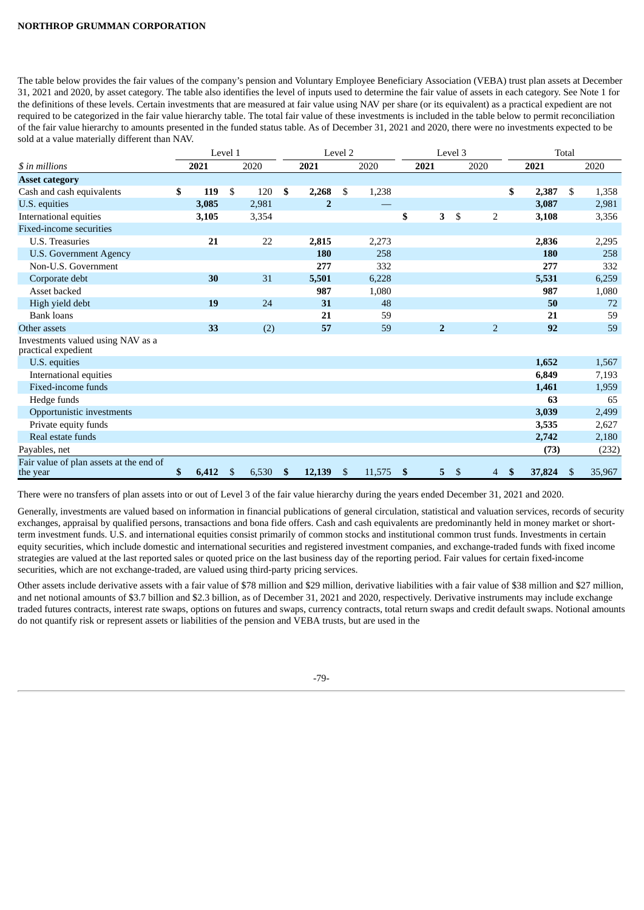The table below provides the fair values of the company's pension and Voluntary Employee Beneficiary Association (VEBA) trust plan assets at December 31, 2021 and 2020, by asset category. The table also identifies the level of inputs used to determine the fair value of assets in each category. See Note 1 for the definitions of these levels. Certain investments that are measured at fair value using NAV per share (or its equivalent) as a practical expedient are not required to be categorized in the fair value hierarchy table. The total fair value of these investments is included in the table below to permit reconciliation of the fair value hierarchy to amounts presented in the funded status table. As of December 31, 2021 and 2020, there were no investments expected to be sold at a value materially different than NAV.

| | Level 1 | | Level 2 | | Level 3 | | Total | |
|---|---|---|---|---|---|---|---|---|
| *$ in millions* | **2021** | 2020 | **2021** | 2020 | **2021** | 2020 | **2021** | 2020 |
| **Asset category** | | | | | | | | |
| Cash and cash equivalents | **$ 119** | $ 120 | **$ 2,268** | $ 1,238 | | | **$ 2,387** | $ 1,358 |
| U.S. equities | **3,085** | 2,981 | **2** | — | | | **3,087** | 2,981 |
| International equities | **3,105** | 3,354 | | | **$ 3** | $ 2 | **3,108** | 3,356 |
| Fixed-income securities | | | | | | | | |
| U.S. Treasuries | **21** | 22 | **2,815** | 2,273 | | | **2,836** | 2,295 |
| U.S. Government Agency | | | **180** | 258 | | | **180** | 258 |
| Non-U.S. Government | | | **277** | 332 | | | **277** | 332 |
| Corporate debt | **30** | 31 | **5,501** | 6,228 | | | **5,531** | 6,259 |
| Asset backed | | | **987** | 1,080 | | | **987** | 1,080 |
| High yield debt | **19** | 24 | **31** | 48 | | | **50** | 72 |
| Bank loans | | | **21** | 59 | | | **21** | 59 |
| Other assets | **33** | (2) | **57** | 59 | **2** | 2 | **92** | 59 |
| Investments valued using NAV as a practical expedient | | | | | | | | |
| U.S. equities | | | | | | | **1,652** | 1,567 |
| International equities | | | | | | | **6,849** | 7,193 |
| Fixed-income funds | | | | | | | **1,461** | 1,959 |
| Hedge funds | | | | | | | **63** | 65 |
| Opportunistic investments | | | | | | | **3,039** | 2,499 |
| Private equity funds | | | | | | | **3,535** | 2,627 |
| Real estate funds | | | | | | | **2,742** | 2,180 |
| Payables, net | | | | | | | **(73)** | (232) |
| Fair value of plan assets at the end of the year | **$ 6,412** | $ 6,530 | **$ 12,139** | $ 11,575 | **$ 5** | $ 4 | **$ 37,824** | $ 35,967 |

There were no transfers of plan assets into or out of Level 3 of the fair value hierarchy during the years ended December 31, 2021 and 2020.

Generally, investments are valued based on information in financial publications of general circulation, statistical and valuation services, records of security exchanges, appraisal by qualified persons, transactions and bona fide offers. Cash and cash equivalents are predominantly held in money market or short-term investment funds. U.S. and international equities consist primarily of common stocks and institutional common trust funds. Investments in certain equity securities, which include domestic and international securities and registered investment companies, and exchange-traded funds with fixed income strategies are valued at the last reported sales or quoted price on the last business day of the reporting period. Fair values for certain fixed-income securities, which are not exchange-traded, are valued using third-party pricing services.

Other assets include derivative assets with a fair value of $78 million and $29 million, derivative liabilities with a fair value of $38 million and $27 million, and net notional amounts of $3.7 billion and $2.3 billion, as of December 31, 2021 and 2020, respectively. Derivative instruments may include exchange traded futures contracts, interest rate swaps, options on futures and swaps, currency contracts, total return swaps and credit default swaps. Notional amounts do not quantify risk or represent assets or liabilities of the pension and VEBA trusts, but are used in the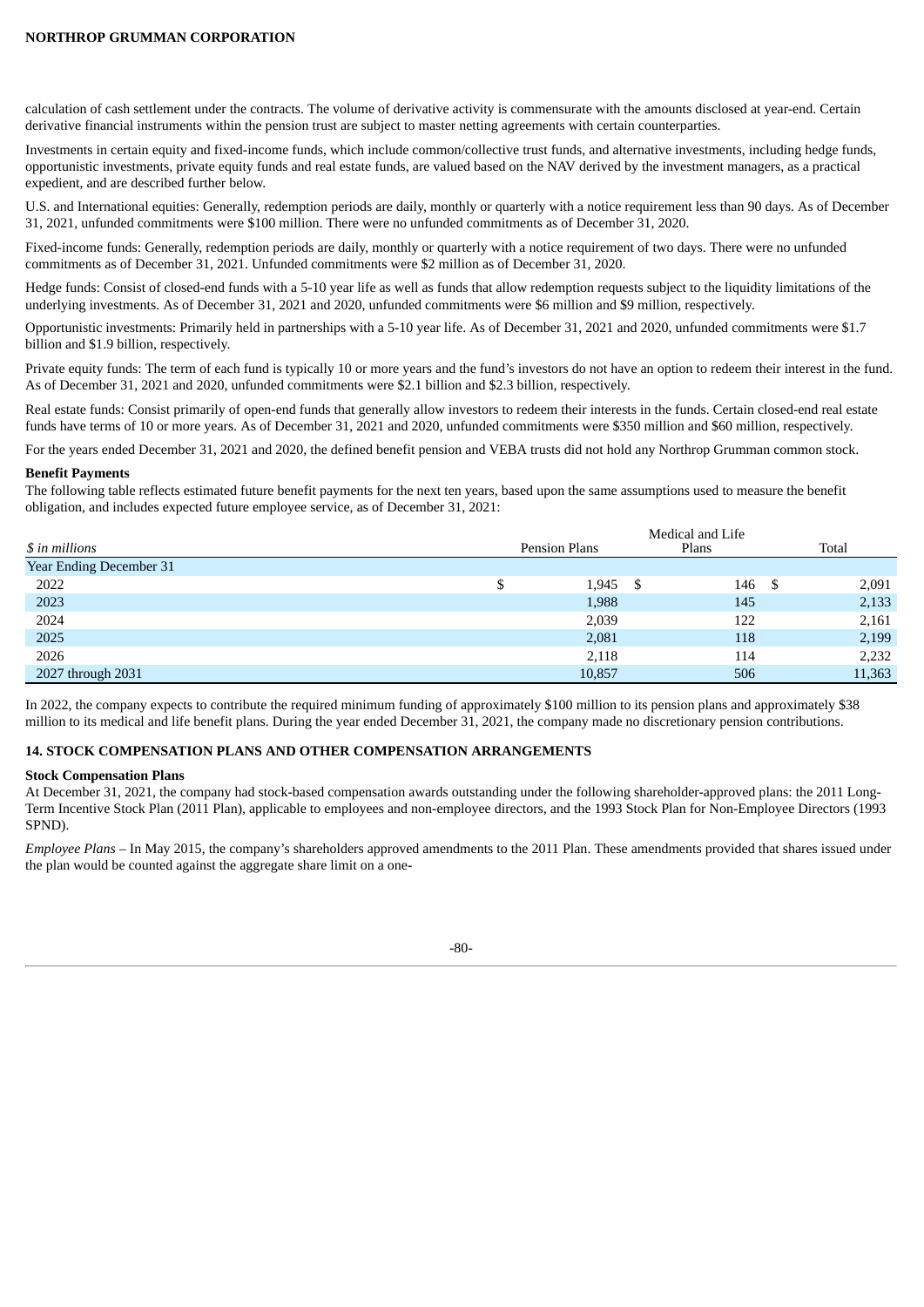calculation of cash settlement under the contracts. The volume of derivative activity is commensurate with the amounts disclosed at year-end. Certain derivative financial instruments within the pension trust are subject to master netting agreements with certain counterparties.

Investments in certain equity and fixed-income funds, which include common/collective trust funds, and alternative investments, including hedge funds, opportunistic investments, private equity funds and real estate funds, are valued based on the NAV derived by the investment managers, as a practical expedient, and are described further below.

U.S. and International equities: Generally, redemption periods are daily, monthly or quarterly with a notice requirement less than 90 days. As of December 31, 2021, unfunded commitments were $100 million. There were no unfunded commitments as of December 31, 2020.

Fixed-income funds: Generally, redemption periods are daily, monthly or quarterly with a notice requirement of two days. There were no unfunded commitments as of December 31, 2021. Unfunded commitments were $2 million as of December 31, 2020.

Hedge funds: Consist of closed-end funds with a 5-10 year life as well as funds that allow redemption requests subject to the liquidity limitations of the underlying investments. As of December 31, 2021 and 2020, unfunded commitments were $6 million and $9 million, respectively.

Opportunistic investments: Primarily held in partnerships with a 5-10 year life. As of December 31, 2021 and 2020, unfunded commitments were $1.7 billion and $1.9 billion, respectively.

Private equity funds: The term of each fund is typically 10 or more years and the fund's investors do not have an option to redeem their interest in the fund. As of December 31, 2021 and 2020, unfunded commitments were $2.1 billion and $2.3 billion, respectively.

Real estate funds: Consist primarily of open-end funds that generally allow investors to redeem their interests in the funds. Certain closed-end real estate funds have terms of 10 or more years. As of December 31, 2021 and 2020, unfunded commitments were $350 million and $60 million, respectively.

For the years ended December 31, 2021 and 2020, the defined benefit pension and VEBA trusts did not hold any Northrop Grumman common stock.

**Benefit Payments**

The following table reflects estimated future benefit payments for the next ten years, based upon the same assumptions used to measure the benefit obligation, and includes expected future employee service, as of December 31, 2021:

| *$ in millions* | Pension Plans | Medical and Life Plans | Total |
|---|---|---|---|
| Year Ending December 31 | | | |
| 2022 | $ 1,945 | $ 146 | $ 2,091 |
| 2023 | 1,988 | 145 | 2,133 |
| 2024 | 2,039 | 122 | 2,161 |
| 2025 | 2,081 | 118 | 2,199 |
| 2026 | 2,118 | 114 | 2,232 |
| 2027 through 2031 | 10,857 | 506 | 11,363 |

In 2022, the company expects to contribute the required minimum funding of approximately $100 million to its pension plans and approximately $38 million to its medical and life benefit plans. During the year ended December 31, 2021, the company made no discretionary pension contributions.

## 14. STOCK COMPENSATION PLANS AND OTHER COMPENSATION ARRANGEMENTS

**Stock Compensation Plans**

At December 31, 2021, the company had stock-based compensation awards outstanding under the following shareholder-approved plans: the 2011 Long-Term Incentive Stock Plan (2011 Plan), applicable to employees and non-employee directors, and the 1993 Stock Plan for Non-Employee Directors (1993 SPND).

*Employee Plans* – In May 2015, the company's shareholders approved amendments to the 2011 Plan. These amendments provided that shares issued under the plan would be counted against the aggregate share limit on a one-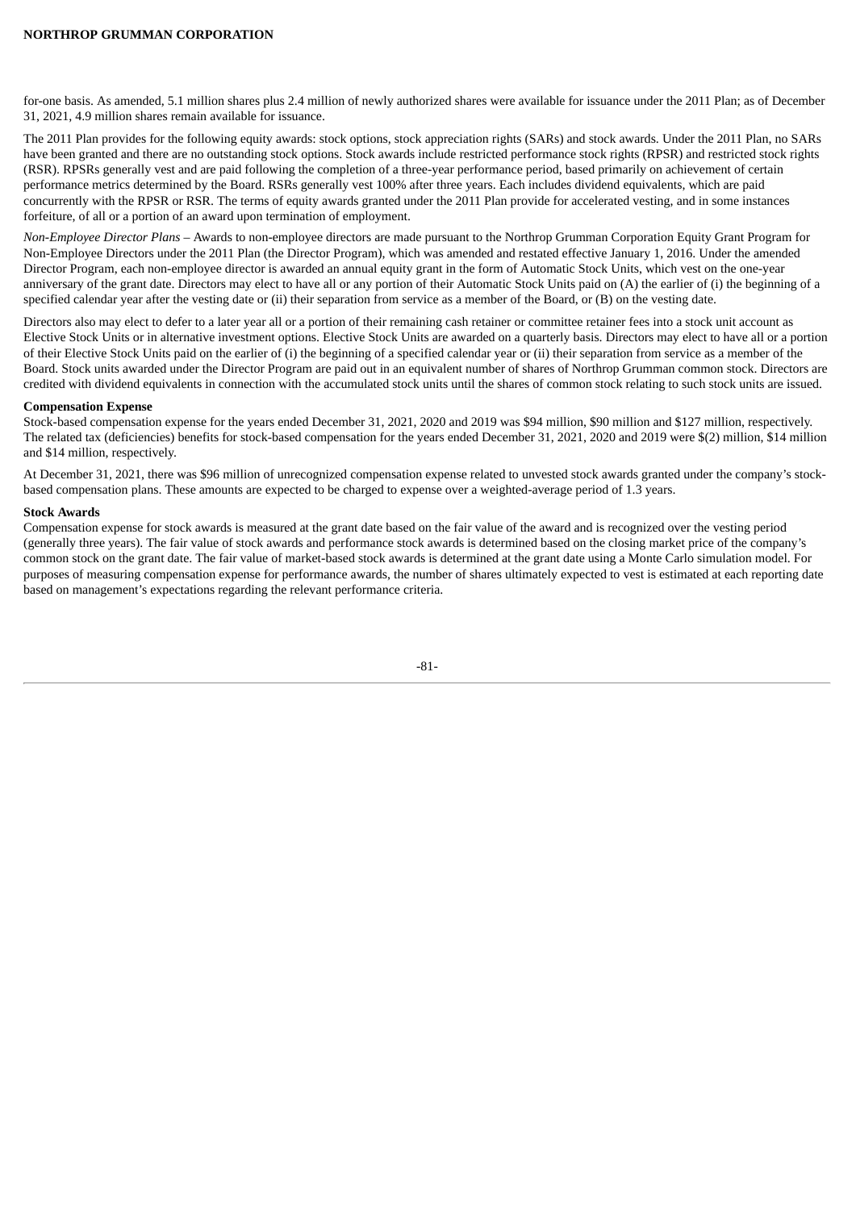for-one basis. As amended, 5.1 million shares plus 2.4 million of newly authorized shares were available for issuance under the 2011 Plan; as of December 31, 2021, 4.9 million shares remain available for issuance.

The 2011 Plan provides for the following equity awards: stock options, stock appreciation rights (SARs) and stock awards. Under the 2011 Plan, no SARs have been granted and there are no outstanding stock options. Stock awards include restricted performance stock rights (RPSR) and restricted stock rights (RSR). RPSRs generally vest and are paid following the completion of a three-year performance period, based primarily on achievement of certain performance metrics determined by the Board. RSRs generally vest 100% after three years. Each includes dividend equivalents, which are paid concurrently with the RPSR or RSR. The terms of equity awards granted under the 2011 Plan provide for accelerated vesting, and in some instances forfeiture, of all or a portion of an award upon termination of employment.

*Non-Employee Director Plans* – Awards to non-employee directors are made pursuant to the Northrop Grumman Corporation Equity Grant Program for Non-Employee Directors under the 2011 Plan (the Director Program), which was amended and restated effective January 1, 2016. Under the amended Director Program, each non-employee director is awarded an annual equity grant in the form of Automatic Stock Units, which vest on the one-year anniversary of the grant date. Directors may elect to have all or any portion of their Automatic Stock Units paid on (A) the earlier of (i) the beginning of a specified calendar year after the vesting date or (ii) their separation from service as a member of the Board, or (B) on the vesting date.

Directors also may elect to defer to a later year all or a portion of their remaining cash retainer or committee retainer fees into a stock unit account as Elective Stock Units or in alternative investment options. Elective Stock Units are awarded on a quarterly basis. Directors may elect to have all or a portion of their Elective Stock Units paid on the earlier of (i) the beginning of a specified calendar year or (ii) their separation from service as a member of the Board. Stock units awarded under the Director Program are paid out in an equivalent number of shares of Northrop Grumman common stock. Directors are credited with dividend equivalents in connection with the accumulated stock units until the shares of common stock relating to such stock units are issued.

**Compensation Expense**

Stock-based compensation expense for the years ended December 31, 2021, 2020 and 2019 was $94 million, $90 million and $127 million, respectively. The related tax (deficiencies) benefits for stock-based compensation for the years ended December 31, 2021, 2020 and 2019 were $(2) million, $14 million and $14 million, respectively.

At December 31, 2021, there was $96 million of unrecognized compensation expense related to unvested stock awards granted under the company's stock-based compensation plans. These amounts are expected to be charged to expense over a weighted-average period of 1.3 years.

**Stock Awards**

Compensation expense for stock awards is measured at the grant date based on the fair value of the award and is recognized over the vesting period (generally three years). The fair value of stock awards and performance stock awards is determined based on the closing market price of the company's common stock on the grant date. The fair value of market-based stock awards is determined at the grant date using a Monte Carlo simulation model. For purposes of measuring compensation expense for performance awards, the number of shares ultimately expected to vest is estimated at each reporting date based on management's expectations regarding the relevant performance criteria.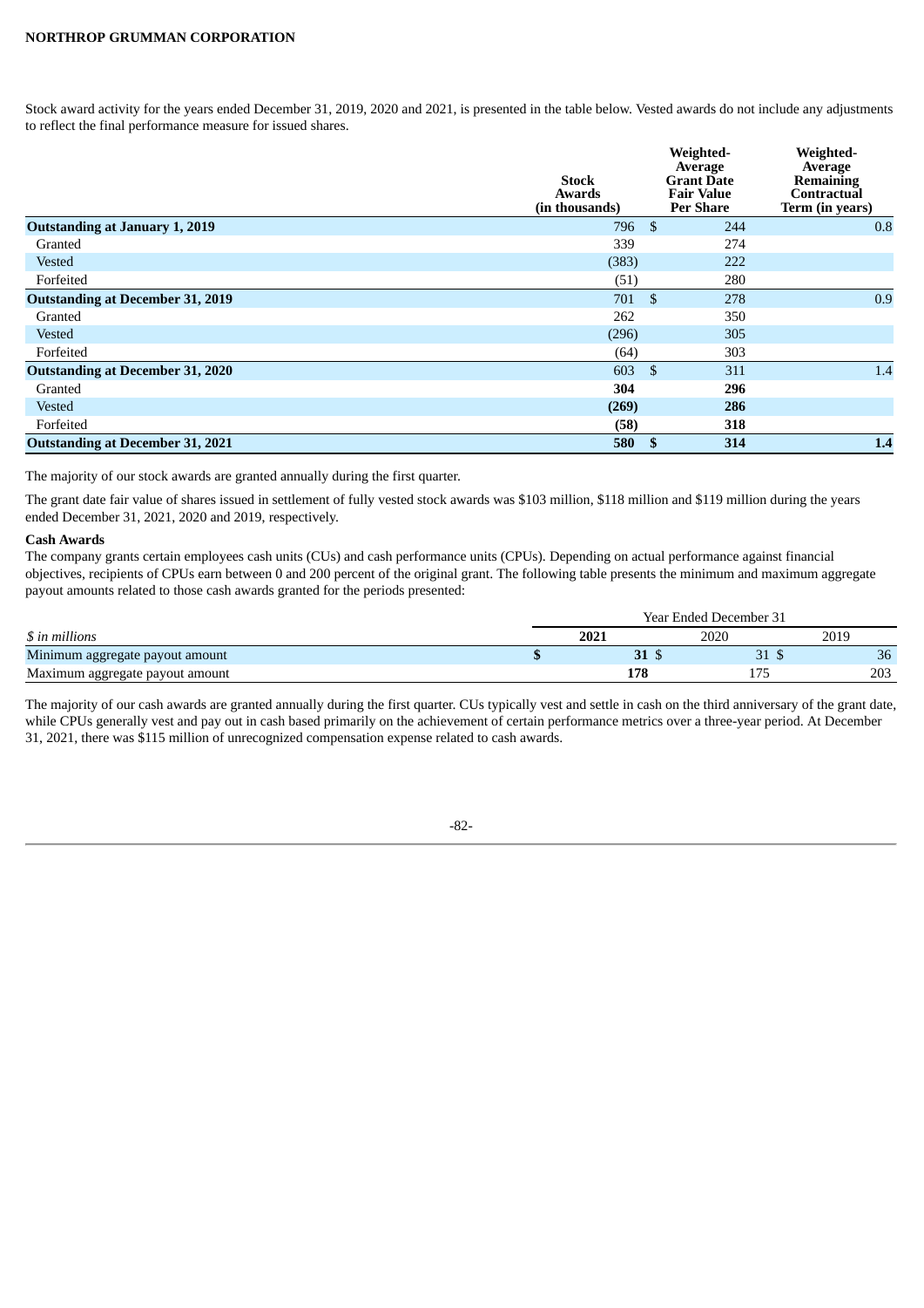Stock award activity for the years ended December 31, 2019, 2020 and 2021, is presented in the table below. Vested awards do not include any adjustments to reflect the final performance measure for issued shares.

| | Stock Awards (in thousands) | Weighted-Average Grant Date Fair Value Per Share | Weighted-Average Remaining Contractual Term (in years) |
|---|---|---|---|
| **Outstanding at January 1, 2019** | 796 | $ 244 | 0.8 |
| Granted | 339 | 274 | |
| Vested | (383) | 222 | |
| Forfeited | (51) | 280 | |
| **Outstanding at December 31, 2019** | 701 | $ 278 | 0.9 |
| Granted | 262 | 350 | |
| Vested | (296) | 305 | |
| Forfeited | (64) | 303 | |
| **Outstanding at December 31, 2020** | 603 | $ 311 | 1.4 |
| Granted | **304** | **296** | |
| Vested | **(269)** | **286** | |
| Forfeited | **(58)** | **318** | |
| **Outstanding at December 31, 2021** | **580** | **$ 314** | **1.4** |

The majority of our stock awards are granted annually during the first quarter.

The grant date fair value of shares issued in settlement of fully vested stock awards was $103 million, $118 million and $119 million during the years ended December 31, 2021, 2020 and 2019, respectively.

**Cash Awards**

The company grants certain employees cash units (CUs) and cash performance units (CPUs). Depending on actual performance against financial objectives, recipients of CPUs earn between 0 and 200 percent of the original grant. The following table presents the minimum and maximum aggregate payout amounts related to those cash awards granted for the periods presented:

| | Year Ended December 31 | | |
|---|---|---|---|
| *$ in millions* | **2021** | 2020 | 2019 |
| Minimum aggregate payout amount | **$ 31** | $ 31 | $ 36 |
| Maximum aggregate payout amount | **178** | 175 | 203 |

The majority of our cash awards are granted annually during the first quarter. CUs typically vest and settle in cash on the third anniversary of the grant date, while CPUs generally vest and pay out in cash based primarily on the achievement of certain performance metrics over a three-year period. At December 31, 2021, there was $115 million of unrecognized compensation expense related to cash awards.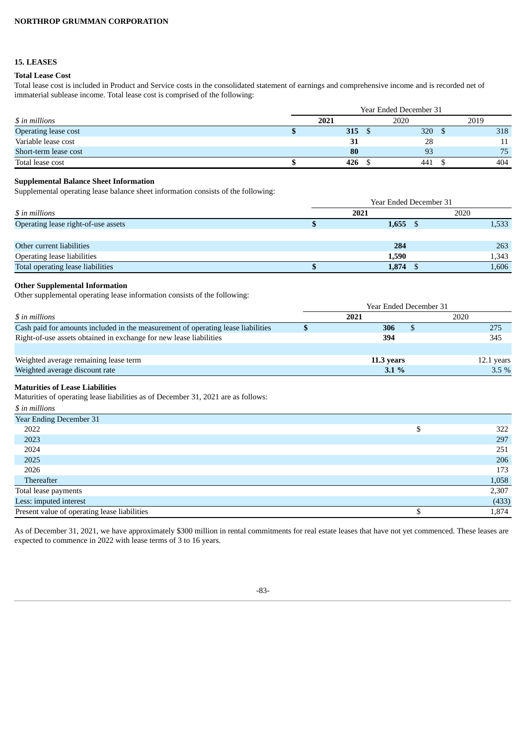## 15. LEASES

### Total Lease Cost

Total lease cost is included in Product and Service costs in the consolidated statement of earnings and comprehensive income and is recorded net of immaterial sublease income. Total lease cost is comprised of the following:

| *$ in millions* | Year Ended December 31 | | |
|---|---|---|---|
| | **2021** | 2020 | 2019 |
| Operating lease cost | **$ 315** | $ 320 | $ 318 |
| Variable lease cost | **31** | 28 | 11 |
| Short-term lease cost | **80** | 93 | 75 |
| Total lease cost | **$ 426** | $ 441 | $ 404 |

### Supplemental Balance Sheet Information

Supplemental operating lease balance sheet information consists of the following:

| *$ in millions* | Year Ended December 31 | |
|---|---|---|
| | **2021** | 2020 |
| Operating lease right-of-use assets | **$ 1,655** | $ 1,533 |
| | | |
| Other current liabilities | **284** | 263 |
| Operating lease liabilities | **1,590** | 1,343 |
| Total operating lease liabilities | **$ 1,874** | $ 1,606 |

### Other Supplemental Information

Other supplemental operating lease information consists of the following:

| *$ in millions* | Year Ended December 31 | |
|---|---|---|
| | **2021** | 2020 |
| Cash paid for amounts included in the measurement of operating lease liabilities | **$ 306** | $ 275 |
| Right-of-use assets obtained in exchange for new lease liabilities | **394** | 345 |
| | | |
| Weighted average remaining lease term | **11.3 years** | 12.1 years |
| Weighted average discount rate | **3.1 %** | 3.5 % |

### Maturities of Lease Liabilities

Maturities of operating lease liabilities as of December 31, 2021 are as follows:

| *$ in millions* | |
|---|---|
| Year Ending December 31 | |
| 2022 | $ 322 |
| 2023 | 297 |
| 2024 | 251 |
| 2025 | 206 |
| 2026 | 173 |
| Thereafter | 1,058 |
| Total lease payments | 2,307 |
| Less: imputed interest | (433) |
| Present value of operating lease liabilities | $ 1,874 |

As of December 31, 2021, we have approximately $300 million in rental commitments for real estate leases that have not yet commenced. These leases are expected to commence in 2022 with lease terms of 3 to 16 years.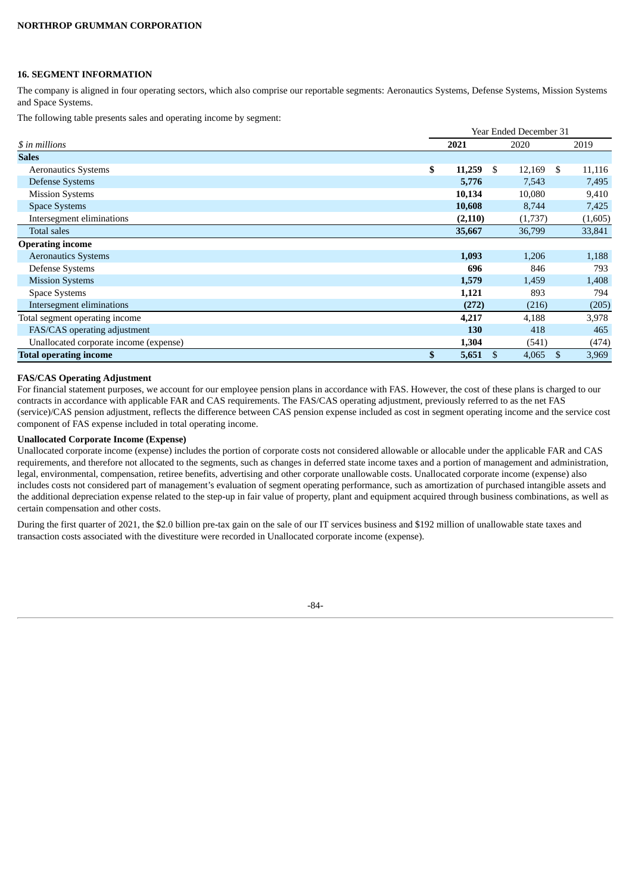## 16. SEGMENT INFORMATION

The company is aligned in four operating sectors, which also comprise our reportable segments: Aeronautics Systems, Defense Systems, Mission Systems and Space Systems.

The following table presents sales and operating income by segment:

| | Year Ended December 31 | | |
|---|---|---|---|
| *$ in millions* | **2021** | 2020 | 2019 |
| **Sales** | | | |
| Aeronautics Systems | **$ 11,259** | $ 12,169 | $ 11,116 |
| Defense Systems | **5,776** | 7,543 | 7,495 |
| Mission Systems | **10,134** | 10,080 | 9,410 |
| Space Systems | **10,608** | 8,744 | 7,425 |
| Intersegment eliminations | **(2,110)** | (1,737) | (1,605) |
| Total sales | **35,667** | 36,799 | 33,841 |
| **Operating income** | | | |
| Aeronautics Systems | **1,093** | 1,206 | 1,188 |
| Defense Systems | **696** | 846 | 793 |
| Mission Systems | **1,579** | 1,459 | 1,408 |
| Space Systems | **1,121** | 893 | 794 |
| Intersegment eliminations | **(272)** | (216) | (205) |
| Total segment operating income | **4,217** | 4,188 | 3,978 |
| FAS/CAS operating adjustment | **130** | 418 | 465 |
| Unallocated corporate income (expense) | **1,304** | (541) | (474) |
| **Total operating income** | **$ 5,651** | $ 4,065 | $ 3,969 |

**FAS/CAS Operating Adjustment**

For financial statement purposes, we account for our employee pension plans in accordance with FAS. However, the cost of these plans is charged to our contracts in accordance with applicable FAR and CAS requirements. The FAS/CAS operating adjustment, previously referred to as the net FAS (service)/CAS pension adjustment, reflects the difference between CAS pension expense included as cost in segment operating income and the service cost component of FAS expense included in total operating income.

**Unallocated Corporate Income (Expense)**

Unallocated corporate income (expense) includes the portion of corporate costs not considered allowable or allocable under the applicable FAR and CAS requirements, and therefore not allocated to the segments, such as changes in deferred state income taxes and a portion of management and administration, legal, environmental, compensation, retiree benefits, advertising and other corporate unallowable costs. Unallocated corporate income (expense) also includes costs not considered part of management's evaluation of segment operating performance, such as amortization of purchased intangible assets and the additional depreciation expense related to the step-up in fair value of property, plant and equipment acquired through business combinations, as well as certain compensation and other costs.

During the first quarter of 2021, the $2.0 billion pre-tax gain on the sale of our IT services business and $192 million of unallowable state taxes and transaction costs associated with the divestiture were recorded in Unallocated corporate income (expense).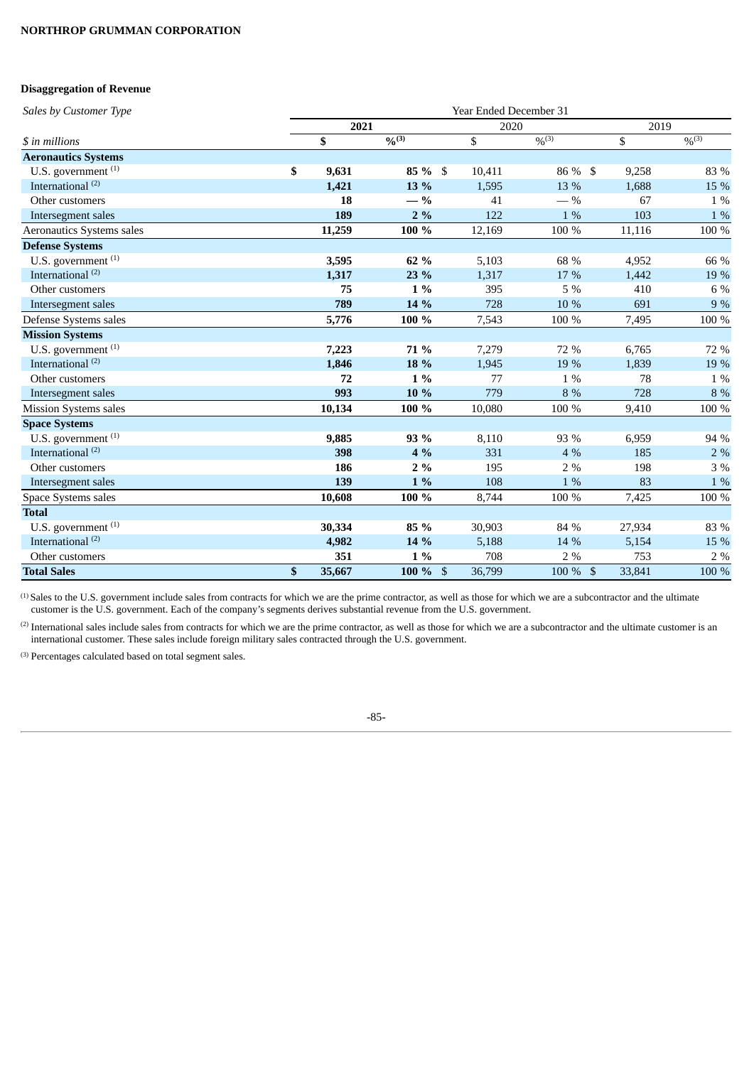### Disaggregation of Revenue

| *Sales by Customer Type* | Year Ended December 31 | | | | | |
|---|---|---|---|---|---|---|
| | **2021** | | 2020 | | 2019 | |
| *$ in millions* | **$** | **%(3)** | $ | %(3) | $ | %(3) |
| **Aeronautics Systems** | | | | | | |
| U.S. government (1) | **$ 9,631** | **85 %** | $ 10,411 | 86 % | $ 9,258 | 83 % |
| International (2) | **1,421** | **13 %** | 1,595 | 13 % | 1,688 | 15 % |
| Other customers | **18** | **— %** | 41 | — % | 67 | 1 % |
| Intersegment sales | **189** | **2 %** | 122 | 1 % | 103 | 1 % |
| Aeronautics Systems sales | **11,259** | **100 %** | 12,169 | 100 % | 11,116 | 100 % |
| **Defense Systems** | | | | | | |
| U.S. government (1) | **3,595** | **62 %** | 5,103 | 68 % | 4,952 | 66 % |
| International (2) | **1,317** | **23 %** | 1,317 | 17 % | 1,442 | 19 % |
| Other customers | **75** | **1 %** | 395 | 5 % | 410 | 6 % |
| Intersegment sales | **789** | **14 %** | 728 | 10 % | 691 | 9 % |
| Defense Systems sales | **5,776** | **100 %** | 7,543 | 100 % | 7,495 | 100 % |
| **Mission Systems** | | | | | | |
| U.S. government (1) | **7,223** | **71 %** | 7,279 | 72 % | 6,765 | 72 % |
| International (2) | **1,846** | **18 %** | 1,945 | 19 % | 1,839 | 19 % |
| Other customers | **72** | **1 %** | 77 | 1 % | 78 | 1 % |
| Intersegment sales | **993** | **10 %** | 779 | 8 % | 728 | 8 % |
| Mission Systems sales | **10,134** | **100 %** | 10,080 | 100 % | 9,410 | 100 % |
| **Space Systems** | | | | | | |
| U.S. government (1) | **9,885** | **93 %** | 8,110 | 93 % | 6,959 | 94 % |
| International (2) | **398** | **4 %** | 331 | 4 % | 185 | 2 % |
| Other customers | **186** | **2 %** | 195 | 2 % | 198 | 3 % |
| Intersegment sales | **139** | **1 %** | 108 | 1 % | 83 | 1 % |
| Space Systems sales | **10,608** | **100 %** | 8,744 | 100 % | 7,425 | 100 % |
| **Total** | | | | | | |
| U.S. government (1) | **30,334** | **85 %** | 30,903 | 84 % | 27,934 | 83 % |
| International (2) | **4,982** | **14 %** | 5,188 | 14 % | 5,154 | 15 % |
| Other customers | **351** | **1 %** | 708 | 2 % | 753 | 2 % |
| **Total Sales** | **$ 35,667** | **100 %** | $ 36,799 | 100 % | $ 33,841 | 100 % |

(1) Sales to the U.S. government include sales from contracts for which we are the prime contractor, as well as those for which we are a subcontractor and the ultimate customer is the U.S. government. Each of the company's segments derives substantial revenue from the U.S. government.

(2) International sales include sales from contracts for which we are the prime contractor, as well as those for which we are a subcontractor and the ultimate customer is an international customer. These sales include foreign military sales contracted through the U.S. government.

(3) Percentages calculated based on total segment sales.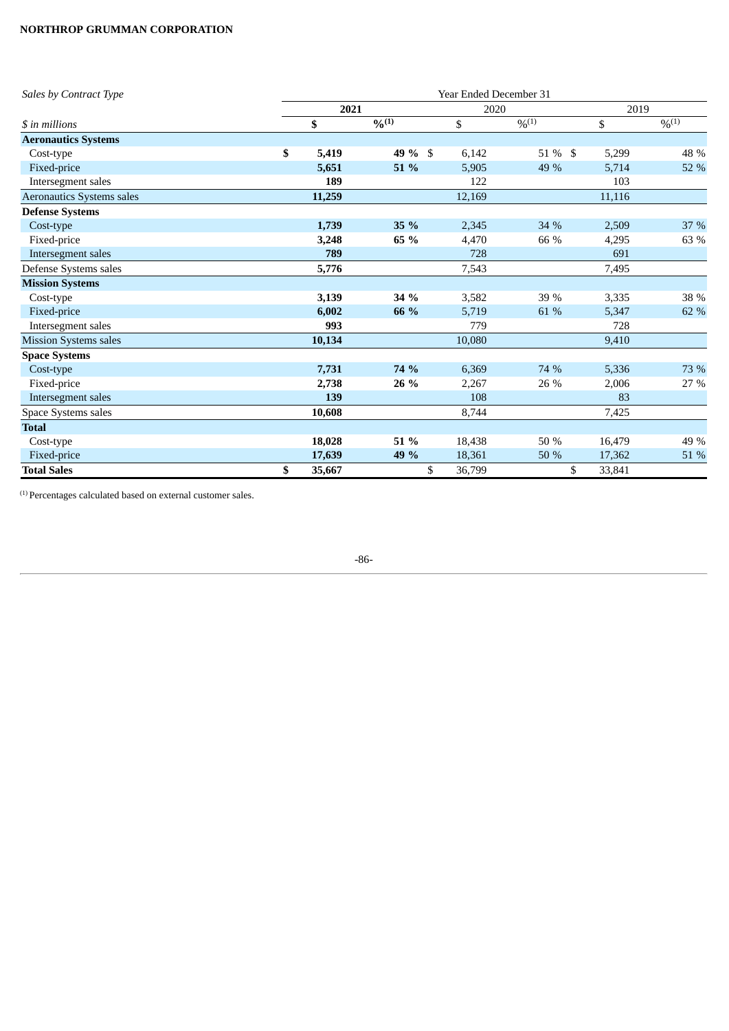| *Sales by Contract Type* | Year Ended December 31 | | | | | |
|---|---|---|---|---|---|---|
| | **2021** | | 2020 | | 2019 | |
| *$ in millions* | **$** | **%**[1] | $ | %[1] | $ | %[1] |
| **Aeronautics Systems** | | | | | | |
| Cost-type | **$ 5,419** | **49 %** | $ 6,142 | 51 % | $ 5,299 | 48 % |
| Fixed-price | **5,651** | **51 %** | 5,905 | 49 % | 5,714 | 52 % |
| Intersegment sales | **189** | | 122 | | 103 | |
| Aeronautics Systems sales | **11,259** | | 12,169 | | 11,116 | |
| **Defense Systems** | | | | | | |
| Cost-type | **1,739** | **35 %** | 2,345 | 34 % | 2,509 | 37 % |
| Fixed-price | **3,248** | **65 %** | 4,470 | 66 % | 4,295 | 63 % |
| Intersegment sales | **789** | | 728 | | 691 | |
| Defense Systems sales | **5,776** | | 7,543 | | 7,495 | |
| **Mission Systems** | | | | | | |
| Cost-type | **3,139** | **34 %** | 3,582 | 39 % | 3,335 | 38 % |
| Fixed-price | **6,002** | **66 %** | 5,719 | 61 % | 5,347 | 62 % |
| Intersegment sales | **993** | | 779 | | 728 | |
| Mission Systems sales | **10,134** | | 10,080 | | 9,410 | |
| **Space Systems** | | | | | | |
| Cost-type | **7,731** | **74 %** | 6,369 | 74 % | 5,336 | 73 % |
| Fixed-price | **2,738** | **26 %** | 2,267 | 26 % | 2,006 | 27 % |
| Intersegment sales | **139** | | 108 | | 83 | |
| Space Systems sales | **10,608** | | 8,744 | | 7,425 | |
| **Total** | | | | | | |
| Cost-type | **18,028** | **51 %** | 18,438 | 50 % | 16,479 | 49 % |
| Fixed-price | **17,639** | **49 %** | 18,361 | 50 % | 17,362 | 51 % |
| **Total Sales** | **$ 35,667** | | $ 36,799 | | $ 33,841 | |

[1] Percentages calculated based on external customer sales.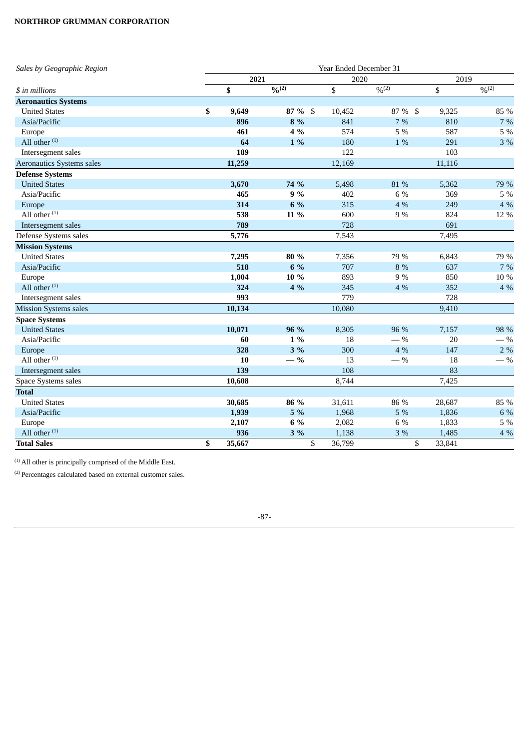| *Sales by Geographic Region* | Year Ended December 31 | | | | | |
|---|---|---|---|---|---|---|
| | **2021** | | 2020 | | 2019 | |
| *$ in millions* | **$** | **%[2]** | $ | %[2] | $ | %[2] |
| **Aeronautics Systems** | | | | | | |
| United States | **$ 9,649** | **87 %** | $ 10,452 | 87 % | $ 9,325 | 85 % |
| Asia/Pacific | **896** | **8 %** | 841 | 7 % | 810 | 7 % |
| Europe | **461** | **4 %** | 574 | 5 % | 587 | 5 % |
| All other [1] | **64** | **1 %** | 180 | 1 % | 291 | 3 % |
| Intersegment sales | **189** | | 122 | | 103 | |
| Aeronautics Systems sales | **11,259** | | 12,169 | | 11,116 | |
| **Defense Systems** | | | | | | |
| United States | **3,670** | **74 %** | 5,498 | 81 % | 5,362 | 79 % |
| Asia/Pacific | **465** | **9 %** | 402 | 6 % | 369 | 5 % |
| Europe | **314** | **6 %** | 315 | 4 % | 249 | 4 % |
| All other [1] | **538** | **11 %** | 600 | 9 % | 824 | 12 % |
| Intersegment sales | **789** | | 728 | | 691 | |
| Defense Systems sales | **5,776** | | 7,543 | | 7,495 | |
| **Mission Systems** | | | | | | |
| United States | **7,295** | **80 %** | 7,356 | 79 % | 6,843 | 79 % |
| Asia/Pacific | **518** | **6 %** | 707 | 8 % | 637 | 7 % |
| Europe | **1,004** | **10 %** | 893 | 9 % | 850 | 10 % |
| All other [1] | **324** | **4 %** | 345 | 4 % | 352 | 4 % |
| Intersegment sales | **993** | | 779 | | 728 | |
| Mission Systems sales | **10,134** | | 10,080 | | 9,410 | |
| **Space Systems** | | | | | | |
| United States | **10,071** | **96 %** | 8,305 | 96 % | 7,157 | 98 % |
| Asia/Pacific | **60** | **1 %** | 18 | — % | 20 | — % |
| Europe | **328** | **3 %** | 300 | 4 % | 147 | 2 % |
| All other [1] | **10** | **— %** | 13 | — % | 18 | — % |
| Intersegment sales | **139** | | 108 | | 83 | |
| Space Systems sales | **10,608** | | 8,744 | | 7,425 | |
| **Total** | | | | | | |
| United States | **30,685** | **86 %** | 31,611 | 86 % | 28,687 | 85 % |
| Asia/Pacific | **1,939** | **5 %** | 1,968 | 5 % | 1,836 | 6 % |
| Europe | **2,107** | **6 %** | 2,082 | 6 % | 1,833 | 5 % |
| All other [1] | **936** | **3 %** | 1,138 | 3 % | 1,485 | 4 % |
| **Total Sales** | **$ 35,667** | | $ 36,799 | | $ 33,841 | |

[1] All other is principally comprised of the Middle East.

[2] Percentages calculated based on external customer sales.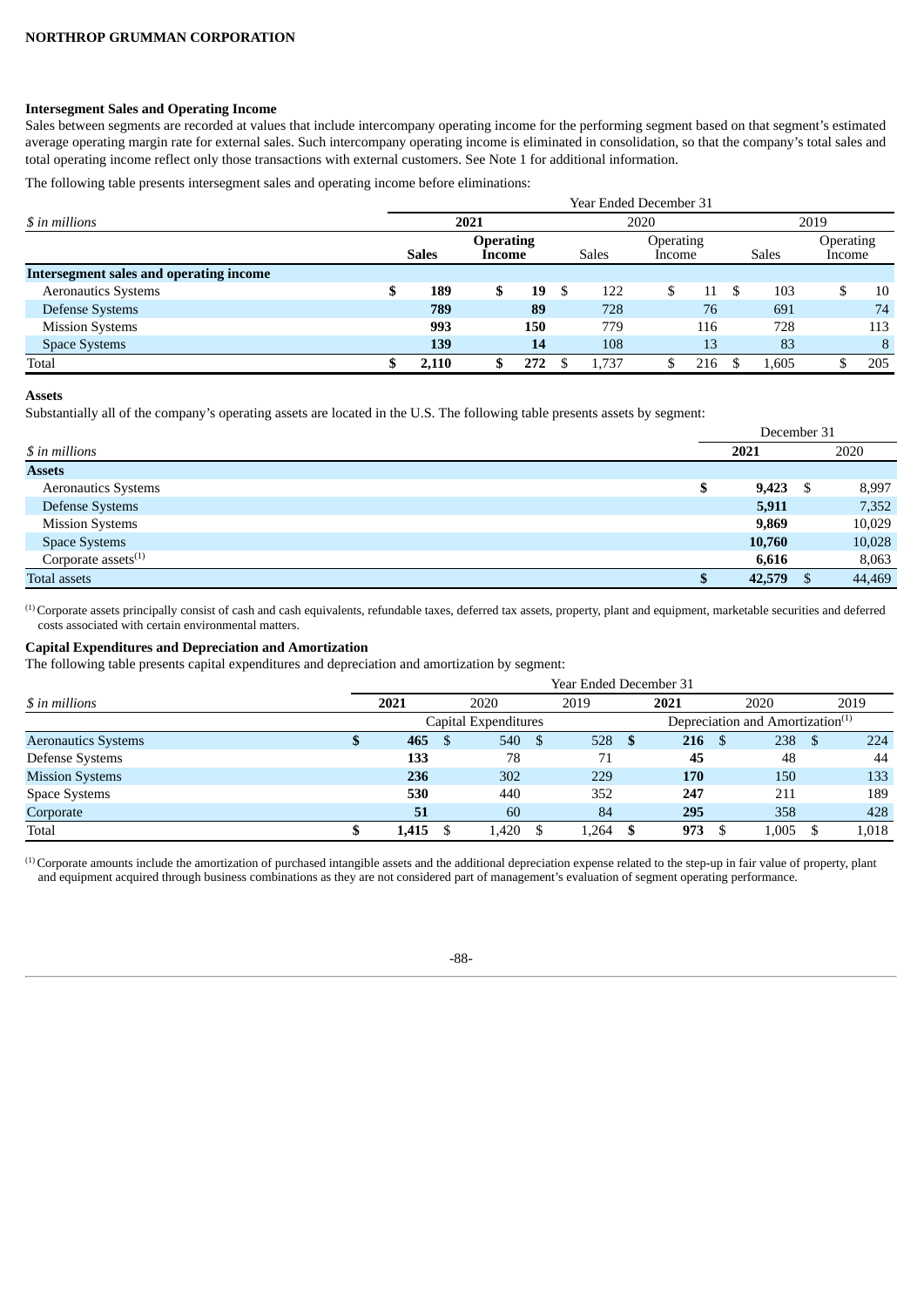### Intersegment Sales and Operating Income

Sales between segments are recorded at values that include intercompany operating income for the performing segment based on that segment's estimated average operating margin rate for external sales. Such intercompany operating income is eliminated in consolidation, so that the company's total sales and total operating income reflect only those transactions with external customers. See Note 1 for additional information.

The following table presents intersegment sales and operating income before eliminations:

| *$ in millions* | Year Ended December 31 | | | | | |
|---|---|---|---|---|---|---|
| | **2021** | | 2020 | | 2019 | |
| | **Sales** | **Operating Income** | Sales | Operating Income | Sales | Operating Income |
| **Intersegment sales and operating income** | | | | | | |
| Aeronautics Systems | **$ 189** | **$ 19** | $ 122 | $ 11 | $ 103 | $ 10 |
| Defense Systems | **789** | **89** | 728 | 76 | 691 | 74 |
| Mission Systems | **993** | **150** | 779 | 116 | 728 | 113 |
| Space Systems | **139** | **14** | 108 | 13 | 83 | 8 |
| Total | **$ 2,110** | **$ 272** | $ 1,737 | $ 216 | $ 1,605 | $ 205 |

### Assets

Substantially all of the company's operating assets are located in the U.S. The following table presents assets by segment:

| *$ in millions* | December 31 | |
|---|---|---|
| | **2021** | 2020 |
| **Assets** | | |
| Aeronautics Systems | **$ 9,423** | $ 8,997 |
| Defense Systems | **5,911** | 7,352 |
| Mission Systems | **9,869** | 10,029 |
| Space Systems | **10,760** | 10,028 |
| Corporate assets[(1)] | **6,616** | 8,063 |
| Total assets | **$ 42,579** | $ 44,469 |

[(1)] Corporate assets principally consist of cash and cash equivalents, refundable taxes, deferred tax assets, property, plant and equipment, marketable securities and deferred costs associated with certain environmental matters.

### Capital Expenditures and Depreciation and Amortization

The following table presents capital expenditures and depreciation and amortization by segment:

| *$ in millions* | Year Ended December 31 | | | | | |
|---|---|---|---|---|---|---|
| | **2021** | 2020 | 2019 | **2021** | 2020 | 2019 |
| | Capital Expenditures | | | Depreciation and Amortization[(1)] | | |
| Aeronautics Systems | **$ 465** | $ 540 | $ 528 | **$ 216** | $ 238 | $ 224 |
| Defense Systems | **133** | 78 | 71 | **45** | 48 | 44 |
| Mission Systems | **236** | 302 | 229 | **170** | 150 | 133 |
| Space Systems | **530** | 440 | 352 | **247** | 211 | 189 |
| Corporate | **51** | 60 | 84 | **295** | 358 | 428 |
| Total | **$ 1,415** | $ 1,420 | $ 1,264 | **$ 973** | $ 1,005 | $ 1,018 |

[(1)] Corporate amounts include the amortization of purchased intangible assets and the additional depreciation expense related to the step-up in fair value of property, plant and equipment acquired through business combinations as they are not considered part of management's evaluation of segment operating performance.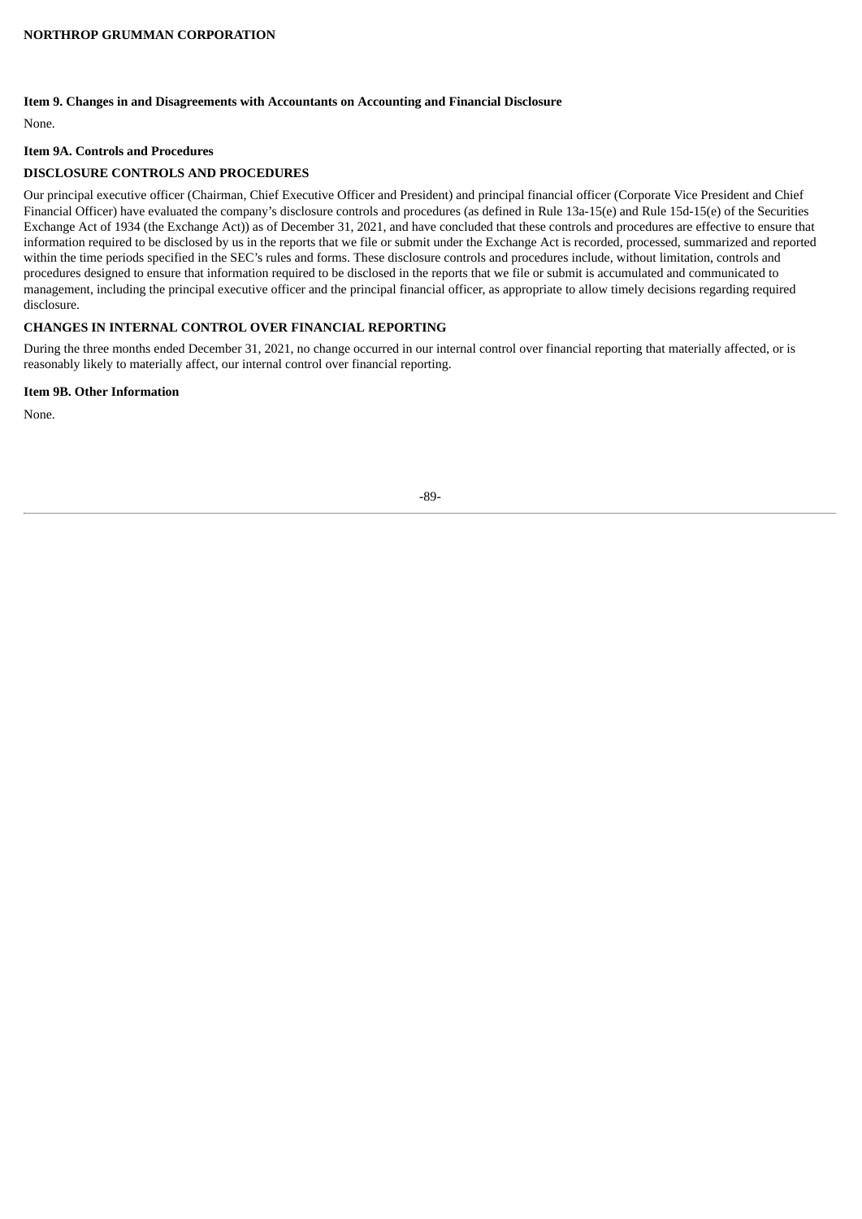### Item 9. Changes in and Disagreements with Accountants on Accounting and Financial Disclosure

None.

### Item 9A. Controls and Procedures

#### DISCLOSURE CONTROLS AND PROCEDURES

Our principal executive officer (Chairman, Chief Executive Officer and President) and principal financial officer (Corporate Vice President and Chief Financial Officer) have evaluated the company's disclosure controls and procedures (as defined in Rule 13a-15(e) and Rule 15d-15(e) of the Securities Exchange Act of 1934 (the Exchange Act)) as of December 31, 2021, and have concluded that these controls and procedures are effective to ensure that information required to be disclosed by us in the reports that we file or submit under the Exchange Act is recorded, processed, summarized and reported within the time periods specified in the SEC's rules and forms. These disclosure controls and procedures include, without limitation, controls and procedures designed to ensure that information required to be disclosed in the reports that we file or submit is accumulated and communicated to management, including the principal executive officer and the principal financial officer, as appropriate to allow timely decisions regarding required disclosure.

#### CHANGES IN INTERNAL CONTROL OVER FINANCIAL REPORTING

During the three months ended December 31, 2021, no change occurred in our internal control over financial reporting that materially affected, or is reasonably likely to materially affect, our internal control over financial reporting.

### Item 9B. Other Information

None.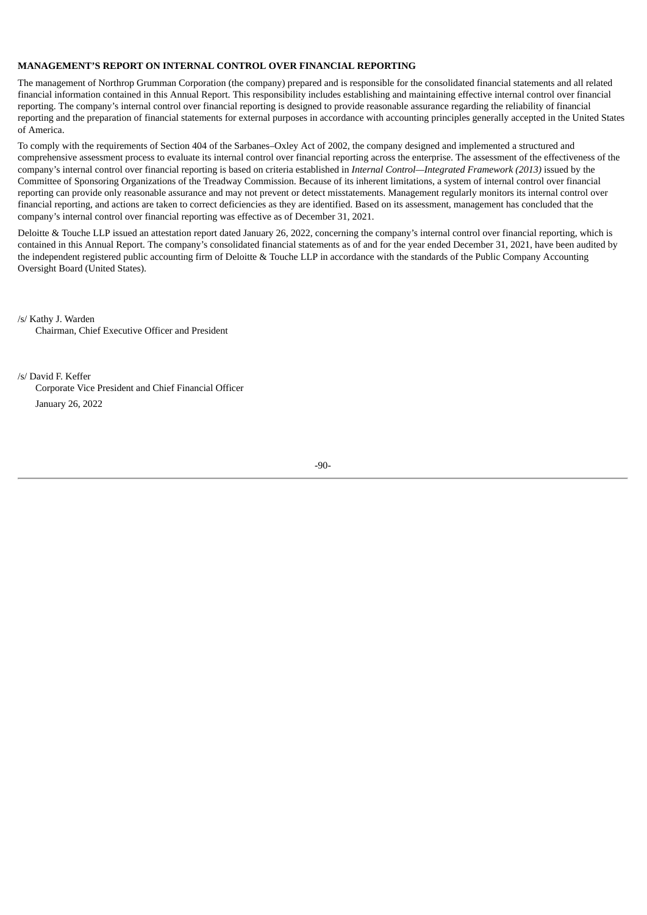## MANAGEMENT'S REPORT ON INTERNAL CONTROL OVER FINANCIAL REPORTING

The management of Northrop Grumman Corporation (the company) prepared and is responsible for the consolidated financial statements and all related financial information contained in this Annual Report. This responsibility includes establishing and maintaining effective internal control over financial reporting. The company's internal control over financial reporting is designed to provide reasonable assurance regarding the reliability of financial reporting and the preparation of financial statements for external purposes in accordance with accounting principles generally accepted in the United States of America.

To comply with the requirements of Section 404 of the Sarbanes–Oxley Act of 2002, the company designed and implemented a structured and comprehensive assessment process to evaluate its internal control over financial reporting across the enterprise. The assessment of the effectiveness of the company's internal control over financial reporting is based on criteria established in *Internal Control—Integrated Framework (2013)* issued by the Committee of Sponsoring Organizations of the Treadway Commission. Because of its inherent limitations, a system of internal control over financial reporting can provide only reasonable assurance and may not prevent or detect misstatements. Management regularly monitors its internal control over financial reporting, and actions are taken to correct deficiencies as they are identified. Based on its assessment, management has concluded that the company's internal control over financial reporting was effective as of December 31, 2021.

Deloitte & Touche LLP issued an attestation report dated January 26, 2022, concerning the company's internal control over financial reporting, which is contained in this Annual Report. The company's consolidated financial statements as of and for the year ended December 31, 2021, have been audited by the independent registered public accounting firm of Deloitte & Touche LLP in accordance with the standards of the Public Company Accounting Oversight Board (United States).

/s/ Kathy J. Warden
Chairman, Chief Executive Officer and President

/s/ David F. Keffer
Corporate Vice President and Chief Financial Officer

January 26, 2022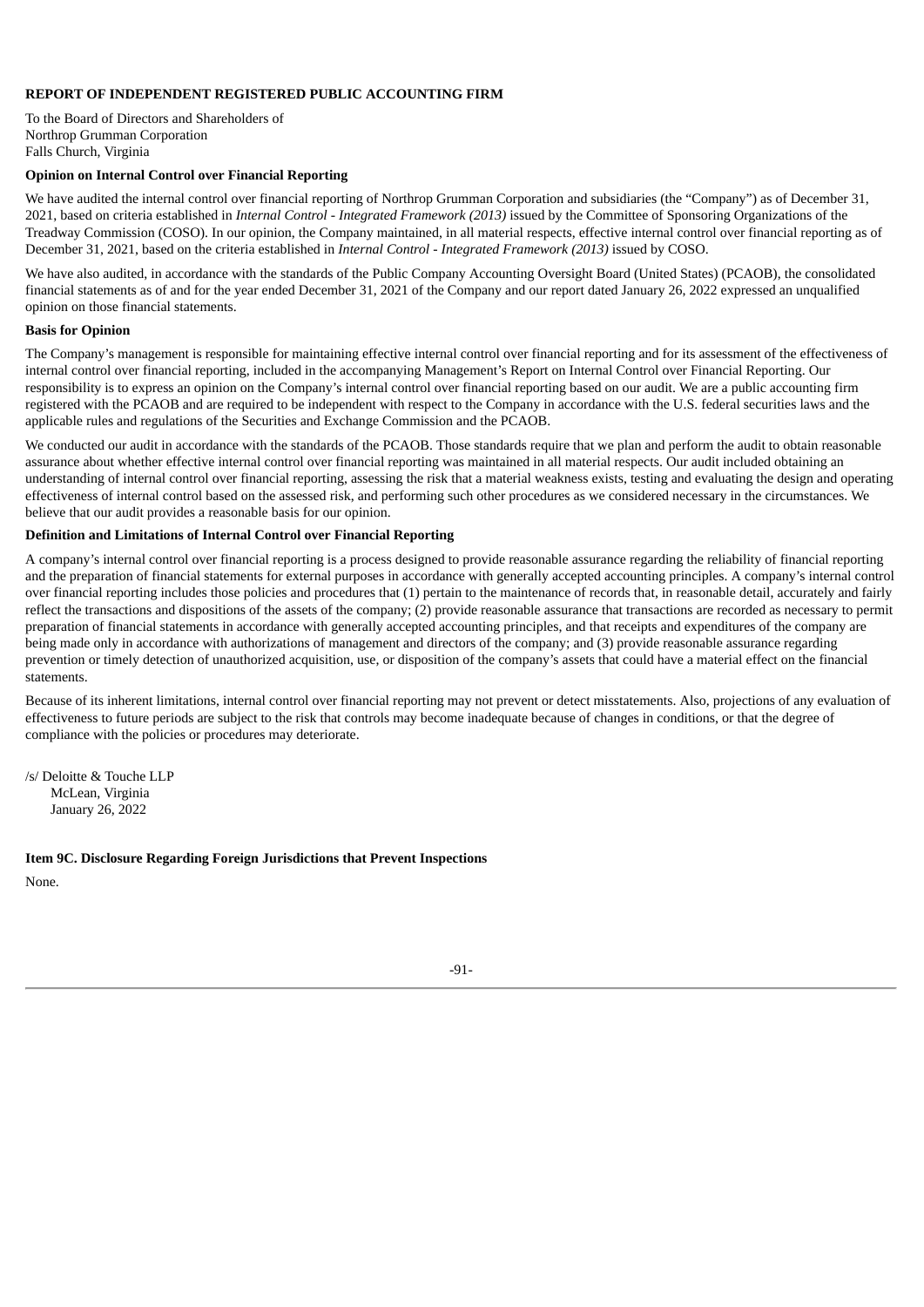**REPORT OF INDEPENDENT REGISTERED PUBLIC ACCOUNTING FIRM**

To the Board of Directors and Shareholders of
Northrop Grumman Corporation
Falls Church, Virginia

**Opinion on Internal Control over Financial Reporting**

We have audited the internal control over financial reporting of Northrop Grumman Corporation and subsidiaries (the "Company") as of December 31, 2021, based on criteria established in *Internal Control - Integrated Framework (2013)* issued by the Committee of Sponsoring Organizations of the Treadway Commission (COSO). In our opinion, the Company maintained, in all material respects, effective internal control over financial reporting as of December 31, 2021, based on the criteria established in *Internal Control - Integrated Framework (2013)* issued by COSO.

We have also audited, in accordance with the standards of the Public Company Accounting Oversight Board (United States) (PCAOB), the consolidated financial statements as of and for the year ended December 31, 2021 of the Company and our report dated January 26, 2022 expressed an unqualified opinion on those financial statements.

**Basis for Opinion**

The Company's management is responsible for maintaining effective internal control over financial reporting and for its assessment of the effectiveness of internal control over financial reporting, included in the accompanying Management's Report on Internal Control over Financial Reporting. Our responsibility is to express an opinion on the Company's internal control over financial reporting based on our audit. We are a public accounting firm registered with the PCAOB and are required to be independent with respect to the Company in accordance with the U.S. federal securities laws and the applicable rules and regulations of the Securities and Exchange Commission and the PCAOB.

We conducted our audit in accordance with the standards of the PCAOB. Those standards require that we plan and perform the audit to obtain reasonable assurance about whether effective internal control over financial reporting was maintained in all material respects. Our audit included obtaining an understanding of internal control over financial reporting, assessing the risk that a material weakness exists, testing and evaluating the design and operating effectiveness of internal control based on the assessed risk, and performing such other procedures as we considered necessary in the circumstances. We believe that our audit provides a reasonable basis for our opinion.

**Definition and Limitations of Internal Control over Financial Reporting**

A company's internal control over financial reporting is a process designed to provide reasonable assurance regarding the reliability of financial reporting and the preparation of financial statements for external purposes in accordance with generally accepted accounting principles. A company's internal control over financial reporting includes those policies and procedures that (1) pertain to the maintenance of records that, in reasonable detail, accurately and fairly reflect the transactions and dispositions of the assets of the company; (2) provide reasonable assurance that transactions are recorded as necessary to permit preparation of financial statements in accordance with generally accepted accounting principles, and that receipts and expenditures of the company are being made only in accordance with authorizations of management and directors of the company; and (3) provide reasonable assurance regarding prevention or timely detection of unauthorized acquisition, use, or disposition of the company's assets that could have a material effect on the financial statements.

Because of its inherent limitations, internal control over financial reporting may not prevent or detect misstatements. Also, projections of any evaluation of effectiveness to future periods are subject to the risk that controls may become inadequate because of changes in conditions, or that the degree of compliance with the policies or procedures may deteriorate.

/s/ Deloitte & Touche LLP
McLean, Virginia
January 26, 2022

**Item 9C. Disclosure Regarding Foreign Jurisdictions that Prevent Inspections**

None.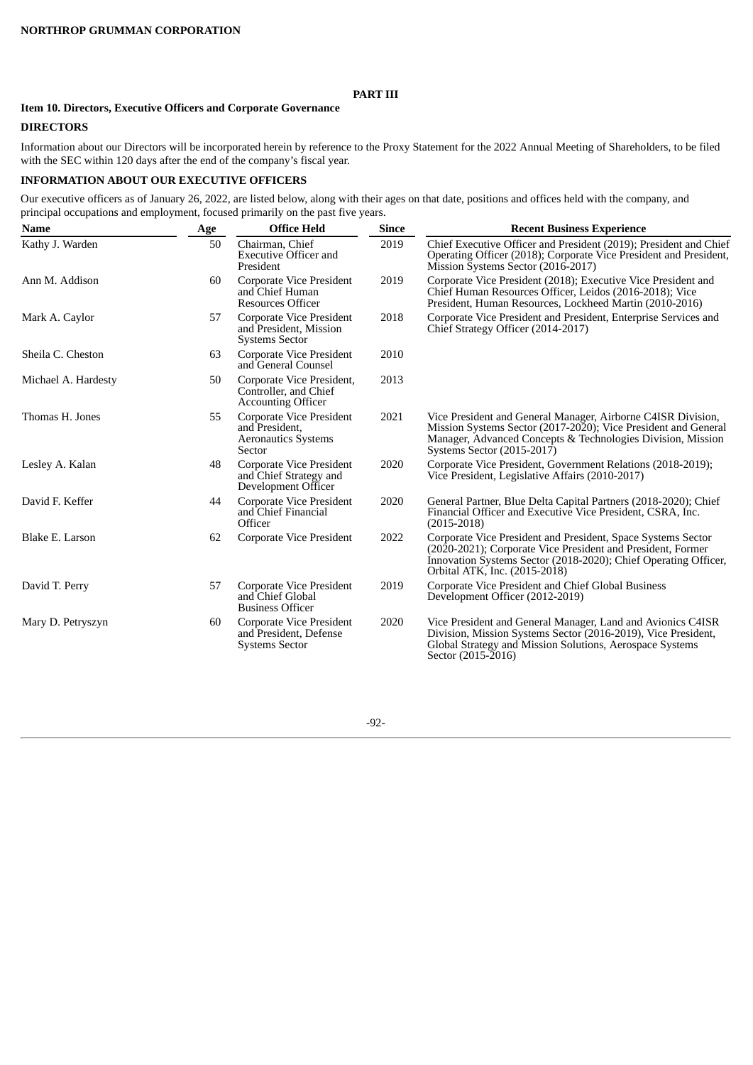## PART III

### Item 10. Directors, Executive Officers and Corporate Governance

**DIRECTORS**

Information about our Directors will be incorporated herein by reference to the Proxy Statement for the 2022 Annual Meeting of Shareholders, to be filed with the SEC within 120 days after the end of the company's fiscal year.

**INFORMATION ABOUT OUR EXECUTIVE OFFICERS**

Our executive officers as of January 26, 2022, are listed below, along with their ages on that date, positions and offices held with the company, and principal occupations and employment, focused primarily on the past five years.

| Name | Age | Office Held | Since | Recent Business Experience |
|---|---|---|---|---|
| Kathy J. Warden | 50 | Chairman, Chief Executive Officer and President | 2019 | Chief Executive Officer and President (2019); President and Chief Operating Officer (2018); Corporate Vice President and President, Mission Systems Sector (2016-2017) |
| Ann M. Addison | 60 | Corporate Vice President and Chief Human Resources Officer | 2019 | Corporate Vice President (2018); Executive Vice President and Chief Human Resources Officer, Leidos (2016-2018); Vice President, Human Resources, Lockheed Martin (2010-2016) |
| Mark A. Caylor | 57 | Corporate Vice President and President, Mission Systems Sector | 2018 | Corporate Vice President and President, Enterprise Services and Chief Strategy Officer (2014-2017) |
| Sheila C. Cheston | 63 | Corporate Vice President and General Counsel | 2010 | |
| Michael A. Hardesty | 50 | Corporate Vice President, Controller, and Chief Accounting Officer | 2013 | |
| Thomas H. Jones | 55 | Corporate Vice President and President, Aeronautics Systems Sector | 2021 | Vice President and General Manager, Airborne C4ISR Division, Mission Systems Sector (2017-2020); Vice President and General Manager, Advanced Concepts & Technologies Division, Mission Systems Sector (2015-2017) |
| Lesley A. Kalan | 48 | Corporate Vice President and Chief Strategy and Development Officer | 2020 | Corporate Vice President, Government Relations (2018-2019); Vice President, Legislative Affairs (2010-2017) |
| David F. Keffer | 44 | Corporate Vice President and Chief Financial Officer | 2020 | General Partner, Blue Delta Capital Partners (2018-2020); Chief Financial Officer and Executive Vice President, CSRA, Inc. (2015-2018) |
| Blake E. Larson | 62 | Corporate Vice President | 2022 | Corporate Vice President and President, Space Systems Sector (2020-2021); Corporate Vice President and President, Former Innovation Systems Sector (2018-2020); Chief Operating Officer, Orbital ATK, Inc. (2015-2018) |
| David T. Perry | 57 | Corporate Vice President and Chief Global Business Officer | 2019 | Corporate Vice President and Chief Global Business Development Officer (2012-2019) |
| Mary D. Petryszyn | 60 | Corporate Vice President and President, Defense Systems Sector | 2020 | Vice President and General Manager, Land and Avionics C4ISR Division, Mission Systems Sector (2016-2019), Vice President, Global Strategy and Mission Solutions, Aerospace Systems Sector (2015-2016) |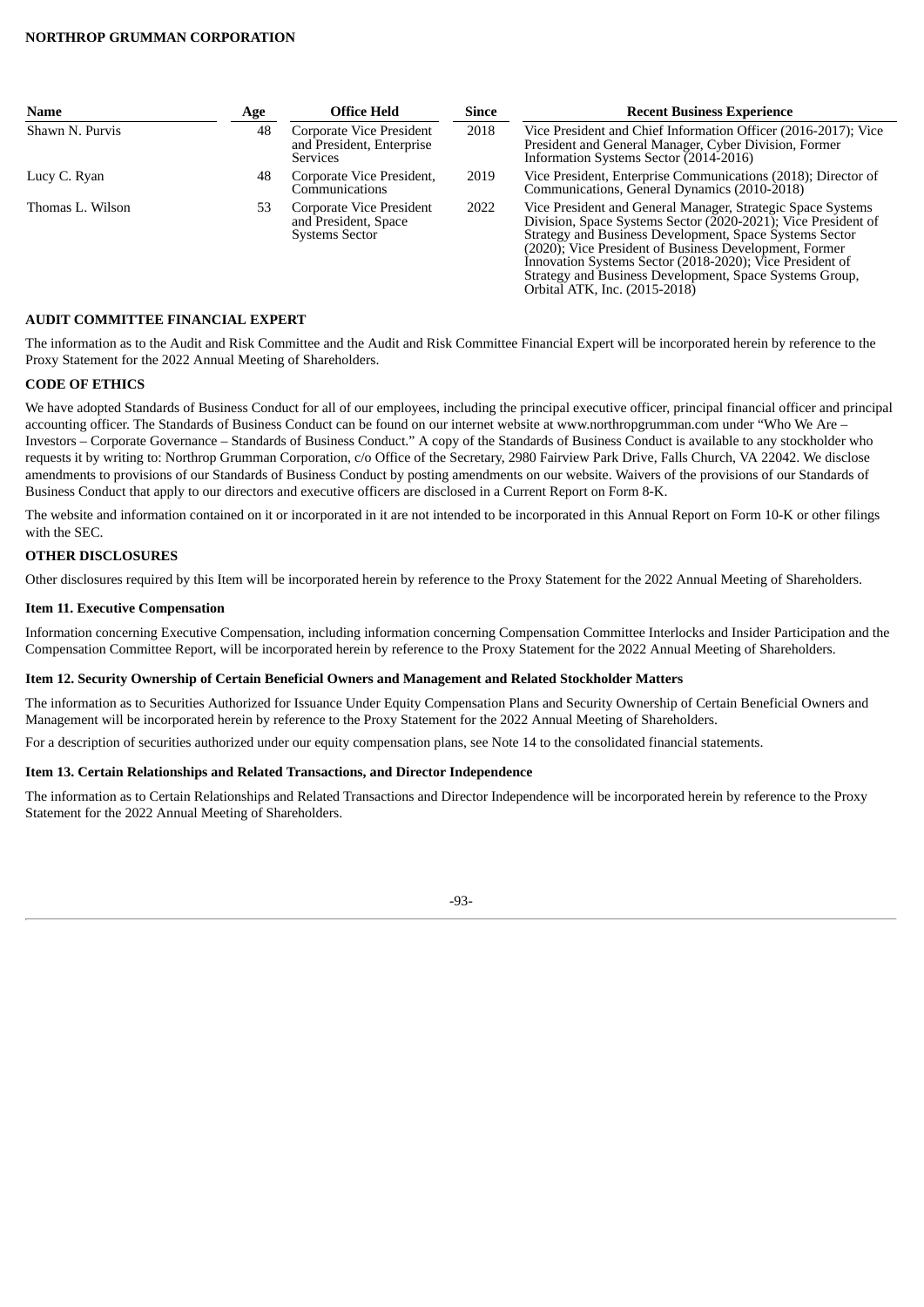| Name | Age | Office Held | Since | Recent Business Experience |
|---|---|---|---|---|
| Shawn N. Purvis | 48 | Corporate Vice President and President, Enterprise Services | 2018 | Vice President and Chief Information Officer (2016-2017); Vice President and General Manager, Cyber Division, Former Information Systems Sector (2014-2016) |
| Lucy C. Ryan | 48 | Corporate Vice President, Communications | 2019 | Vice President, Enterprise Communications (2018); Director of Communications, General Dynamics (2010-2018) |
| Thomas L. Wilson | 53 | Corporate Vice President and President, Space Systems Sector | 2022 | Vice President and General Manager, Strategic Space Systems Division, Space Systems Sector (2020-2021); Vice President of Strategy and Business Development, Space Systems Sector (2020); Vice President of Business Development, Former Innovation Systems Sector (2018-2020); Vice President of Strategy and Business Development, Space Systems Group, Orbital ATK, Inc. (2015-2018) |

**AUDIT COMMITTEE FINANCIAL EXPERT**

The information as to the Audit and Risk Committee and the Audit and Risk Committee Financial Expert will be incorporated herein by reference to the Proxy Statement for the 2022 Annual Meeting of Shareholders.

**CODE OF ETHICS**

We have adopted Standards of Business Conduct for all of our employees, including the principal executive officer, principal financial officer and principal accounting officer. The Standards of Business Conduct can be found on our internet website at www.northropgrumman.com under "Who We Are – Investors – Corporate Governance – Standards of Business Conduct." A copy of the Standards of Business Conduct is available to any stockholder who requests it by writing to: Northrop Grumman Corporation, c/o Office of the Secretary, 2980 Fairview Park Drive, Falls Church, VA 22042. We disclose amendments to provisions of our Standards of Business Conduct by posting amendments on our website. Waivers of the provisions of our Standards of Business Conduct that apply to our directors and executive officers are disclosed in a Current Report on Form 8-K.

The website and information contained on it or incorporated in it are not intended to be incorporated in this Annual Report on Form 10-K or other filings with the SEC.

**OTHER DISCLOSURES**

Other disclosures required by this Item will be incorporated herein by reference to the Proxy Statement for the 2022 Annual Meeting of Shareholders.

**Item 11. Executive Compensation**

Information concerning Executive Compensation, including information concerning Compensation Committee Interlocks and Insider Participation and the Compensation Committee Report, will be incorporated herein by reference to the Proxy Statement for the 2022 Annual Meeting of Shareholders.

**Item 12. Security Ownership of Certain Beneficial Owners and Management and Related Stockholder Matters**

The information as to Securities Authorized for Issuance Under Equity Compensation Plans and Security Ownership of Certain Beneficial Owners and Management will be incorporated herein by reference to the Proxy Statement for the 2022 Annual Meeting of Shareholders.

For a description of securities authorized under our equity compensation plans, see Note 14 to the consolidated financial statements.

**Item 13. Certain Relationships and Related Transactions, and Director Independence**

The information as to Certain Relationships and Related Transactions and Director Independence will be incorporated herein by reference to the Proxy Statement for the 2022 Annual Meeting of Shareholders.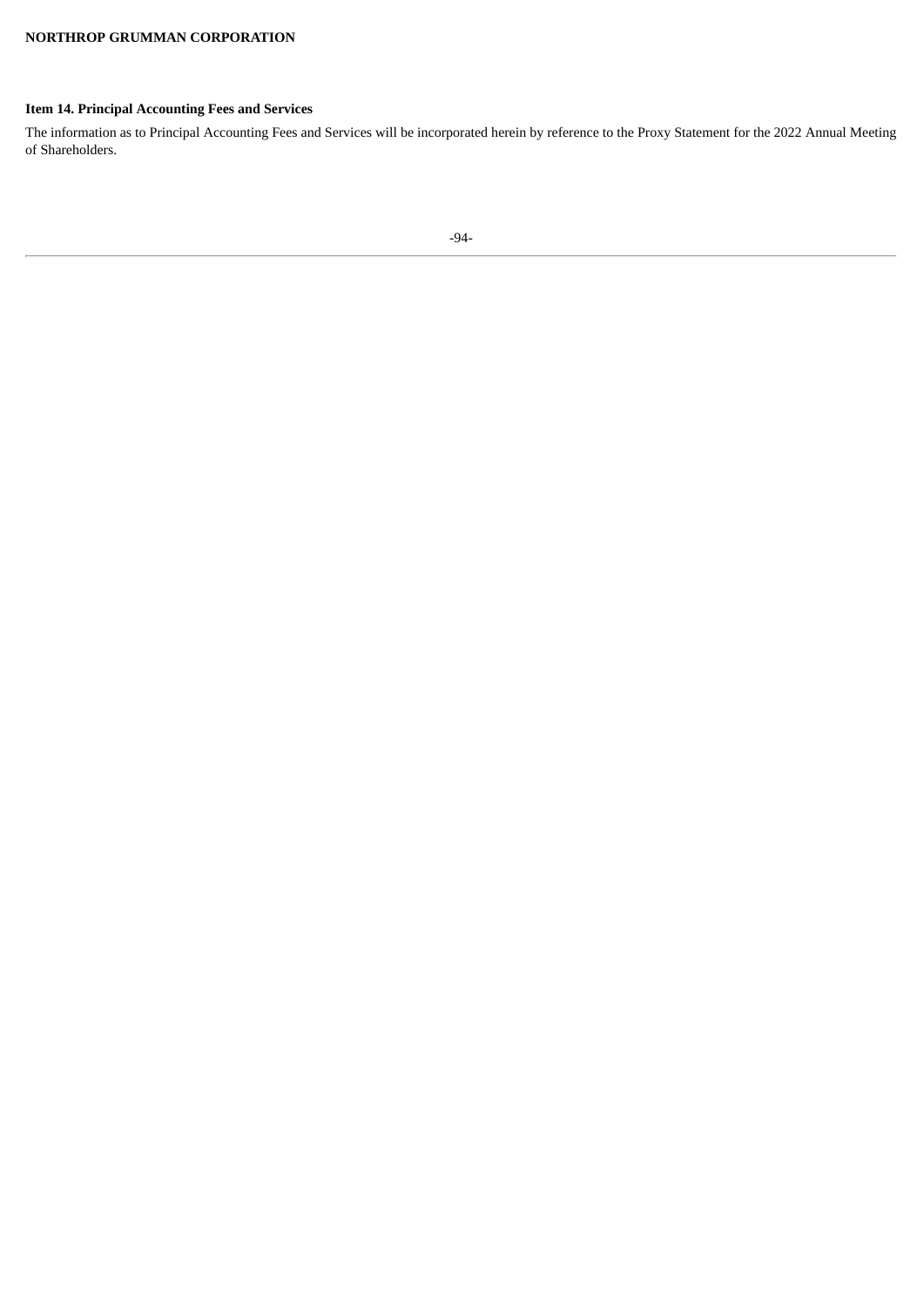## Item 14. Principal Accounting Fees and Services

The information as to Principal Accounting Fees and Services will be incorporated herein by reference to the Proxy Statement for the 2022 Annual Meeting of Shareholders.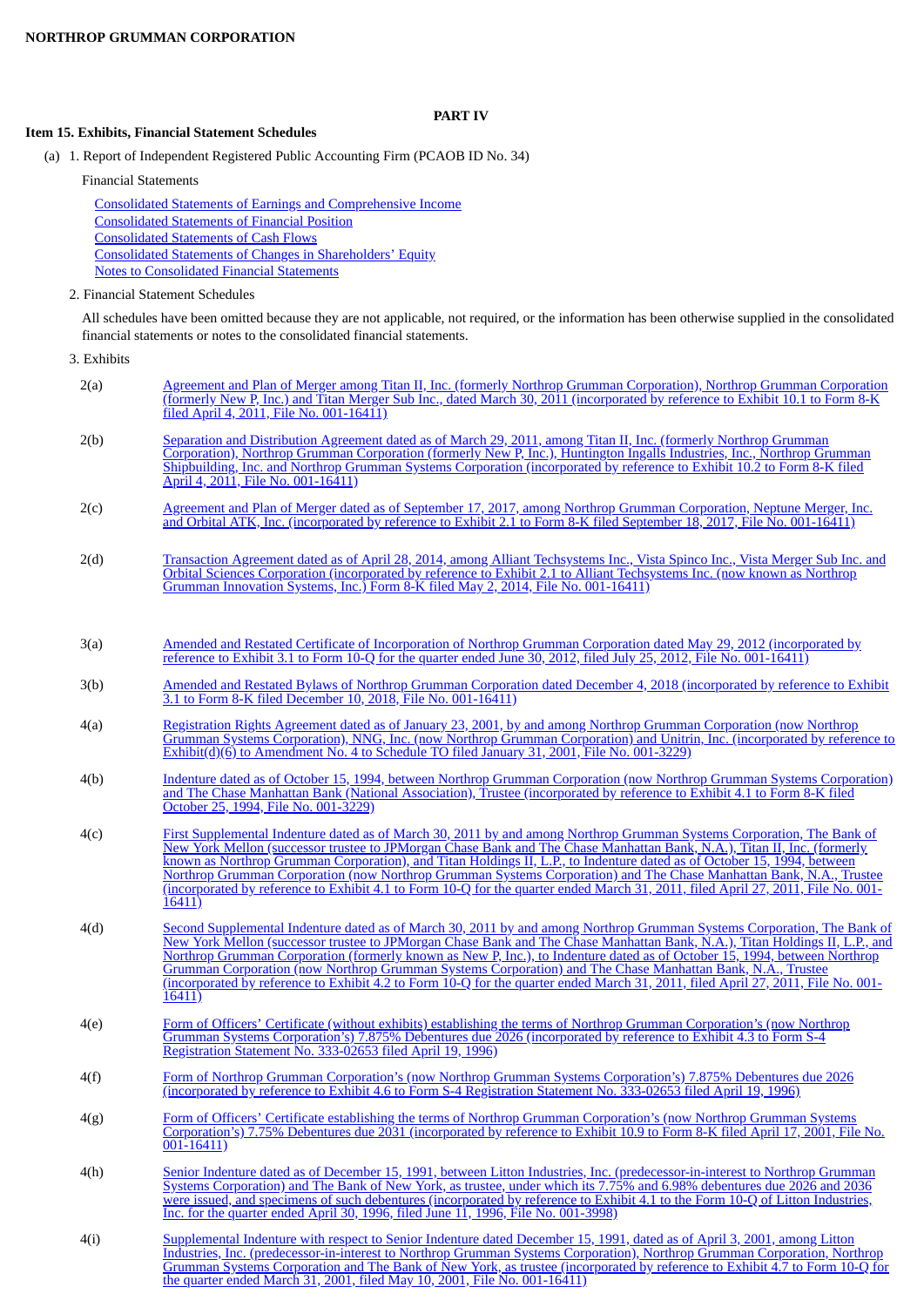**NORTHROP GRUMMAN CORPORATION**

## PART IV

### Item 15. Exhibits, Financial Statement Schedules

(a) 1. Report of Independent Registered Public Accounting Firm (PCAOB ID No. 34)

Financial Statements

Consolidated Statements of Earnings and Comprehensive Income
Consolidated Statements of Financial Position
Consolidated Statements of Cash Flows
Consolidated Statements of Changes in Shareholders' Equity
Notes to Consolidated Financial Statements

2. Financial Statement Schedules

All schedules have been omitted because they are not applicable, not required, or the information has been otherwise supplied in the consolidated financial statements or notes to the consolidated financial statements.

3. Exhibits

| | |
|---|---|
| 2(a) | Agreement and Plan of Merger among Titan II, Inc. (formerly Northrop Grumman Corporation), Northrop Grumman Corporation (formerly New P, Inc.) and Titan Merger Sub Inc., dated March 30, 2011 (incorporated by reference to Exhibit 10.1 to Form 8-K filed April 4, 2011, File No. 001-16411) |
| 2(b) | Separation and Distribution Agreement dated as of March 29, 2011, among Titan II, Inc. (formerly Northrop Grumman Corporation), Northrop Grumman Corporation (formerly New P, Inc.), Huntington Ingalls Industries, Inc., Northrop Grumman Shipbuilding, Inc. and Northrop Grumman Systems Corporation (incorporated by reference to Exhibit 10.2 to Form 8-K filed April 4, 2011, File No. 001-16411) |
| 2(c) | Agreement and Plan of Merger dated as of September 17, 2017, among Northrop Grumman Corporation, Neptune Merger, Inc. and Orbital ATK, Inc. (incorporated by reference to Exhibit 2.1 to Form 8-K filed September 18, 2017, File No. 001-16411) |
| 2(d) | Transaction Agreement dated as of April 28, 2014, among Alliant Techsystems Inc., Vista Spinco Inc., Vista Merger Sub Inc. and Orbital Sciences Corporation (incorporated by reference to Exhibit 2.1 to Alliant Techsystems Inc. (now known as Northrop Grumman Innovation Systems, Inc.) Form 8-K filed May 2, 2014, File No. 001-16411) |
| 3(a) | Amended and Restated Certificate of Incorporation of Northrop Grumman Corporation dated May 29, 2012 (incorporated by reference to Exhibit 3.1 to Form 10-Q for the quarter ended June 30, 2012, filed July 25, 2012, File No. 001-16411) |
| 3(b) | Amended and Restated Bylaws of Northrop Grumman Corporation dated December 4, 2018 (incorporated by reference to Exhibit 3.1 to Form 8-K filed December 10, 2018, File No. 001-16411) |
| 4(a) | Registration Rights Agreement dated as of January 23, 2001, by and among Northrop Grumman Corporation (now Northrop Grumman Systems Corporation), NNG, Inc. (now Northrop Grumman Corporation) and Unitrin, Inc. (incorporated by reference to Exhibit(d)(6) to Amendment No. 4 to Schedule TO filed January 31, 2001, File No. 001-3229) |
| 4(b) | Indenture dated as of October 15, 1994, between Northrop Grumman Corporation (now Northrop Grumman Systems Corporation) and The Chase Manhattan Bank (National Association), Trustee (incorporated by reference to Exhibit 4.1 to Form 8-K filed October 25, 1994, File No. 001-3229) |
| 4(c) | First Supplemental Indenture dated as of March 30, 2011 by and among Northrop Grumman Systems Corporation, The Bank of New York Mellon (successor trustee to JPMorgan Chase Bank and The Chase Manhattan Bank, N.A.), Titan II, Inc. (formerly known as Northrop Grumman Corporation), and Titan Holdings II, L.P., to Indenture dated as of October 15, 1994, between Northrop Grumman Corporation (now Northrop Grumman Systems Corporation) and The Chase Manhattan Bank, N.A., Trustee (incorporated by reference to Exhibit 4.1 to Form 10-Q for the quarter ended March 31, 2011, filed April 27, 2011, File No. 001-16411) |
| 4(d) | Second Supplemental Indenture dated as of March 30, 2011 by and among Northrop Grumman Systems Corporation, The Bank of New York Mellon (successor trustee to JPMorgan Chase Bank and The Chase Manhattan Bank, N.A.), Titan Holdings II, L.P., and Northrop Grumman Corporation (formerly known as New P, Inc.), to Indenture dated as of October 15, 1994, between Northrop Grumman Corporation (now Northrop Grumman Systems Corporation) and The Chase Manhattan Bank, N.A., Trustee (incorporated by reference to Exhibit 4.2 to Form 10-Q for the quarter ended March 31, 2011, filed April 27, 2011, File No. 001-16411) |
| 4(e) | Form of Officers' Certificate (without exhibits) establishing the terms of Northrop Grumman Corporation's (now Northrop Grumman Systems Corporation's) 7.875% Debentures due 2026 (incorporated by reference to Exhibit 4.3 to Form S-4 Registration Statement No. 333-02653 filed April 19, 1996) |
| 4(f) | Form of Northrop Grumman Corporation's (now Northrop Grumman Systems Corporation's) 7.875% Debentures due 2026 (incorporated by reference to Exhibit 4.6 to Form S-4 Registration Statement No. 333-02653 filed April 19, 1996) |
| 4(g) | Form of Officers' Certificate establishing the terms of Northrop Grumman Corporation's (now Northrop Grumman Systems Corporation's) 7.75% Debentures due 2031 (incorporated by reference to Exhibit 10.9 to Form 8-K filed April 17, 2001, File No. 001-16411) |
| 4(h) | Senior Indenture dated as of December 15, 1991, between Litton Industries, Inc. (predecessor-in-interest to Northrop Grumman Systems Corporation) and The Bank of New York, as trustee, under which its 7.75% and 6.98% debentures due 2026 and 2036 were issued, and specimens of such debentures (incorporated by reference to Exhibit 4.1 to the Form 10-Q of Litton Industries, Inc. for the quarter ended April 30, 1996, filed June 11, 1996, File No. 001-3998) |
| 4(i) | Supplemental Indenture with respect to Senior Indenture dated December 15, 1991, dated as of April 3, 2001, among Litton Industries, Inc. (predecessor-in-interest to Northrop Grumman Systems Corporation), Northrop Grumman Corporation, Northrop Grumman Systems Corporation and The Bank of New York, as trustee (incorporated by reference to Exhibit 4.7 to Form 10-Q for the quarter ended March 31, 2001, filed May 10, 2001, File No. 001-16411) |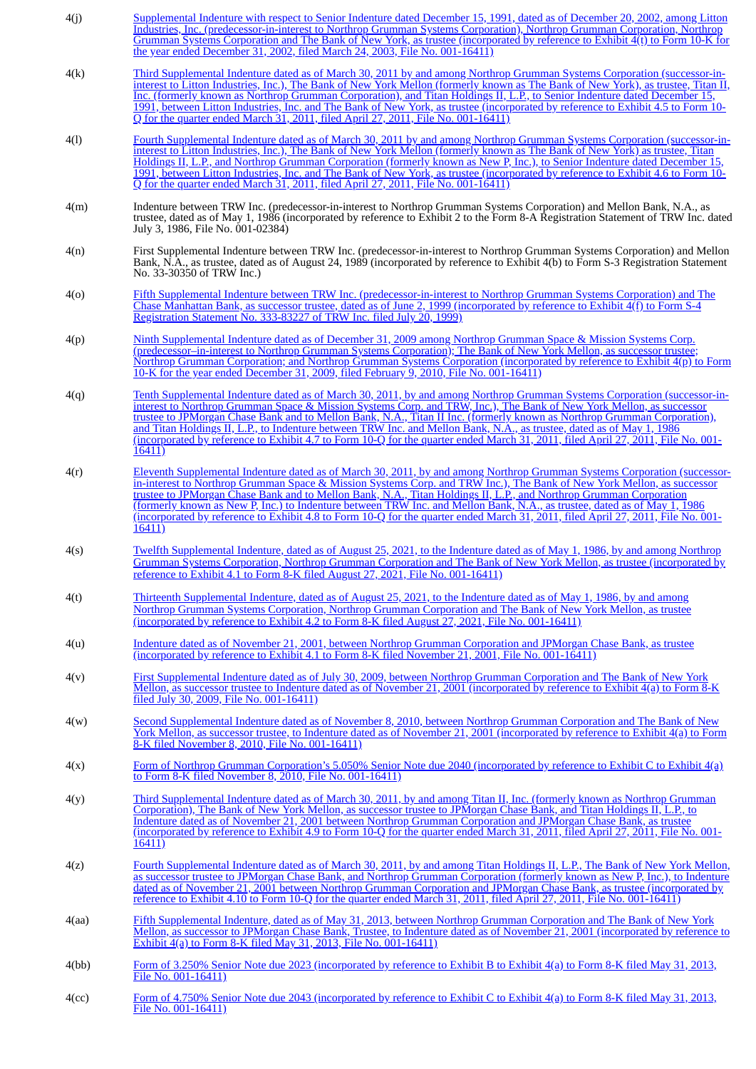| | |
|---|---|
| 4(j) | Supplemental Indenture with respect to Senior Indenture dated December 15, 1991, dated as of December 20, 2002, among Litton Industries, Inc. (predecessor-in-interest to Northrop Grumman Systems Corporation), Northrop Grumman Corporation, Northrop Grumman Systems Corporation and The Bank of New York, as trustee (incorporated by reference to Exhibit 4(t) to Form 10-K for the year ended December 31, 2002, filed March 24, 2003, File No. 001-16411) |
| 4(k) | Third Supplemental Indenture dated as of March 30, 2011 by and among Northrop Grumman Systems Corporation (successor-in-interest to Litton Industries, Inc.), The Bank of New York Mellon (formerly known as The Bank of New York), as trustee, Titan II, Inc. (formerly known as Northrop Grumman Corporation), and Titan Holdings II, L.P., to Senior Indenture dated December 15, 1991, between Litton Industries, Inc. and The Bank of New York, as trustee (incorporated by reference to Exhibit 4.5 to Form 10-Q for the quarter ended March 31, 2011, filed April 27, 2011, File No. 001-16411) |
| 4(l) | Fourth Supplemental Indenture dated as of March 30, 2011 by and among Northrop Grumman Systems Corporation (successor-in-interest to Litton Industries, Inc.), The Bank of New York Mellon (formerly known as The Bank of New York) as trustee, Titan Holdings II, L.P., and Northrop Grumman Corporation (formerly known as New P, Inc.), to Senior Indenture dated December 15, 1991, between Litton Industries, Inc. and The Bank of New York, as trustee (incorporated by reference to Exhibit 4.6 to Form 10-Q for the quarter ended March 31, 2011, filed April 27, 2011, File No. 001-16411) |
| 4(m) | Indenture between TRW Inc. (predecessor-in-interest to Northrop Grumman Systems Corporation) and Mellon Bank, N.A., as trustee, dated as of May 1, 1986 (incorporated by reference to Exhibit 2 to the Form 8-A Registration Statement of TRW Inc. dated July 3, 1986, File No. 001-02384) |
| 4(n) | First Supplemental Indenture between TRW Inc. (predecessor-in-interest to Northrop Grumman Systems Corporation) and Mellon Bank, N.A., as trustee, dated as of August 24, 1989 (incorporated by reference to Exhibit 4(b) to Form S-3 Registration Statement No. 33-30350 of TRW Inc.) |
| 4(o) | Fifth Supplemental Indenture between TRW Inc. (predecessor-in-interest to Northrop Grumman Systems Corporation) and The Chase Manhattan Bank, as successor trustee, dated as of June 2, 1999 (incorporated by reference to Exhibit 4(f) to Form S-4 Registration Statement No. 333-83227 of TRW Inc. filed July 20, 1999) |
| 4(p) | Ninth Supplemental Indenture dated as of December 31, 2009 among Northrop Grumman Space & Mission Systems Corp. (predecessor–in-interest to Northrop Grumman Systems Corporation); The Bank of New York Mellon, as successor trustee; Northrop Grumman Corporation; and Northrop Grumman Systems Corporation (incorporated by reference to Exhibit 4(p) to Form 10-K for the year ended December 31, 2009, filed February 9, 2010, File No. 001-16411) |
| 4(q) | Tenth Supplemental Indenture dated as of March 30, 2011, by and among Northrop Grumman Systems Corporation (successor-in-interest to Northrop Grumman Space & Mission Systems Corp. and TRW, Inc.), The Bank of New York Mellon, as successor trustee to JPMorgan Chase Bank and to Mellon Bank, N.A., Titan II Inc. (formerly known as Northrop Grumman Corporation), and Titan Holdings II, L.P., to Indenture between TRW Inc. and Mellon Bank, N.A., as trustee, dated as of May 1, 1986 (incorporated by reference to Exhibit 4.7 to Form 10-Q for the quarter ended March 31, 2011, filed April 27, 2011, File No. 001-16411) |
| 4(r) | Eleventh Supplemental Indenture dated as of March 30, 2011, by and among Northrop Grumman Systems Corporation (successor-in-interest to Northrop Grumman Space & Mission Systems Corp. and TRW Inc.), The Bank of New York Mellon, as successor trustee to JPMorgan Chase Bank and to Mellon Bank, N.A., Titan Holdings II, L.P., and Northrop Grumman Corporation (formerly known as New P, Inc.) to Indenture between TRW Inc. and Mellon Bank, N.A., as trustee, dated as of May 1, 1986 (incorporated by reference to Exhibit 4.8 to Form 10-Q for the quarter ended March 31, 2011, filed April 27, 2011, File No. 001-16411) |
| 4(s) | Twelfth Supplemental Indenture, dated as of August 25, 2021, to the Indenture dated as of May 1, 1986, by and among Northrop Grumman Systems Corporation, Northrop Grumman Corporation and The Bank of New York Mellon, as trustee (incorporated by reference to Exhibit 4.1 to Form 8-K filed August 27, 2021, File No. 001-16411) |
| 4(t) | Thirteenth Supplemental Indenture, dated as of August 25, 2021, to the Indenture dated as of May 1, 1986, by and among Northrop Grumman Systems Corporation, Northrop Grumman Corporation and The Bank of New York Mellon, as trustee (incorporated by reference to Exhibit 4.2 to Form 8-K filed August 27, 2021, File No. 001-16411) |
| 4(u) | Indenture dated as of November 21, 2001, between Northrop Grumman Corporation and JPMorgan Chase Bank, as trustee (incorporated by reference to Exhibit 4.1 to Form 8-K filed November 21, 2001, File No. 001-16411) |
| 4(v) | First Supplemental Indenture dated as of July 30, 2009, between Northrop Grumman Corporation and The Bank of New York Mellon, as successor trustee to Indenture dated as of November 21, 2001 (incorporated by reference to Exhibit 4(a) to Form 8-K filed July 30, 2009, File No. 001-16411) |
| 4(w) | Second Supplemental Indenture dated as of November 8, 2010, between Northrop Grumman Corporation and The Bank of New York Mellon, as successor trustee, to Indenture dated as of November 21, 2001 (incorporated by reference to Exhibit 4(a) to Form 8-K filed November 8, 2010, File No. 001-16411) |
| 4(x) | Form of Northrop Grumman Corporation's 5.050% Senior Note due 2040 (incorporated by reference to Exhibit C to Exhibit 4(a) to Form 8-K filed November 8, 2010, File No. 001-16411) |
| 4(y) | Third Supplemental Indenture dated as of March 30, 2011, by and among Titan II, Inc. (formerly known as Northrop Grumman Corporation), The Bank of New York Mellon, as successor trustee to JPMorgan Chase Bank, and Titan Holdings II, L.P., to Indenture dated as of November 21, 2001 between Northrop Grumman Corporation and JPMorgan Chase Bank, as trustee (incorporated by reference to Exhibit 4.9 to Form 10-Q for the quarter ended March 31, 2011, filed April 27, 2011, File No. 001-16411) |
| 4(z) | Fourth Supplemental Indenture dated as of March 30, 2011, by and among Titan Holdings II, L.P., The Bank of New York Mellon, as successor trustee to JPMorgan Chase Bank, and Northrop Grumman Corporation (formerly known as New P, Inc.), to Indenture dated as of November 21, 2001 between Northrop Grumman Corporation and JPMorgan Chase Bank, as trustee (incorporated by reference to Exhibit 4.10 to Form 10-Q for the quarter ended March 31, 2011, filed April 27, 2011, File No. 001-16411) |
| 4(aa) | Fifth Supplemental Indenture, dated as of May 31, 2013, between Northrop Grumman Corporation and The Bank of New York Mellon, as successor to JPMorgan Chase Bank, Trustee, to Indenture dated as of November 21, 2001 (incorporated by reference to Exhibit 4(a) to Form 8-K filed May 31, 2013, File No. 001-16411) |
| 4(bb) | Form of 3.250% Senior Note due 2023 (incorporated by reference to Exhibit B to Exhibit 4(a) to Form 8-K filed May 31, 2013, File No. 001-16411) |
| 4(cc) | Form of 4.750% Senior Note due 2043 (incorporated by reference to Exhibit C to Exhibit 4(a) to Form 8-K filed May 31, 2013, File No. 001-16411) |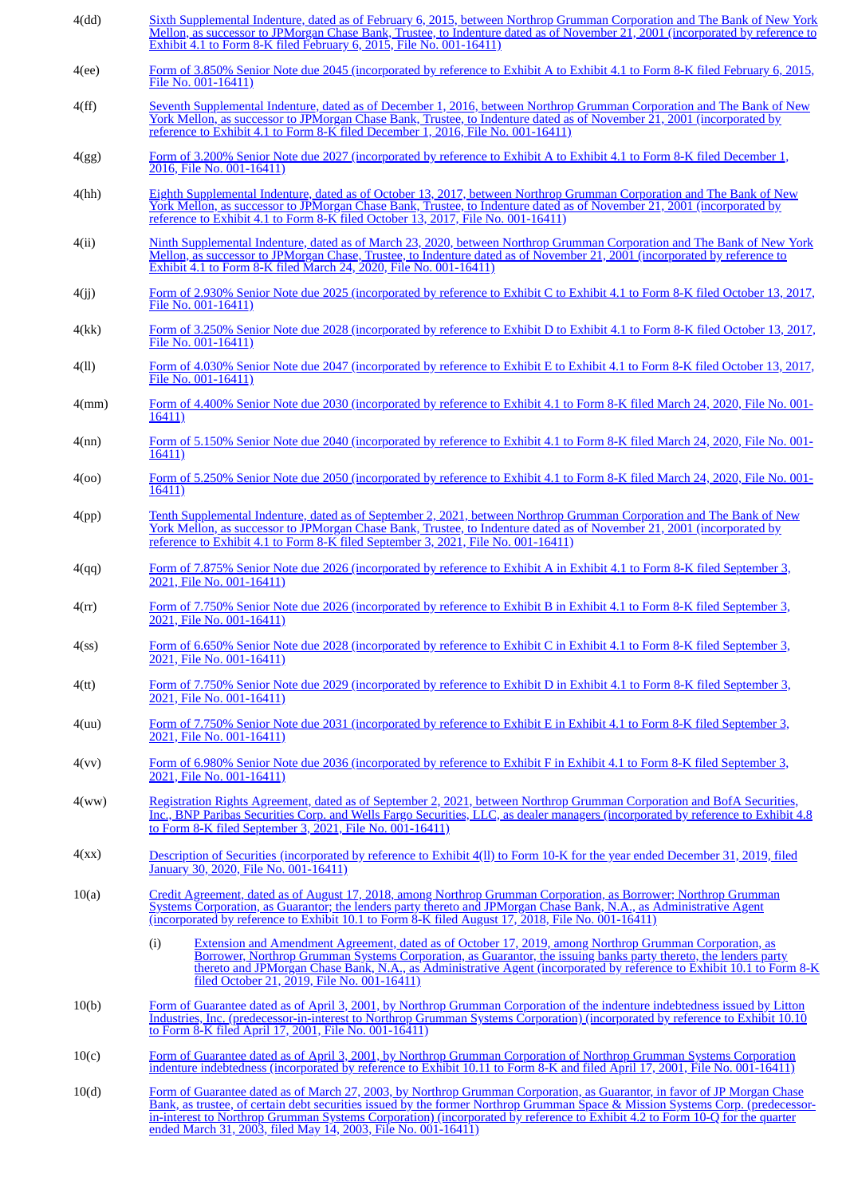| | |
|---|---|
| 4(dd) | Sixth Supplemental Indenture, dated as of February 6, 2015, between Northrop Grumman Corporation and The Bank of New York Mellon, as successor to JPMorgan Chase Bank, Trustee, to Indenture dated as of November 21, 2001 (incorporated by reference to Exhibit 4.1 to Form 8-K filed February 6, 2015, File No. 001-16411) |
| 4(ee) | Form of 3.850% Senior Note due 2045 (incorporated by reference to Exhibit A to Exhibit 4.1 to Form 8-K filed February 6, 2015, File No. 001-16411) |
| 4(ff) | Seventh Supplemental Indenture, dated as of December 1, 2016, between Northrop Grumman Corporation and The Bank of New York Mellon, as successor to JPMorgan Chase Bank, Trustee, to Indenture dated as of November 21, 2001 (incorporated by reference to Exhibit 4.1 to Form 8-K filed December 1, 2016, File No. 001-16411) |
| 4(gg) | Form of 3.200% Senior Note due 2027 (incorporated by reference to Exhibit A to Exhibit 4.1 to Form 8-K filed December 1, 2016, File No. 001-16411) |
| 4(hh) | Eighth Supplemental Indenture, dated as of October 13, 2017, between Northrop Grumman Corporation and The Bank of New York Mellon, as successor to JPMorgan Chase Bank, Trustee, to Indenture dated as of November 21, 2001 (incorporated by reference to Exhibit 4.1 to Form 8-K filed October 13, 2017, File No. 001-16411) |
| 4(ii) | Ninth Supplemental Indenture, dated as of March 23, 2020, between Northrop Grumman Corporation and The Bank of New York Mellon, as successor to JPMorgan Chase, Trustee, to Indenture dated as of November 21, 2001 (incorporated by reference to Exhibit 4.1 to Form 8-K filed March 24, 2020, File No. 001-16411) |
| 4(jj) | Form of 2.930% Senior Note due 2025 (incorporated by reference to Exhibit C to Exhibit 4.1 to Form 8-K filed October 13, 2017, File No. 001-16411) |
| 4(kk) | Form of 3.250% Senior Note due 2028 (incorporated by reference to Exhibit D to Exhibit 4.1 to Form 8-K filed October 13, 2017, File No. 001-16411) |
| 4(ll) | Form of 4.030% Senior Note due 2047 (incorporated by reference to Exhibit E to Exhibit 4.1 to Form 8-K filed October 13, 2017, File No. 001-16411) |
| 4(mm) | Form of 4.400% Senior Note due 2030 (incorporated by reference to Exhibit 4.1 to Form 8-K filed March 24, 2020, File No. 001-16411) |
| 4(nn) | Form of 5.150% Senior Note due 2040 (incorporated by reference to Exhibit 4.1 to Form 8-K filed March 24, 2020, File No. 001-16411) |
| 4(oo) | Form of 5.250% Senior Note due 2050 (incorporated by reference to Exhibit 4.1 to Form 8-K filed March 24, 2020, File No. 001-16411) |
| 4(pp) | Tenth Supplemental Indenture, dated as of September 2, 2021, between Northrop Grumman Corporation and The Bank of New York Mellon, as successor to JPMorgan Chase Bank, Trustee, to Indenture dated as of November 21, 2001 (incorporated by reference to Exhibit 4.1 to Form 8-K filed September 3, 2021, File No. 001-16411) |
| 4(qq) | Form of 7.875% Senior Note due 2026 (incorporated by reference to Exhibit A in Exhibit 4.1 to Form 8-K filed September 3, 2021, File No. 001-16411) |
| 4(rr) | Form of 7.750% Senior Note due 2026 (incorporated by reference to Exhibit B in Exhibit 4.1 to Form 8-K filed September 3, 2021, File No. 001-16411) |
| 4(ss) | Form of 6.650% Senior Note due 2028 (incorporated by reference to Exhibit C in Exhibit 4.1 to Form 8-K filed September 3, 2021, File No. 001-16411) |
| 4(tt) | Form of 7.750% Senior Note due 2029 (incorporated by reference to Exhibit D in Exhibit 4.1 to Form 8-K filed September 3, 2021, File No. 001-16411) |
| 4(uu) | Form of 7.750% Senior Note due 2031 (incorporated by reference to Exhibit E in Exhibit 4.1 to Form 8-K filed September 3, 2021, File No. 001-16411) |
| 4(vv) | Form of 6.980% Senior Note due 2036 (incorporated by reference to Exhibit F in Exhibit 4.1 to Form 8-K filed September 3, 2021, File No. 001-16411) |
| 4(ww) | Registration Rights Agreement, dated as of September 2, 2021, between Northrop Grumman Corporation and BofA Securities, Inc., BNP Paribas Securities Corp. and Wells Fargo Securities, LLC, as dealer managers (incorporated by reference to Exhibit 4.8 to Form 8-K filed September 3, 2021, File No. 001-16411) |
| 4(xx) | Description of Securities (incorporated by reference to Exhibit 4(ll) to Form 10-K for the year ended December 31, 2019, filed January 30, 2020, File No. 001-16411) |
| 10(a) | Credit Agreement, dated as of August 17, 2018, among Northrop Grumman Corporation, as Borrower; Northrop Grumman Systems Corporation, as Guarantor; the lenders party thereto and JPMorgan Chase Bank, N.A., as Administrative Agent (incorporated by reference to Exhibit 10.1 to Form 8-K filed August 17, 2018, File No. 001-16411) |
| | (i) Extension and Amendment Agreement, dated as of October 17, 2019, among Northrop Grumman Corporation, as Borrower, Northrop Grumman Systems Corporation, as Guarantor, the issuing banks party thereto, the lenders party thereto and JPMorgan Chase Bank, N.A., as Administrative Agent (incorporated by reference to Exhibit 10.1 to Form 8-K filed October 21, 2019, File No. 001-16411) |
| 10(b) | Form of Guarantee dated as of April 3, 2001, by Northrop Grumman Corporation of the indenture indebtedness issued by Litton Industries, Inc. (predecessor-in-interest to Northrop Grumman Systems Corporation) (incorporated by reference to Exhibit 10.10 to Form 8-K filed April 17, 2001, File No. 001-16411) |
| 10(c) | Form of Guarantee dated as of April 3, 2001, by Northrop Grumman Corporation of Northrop Grumman Systems Corporation indenture indebtedness (incorporated by reference to Exhibit 10.11 to Form 8-K and filed April 17, 2001, File No. 001-16411) |
| 10(d) | Form of Guarantee dated as of March 27, 2003, by Northrop Grumman Corporation, as Guarantor, in favor of JP Morgan Chase Bank, as trustee, of certain debt securities issued by the former Northrop Grumman Space & Mission Systems Corp. (predecessor-in-interest to Northrop Grumman Systems Corporation) (incorporated by reference to Exhibit 4.2 to Form 10-Q for the quarter ended March 31, 2003, filed May 14, 2003, File No. 001-16411) |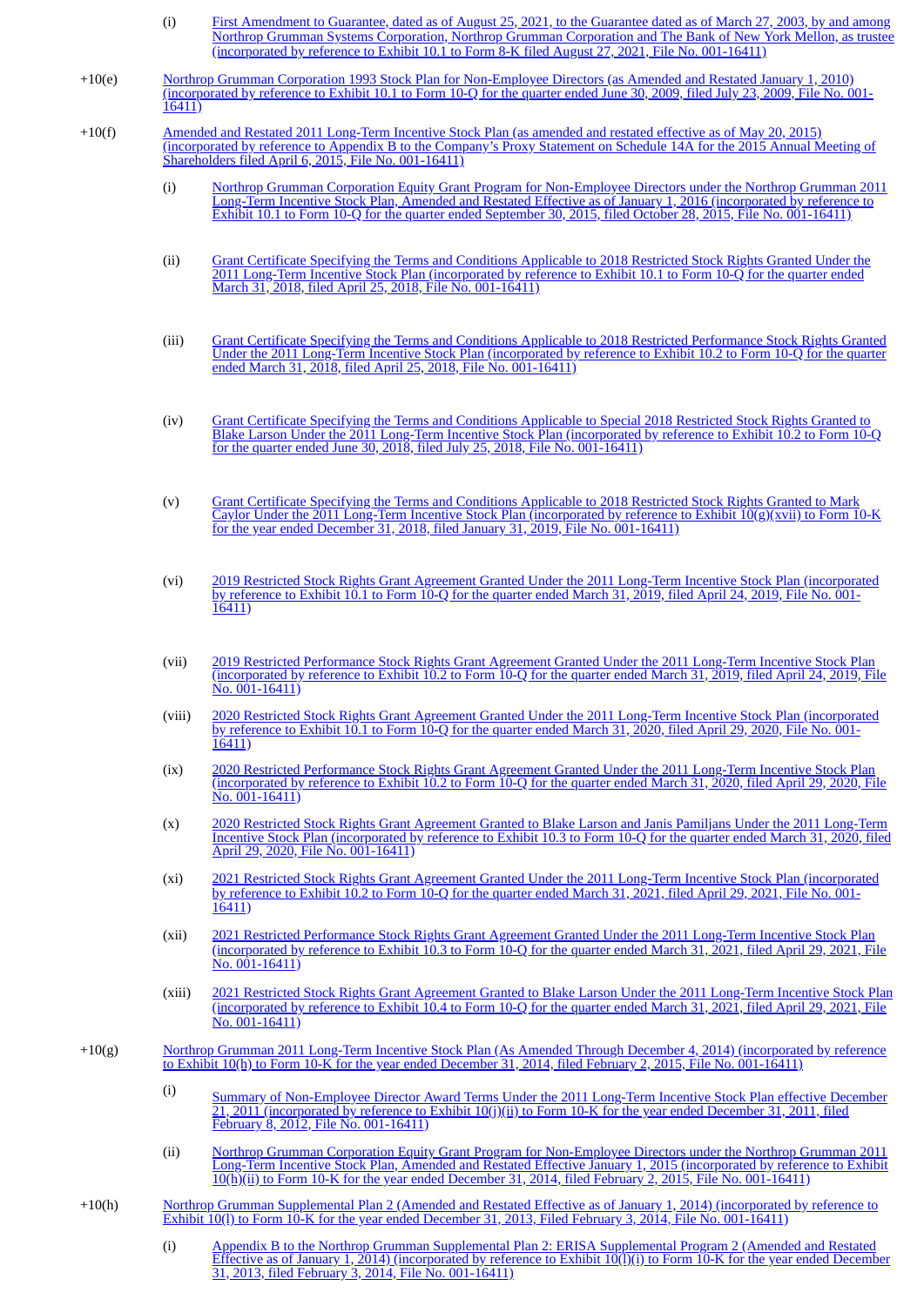(i) First Amendment to Guarantee, dated as of August 25, 2021, to the Guarantee dated as of March 27, 2003, by and among Northrop Grumman Systems Corporation, Northrop Grumman Corporation and The Bank of New York Mellon, as trustee (incorporated by reference to Exhibit 10.1 to Form 8-K filed August 27, 2021, File No. 001-16411)

+10(e) Northrop Grumman Corporation 1993 Stock Plan for Non-Employee Directors (as Amended and Restated January 1, 2010) (incorporated by reference to Exhibit 10.1 to Form 10-Q for the quarter ended June 30, 2009, filed July 23, 2009, File No. 001-16411)

+10(f) Amended and Restated 2011 Long-Term Incentive Stock Plan (as amended and restated effective as of May 20, 2015) (incorporated by reference to Appendix B to the Company's Proxy Statement on Schedule 14A for the 2015 Annual Meeting of Shareholders filed April 6, 2015, File No. 001-16411)

(i) Northrop Grumman Corporation Equity Grant Program for Non-Employee Directors under the Northrop Grumman 2011 Long-Term Incentive Stock Plan, Amended and Restated Effective as of January 1, 2016 (incorporated by reference to Exhibit 10.1 to Form 10-Q for the quarter ended September 30, 2015, filed October 28, 2015, File No. 001-16411)

(ii) Grant Certificate Specifying the Terms and Conditions Applicable to 2018 Restricted Stock Rights Granted Under the 2011 Long-Term Incentive Stock Plan (incorporated by reference to Exhibit 10.1 to Form 10-Q for the quarter ended March 31, 2018, filed April 25, 2018, File No. 001-16411)

(iii) Grant Certificate Specifying the Terms and Conditions Applicable to 2018 Restricted Performance Stock Rights Granted Under the 2011 Long-Term Incentive Stock Plan (incorporated by reference to Exhibit 10.2 to Form 10-Q for the quarter ended March 31, 2018, filed April 25, 2018, File No. 001-16411)

(iv) Grant Certificate Specifying the Terms and Conditions Applicable to Special 2018 Restricted Stock Rights Granted to Blake Larson Under the 2011 Long-Term Incentive Stock Plan (incorporated by reference to Exhibit 10.2 to Form 10-Q for the quarter ended June 30, 2018, filed July 25, 2018, File No. 001-16411)

(v) Grant Certificate Specifying the Terms and Conditions Applicable to 2018 Restricted Stock Rights Granted to Mark Caylor Under the 2011 Long-Term Incentive Stock Plan (incorporated by reference to Exhibit 10(g)(xvii) to Form 10-K for the year ended December 31, 2018, filed January 31, 2019, File No. 001-16411)

(vi) 2019 Restricted Stock Rights Grant Agreement Granted Under the 2011 Long-Term Incentive Stock Plan (incorporated by reference to Exhibit 10.1 to Form 10-Q for the quarter ended March 31, 2019, filed April 24, 2019, File No. 001-16411)

(vii) 2019 Restricted Performance Stock Rights Grant Agreement Granted Under the 2011 Long-Term Incentive Stock Plan (incorporated by reference to Exhibit 10.2 to Form 10-Q for the quarter ended March 31, 2019, filed April 24, 2019, File No. 001-16411)

(viii) 2020 Restricted Stock Rights Grant Agreement Granted Under the 2011 Long-Term Incentive Stock Plan (incorporated by reference to Exhibit 10.1 to Form 10-Q for the quarter ended March 31, 2020, filed April 29, 2020, File No. 001-16411)

(ix) 2020 Restricted Performance Stock Rights Grant Agreement Granted Under the 2011 Long-Term Incentive Stock Plan (incorporated by reference to Exhibit 10.2 to Form 10-Q for the quarter ended March 31, 2020, filed April 29, 2020, File No. 001-16411)

(x) 2020 Restricted Stock Rights Grant Agreement Granted to Blake Larson and Janis Pamiljans Under the 2011 Long-Term Incentive Stock Plan (incorporated by reference to Exhibit 10.3 to Form 10-Q for the quarter ended March 31, 2020, filed April 29, 2020, File No. 001-16411)

(xi) 2021 Restricted Stock Rights Grant Agreement Granted Under the 2011 Long-Term Incentive Stock Plan (incorporated by reference to Exhibit 10.2 to Form 10-Q for the quarter ended March 31, 2021, filed April 29, 2021, File No. 001-16411)

(xii) 2021 Restricted Performance Stock Rights Grant Agreement Granted Under the 2011 Long-Term Incentive Stock Plan (incorporated by reference to Exhibit 10.3 to Form 10-Q for the quarter ended March 31, 2021, filed April 29, 2021, File No. 001-16411)

(xiii) 2021 Restricted Stock Rights Grant Agreement Granted to Blake Larson Under the 2011 Long-Term Incentive Stock Plan (incorporated by reference to Exhibit 10.4 to Form 10-Q for the quarter ended March 31, 2021, filed April 29, 2021, File No. 001-16411)

+10(g) Northrop Grumman 2011 Long-Term Incentive Stock Plan (As Amended Through December 4, 2014) (incorporated by reference to Exhibit 10(h) to Form 10-K for the year ended December 31, 2014, filed February 2, 2015, File No. 001-16411)

(i) Summary of Non-Employee Director Award Terms Under the 2011 Long-Term Incentive Stock Plan effective December 21, 2011 (incorporated by reference to Exhibit 10(j)(ii) to Form 10-K for the year ended December 31, 2011, filed February 8, 2012, File No. 001-16411)

(ii) Northrop Grumman Corporation Equity Grant Program for Non-Employee Directors under the Northrop Grumman 2011 Long-Term Incentive Stock Plan, Amended and Restated Effective January 1, 2015 (incorporated by reference to Exhibit 10(h)(ii) to Form 10-K for the year ended December 31, 2014, filed February 2, 2015, File No. 001-16411)

+10(h) Northrop Grumman Supplemental Plan 2 (Amended and Restated Effective as of January 1, 2014) (incorporated by reference to Exhibit 10(l) to Form 10-K for the year ended December 31, 2013, Filed February 3, 2014, File No. 001-16411)

(i) Appendix B to the Northrop Grumman Supplemental Plan 2: ERISA Supplemental Program 2 (Amended and Restated Effective as of January 1, 2014) (incorporated by reference to Exhibit 10(l)(i) to Form 10-K for the year ended December 31, 2013, filed February 3, 2014, File No. 001-16411)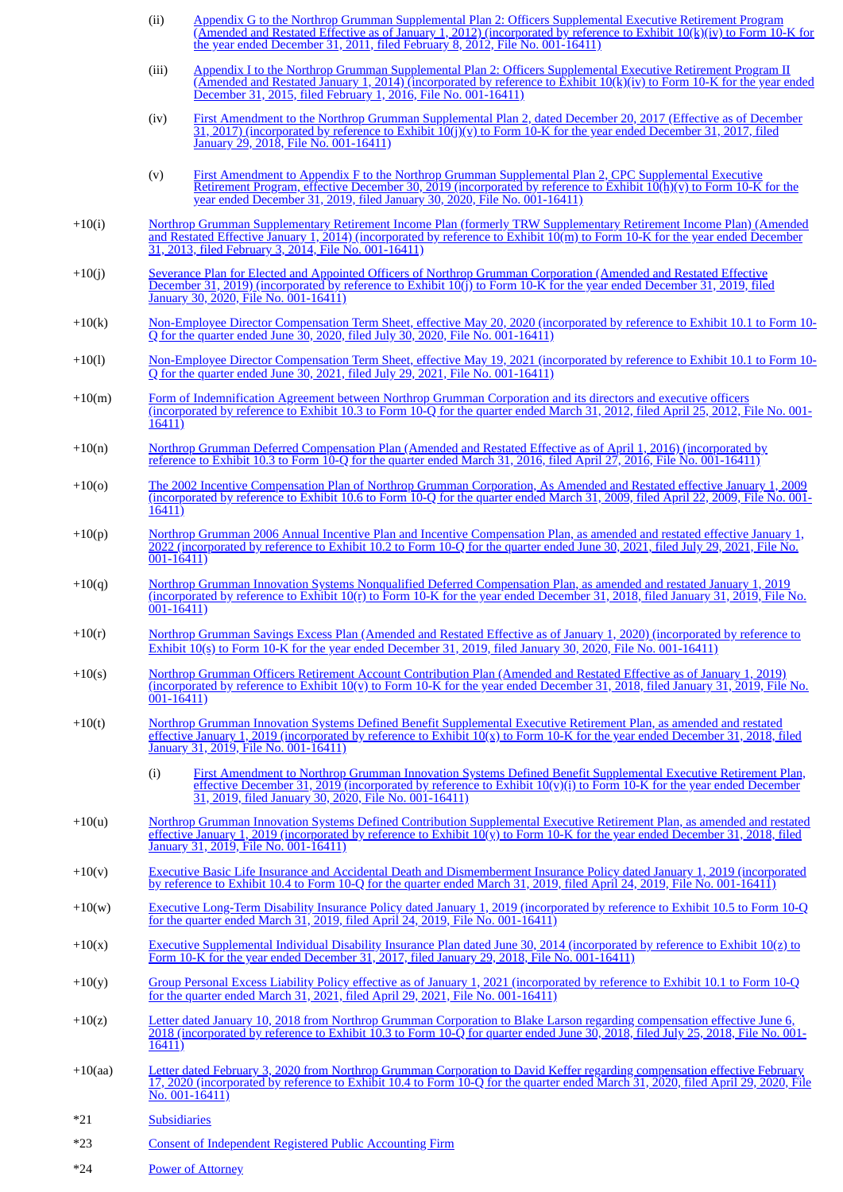| | |
|---|---|
| (ii) | Appendix G to the Northrop Grumman Supplemental Plan 2: Officers Supplemental Executive Retirement Program (Amended and Restated Effective as of January 1, 2012) (incorporated by reference to Exhibit 10(k)(iv) to Form 10-K for the year ended December 31, 2011, filed February 8, 2012, File No. 001-16411) |
| (iii) | Appendix I to the Northrop Grumman Supplemental Plan 2: Officers Supplemental Executive Retirement Program II (Amended and Restated January 1, 2014) (incorporated by reference to Exhibit 10(k)(iv) to Form 10-K for the year ended December 31, 2015, filed February 1, 2016, File No. 001-16411) |
| (iv) | First Amendment to the Northrop Grumman Supplemental Plan 2, dated December 20, 2017 (Effective as of December 31, 2017) (incorporated by reference to Exhibit 10(j)(v) to Form 10-K for the year ended December 31, 2017, filed January 29, 2018, File No. 001-16411) |
| (v) | First Amendment to Appendix F to the Northrop Grumman Supplemental Plan 2, CPC Supplemental Executive Retirement Program, effective December 30, 2019 (incorporated by reference to Exhibit 10(h)(v) to Form 10-K for the year ended December 31, 2019, filed January 30, 2020, File No. 001-16411) |

| | |
|---|---|
| +10(i) | Northrop Grumman Supplementary Retirement Income Plan (formerly TRW Supplementary Retirement Income Plan) (Amended and Restated Effective January 1, 2014) (incorporated by reference to Exhibit 10(m) to Form 10-K for the year ended December 31, 2013, filed February 3, 2014, File No. 001-16411) |
| +10(j) | Severance Plan for Elected and Appointed Officers of Northrop Grumman Corporation (Amended and Restated Effective December 31, 2019) (incorporated by reference to Exhibit 10(j) to Form 10-K for the year ended December 31, 2019, filed January 30, 2020, File No. 001-16411) |
| +10(k) | Non-Employee Director Compensation Term Sheet, effective May 20, 2020 (incorporated by reference to Exhibit 10.1 to Form 10-Q for the quarter ended June 30, 2020, filed July 30, 2020, File No. 001-16411) |
| +10(l) | Non-Employee Director Compensation Term Sheet, effective May 19, 2021 (incorporated by reference to Exhibit 10.1 to Form 10-Q for the quarter ended June 30, 2021, filed July 29, 2021, File No. 001-16411) |
| +10(m) | Form of Indemnification Agreement between Northrop Grumman Corporation and its directors and executive officers (incorporated by reference to Exhibit 10.3 to Form 10-Q for the quarter ended March 31, 2012, filed April 25, 2012, File No. 001-16411) |
| +10(n) | Northrop Grumman Deferred Compensation Plan (Amended and Restated Effective as of April 1, 2016) (incorporated by reference to Exhibit 10.3 to Form 10-Q for the quarter ended March 31, 2016, filed April 27, 2016, File No. 001-16411) |
| +10(o) | The 2002 Incentive Compensation Plan of Northrop Grumman Corporation, As Amended and Restated effective January 1, 2009 (incorporated by reference to Exhibit 10.6 to Form 10-Q for the quarter ended March 31, 2009, filed April 22, 2009, File No. 001-16411) |
| +10(p) | Northrop Grumman 2006 Annual Incentive Plan and Incentive Compensation Plan, as amended and restated effective January 1, 2022 (incorporated by reference to Exhibit 10.2 to Form 10-Q for the quarter ended June 30, 2021, filed July 29, 2021, File No. 001-16411) |
| +10(q) | Northrop Grumman Innovation Systems Nonqualified Deferred Compensation Plan, as amended and restated January 1, 2019 (incorporated by reference to Exhibit 10(r) to Form 10-K for the year ended December 31, 2018, filed January 31, 2019, File No. 001-16411) |
| +10(r) | Northrop Grumman Savings Excess Plan (Amended and Restated Effective as of January 1, 2020) (incorporated by reference to Exhibit 10(s) to Form 10-K for the year ended December 31, 2019, filed January 30, 2020, File No. 001-16411) |
| +10(s) | Northrop Grumman Officers Retirement Account Contribution Plan (Amended and Restated Effective as of January 1, 2019) (incorporated by reference to Exhibit 10(v) to Form 10-K for the year ended December 31, 2018, filed January 31, 2019, File No. 001-16411) |
| +10(t) | Northrop Grumman Innovation Systems Defined Benefit Supplemental Executive Retirement Plan, as amended and restated effective January 1, 2019 (incorporated by reference to Exhibit 10(x) to Form 10-K for the year ended December 31, 2018, filed January 31, 2019, File No. 001-16411) |
| (i) | First Amendment to Northrop Grumman Innovation Systems Defined Benefit Supplemental Executive Retirement Plan, effective December 31, 2019 (incorporated by reference to Exhibit 10(v)(i) to Form 10-K for the year ended December 31, 2019, filed January 30, 2020, File No. 001-16411) |
| +10(u) | Northrop Grumman Innovation Systems Defined Contribution Supplemental Executive Retirement Plan, as amended and restated effective January 1, 2019 (incorporated by reference to Exhibit 10(y) to Form 10-K for the year ended December 31, 2018, filed January 31, 2019, File No. 001-16411) |
| +10(v) | Executive Basic Life Insurance and Accidental Death and Dismemberment Insurance Policy dated January 1, 2019 (incorporated by reference to Exhibit 10.4 to Form 10-Q for the quarter ended March 31, 2019, filed April 24, 2019, File No. 001-16411) |
| +10(w) | Executive Long-Term Disability Insurance Policy dated January 1, 2019 (incorporated by reference to Exhibit 10.5 to Form 10-Q for the quarter ended March 31, 2019, filed April 24, 2019, File No. 001-16411) |
| +10(x) | Executive Supplemental Individual Disability Insurance Plan dated June 30, 2014 (incorporated by reference to Exhibit 10(z) to Form 10-K for the year ended December 31, 2017, filed January 29, 2018, File No. 001-16411) |
| +10(y) | Group Personal Excess Liability Policy effective as of January 1, 2021 (incorporated by reference to Exhibit 10.1 to Form 10-Q for the quarter ended March 31, 2021, filed April 29, 2021, File No. 001-16411) |
| +10(z) | Letter dated January 10, 2018 from Northrop Grumman Corporation to Blake Larson regarding compensation effective June 6, 2018 (incorporated by reference to Exhibit 10.3 to Form 10-Q for quarter ended June 30, 2018, filed July 25, 2018, File No. 001-16411) |
| +10(aa) | Letter dated February 3, 2020 from Northrop Grumman Corporation to David Keffer regarding compensation effective February 17, 2020 (incorporated by reference to Exhibit 10.4 to Form 10-Q for the quarter ended March 31, 2020, filed April 29, 2020, File No. 001-16411) |
| *21 | Subsidiaries |
| *23 | Consent of Independent Registered Public Accounting Firm |
| *24 | Power of Attorney |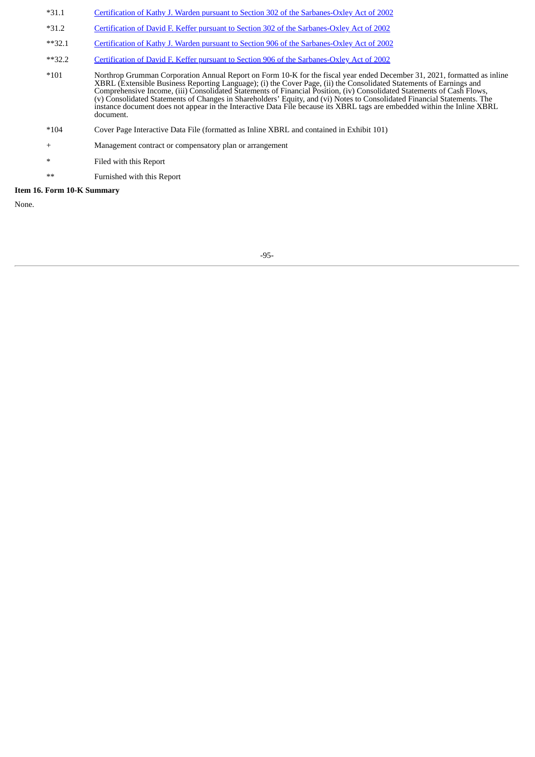| | |
|---|---|
| *31.1 | Certification of Kathy J. Warden pursuant to Section 302 of the Sarbanes-Oxley Act of 2002 |
| *31.2 | Certification of David F. Keffer pursuant to Section 302 of the Sarbanes-Oxley Act of 2002 |
| **32.1 | Certification of Kathy J. Warden pursuant to Section 906 of the Sarbanes-Oxley Act of 2002 |
| **32.2 | Certification of David F. Keffer pursuant to Section 906 of the Sarbanes-Oxley Act of 2002 |
| *101 | Northrop Grumman Corporation Annual Report on Form 10-K for the fiscal year ended December 31, 2021, formatted as inline XBRL (Extensible Business Reporting Language); (i) the Cover Page, (ii) the Consolidated Statements of Earnings and Comprehensive Income, (iii) Consolidated Statements of Financial Position, (iv) Consolidated Statements of Cash Flows, (v) Consolidated Statements of Changes in Shareholders' Equity, and (vi) Notes to Consolidated Financial Statements. The instance document does not appear in the Interactive Data File because its XBRL tags are embedded within the Inline XBRL document. |
| *104 | Cover Page Interactive Data File (formatted as Inline XBRL and contained in Exhibit 101) |
| + | Management contract or compensatory plan or arrangement |
| * | Filed with this Report |
| ** | Furnished with this Report |

**Item 16. Form 10-K Summary**

None.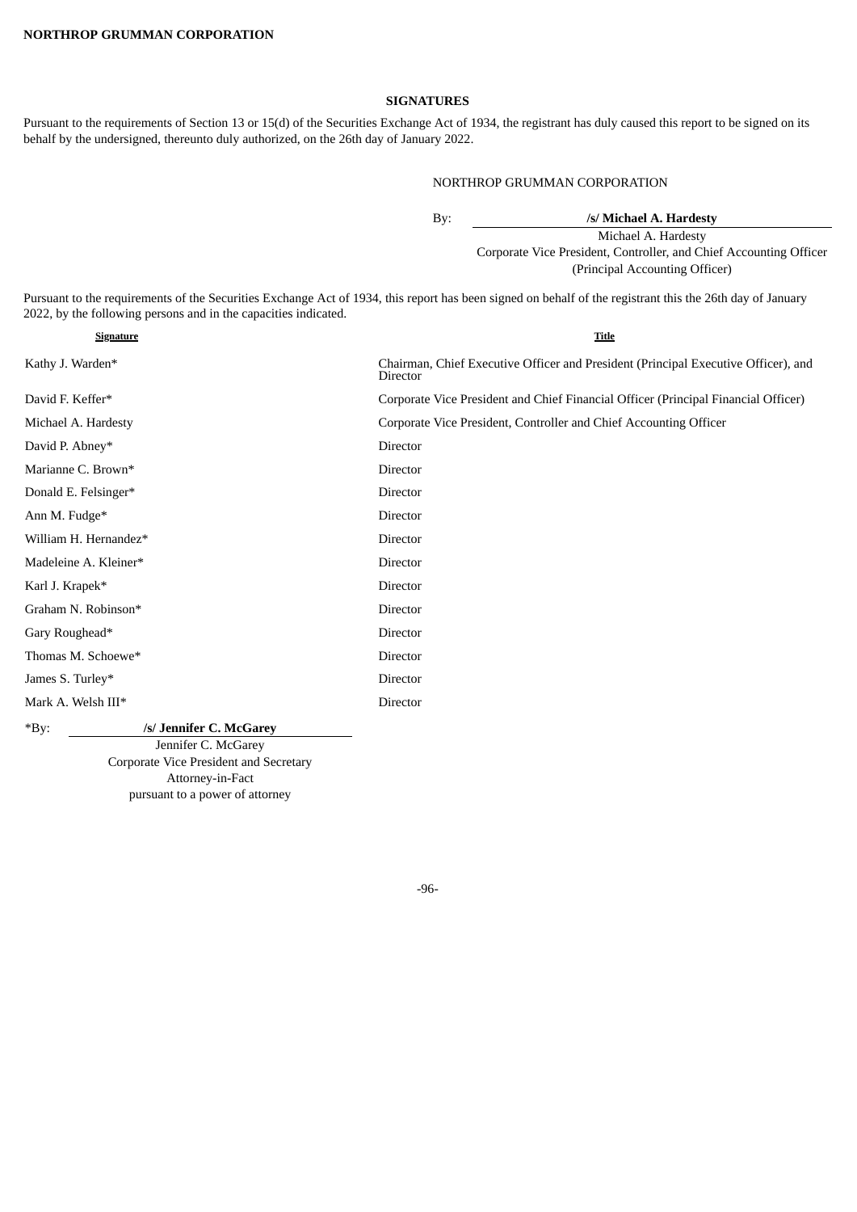## SIGNATURES

Pursuant to the requirements of Section 13 or 15(d) of the Securities Exchange Act of 1934, the registrant has duly caused this report to be signed on its behalf by the undersigned, thereunto duly authorized, on the 26th day of January 2022.

NORTHROP GRUMMAN CORPORATION

By: **/s/ Michael A. Hardesty**
Michael A. Hardesty
Corporate Vice President, Controller, and Chief Accounting Officer
(Principal Accounting Officer)

Pursuant to the requirements of the Securities Exchange Act of 1934, this report has been signed on behalf of the registrant this the 26th day of January 2022, by the following persons and in the capacities indicated.

| Signature | Title |
|---|---|
| Kathy J. Warden* | Chairman, Chief Executive Officer and President (Principal Executive Officer), and Director |
| David F. Keffer* | Corporate Vice President and Chief Financial Officer (Principal Financial Officer) |
| Michael A. Hardesty | Corporate Vice President, Controller and Chief Accounting Officer |
| David P. Abney* | Director |
| Marianne C. Brown* | Director |
| Donald E. Felsinger* | Director |
| Ann M. Fudge* | Director |
| William H. Hernandez* | Director |
| Madeleine A. Kleiner* | Director |
| Karl J. Krapek* | Director |
| Graham N. Robinson* | Director |
| Gary Roughead* | Director |
| Thomas M. Schoewe* | Director |
| James S. Turley* | Director |
| Mark A. Welsh III* | Director |

*By: **/s/ Jennifer C. McGarey**
Jennifer C. McGarey
Corporate Vice President and Secretary
Attorney-in-Fact
pursuant to a power of attorney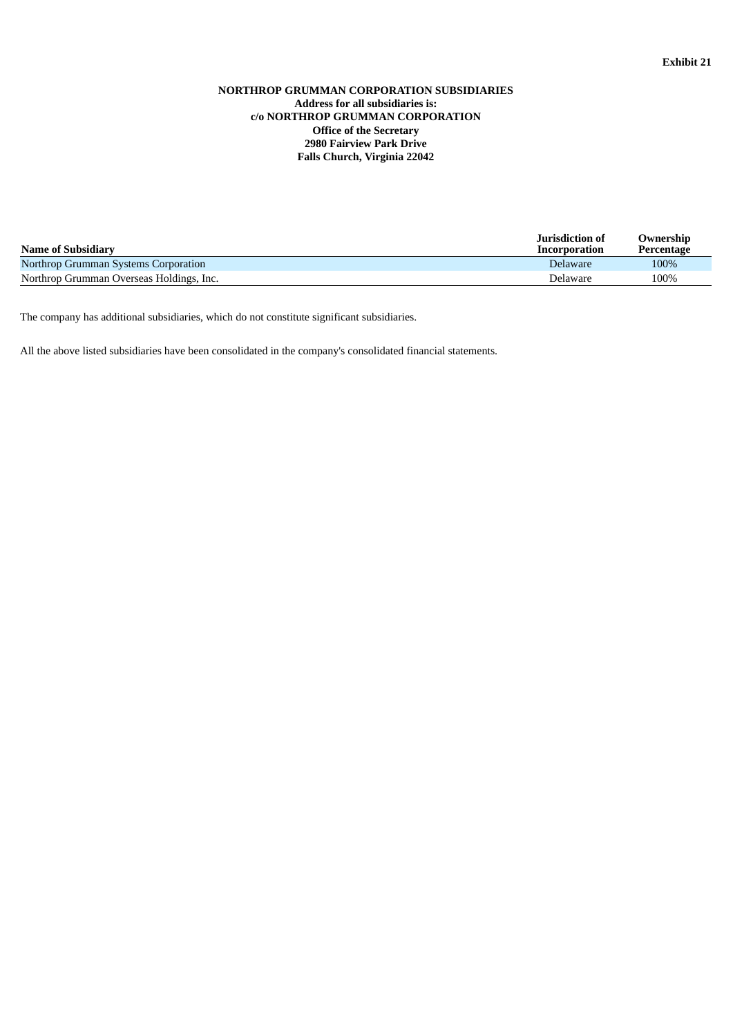Exhibit 21

**NORTHROP GRUMMAN CORPORATION SUBSIDIARIES**
**Address for all subsidiaries is:**
**c/o NORTHROP GRUMMAN CORPORATION**
**Office of the Secretary**
**2980 Fairview Park Drive**
**Falls Church, Virginia 22042**

| Name of Subsidiary | Jurisdiction of Incorporation | Ownership Percentage |
|---|---|---|
| Northrop Grumman Systems Corporation | Delaware | 100% |
| Northrop Grumman Overseas Holdings, Inc. | Delaware | 100% |

The company has additional subsidiaries, which do not constitute significant subsidiaries.

All the above listed subsidiaries have been consolidated in the company's consolidated financial statements.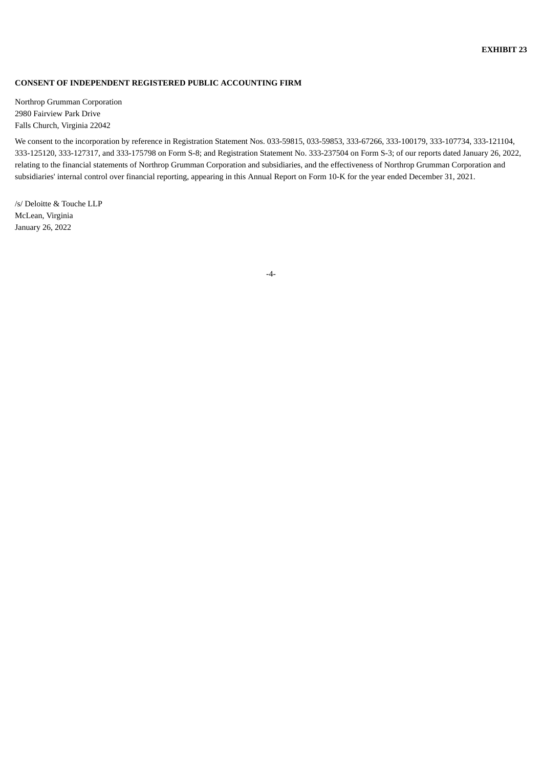**EXHIBIT 23**

**CONSENT OF INDEPENDENT REGISTERED PUBLIC ACCOUNTING FIRM**

Northrop Grumman Corporation
2980 Fairview Park Drive
Falls Church, Virginia 22042

We consent to the incorporation by reference in Registration Statement Nos. 033-59815, 033-59853, 333-67266, 333-100179, 333-107734, 333-121104, 333-125120, 333-127317, and 333-175798 on Form S-8; and Registration Statement No. 333-237504 on Form S-3; of our reports dated January 26, 2022, relating to the financial statements of Northrop Grumman Corporation and subsidiaries, and the effectiveness of Northrop Grumman Corporation and subsidiaries' internal control over financial reporting, appearing in this Annual Report on Form 10-K for the year ended December 31, 2021.

/s/ Deloitte & Touche LLP
McLean, Virginia
January 26, 2022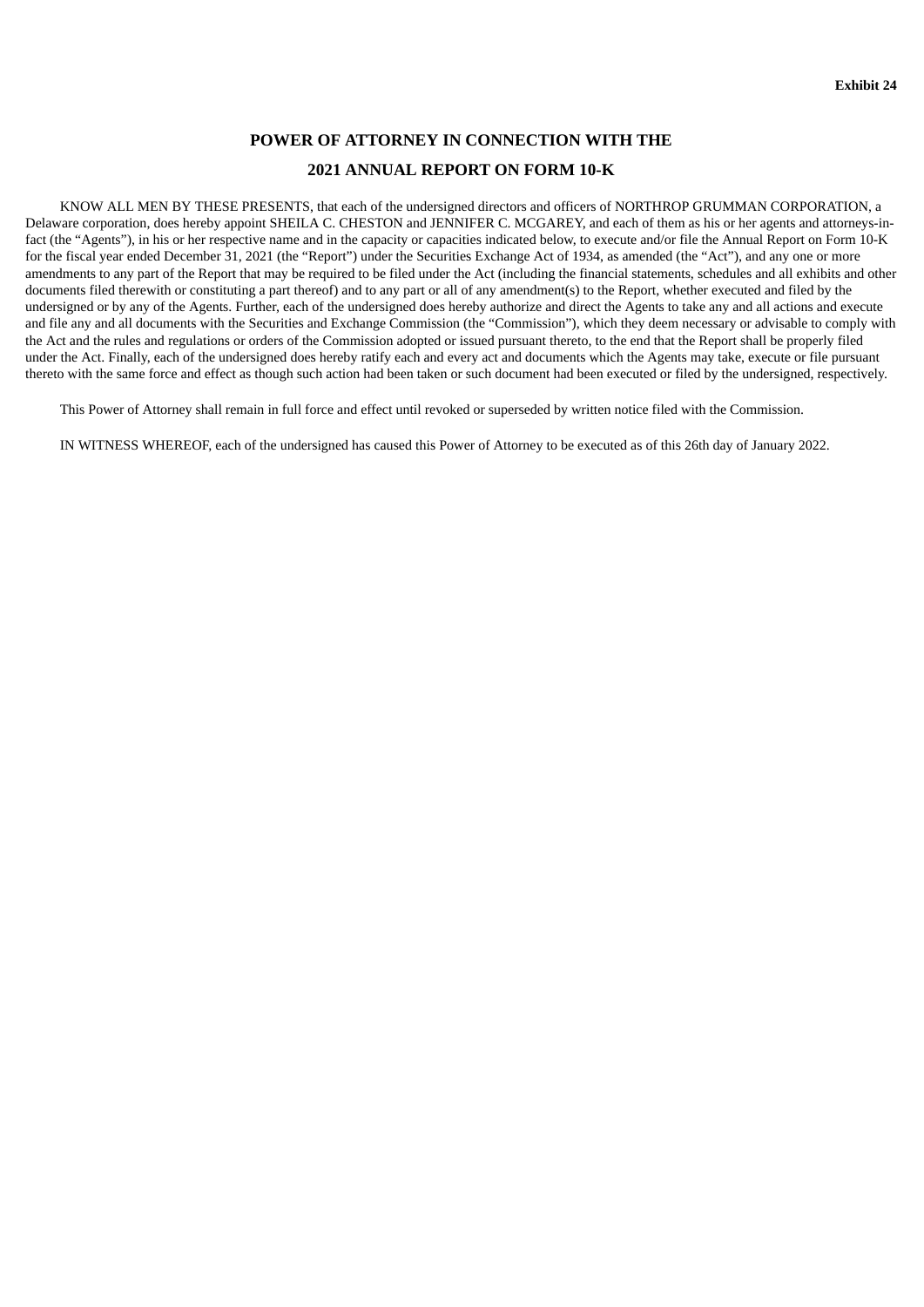**Exhibit 24**

# POWER OF ATTORNEY IN CONNECTION WITH THE

# 2021 ANNUAL REPORT ON FORM 10-K

KNOW ALL MEN BY THESE PRESENTS, that each of the undersigned directors and officers of NORTHROP GRUMMAN CORPORATION, a Delaware corporation, does hereby appoint SHEILA C. CHESTON and JENNIFER C. MCGAREY, and each of them as his or her agents and attorneys-in-fact (the "Agents"), in his or her respective name and in the capacity or capacities indicated below, to execute and/or file the Annual Report on Form 10-K for the fiscal year ended December 31, 2021 (the "Report") under the Securities Exchange Act of 1934, as amended (the "Act"), and any one or more amendments to any part of the Report that may be required to be filed under the Act (including the financial statements, schedules and all exhibits and other documents filed therewith or constituting a part thereof) and to any part or all of any amendment(s) to the Report, whether executed and filed by the undersigned or by any of the Agents. Further, each of the undersigned does hereby authorize and direct the Agents to take any and all actions and execute and file any and all documents with the Securities and Exchange Commission (the "Commission"), which they deem necessary or advisable to comply with the Act and the rules and regulations or orders of the Commission adopted or issued pursuant thereto, to the end that the Report shall be properly filed under the Act. Finally, each of the undersigned does hereby ratify each and every act and documents which the Agents may take, execute or file pursuant thereto with the same force and effect as though such action had been taken or such document had been executed or filed by the undersigned, respectively.

This Power of Attorney shall remain in full force and effect until revoked or superseded by written notice filed with the Commission.

IN WITNESS WHEREOF, each of the undersigned has caused this Power of Attorney to be executed as of this 26th day of January 2022.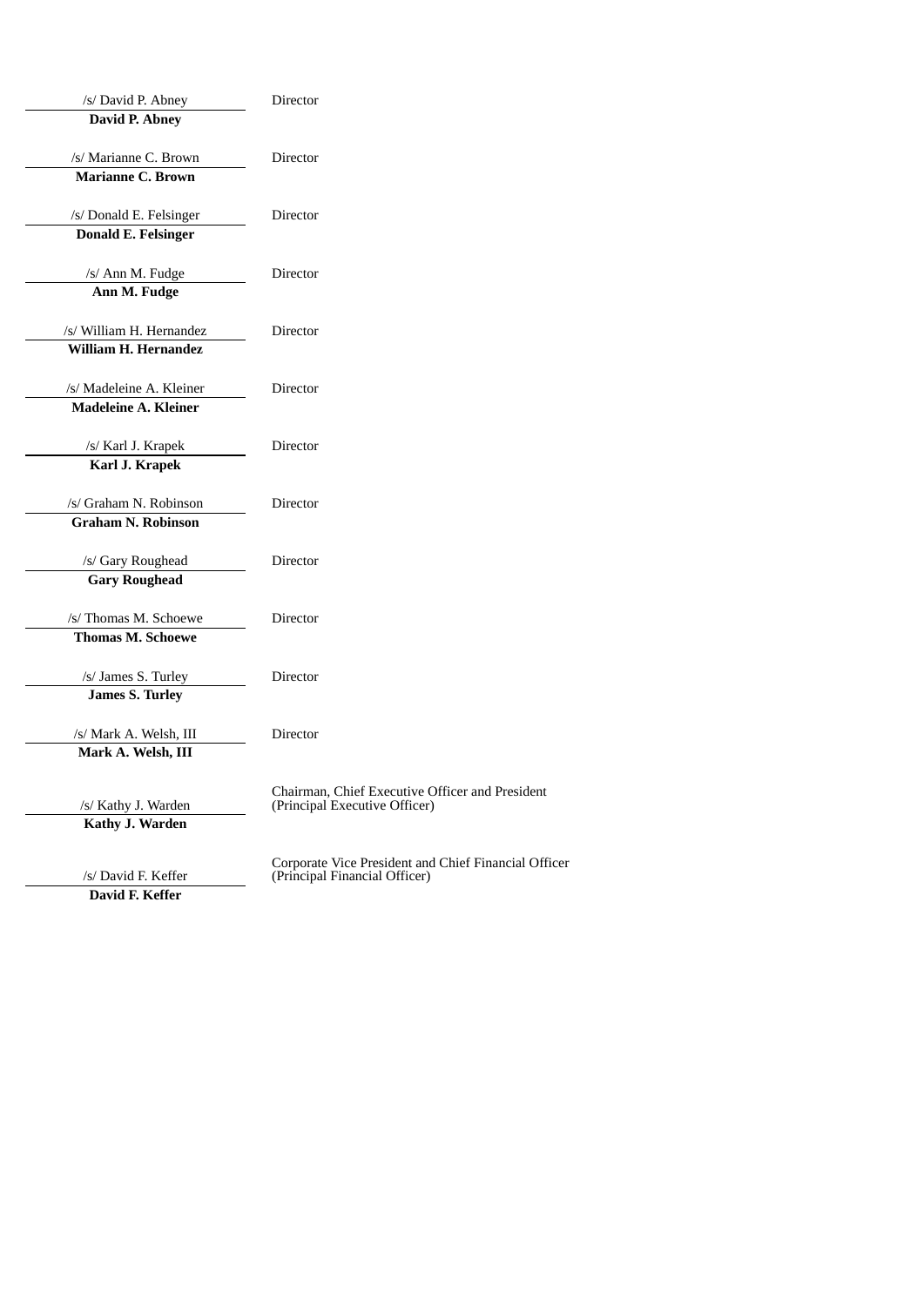| | |
|---|---|
| /s/ David P. Abney<br>**David P. Abney** | Director |
| /s/ Marianne C. Brown<br>**Marianne C. Brown** | Director |
| /s/ Donald E. Felsinger<br>**Donald E. Felsinger** | Director |
| /s/ Ann M. Fudge<br>**Ann M. Fudge** | Director |
| /s/ William H. Hernandez<br>**William H. Hernandez** | Director |
| /s/ Madeleine A. Kleiner<br>**Madeleine A. Kleiner** | Director |
| /s/ Karl J. Krapek<br>**Karl J. Krapek** | Director |
| /s/ Graham N. Robinson<br>**Graham N. Robinson** | Director |
| /s/ Gary Roughead<br>**Gary Roughead** | Director |
| /s/ Thomas M. Schoewe<br>**Thomas M. Schoewe** | Director |
| /s/ James S. Turley<br>**James S. Turley** | Director |
| /s/ Mark A. Welsh, III<br>**Mark A. Welsh, III** | Director |
| /s/ Kathy J. Warden<br>**Kathy J. Warden** | Chairman, Chief Executive Officer and President<br>(Principal Executive Officer) |
| /s/ David F. Keffer<br>**David F. Keffer** | Corporate Vice President and Chief Financial Officer<br>(Principal Financial Officer) |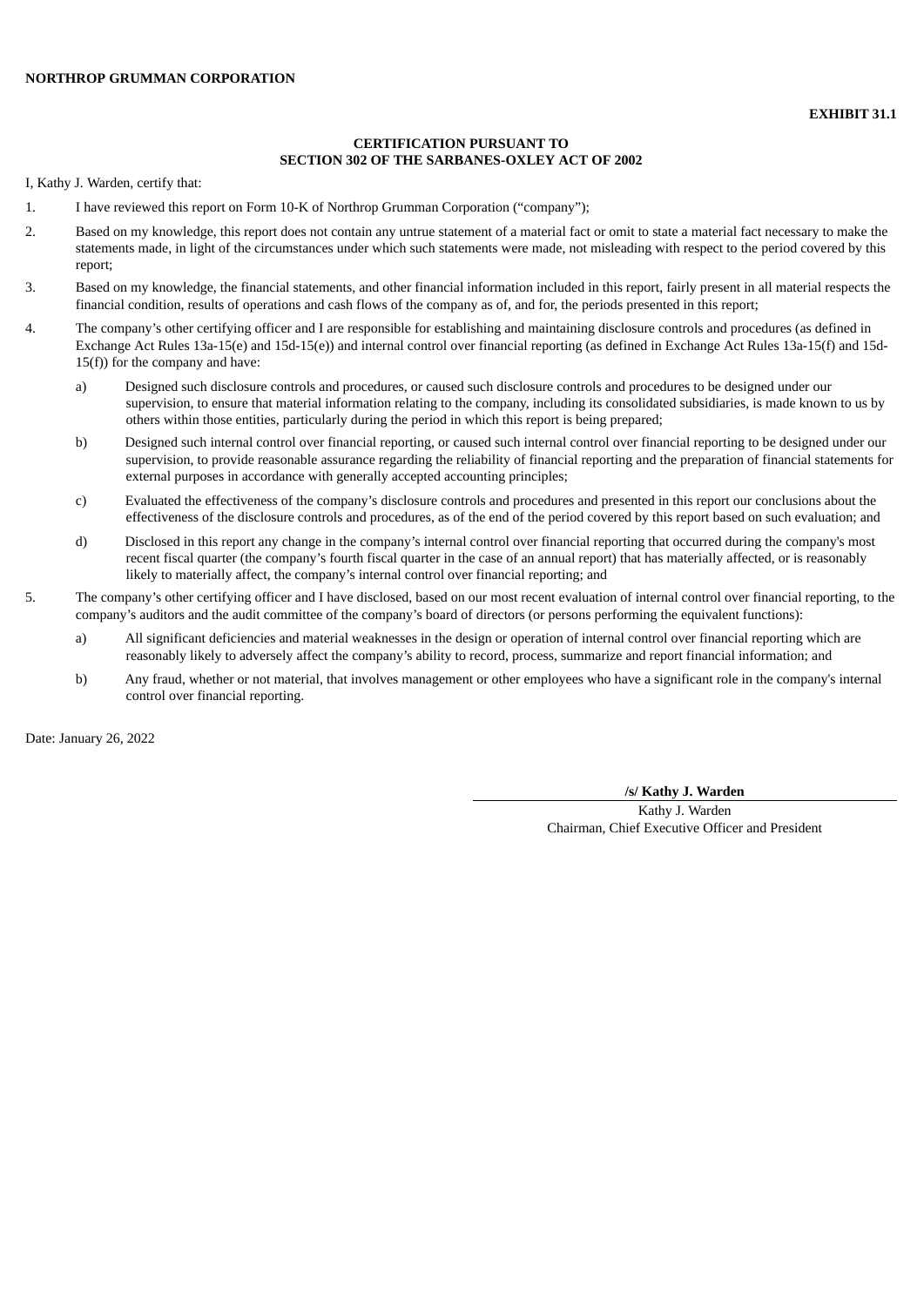**NORTHROP GRUMMAN CORPORATION**

**EXHIBIT 31.1**

**CERTIFICATION PURSUANT TO**
**SECTION 302 OF THE SARBANES-OXLEY ACT OF 2002**

I, Kathy J. Warden, certify that:

1. I have reviewed this report on Form 10-K of Northrop Grumman Corporation ("company");

2. Based on my knowledge, this report does not contain any untrue statement of a material fact or omit to state a material fact necessary to make the statements made, in light of the circumstances under which such statements were made, not misleading with respect to the period covered by this report;

3. Based on my knowledge, the financial statements, and other financial information included in this report, fairly present in all material respects the financial condition, results of operations and cash flows of the company as of, and for, the periods presented in this report;

4. The company's other certifying officer and I are responsible for establishing and maintaining disclosure controls and procedures (as defined in Exchange Act Rules 13a-15(e) and 15d-15(e)) and internal control over financial reporting (as defined in Exchange Act Rules 13a-15(f) and 15d-15(f)) for the company and have:

    a) Designed such disclosure controls and procedures, or caused such disclosure controls and procedures to be designed under our supervision, to ensure that material information relating to the company, including its consolidated subsidiaries, is made known to us by others within those entities, particularly during the period in which this report is being prepared;

    b) Designed such internal control over financial reporting, or caused such internal control over financial reporting to be designed under our supervision, to provide reasonable assurance regarding the reliability of financial reporting and the preparation of financial statements for external purposes in accordance with generally accepted accounting principles;

    c) Evaluated the effectiveness of the company's disclosure controls and procedures and presented in this report our conclusions about the effectiveness of the disclosure controls and procedures, as of the end of the period covered by this report based on such evaluation; and

    d) Disclosed in this report any change in the company's internal control over financial reporting that occurred during the company's most recent fiscal quarter (the company's fourth fiscal quarter in the case of an annual report) that has materially affected, or is reasonably likely to materially affect, the company's internal control over financial reporting; and

5. The company's other certifying officer and I have disclosed, based on our most recent evaluation of internal control over financial reporting, to the company's auditors and the audit committee of the company's board of directors (or persons performing the equivalent functions):

    a) All significant deficiencies and material weaknesses in the design or operation of internal control over financial reporting which are reasonably likely to adversely affect the company's ability to record, process, summarize and report financial information; and

    b) Any fraud, whether or not material, that involves management or other employees who have a significant role in the company's internal control over financial reporting.

Date: January 26, 2022

**/s/ Kathy J. Warden**
Kathy J. Warden
Chairman, Chief Executive Officer and President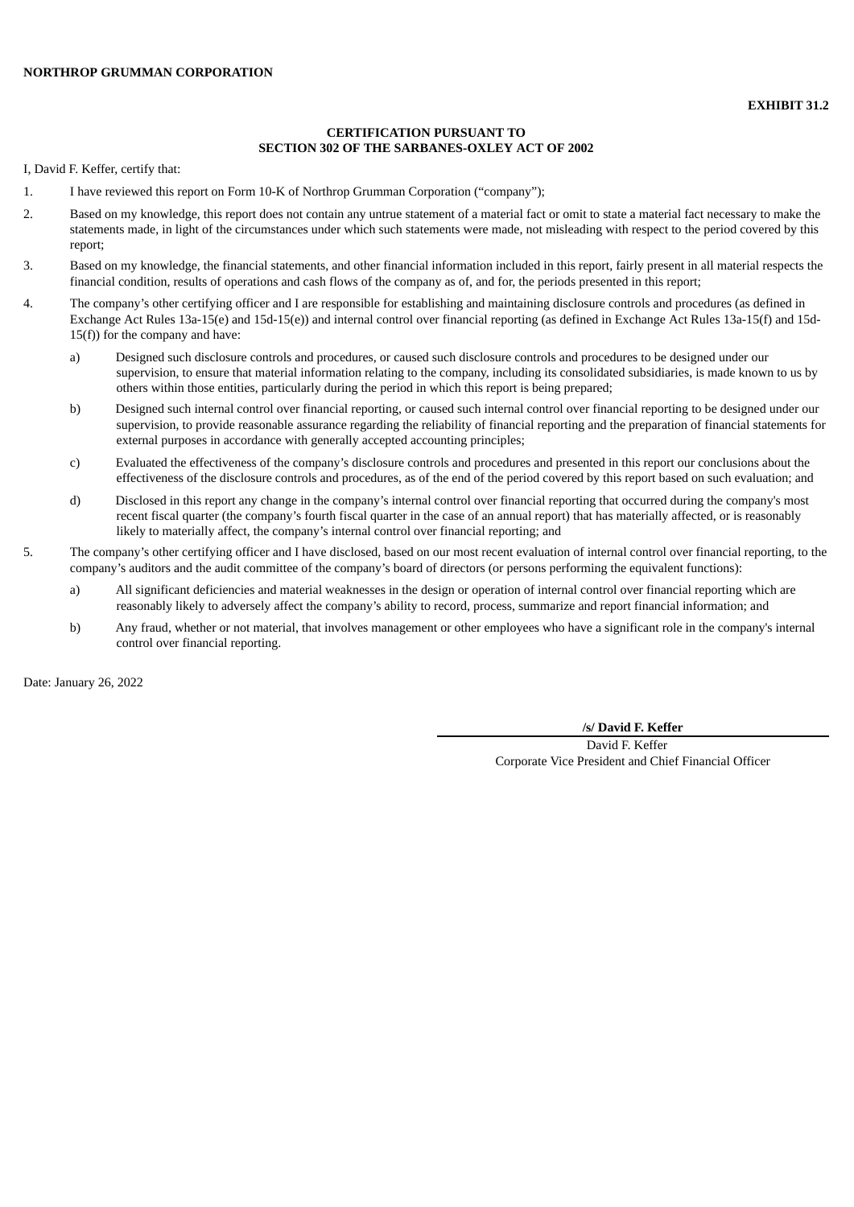**NORTHROP GRUMMAN CORPORATION**

**EXHIBIT 31.2**

**CERTIFICATION PURSUANT TO**
**SECTION 302 OF THE SARBANES-OXLEY ACT OF 2002**

I, David F. Keffer, certify that:

1. I have reviewed this report on Form 10-K of Northrop Grumman Corporation ("company");

2. Based on my knowledge, this report does not contain any untrue statement of a material fact or omit to state a material fact necessary to make the statements made, in light of the circumstances under which such statements were made, not misleading with respect to the period covered by this report;

3. Based on my knowledge, the financial statements, and other financial information included in this report, fairly present in all material respects the financial condition, results of operations and cash flows of the company as of, and for, the periods presented in this report;

4. The company's other certifying officer and I are responsible for establishing and maintaining disclosure controls and procedures (as defined in Exchange Act Rules 13a-15(e) and 15d-15(e)) and internal control over financial reporting (as defined in Exchange Act Rules 13a-15(f) and 15d-15(f)) for the company and have:

   a) Designed such disclosure controls and procedures, or caused such disclosure controls and procedures to be designed under our supervision, to ensure that material information relating to the company, including its consolidated subsidiaries, is made known to us by others within those entities, particularly during the period in which this report is being prepared;

   b) Designed such internal control over financial reporting, or caused such internal control over financial reporting to be designed under our supervision, to provide reasonable assurance regarding the reliability of financial reporting and the preparation of financial statements for external purposes in accordance with generally accepted accounting principles;

   c) Evaluated the effectiveness of the company's disclosure controls and procedures and presented in this report our conclusions about the effectiveness of the disclosure controls and procedures, as of the end of the period covered by this report based on such evaluation; and

   d) Disclosed in this report any change in the company's internal control over financial reporting that occurred during the company's most recent fiscal quarter (the company's fourth fiscal quarter in the case of an annual report) that has materially affected, or is reasonably likely to materially affect, the company's internal control over financial reporting; and

5. The company's other certifying officer and I have disclosed, based on our most recent evaluation of internal control over financial reporting, to the company's auditors and the audit committee of the company's board of directors (or persons performing the equivalent functions):

   a) All significant deficiencies and material weaknesses in the design or operation of internal control over financial reporting which are reasonably likely to adversely affect the company's ability to record, process, summarize and report financial information; and

   b) Any fraud, whether or not material, that involves management or other employees who have a significant role in the company's internal control over financial reporting.

Date: January 26, 2022

**/s/ David F. Keffer**

David F. Keffer
Corporate Vice President and Chief Financial Officer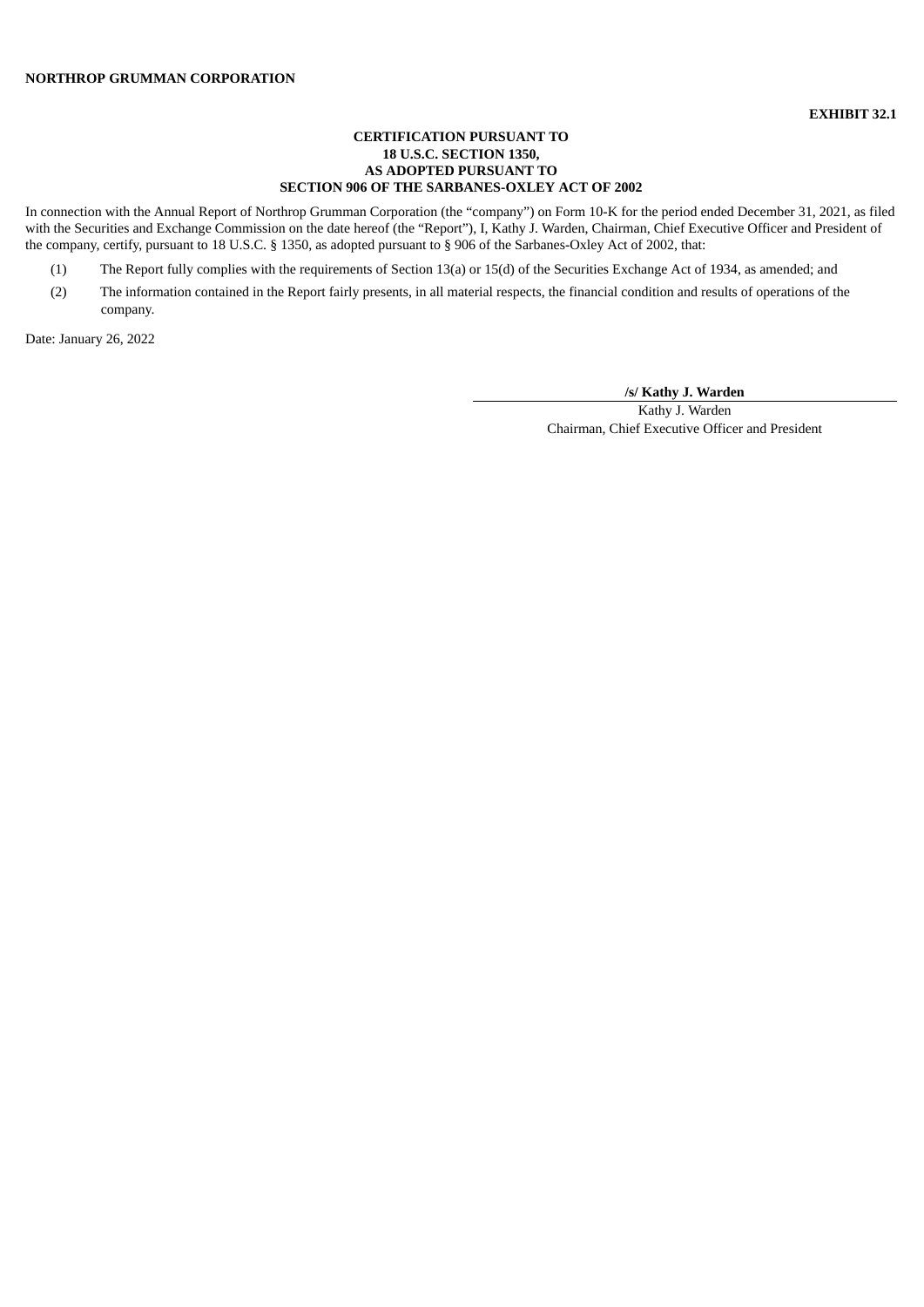**NORTHROP GRUMMAN CORPORATION**

**EXHIBIT 32.1**

**CERTIFICATION PURSUANT TO**
**18 U.S.C. SECTION 1350,**
**AS ADOPTED PURSUANT TO**
**SECTION 906 OF THE SARBANES-OXLEY ACT OF 2002**

In connection with the Annual Report of Northrop Grumman Corporation (the "company") on Form 10-K for the period ended December 31, 2021, as filed with the Securities and Exchange Commission on the date hereof (the "Report"), I, Kathy J. Warden, Chairman, Chief Executive Officer and President of the company, certify, pursuant to 18 U.S.C. § 1350, as adopted pursuant to § 906 of the Sarbanes-Oxley Act of 2002, that:

(1) The Report fully complies with the requirements of Section 13(a) or 15(d) of the Securities Exchange Act of 1934, as amended; and

(2) The information contained in the Report fairly presents, in all material respects, the financial condition and results of operations of the company.

Date: January 26, 2022

**/s/ Kathy J. Warden**
Kathy J. Warden
Chairman, Chief Executive Officer and President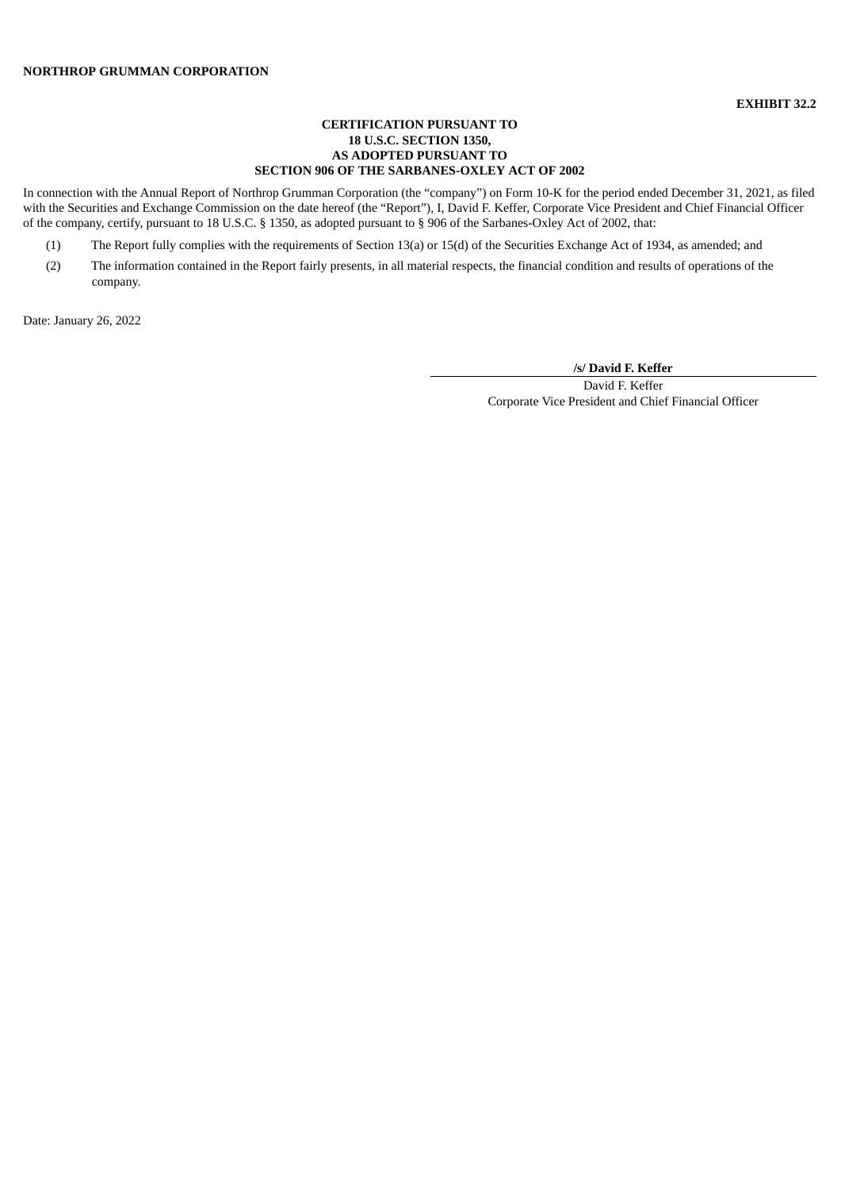**NORTHROP GRUMMAN CORPORATION**

**EXHIBIT 32.2**

**CERTIFICATION PURSUANT TO**
**18 U.S.C. SECTION 1350,**
**AS ADOPTED PURSUANT TO**
**SECTION 906 OF THE SARBANES-OXLEY ACT OF 2002**

In connection with the Annual Report of Northrop Grumman Corporation (the "company") on Form 10-K for the period ended December 31, 2021, as filed with the Securities and Exchange Commission on the date hereof (the "Report"), I, David F. Keffer, Corporate Vice President and Chief Financial Officer of the company, certify, pursuant to 18 U.S.C. § 1350, as adopted pursuant to § 906 of the Sarbanes-Oxley Act of 2002, that:

(1) The Report fully complies with the requirements of Section 13(a) or 15(d) of the Securities Exchange Act of 1934, as amended; and

(2) The information contained in the Report fairly presents, in all material respects, the financial condition and results of operations of the company.

Date: January 26, 2022

**/s/ David F. Keffer**

David F. Keffer
Corporate Vice President and Chief Financial Officer